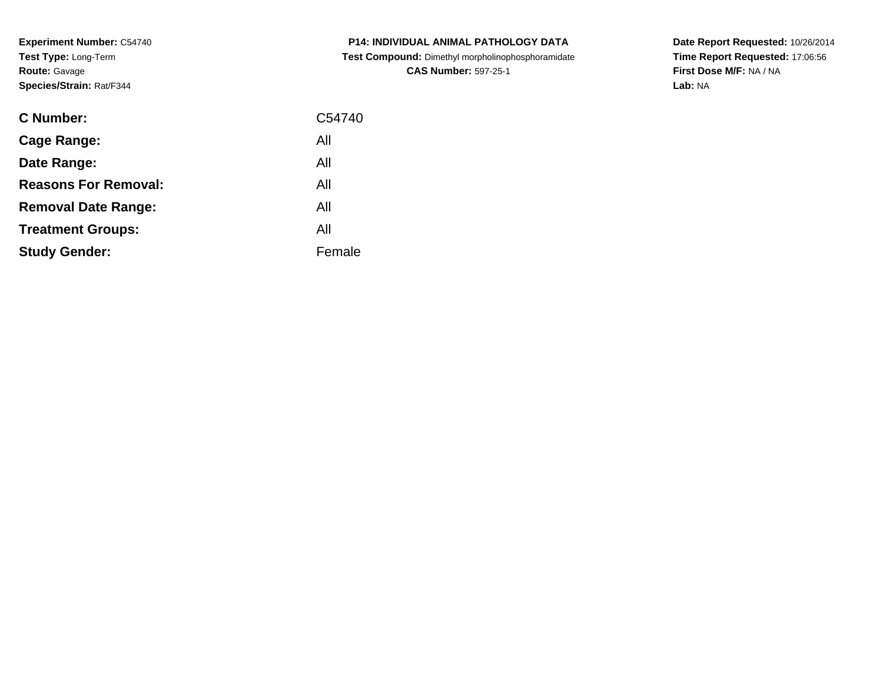**Experiment Number:** C54740
**Test Type:** Long-Term
**Route:** Gavage
**Species/Strain:** Rat/F344

**P14: INDIVIDUAL ANIMAL PATHOLOGY DATA**
**Test Compound:** Dimethyl morpholinophosphoramidate
**CAS Number:** 597-25-1

**Date Report Requested:** 10/26/2014
**Time Report Requested:** 17:06:56
**First Dose M/F:** NA / NA
**Lab:** NA

| | |
|---|---|
| **C Number:** | C54740 |
| **Cage Range:** | All |
| **Date Range:** | All |
| **Reasons For Removal:** | All |
| **Removal Date Range:** | All |
| **Treatment Groups:** | All |
| **Study Gender:** | Female |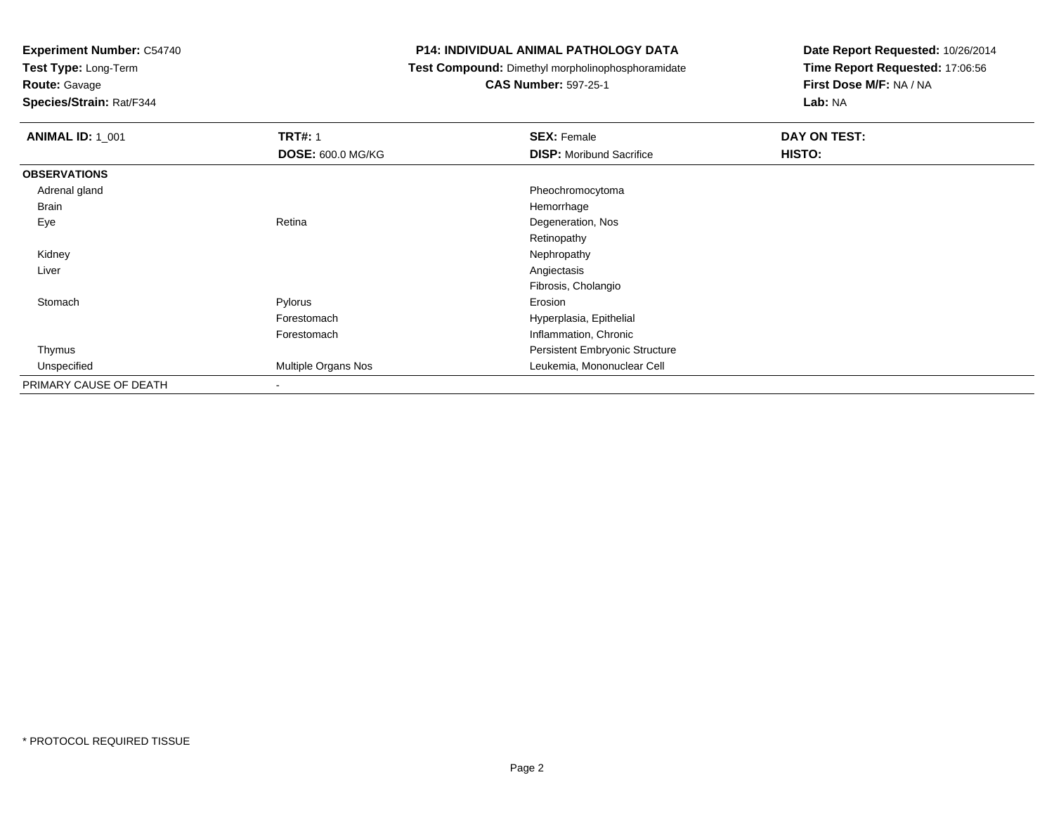**Experiment Number:** C54740
**Test Type:** Long-Term
**Route:** Gavage
**Species/Strain:** Rat/F344

**P14: INDIVIDUAL ANIMAL PATHOLOGY DATA**
**Test Compound:** Dimethyl morpholinophosphoramidate
**CAS Number:** 597-25-1

**Date Report Requested:** 10/26/2014
**Time Report Requested:** 17:06:56
**First Dose M/F:** NA / NA
**Lab:** NA

| **ANIMAL ID:** 1_001 | **TRT#:** 1 | **SEX:** Female | **DAY ON TEST:** |
|---|---|---|---|
| | **DOSE:** 600.0 MG/KG | **DISP:** Moribund Sacrifice | **HISTO:** |
| **OBSERVATIONS** | | | |
| Adrenal gland | | Pheochromocytoma | |
| Brain | | Hemorrhage | |
| Eye | Retina | Degeneration, Nos | |
| | | Retinopathy | |
| Kidney | | Nephropathy | |
| Liver | | Angiectasis | |
| | | Fibrosis, Cholangio | |
| Stomach | Pylorus | Erosion | |
| | Forestomach | Hyperplasia, Epithelial | |
| | Forestomach | Inflammation, Chronic | |
| Thymus | | Persistent Embryonic Structure | |
| Unspecified | Multiple Organs Nos | Leukemia, Mononuclear Cell | |
| PRIMARY CAUSE OF DEATH | - | | |

* PROTOCOL REQUIRED TISSUE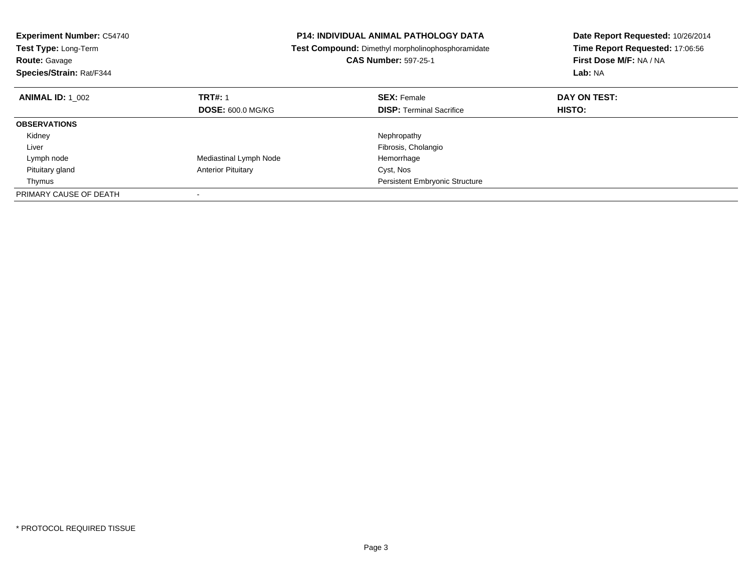**Experiment Number:** C54740
**Test Type:** Long-Term
**Route:** Gavage
**Species/Strain:** Rat/F344

**P14: INDIVIDUAL ANIMAL PATHOLOGY DATA**
**Test Compound:** Dimethyl morpholinophosphoramidate
**CAS Number:** 597-25-1

**Date Report Requested:** 10/26/2014
**Time Report Requested:** 17:06:56
**First Dose M/F:** NA / NA
**Lab:** NA

| **ANIMAL ID:** 1_002 | **TRT#:** 1 | **SEX:** Female | **DAY ON TEST:** |
|---|---|---|---|
| | **DOSE:** 600.0 MG/KG | **DISP:** Terminal Sacrifice | **HISTO:** |
| **OBSERVATIONS** | | | |
| Kidney | | Nephropathy | |
| Liver | | Fibrosis, Cholangio | |
| Lymph node | Mediastinal Lymph Node | Hemorrhage | |
| Pituitary gland | Anterior Pituitary | Cyst, Nos | |
| Thymus | | Persistent Embryonic Structure | |
| PRIMARY CAUSE OF DEATH | - | | |

* PROTOCOL REQUIRED TISSUE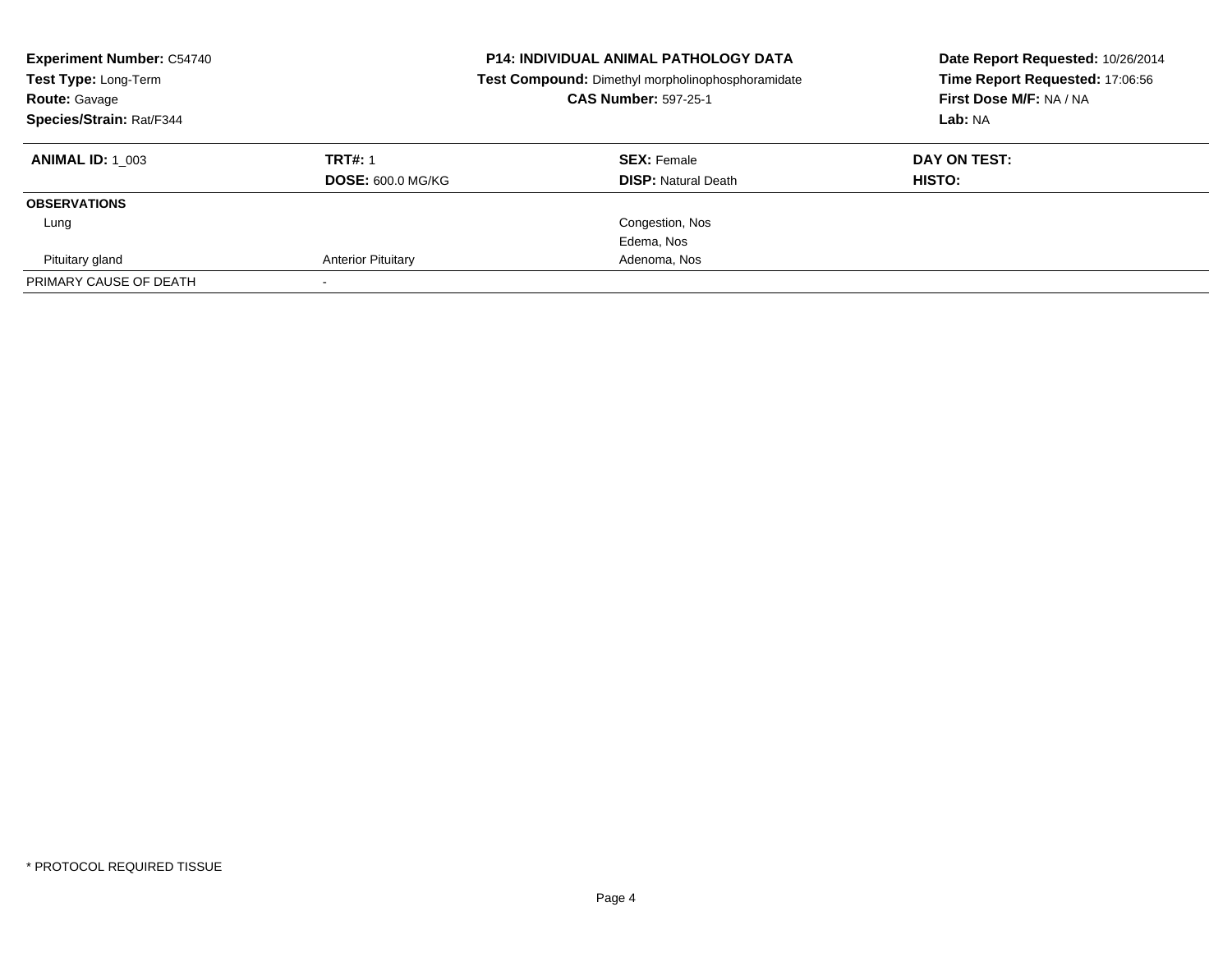**Experiment Number:** C54740
**Test Type:** Long-Term
**Route:** Gavage
**Species/Strain:** Rat/F344

**P14: INDIVIDUAL ANIMAL PATHOLOGY DATA**
**Test Compound:** Dimethyl morpholinophosphoramidate
**CAS Number:** 597-25-1

**Date Report Requested:** 10/26/2014
**Time Report Requested:** 17:06:56
**First Dose M/F:** NA / NA
**Lab:** NA

| **ANIMAL ID:** 1_003 | **TRT#:** 1 | **SEX:** Female | **DAY ON TEST:** |
|---|---|---|---|
| | **DOSE:** 600.0 MG/KG | **DISP:** Natural Death | **HISTO:** |
| **OBSERVATIONS** | | | |
| Lung | | Congestion, Nos | |
| | | Edema, Nos | |
| Pituitary gland | Anterior Pituitary | Adenoma, Nos | |
| PRIMARY CAUSE OF DEATH | - | | |

* PROTOCOL REQUIRED TISSUE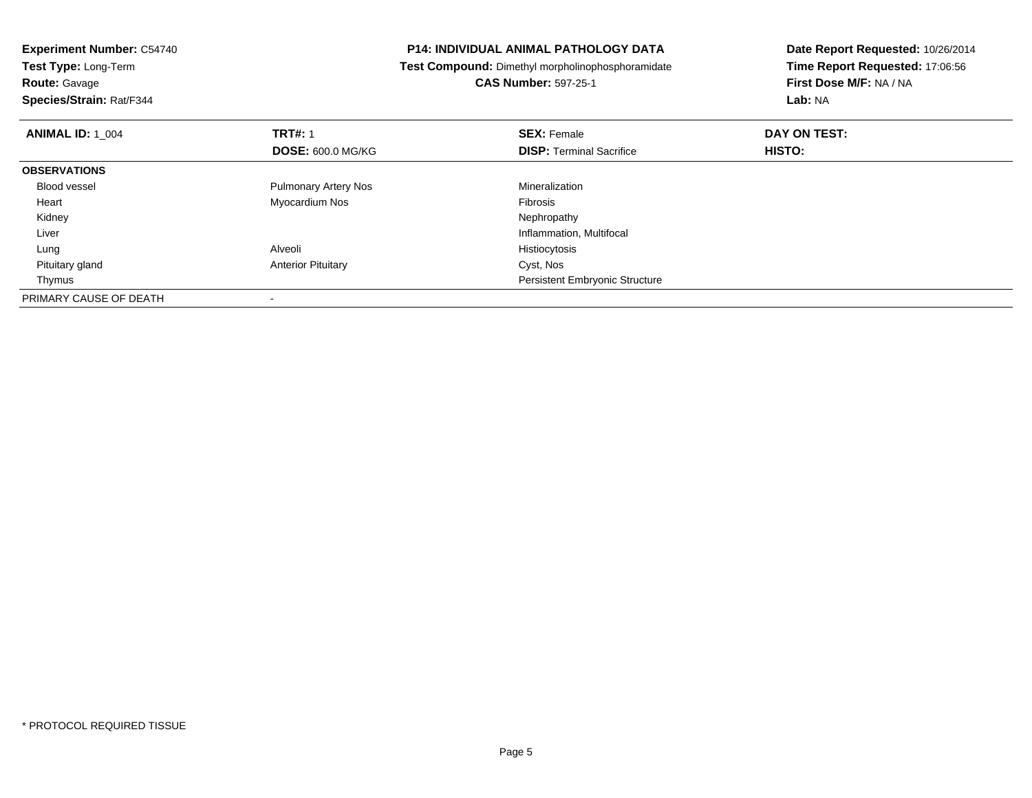**Experiment Number:** C54740
**Test Type:** Long-Term
**Route:** Gavage
**Species/Strain:** Rat/F344

**P14: INDIVIDUAL ANIMAL PATHOLOGY DATA**
**Test Compound:** Dimethyl morpholinophosphoramidate
**CAS Number:** 597-25-1

**Date Report Requested:** 10/26/2014
**Time Report Requested:** 17:06:56
**First Dose M/F:** NA / NA
**Lab:** NA

| **ANIMAL ID:** 1_004 | **TRT#:** 1 | **SEX:** Female | **DAY ON TEST:** |
|---|---|---|---|
| | **DOSE:** 600.0 MG/KG | **DISP:** Terminal Sacrifice | **HISTO:** |
| **OBSERVATIONS** | | | |
| Blood vessel | Pulmonary Artery Nos | Mineralization | |
| Heart | Myocardium Nos | Fibrosis | |
| Kidney | | Nephropathy | |
| Liver | | Inflammation, Multifocal | |
| Lung | Alveoli | Histiocytosis | |
| Pituitary gland | Anterior Pituitary | Cyst, Nos | |
| Thymus | | Persistent Embryonic Structure | |
| PRIMARY CAUSE OF DEATH | - | | |

* PROTOCOL REQUIRED TISSUE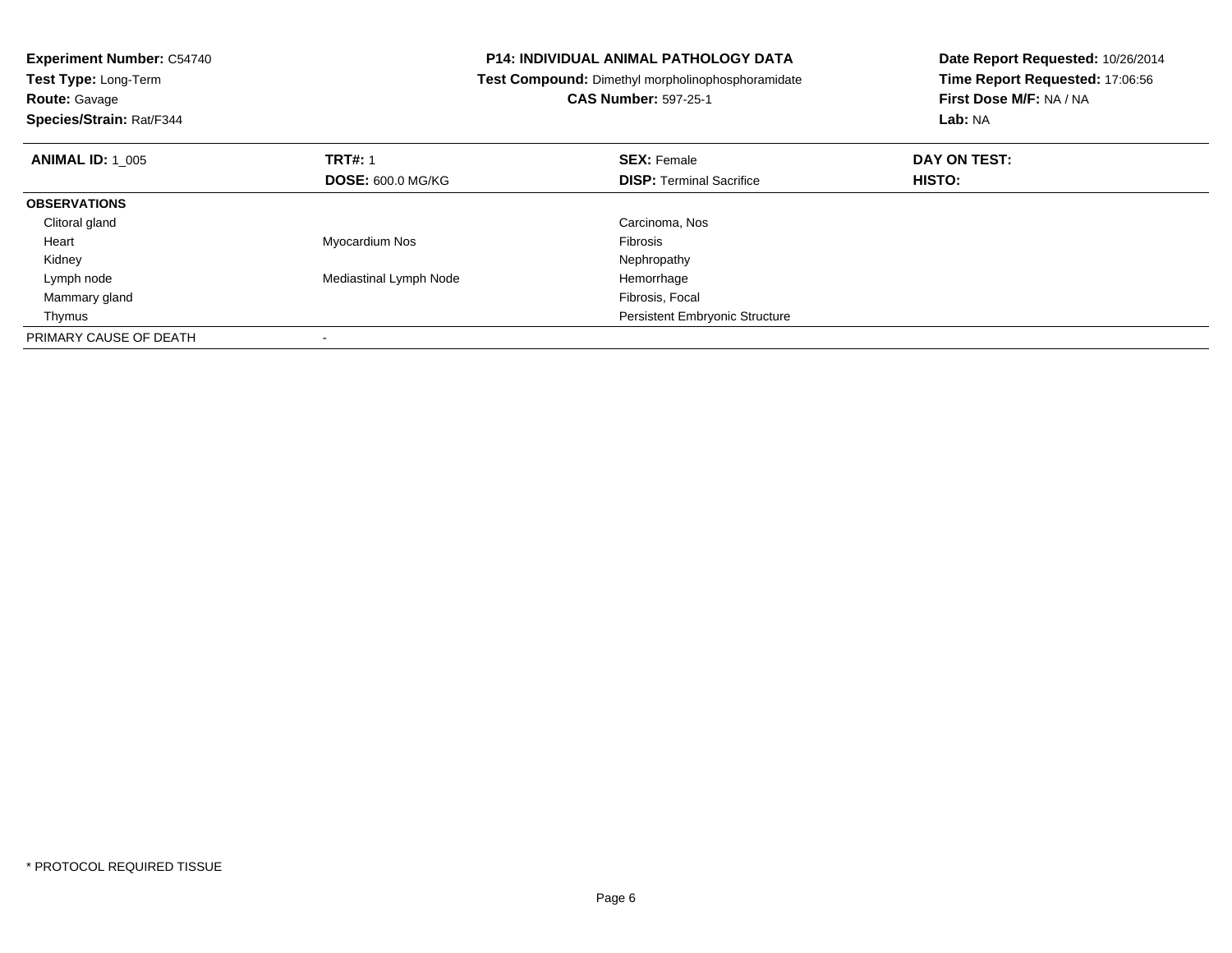**Experiment Number:** C54740
**Test Type:** Long-Term
**Route:** Gavage
**Species/Strain:** Rat/F344

**P14: INDIVIDUAL ANIMAL PATHOLOGY DATA**
**Test Compound:** Dimethyl morpholinophosphoramidate
**CAS Number:** 597-25-1

**Date Report Requested:** 10/26/2014
**Time Report Requested:** 17:06:56
**First Dose M/F:** NA / NA
**Lab:** NA

| **ANIMAL ID:** 1_005 | **TRT#:** 1 | **SEX:** Female | **DAY ON TEST:** |
|---|---|---|---|
| | **DOSE:** 600.0 MG/KG | **DISP:** Terminal Sacrifice | **HISTO:** |
| **OBSERVATIONS** | | | |
| Clitoral gland | | Carcinoma, Nos | |
| Heart | Myocardium Nos | Fibrosis | |
| Kidney | | Nephropathy | |
| Lymph node | Mediastinal Lymph Node | Hemorrhage | |
| Mammary gland | | Fibrosis, Focal | |
| Thymus | | Persistent Embryonic Structure | |
| PRIMARY CAUSE OF DEATH | - | | |

* PROTOCOL REQUIRED TISSUE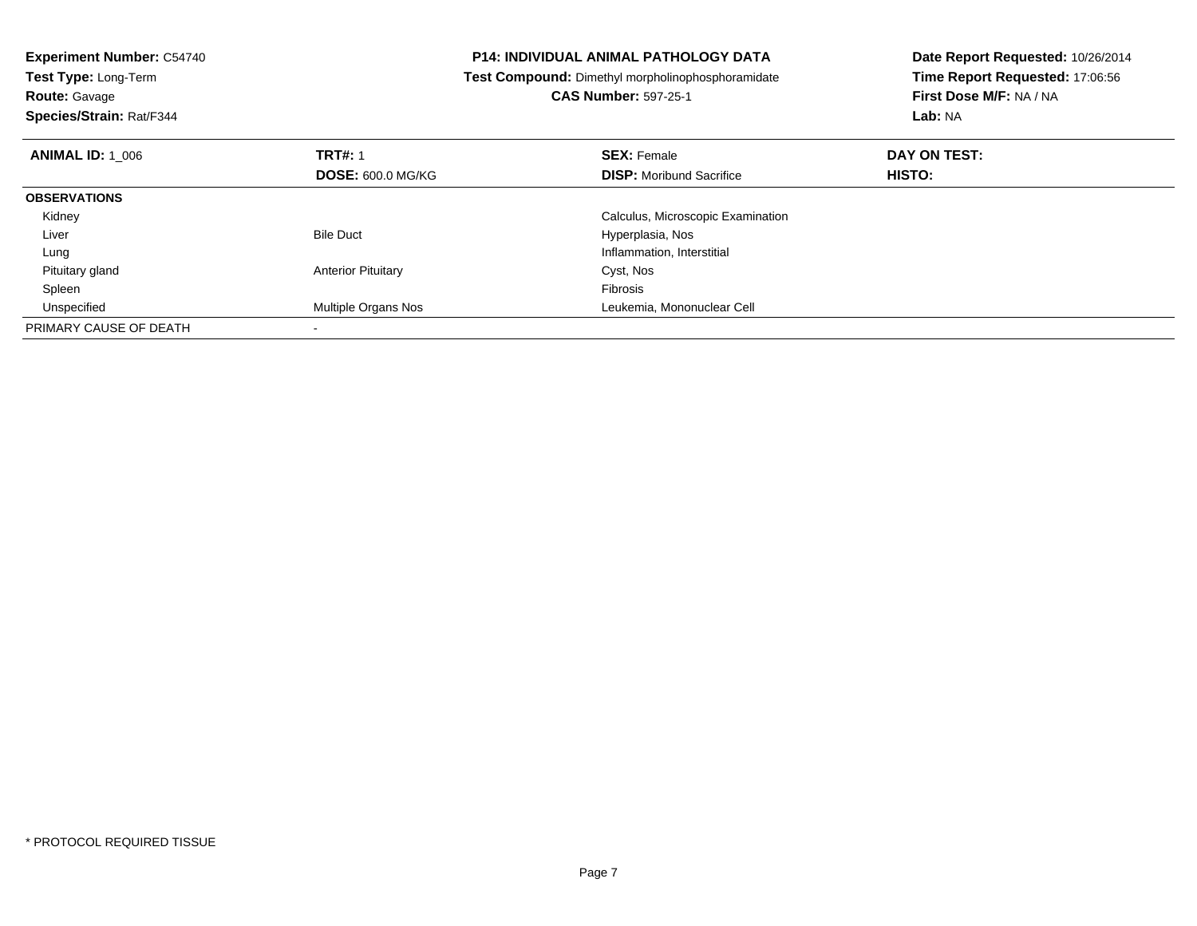**Experiment Number:** C54740
**Test Type:** Long-Term
**Route:** Gavage
**Species/Strain:** Rat/F344

**P14: INDIVIDUAL ANIMAL PATHOLOGY DATA**
**Test Compound:** Dimethyl morpholinophosphoramidate
**CAS Number:** 597-25-1

**Date Report Requested:** 10/26/2014
**Time Report Requested:** 17:06:56
**First Dose M/F:** NA / NA
**Lab:** NA

| **ANIMAL ID:** 1_006 | **TRT#:** 1 | **SEX:** Female | **DAY ON TEST:** |
|---|---|---|---|
| | **DOSE:** 600.0 MG/KG | **DISP:** Moribund Sacrifice | **HISTO:** |
| **OBSERVATIONS** | | | |
| Kidney | | Calculus, Microscopic Examination | |
| Liver | Bile Duct | Hyperplasia, Nos | |
| Lung | | Inflammation, Interstitial | |
| Pituitary gland | Anterior Pituitary | Cyst, Nos | |
| Spleen | | Fibrosis | |
| Unspecified | Multiple Organs Nos | Leukemia, Mononuclear Cell | |
| PRIMARY CAUSE OF DEATH | - | | |

* PROTOCOL REQUIRED TISSUE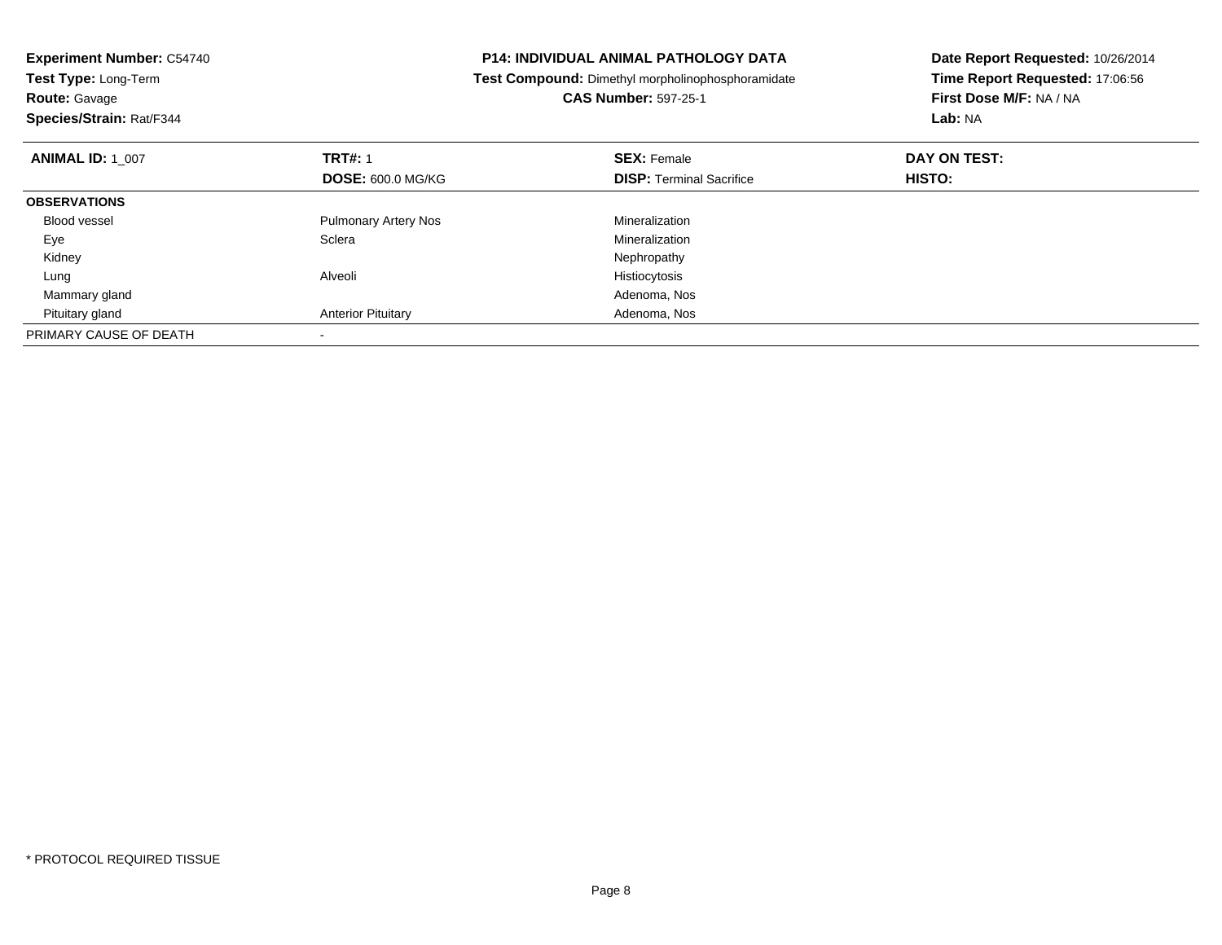**Experiment Number:** C54740
**Test Type:** Long-Term
**Route:** Gavage
**Species/Strain:** Rat/F344

**P14: INDIVIDUAL ANIMAL PATHOLOGY DATA**
**Test Compound:** Dimethyl morpholinophosphoramidate
**CAS Number:** 597-25-1

**Date Report Requested:** 10/26/2014
**Time Report Requested:** 17:06:56
**First Dose M/F:** NA / NA
**Lab:** NA

| **ANIMAL ID:** 1_007 | **TRT#:** 1 | **SEX:** Female | **DAY ON TEST:** |
|---|---|---|---|
| | **DOSE:** 600.0 MG/KG | **DISP:** Terminal Sacrifice | **HISTO:** |
| **OBSERVATIONS** | | | |
| Blood vessel | Pulmonary Artery Nos | Mineralization | |
| Eye | Sclera | Mineralization | |
| Kidney | | Nephropathy | |
| Lung | Alveoli | Histiocytosis | |
| Mammary gland | | Adenoma, Nos | |
| Pituitary gland | Anterior Pituitary | Adenoma, Nos | |
| PRIMARY CAUSE OF DEATH | - | | |

* PROTOCOL REQUIRED TISSUE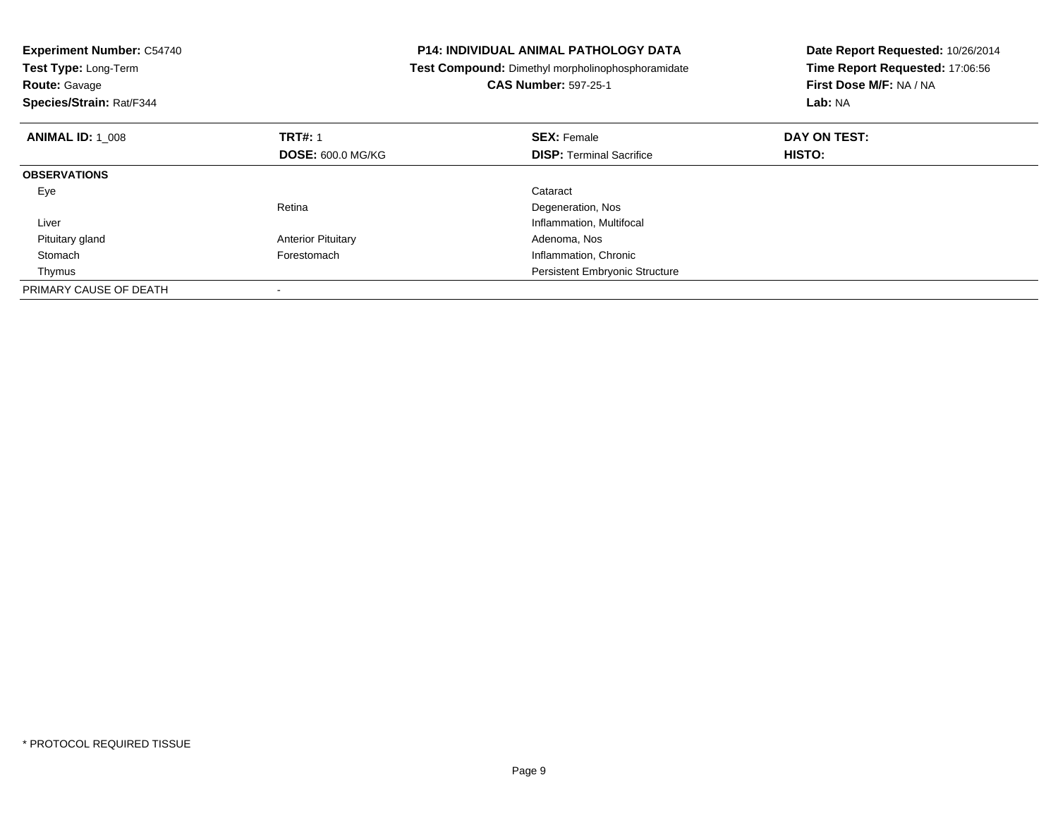**Experiment Number:** C54740
**Test Type:** Long-Term
**Route:** Gavage
**Species/Strain:** Rat/F344

**P14: INDIVIDUAL ANIMAL PATHOLOGY DATA**
**Test Compound:** Dimethyl morpholinophosphoramidate
**CAS Number:** 597-25-1

**Date Report Requested:** 10/26/2014
**Time Report Requested:** 17:06:56
**First Dose M/F:** NA / NA
**Lab:** NA

| **ANIMAL ID:** 1_008 | **TRT#:** 1 | **SEX:** Female | **DAY ON TEST:** |
|---|---|---|---|
| | **DOSE:** 600.0 MG/KG | **DISP:** Terminal Sacrifice | **HISTO:** |
| **OBSERVATIONS** | | | |
| Eye | | Cataract | |
| | Retina | Degeneration, Nos | |
| Liver | | Inflammation, Multifocal | |
| Pituitary gland | Anterior Pituitary | Adenoma, Nos | |
| Stomach | Forestomach | Inflammation, Chronic | |
| Thymus | | Persistent Embryonic Structure | |
| PRIMARY CAUSE OF DEATH | - | | |

* PROTOCOL REQUIRED TISSUE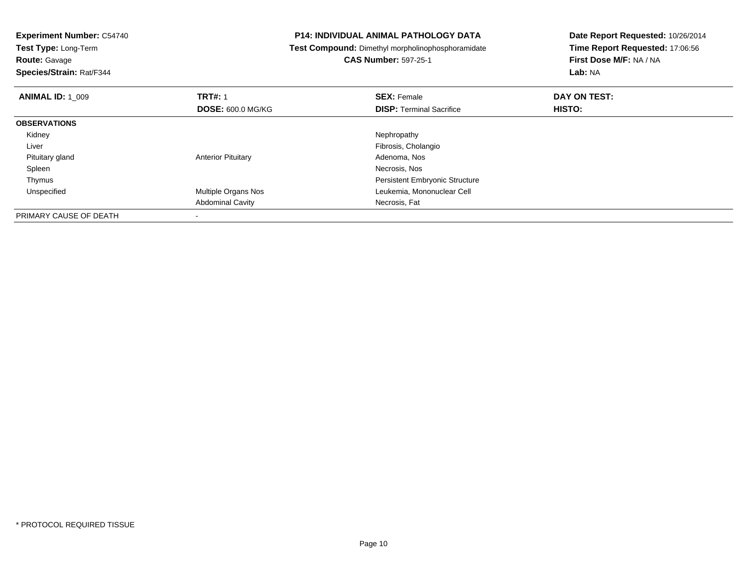**Experiment Number:** C54740
**Test Type:** Long-Term
**Route:** Gavage
**Species/Strain:** Rat/F344

**P14: INDIVIDUAL ANIMAL PATHOLOGY DATA**
**Test Compound:** Dimethyl morpholinophosphoramidate
**CAS Number:** 597-25-1

**Date Report Requested:** 10/26/2014
**Time Report Requested:** 17:06:56
**First Dose M/F:** NA / NA
**Lab:** NA

| **ANIMAL ID:** 1_009 | **TRT#:** 1 | **SEX:** Female | **DAY ON TEST:** |
|---|---|---|---|
| | **DOSE:** 600.0 MG/KG | **DISP:** Terminal Sacrifice | **HISTO:** |
| **OBSERVATIONS** | | | |
| Kidney | | Nephropathy | |
| Liver | | Fibrosis, Cholangio | |
| Pituitary gland | Anterior Pituitary | Adenoma, Nos | |
| Spleen | | Necrosis, Nos | |
| Thymus | | Persistent Embryonic Structure | |
| Unspecified | Multiple Organs Nos | Leukemia, Mononuclear Cell | |
| | Abdominal Cavity | Necrosis, Fat | |
| PRIMARY CAUSE OF DEATH | - | | |

* PROTOCOL REQUIRED TISSUE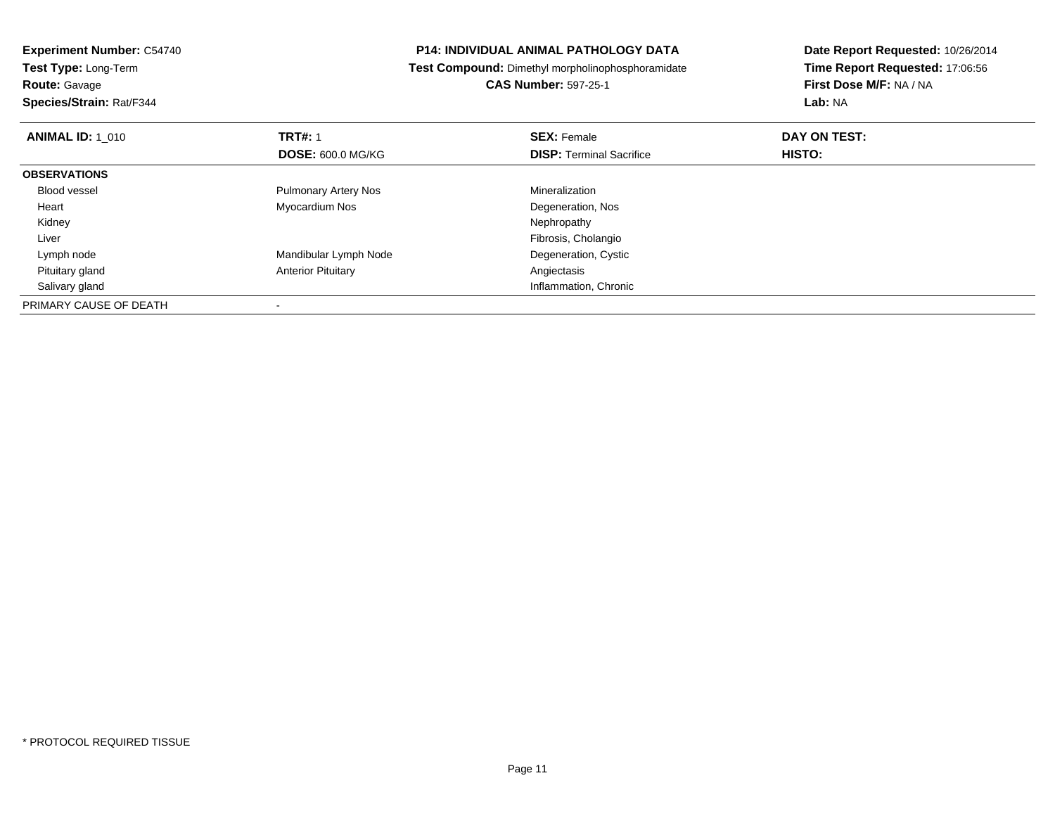**Experiment Number:** C54740
**Test Type:** Long-Term
**Route:** Gavage
**Species/Strain:** Rat/F344

**P14: INDIVIDUAL ANIMAL PATHOLOGY DATA**
**Test Compound:** Dimethyl morpholinophosphoramidate
**CAS Number:** 597-25-1

**Date Report Requested:** 10/26/2014
**Time Report Requested:** 17:06:56
**First Dose M/F:** NA / NA
**Lab:** NA

| **ANIMAL ID:** 1_010 | **TRT#:** 1 | **SEX:** Female | **DAY ON TEST:** |
|---|---|---|---|
| | **DOSE:** 600.0 MG/KG | **DISP:** Terminal Sacrifice | **HISTO:** |
| **OBSERVATIONS** | | | |
| Blood vessel | Pulmonary Artery Nos | Mineralization | |
| Heart | Myocardium Nos | Degeneration, Nos | |
| Kidney | | Nephropathy | |
| Liver | | Fibrosis, Cholangio | |
| Lymph node | Mandibular Lymph Node | Degeneration, Cystic | |
| Pituitary gland | Anterior Pituitary | Angiectasis | |
| Salivary gland | | Inflammation, Chronic | |
| PRIMARY CAUSE OF DEATH | - | | |

* PROTOCOL REQUIRED TISSUE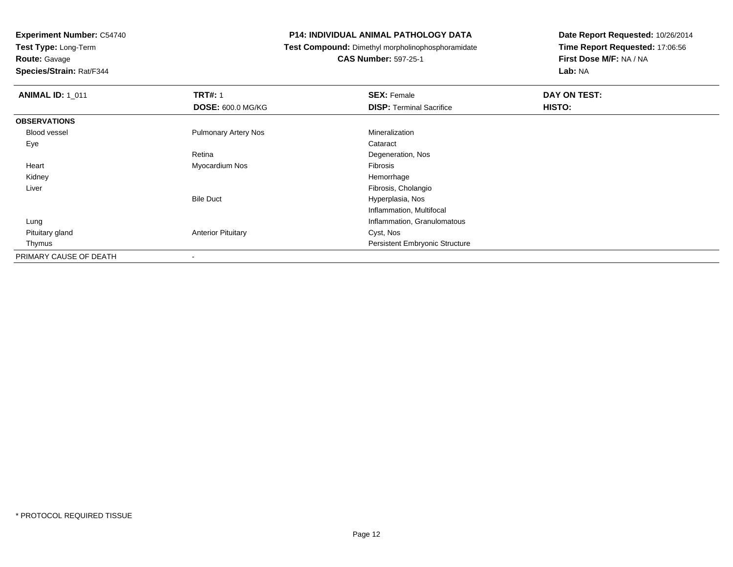**Experiment Number:** C54740
**Test Type:** Long-Term
**Route:** Gavage
**Species/Strain:** Rat/F344

## P14: INDIVIDUAL ANIMAL PATHOLOGY DATA

**Test Compound:** Dimethyl morpholinophosphoramidate
**CAS Number:** 597-25-1

**Date Report Requested:** 10/26/2014
**Time Report Requested:** 17:06:56
**First Dose M/F:** NA / NA
**Lab:** NA

| **ANIMAL ID:** 1_011 | **TRT#:** 1 | **SEX:** Female | **DAY ON TEST:** |
|---|---|---|---|
| | **DOSE:** 600.0 MG/KG | **DISP:** Terminal Sacrifice | **HISTO:** |
| **OBSERVATIONS** | | | |
| Blood vessel | Pulmonary Artery Nos | Mineralization | |
| Eye | | Cataract | |
| | Retina | Degeneration, Nos | |
| Heart | Myocardium Nos | Fibrosis | |
| Kidney | | Hemorrhage | |
| Liver | | Fibrosis, Cholangio | |
| | Bile Duct | Hyperplasia, Nos | |
| | | Inflammation, Multifocal | |
| Lung | | Inflammation, Granulomatous | |
| Pituitary gland | Anterior Pituitary | Cyst, Nos | |
| Thymus | | Persistent Embryonic Structure | |
| PRIMARY CAUSE OF DEATH | - | | |

* PROTOCOL REQUIRED TISSUE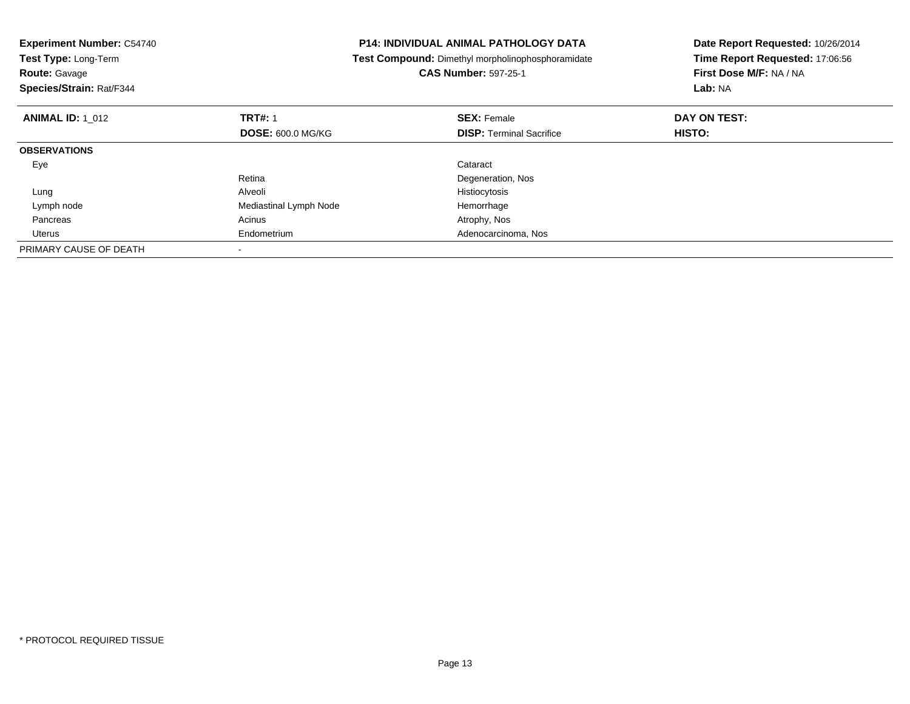**Experiment Number:** C54740
**Test Type:** Long-Term
**Route:** Gavage
**Species/Strain:** Rat/F344

**P14: INDIVIDUAL ANIMAL PATHOLOGY DATA**
**Test Compound:** Dimethyl morpholinophosphoramidate
**CAS Number:** 597-25-1

**Date Report Requested:** 10/26/2014
**Time Report Requested:** 17:06:56
**First Dose M/F:** NA / NA
**Lab:** NA

| **ANIMAL ID:** 1_012 | **TRT#:** 1 | **SEX:** Female | **DAY ON TEST:** |
|---|---|---|---|
| | **DOSE:** 600.0 MG/KG | **DISP:** Terminal Sacrifice | **HISTO:** |
| **OBSERVATIONS** | | | |
| Eye | | Cataract | |
| | Retina | Degeneration, Nos | |
| Lung | Alveoli | Histiocytosis | |
| Lymph node | Mediastinal Lymph Node | Hemorrhage | |
| Pancreas | Acinus | Atrophy, Nos | |
| Uterus | Endometrium | Adenocarcinoma, Nos | |
| PRIMARY CAUSE OF DEATH | - | | |

* PROTOCOL REQUIRED TISSUE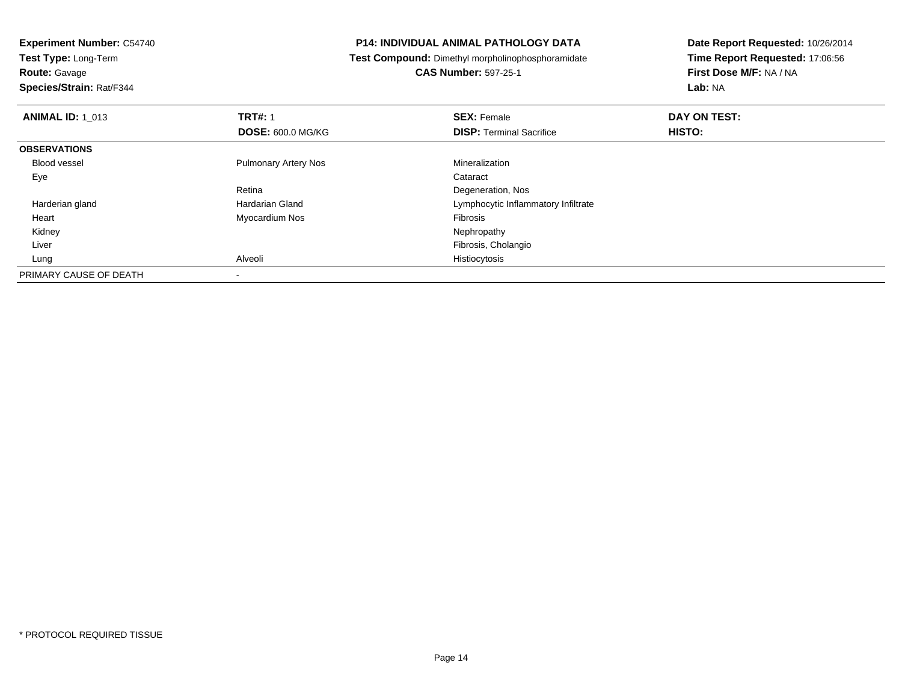**Experiment Number:** C54740
**Test Type:** Long-Term
**Route:** Gavage
**Species/Strain:** Rat/F344

**P14: INDIVIDUAL ANIMAL PATHOLOGY DATA**
**Test Compound:** Dimethyl morpholinophosphoramidate
**CAS Number:** 597-25-1

**Date Report Requested:** 10/26/2014
**Time Report Requested:** 17:06:56
**First Dose M/F:** NA / NA
**Lab:** NA

| **ANIMAL ID:** 1_013 | **TRT#:** 1 | **SEX:** Female | **DAY ON TEST:** |
|---|---|---|---|
| | **DOSE:** 600.0 MG/KG | **DISP:** Terminal Sacrifice | **HISTO:** |
| **OBSERVATIONS** | | | |
| Blood vessel | Pulmonary Artery Nos | Mineralization | |
| Eye | | Cataract | |
| | Retina | Degeneration, Nos | |
| Harderian gland | Hardarian Gland | Lymphocytic Inflammatory Infiltrate | |
| Heart | Myocardium Nos | Fibrosis | |
| Kidney | | Nephropathy | |
| Liver | | Fibrosis, Cholangio | |
| Lung | Alveoli | Histiocytosis | |
| PRIMARY CAUSE OF DEATH | - | | |

* PROTOCOL REQUIRED TISSUE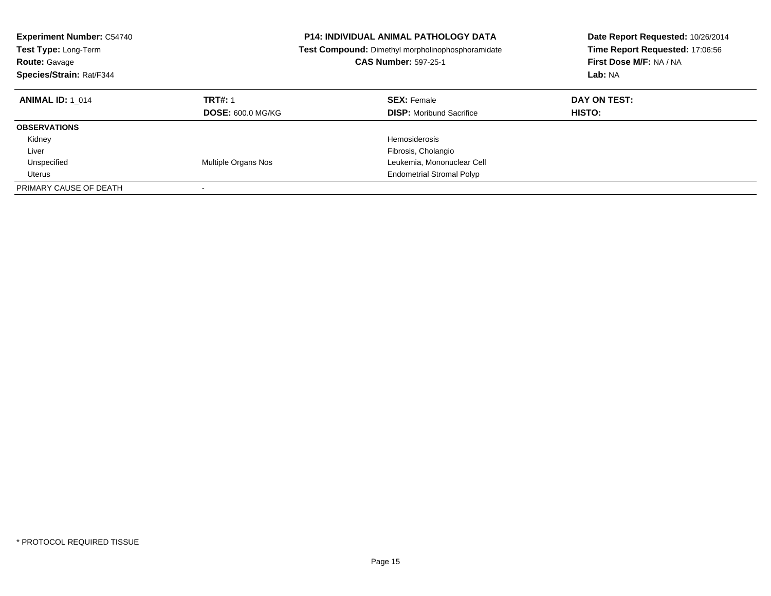**Experiment Number:** C54740
**Test Type:** Long-Term
**Route:** Gavage
**Species/Strain:** Rat/F344

**P14: INDIVIDUAL ANIMAL PATHOLOGY DATA**
**Test Compound:** Dimethyl morpholinophosphoramidate
**CAS Number:** 597-25-1

**Date Report Requested:** 10/26/2014
**Time Report Requested:** 17:06:56
**First Dose M/F:** NA / NA
**Lab:** NA

| **ANIMAL ID:** 1_014 | **TRT#:** 1 | **SEX:** Female | **DAY ON TEST:** |
|---|---|---|---|
| | **DOSE:** 600.0 MG/KG | **DISP:** Moribund Sacrifice | **HISTO:** |
| **OBSERVATIONS** | | | |
| Kidney | | Hemosiderosis | |
| Liver | | Fibrosis, Cholangio | |
| Unspecified | Multiple Organs Nos | Leukemia, Mononuclear Cell | |
| Uterus | | Endometrial Stromal Polyp | |
| PRIMARY CAUSE OF DEATH | - | | |

* PROTOCOL REQUIRED TISSUE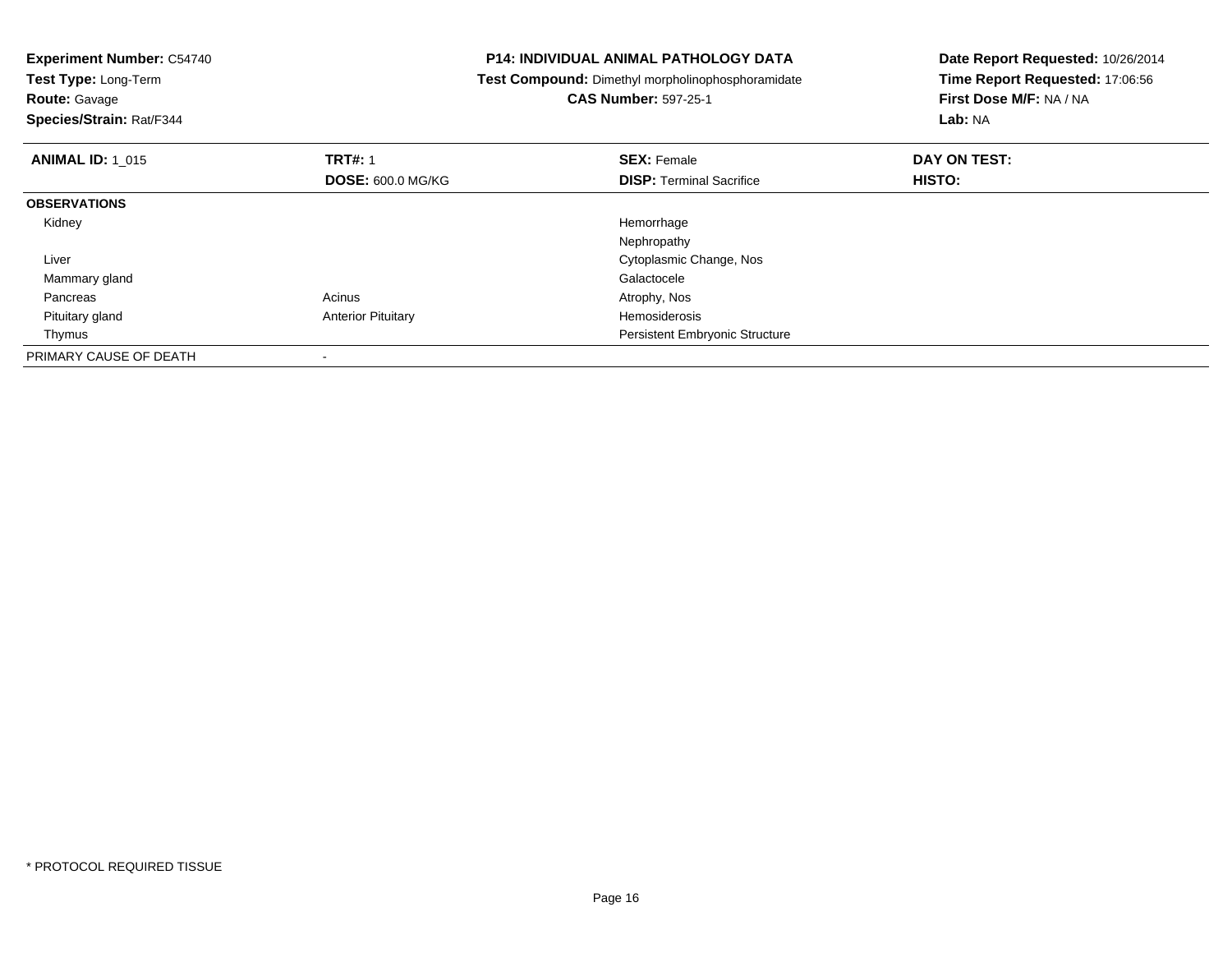**Experiment Number:** C54740
**Test Type:** Long-Term
**Route:** Gavage
**Species/Strain:** Rat/F344

**P14: INDIVIDUAL ANIMAL PATHOLOGY DATA**
**Test Compound:** Dimethyl morpholinophosphoramidate
**CAS Number:** 597-25-1

**Date Report Requested:** 10/26/2014
**Time Report Requested:** 17:06:56
**First Dose M/F:** NA / NA
**Lab:** NA

| **ANIMAL ID:** 1_015 | **TRT#:** 1 | **SEX:** Female | **DAY ON TEST:** |
|---|---|---|---|
| | **DOSE:** 600.0 MG/KG | **DISP:** Terminal Sacrifice | **HISTO:** |
| **OBSERVATIONS** | | | |
| Kidney | | Hemorrhage | |
| | | Nephropathy | |
| Liver | | Cytoplasmic Change, Nos | |
| Mammary gland | | Galactocele | |
| Pancreas | Acinus | Atrophy, Nos | |
| Pituitary gland | Anterior Pituitary | Hemosiderosis | |
| Thymus | | Persistent Embryonic Structure | |
| PRIMARY CAUSE OF DEATH | - | | |

* PROTOCOL REQUIRED TISSUE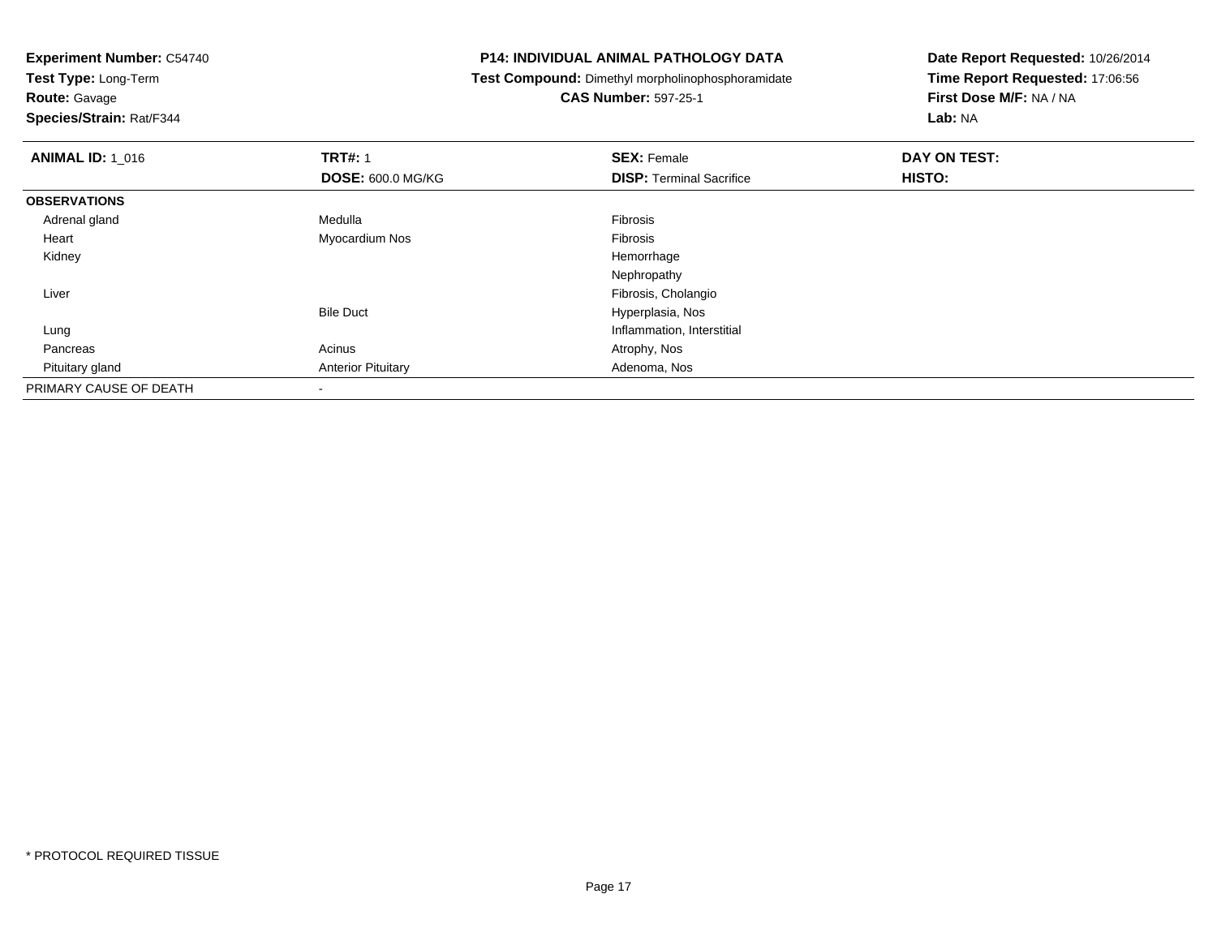**Experiment Number:** C54740
**Test Type:** Long-Term
**Route:** Gavage
**Species/Strain:** Rat/F344

**P14: INDIVIDUAL ANIMAL PATHOLOGY DATA**
**Test Compound:** Dimethyl morpholinophosphoramidate
**CAS Number:** 597-25-1

**Date Report Requested:** 10/26/2014
**Time Report Requested:** 17:06:56
**First Dose M/F:** NA / NA
**Lab:** NA

| **ANIMAL ID:** 1_016 | **TRT#:** 1 | **SEX:** Female | **DAY ON TEST:** |
|---|---|---|---|
| | **DOSE:** 600.0 MG/KG | **DISP:** Terminal Sacrifice | **HISTO:** |
| **OBSERVATIONS** | | | |
| Adrenal gland | Medulla | Fibrosis | |
| Heart | Myocardium Nos | Fibrosis | |
| Kidney | | Hemorrhage | |
| | | Nephropathy | |
| Liver | | Fibrosis, Cholangio | |
| | Bile Duct | Hyperplasia, Nos | |
| Lung | | Inflammation, Interstitial | |
| Pancreas | Acinus | Atrophy, Nos | |
| Pituitary gland | Anterior Pituitary | Adenoma, Nos | |
| PRIMARY CAUSE OF DEATH | - | | |

* PROTOCOL REQUIRED TISSUE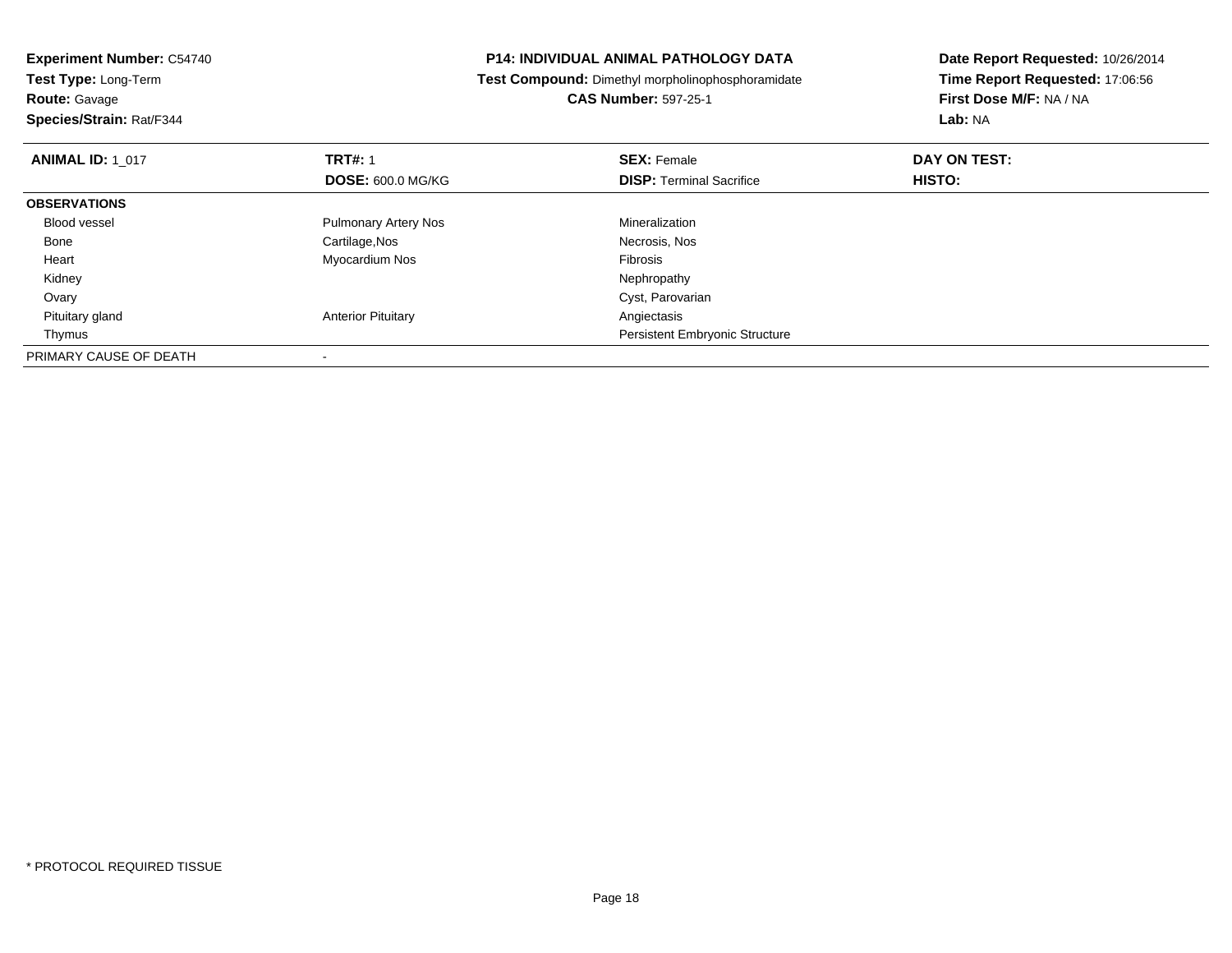**Experiment Number:** C54740
**Test Type:** Long-Term
**Route:** Gavage
**Species/Strain:** Rat/F344

**P14: INDIVIDUAL ANIMAL PATHOLOGY DATA**
**Test Compound:** Dimethyl morpholinophosphoramidate
**CAS Number:** 597-25-1

**Date Report Requested:** 10/26/2014
**Time Report Requested:** 17:06:56
**First Dose M/F:** NA / NA
**Lab:** NA

| **ANIMAL ID:** 1_017 | **TRT#:** 1 | **SEX:** Female | **DAY ON TEST:** |
|---|---|---|---|
| | **DOSE:** 600.0 MG/KG | **DISP:** Terminal Sacrifice | **HISTO:** |
| **OBSERVATIONS** | | | |
| Blood vessel | Pulmonary Artery Nos | Mineralization | |
| Bone | Cartilage,Nos | Necrosis, Nos | |
| Heart | Myocardium Nos | Fibrosis | |
| Kidney | | Nephropathy | |
| Ovary | | Cyst, Parovarian | |
| Pituitary gland | Anterior Pituitary | Angiectasis | |
| Thymus | | Persistent Embryonic Structure | |
| PRIMARY CAUSE OF DEATH | - | | |

\* PROTOCOL REQUIRED TISSUE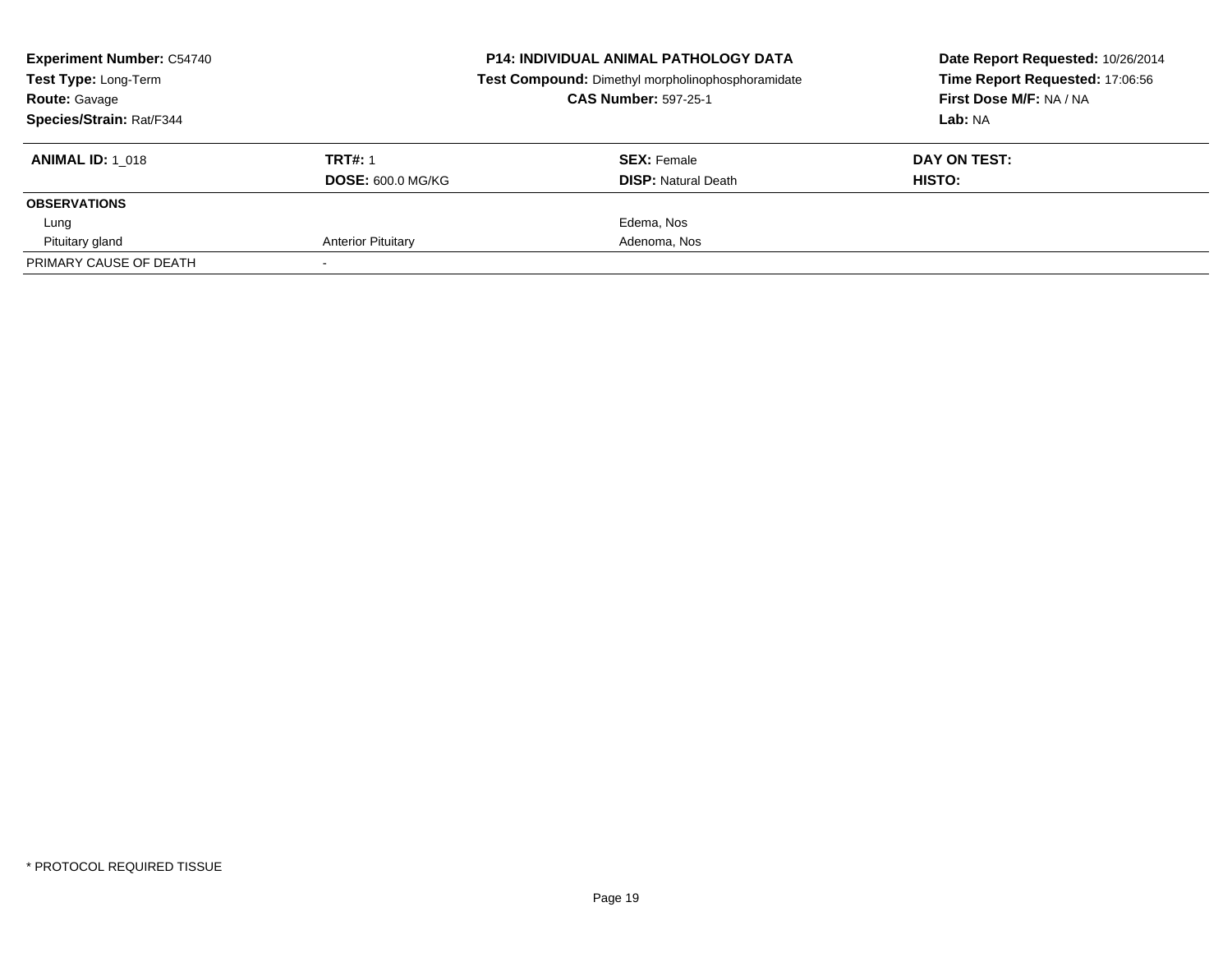**Experiment Number:** C54740
**Test Type:** Long-Term
**Route:** Gavage
**Species/Strain:** Rat/F344

**P14: INDIVIDUAL ANIMAL PATHOLOGY DATA**
**Test Compound:** Dimethyl morpholinophosphoramidate
**CAS Number:** 597-25-1

**Date Report Requested:** 10/26/2014
**Time Report Requested:** 17:06:56
**First Dose M/F:** NA / NA
**Lab:** NA

| **ANIMAL ID:** 1_018 | **TRT#:** 1 | **SEX:** Female | **DAY ON TEST:** |
|---|---|---|---|
| | **DOSE:** 600.0 MG/KG | **DISP:** Natural Death | **HISTO:** |
| **OBSERVATIONS** | | | |
| Lung | | Edema, Nos | |
| Pituitary gland | Anterior Pituitary | Adenoma, Nos | |
| PRIMARY CAUSE OF DEATH | - | | |

* PROTOCOL REQUIRED TISSUE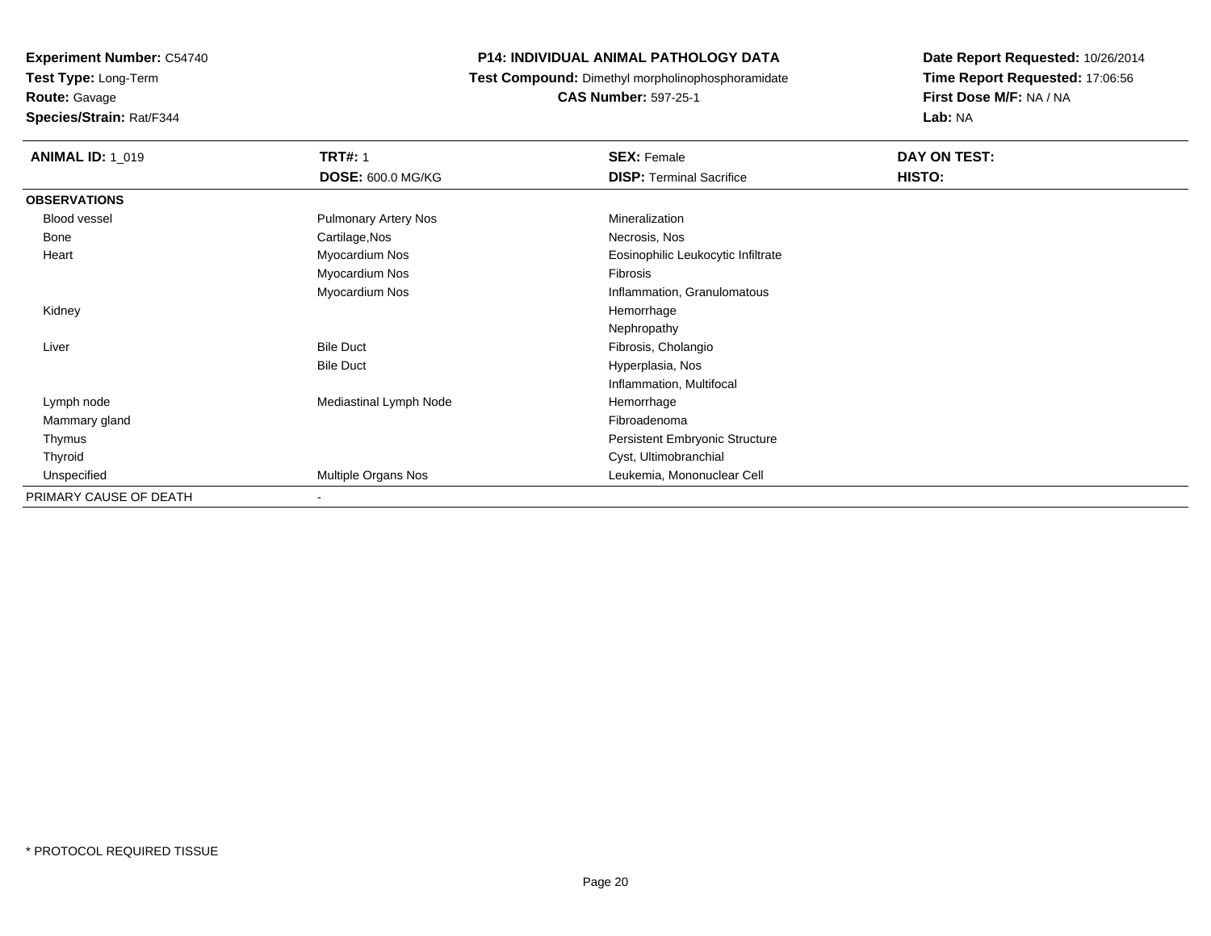**Experiment Number:** C54740
**Test Type:** Long-Term
**Route:** Gavage
**Species/Strain:** Rat/F344

**P14: INDIVIDUAL ANIMAL PATHOLOGY DATA**
**Test Compound:** Dimethyl morpholinophosphoramidate
**CAS Number:** 597-25-1

**Date Report Requested:** 10/26/2014
**Time Report Requested:** 17:06:56
**First Dose M/F:** NA / NA
**Lab:** NA

| **ANIMAL ID:** 1_019 | **TRT#:** 1 | **SEX:** Female | **DAY ON TEST:** |
|---|---|---|---|
| | **DOSE:** 600.0 MG/KG | **DISP:** Terminal Sacrifice | **HISTO:** |
| **OBSERVATIONS** | | | |
| Blood vessel | Pulmonary Artery Nos | Mineralization | |
| Bone | Cartilage,Nos | Necrosis, Nos | |
| Heart | Myocardium Nos | Eosinophilic Leukocytic Infiltrate | |
| | Myocardium Nos | Fibrosis | |
| | Myocardium Nos | Inflammation, Granulomatous | |
| Kidney | | Hemorrhage | |
| | | Nephropathy | |
| Liver | Bile Duct | Fibrosis, Cholangio | |
| | Bile Duct | Hyperplasia, Nos | |
| | | Inflammation, Multifocal | |
| Lymph node | Mediastinal Lymph Node | Hemorrhage | |
| Mammary gland | | Fibroadenoma | |
| Thymus | | Persistent Embryonic Structure | |
| Thyroid | | Cyst, Ultimobranchial | |
| Unspecified | Multiple Organs Nos | Leukemia, Mononuclear Cell | |
| PRIMARY CAUSE OF DEATH | - | | |

* PROTOCOL REQUIRED TISSUE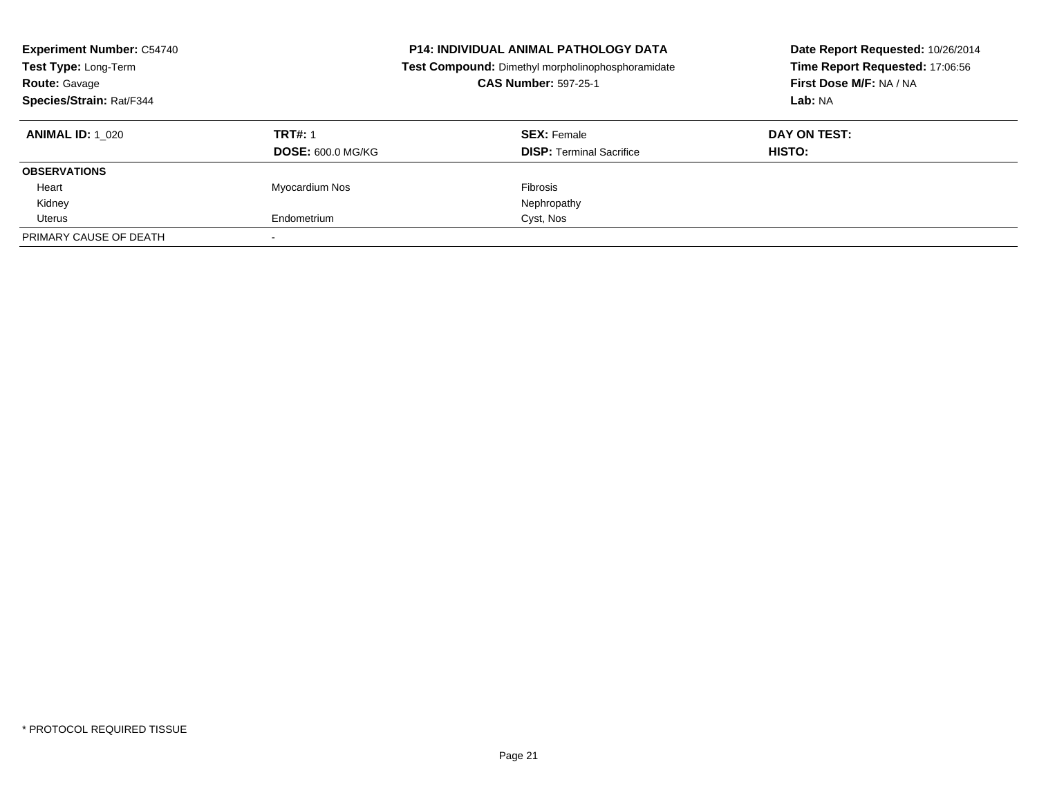**Experiment Number:** C54740
**Test Type:** Long-Term
**Route:** Gavage
**Species/Strain:** Rat/F344

**P14: INDIVIDUAL ANIMAL PATHOLOGY DATA**
**Test Compound:** Dimethyl morpholinophosphoramidate
**CAS Number:** 597-25-1

**Date Report Requested:** 10/26/2014
**Time Report Requested:** 17:06:56
**First Dose M/F:** NA / NA
**Lab:** NA

| **ANIMAL ID:** 1_020 | **TRT#:** 1 | **SEX:** Female | **DAY ON TEST:** |
|---|---|---|---|
| | **DOSE:** 600.0 MG/KG | **DISP:** Terminal Sacrifice | **HISTO:** |
| **OBSERVATIONS** | | | |
| Heart | Myocardium Nos | Fibrosis | |
| Kidney | | Nephropathy | |
| Uterus | Endometrium | Cyst, Nos | |
| PRIMARY CAUSE OF DEATH | - | | |

* PROTOCOL REQUIRED TISSUE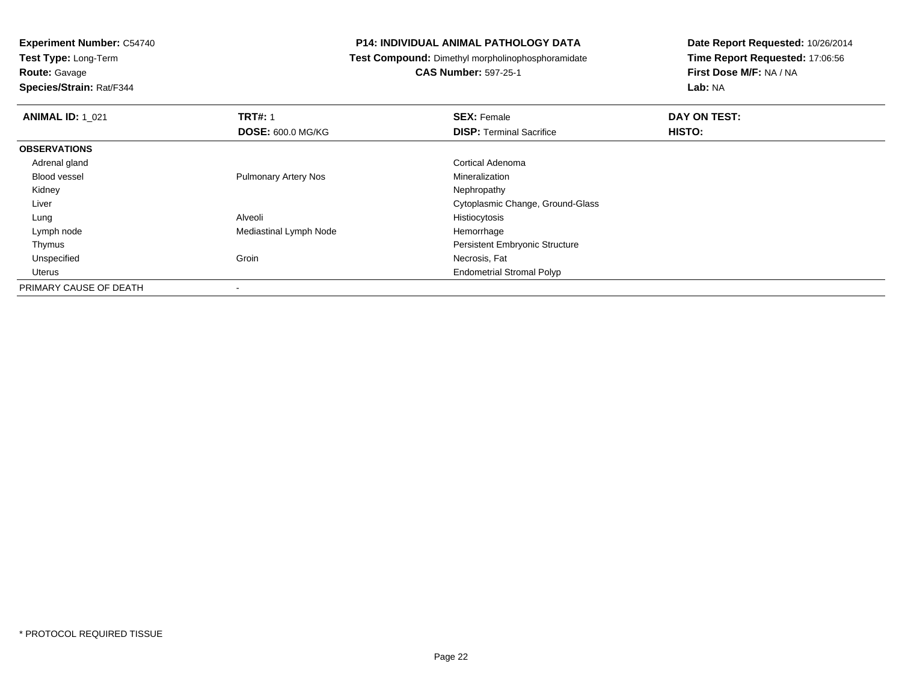**Experiment Number:** C54740
**Test Type:** Long-Term
**Route:** Gavage
**Species/Strain:** Rat/F344

**P14: INDIVIDUAL ANIMAL PATHOLOGY DATA**
**Test Compound:** Dimethyl morpholinophosphoramidate
**CAS Number:** 597-25-1

**Date Report Requested:** 10/26/2014
**Time Report Requested:** 17:06:56
**First Dose M/F:** NA / NA
**Lab:** NA

| **ANIMAL ID:** 1_021 | **TRT#:** 1 | **SEX:** Female | **DAY ON TEST:** |
|---|---|---|---|
| | **DOSE:** 600.0 MG/KG | **DISP:** Terminal Sacrifice | **HISTO:** |
| **OBSERVATIONS** | | | |
| Adrenal gland | | Cortical Adenoma | |
| Blood vessel | Pulmonary Artery Nos | Mineralization | |
| Kidney | | Nephropathy | |
| Liver | | Cytoplasmic Change, Ground-Glass | |
| Lung | Alveoli | Histiocytosis | |
| Lymph node | Mediastinal Lymph Node | Hemorrhage | |
| Thymus | | Persistent Embryonic Structure | |
| Unspecified | Groin | Necrosis, Fat | |
| Uterus | | Endometrial Stromal Polyp | |
| PRIMARY CAUSE OF DEATH | - | | |

* PROTOCOL REQUIRED TISSUE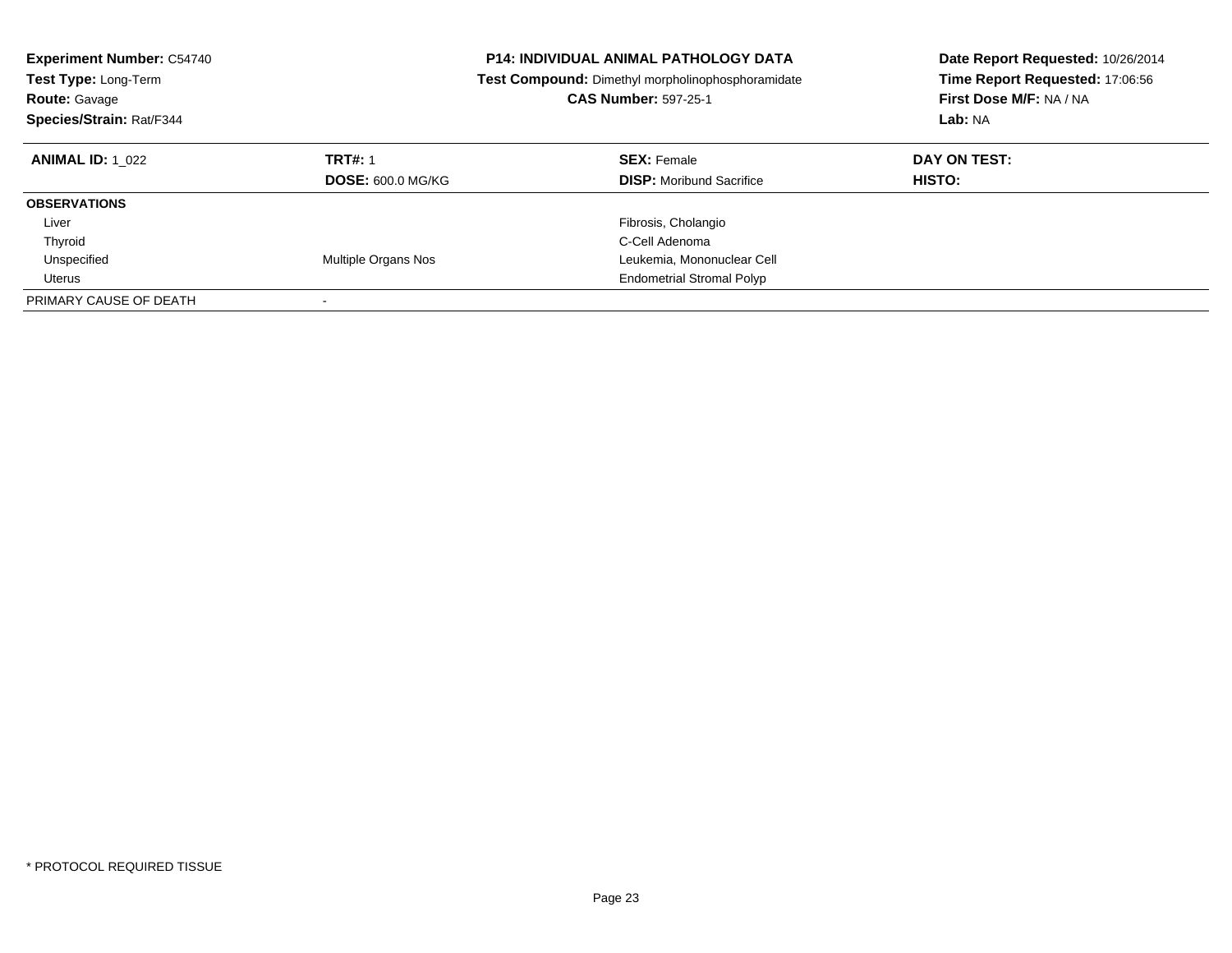**Experiment Number:** C54740
**Test Type:** Long-Term
**Route:** Gavage
**Species/Strain:** Rat/F344

**P14: INDIVIDUAL ANIMAL PATHOLOGY DATA**
**Test Compound:** Dimethyl morpholinophosphoramidate
**CAS Number:** 597-25-1

**Date Report Requested:** 10/26/2014
**Time Report Requested:** 17:06:56
**First Dose M/F:** NA / NA
**Lab:** NA

| **ANIMAL ID:** 1_022 | **TRT#:** 1<br>**DOSE:** 600.0 MG/KG | **SEX:** Female<br>**DISP:** Moribund Sacrifice | **DAY ON TEST:**<br>**HISTO:** |
|---|---|---|---|
| **OBSERVATIONS** | | | |
| Liver | | Fibrosis, Cholangio | |
| Thyroid | | C-Cell Adenoma | |
| Unspecified | Multiple Organs Nos | Leukemia, Mononuclear Cell | |
| Uterus | | Endometrial Stromal Polyp | |
| PRIMARY CAUSE OF DEATH | - | | |

* PROTOCOL REQUIRED TISSUE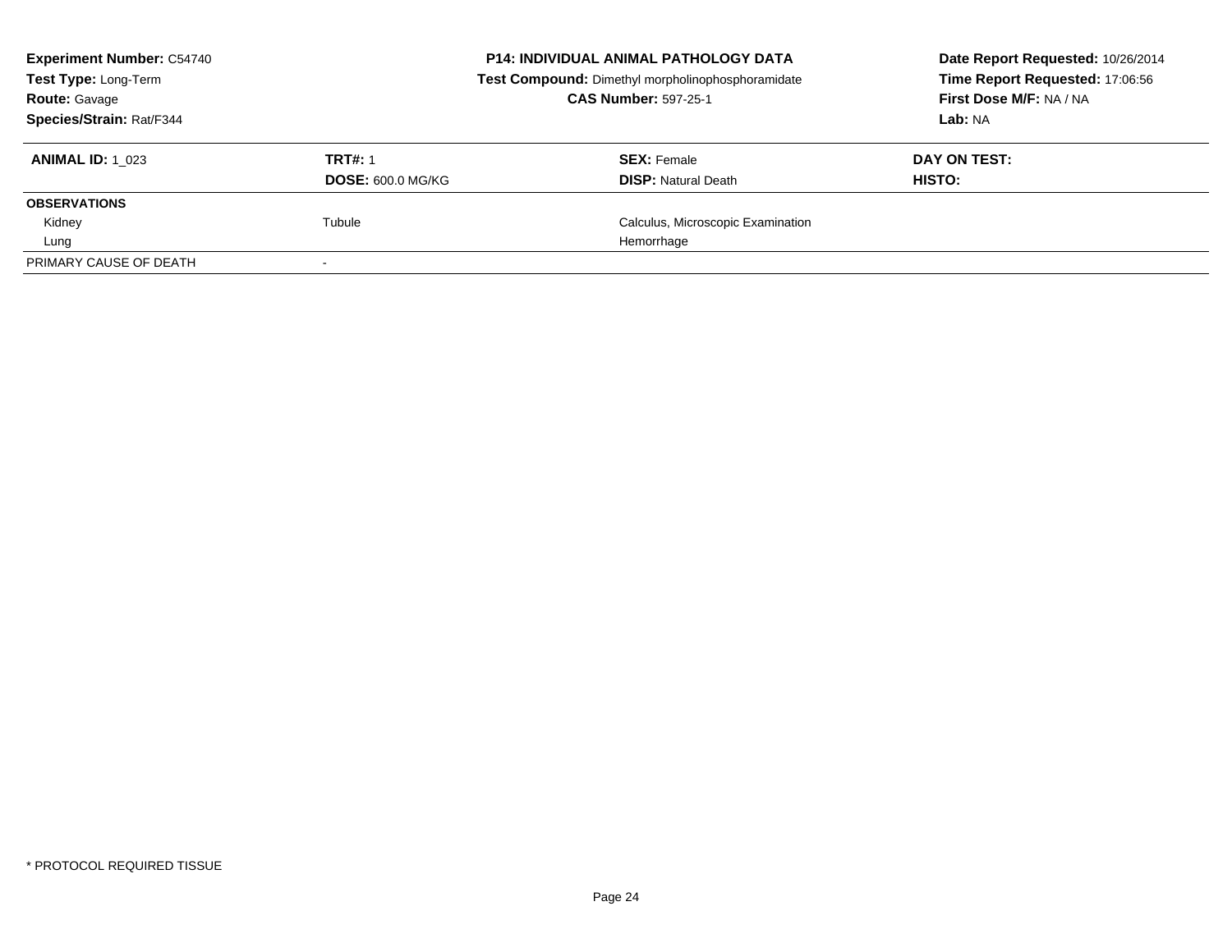**Experiment Number:** C54740
**Test Type:** Long-Term
**Route:** Gavage
**Species/Strain:** Rat/F344

**P14: INDIVIDUAL ANIMAL PATHOLOGY DATA**
**Test Compound:** Dimethyl morpholinophosphoramidate
**CAS Number:** 597-25-1

**Date Report Requested:** 10/26/2014
**Time Report Requested:** 17:06:56
**First Dose M/F:** NA / NA
**Lab:** NA

| **ANIMAL ID:** 1_023 | **TRT#:** 1 | **SEX:** Female | **DAY ON TEST:** |
|---|---|---|---|
| | **DOSE:** 600.0 MG/KG | **DISP:** Natural Death | **HISTO:** |
| **OBSERVATIONS** | | | |
| Kidney | Tubule | Calculus, Microscopic Examination | |
| Lung | | Hemorrhage | |
| PRIMARY CAUSE OF DEATH | - | | |

* PROTOCOL REQUIRED TISSUE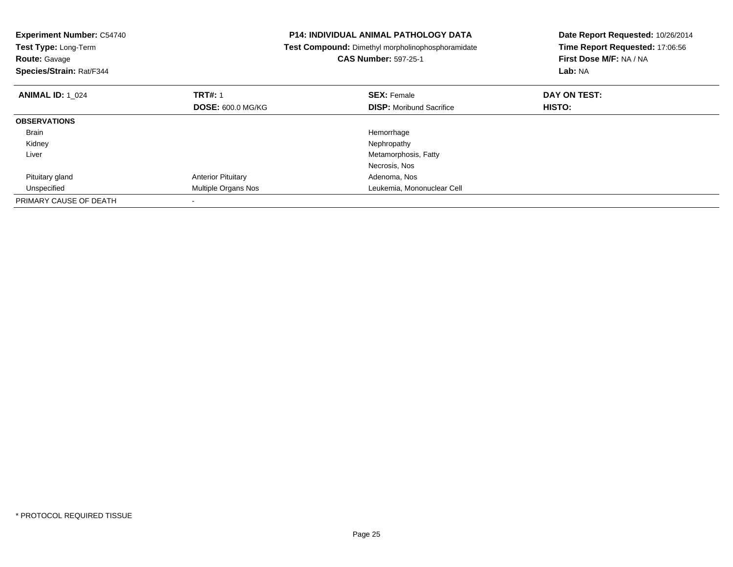**Experiment Number:** C54740
**Test Type:** Long-Term
**Route:** Gavage
**Species/Strain:** Rat/F344

**P14: INDIVIDUAL ANIMAL PATHOLOGY DATA**
**Test Compound:** Dimethyl morpholinophosphoramidate
**CAS Number:** 597-25-1

**Date Report Requested:** 10/26/2014
**Time Report Requested:** 17:06:56
**First Dose M/F:** NA / NA
**Lab:** NA

| **ANIMAL ID:** 1_024 | **TRT#:** 1 | **SEX:** Female | **DAY ON TEST:** |
|---|---|---|---|
| | **DOSE:** 600.0 MG/KG | **DISP:** Moribund Sacrifice | **HISTO:** |
| **OBSERVATIONS** | | | |
| Brain | | Hemorrhage | |
| Kidney | | Nephropathy | |
| Liver | | Metamorphosis, Fatty | |
| | | Necrosis, Nos | |
| Pituitary gland | Anterior Pituitary | Adenoma, Nos | |
| Unspecified | Multiple Organs Nos | Leukemia, Mononuclear Cell | |
| PRIMARY CAUSE OF DEATH | - | | |

* PROTOCOL REQUIRED TISSUE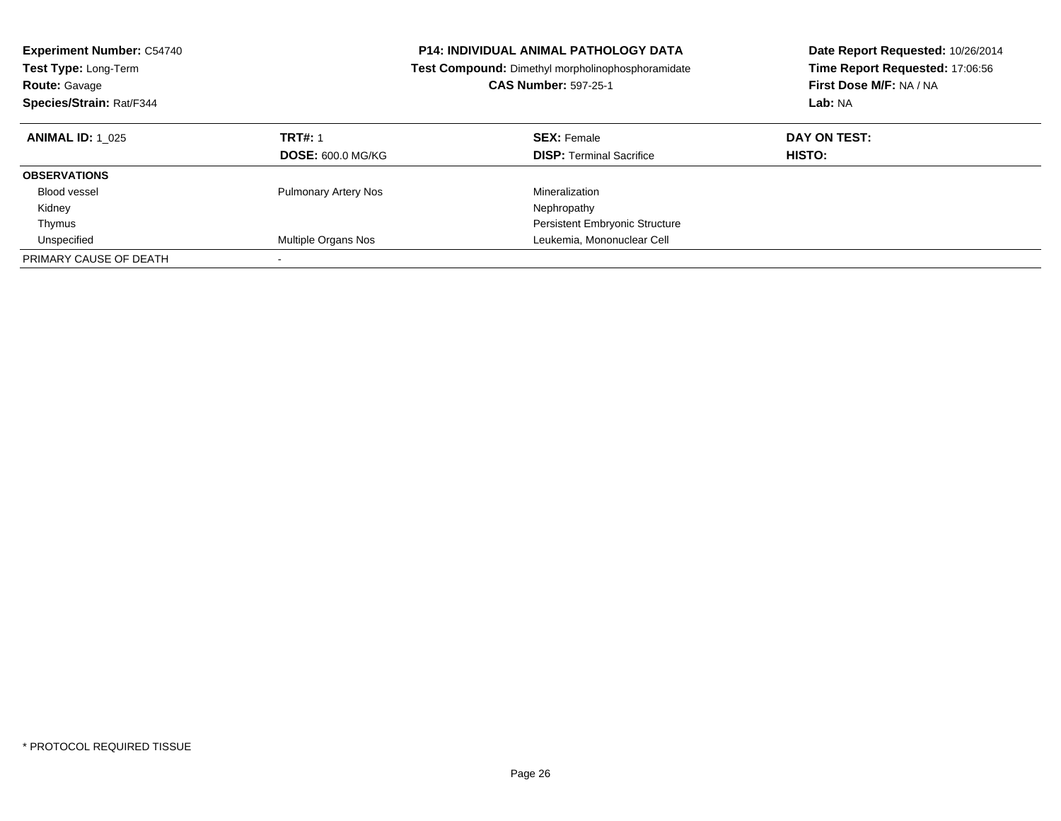**Experiment Number:** C54740
**Test Type:** Long-Term
**Route:** Gavage
**Species/Strain:** Rat/F344

**P14: INDIVIDUAL ANIMAL PATHOLOGY DATA**
**Test Compound:** Dimethyl morpholinophosphoramidate
**CAS Number:** 597-25-1

**Date Report Requested:** 10/26/2014
**Time Report Requested:** 17:06:56
**First Dose M/F:** NA / NA
**Lab:** NA

| **ANIMAL ID:** 1_025 | **TRT#:** 1 | **SEX:** Female | **DAY ON TEST:** |
|---|---|---|---|
| | **DOSE:** 600.0 MG/KG | **DISP:** Terminal Sacrifice | **HISTO:** |
| **OBSERVATIONS** | | | |
| Blood vessel | Pulmonary Artery Nos | Mineralization | |
| Kidney | | Nephropathy | |
| Thymus | | Persistent Embryonic Structure | |
| Unspecified | Multiple Organs Nos | Leukemia, Mononuclear Cell | |
| PRIMARY CAUSE OF DEATH | - | | |

* PROTOCOL REQUIRED TISSUE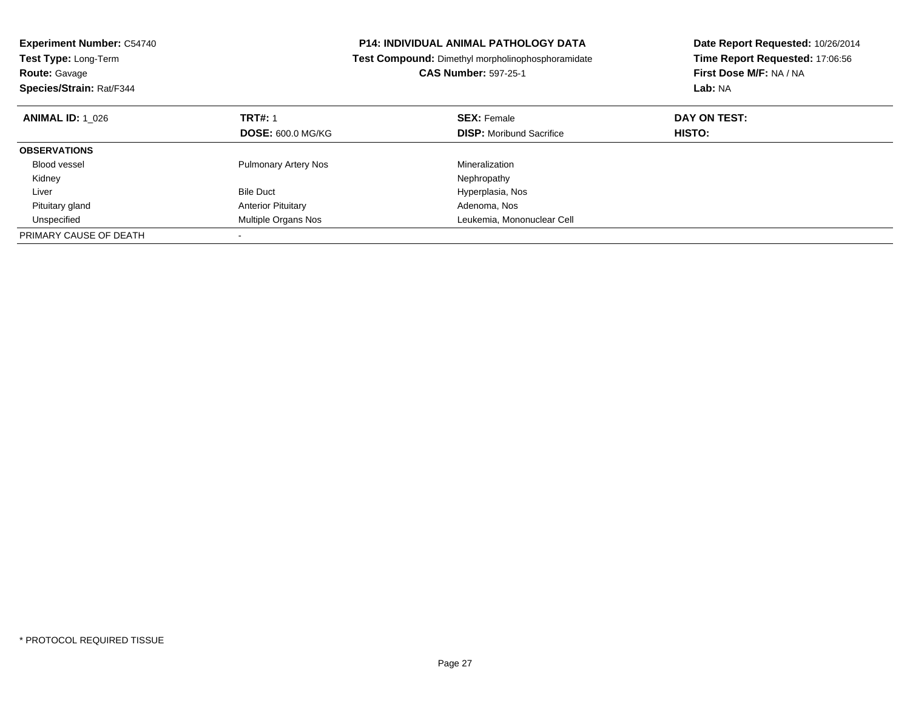**Experiment Number:** C54740
**Test Type:** Long-Term
**Route:** Gavage
**Species/Strain:** Rat/F344

**P14: INDIVIDUAL ANIMAL PATHOLOGY DATA**
**Test Compound:** Dimethyl morpholinophosphoramidate
**CAS Number:** 597-25-1

**Date Report Requested:** 10/26/2014
**Time Report Requested:** 17:06:56
**First Dose M/F:** NA / NA
**Lab:** NA

| **ANIMAL ID:** 1_026 | **TRT#:** 1 | **SEX:** Female | **DAY ON TEST:** |
|---|---|---|---|
| | **DOSE:** 600.0 MG/KG | **DISP:** Moribund Sacrifice | **HISTO:** |
| **OBSERVATIONS** | | | |
| Blood vessel | Pulmonary Artery Nos | Mineralization | |
| Kidney | | Nephropathy | |
| Liver | Bile Duct | Hyperplasia, Nos | |
| Pituitary gland | Anterior Pituitary | Adenoma, Nos | |
| Unspecified | Multiple Organs Nos | Leukemia, Mononuclear Cell | |
| PRIMARY CAUSE OF DEATH | - | | |

* PROTOCOL REQUIRED TISSUE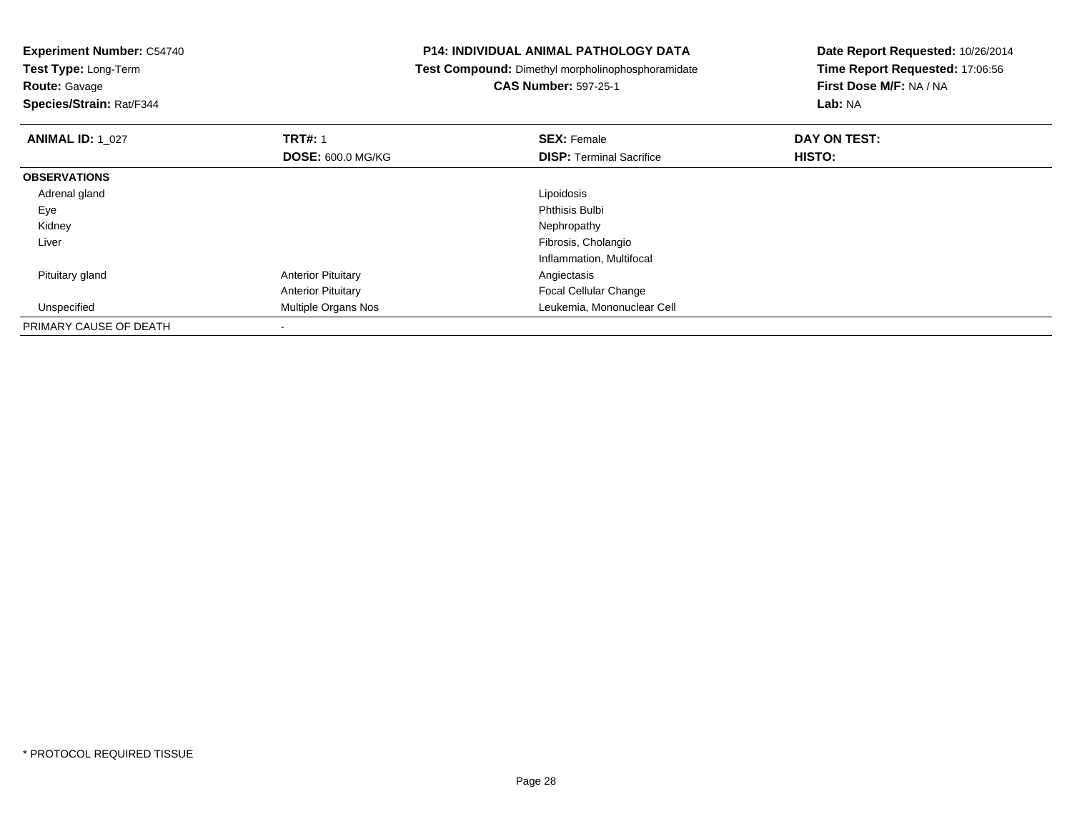**Experiment Number:** C54740
**Test Type:** Long-Term
**Route:** Gavage
**Species/Strain:** Rat/F344

**P14: INDIVIDUAL ANIMAL PATHOLOGY DATA**
**Test Compound:** Dimethyl morpholinophosphoramidate
**CAS Number:** 597-25-1

**Date Report Requested:** 10/26/2014
**Time Report Requested:** 17:06:56
**First Dose M/F:** NA / NA
**Lab:** NA

| **ANIMAL ID:** 1_027 | **TRT#:** 1 | **SEX:** Female | **DAY ON TEST:** |
|---|---|---|---|
| | **DOSE:** 600.0 MG/KG | **DISP:** Terminal Sacrifice | **HISTO:** |
| **OBSERVATIONS** | | | |
| Adrenal gland | | Lipoidosis | |
| Eye | | Phthisis Bulbi | |
| Kidney | | Nephropathy | |
| Liver | | Fibrosis, Cholangio | |
| | | Inflammation, Multifocal | |
| Pituitary gland | Anterior Pituitary | Angiectasis | |
| | Anterior Pituitary | Focal Cellular Change | |
| Unspecified | Multiple Organs Nos | Leukemia, Mononuclear Cell | |
| PRIMARY CAUSE OF DEATH | - | | |

* PROTOCOL REQUIRED TISSUE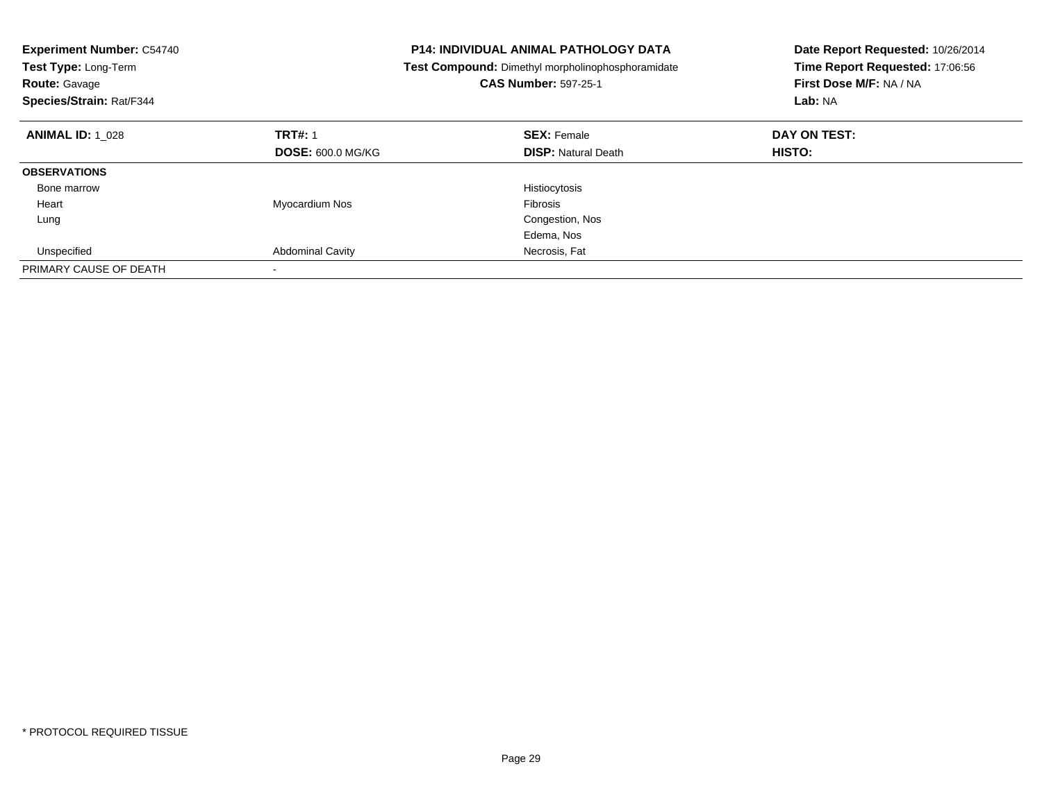**Experiment Number:** C54740
**Test Type:** Long-Term
**Route:** Gavage
**Species/Strain:** Rat/F344

**P14: INDIVIDUAL ANIMAL PATHOLOGY DATA**
**Test Compound:** Dimethyl morpholinophosphoramidate
**CAS Number:** 597-25-1

**Date Report Requested:** 10/26/2014
**Time Report Requested:** 17:06:56
**First Dose M/F:** NA / NA
**Lab:** NA

| **ANIMAL ID:** 1_028 | **TRT#:** 1 | **SEX:** Female | **DAY ON TEST:** |
|---|---|---|---|
| | **DOSE:** 600.0 MG/KG | **DISP:** Natural Death | **HISTO:** |
| **OBSERVATIONS** | | | |
| Bone marrow | | Histiocytosis | |
| Heart | Myocardium Nos | Fibrosis | |
| Lung | | Congestion, Nos | |
| | | Edema, Nos | |
| Unspecified | Abdominal Cavity | Necrosis, Fat | |
| PRIMARY CAUSE OF DEATH | - | | |

* PROTOCOL REQUIRED TISSUE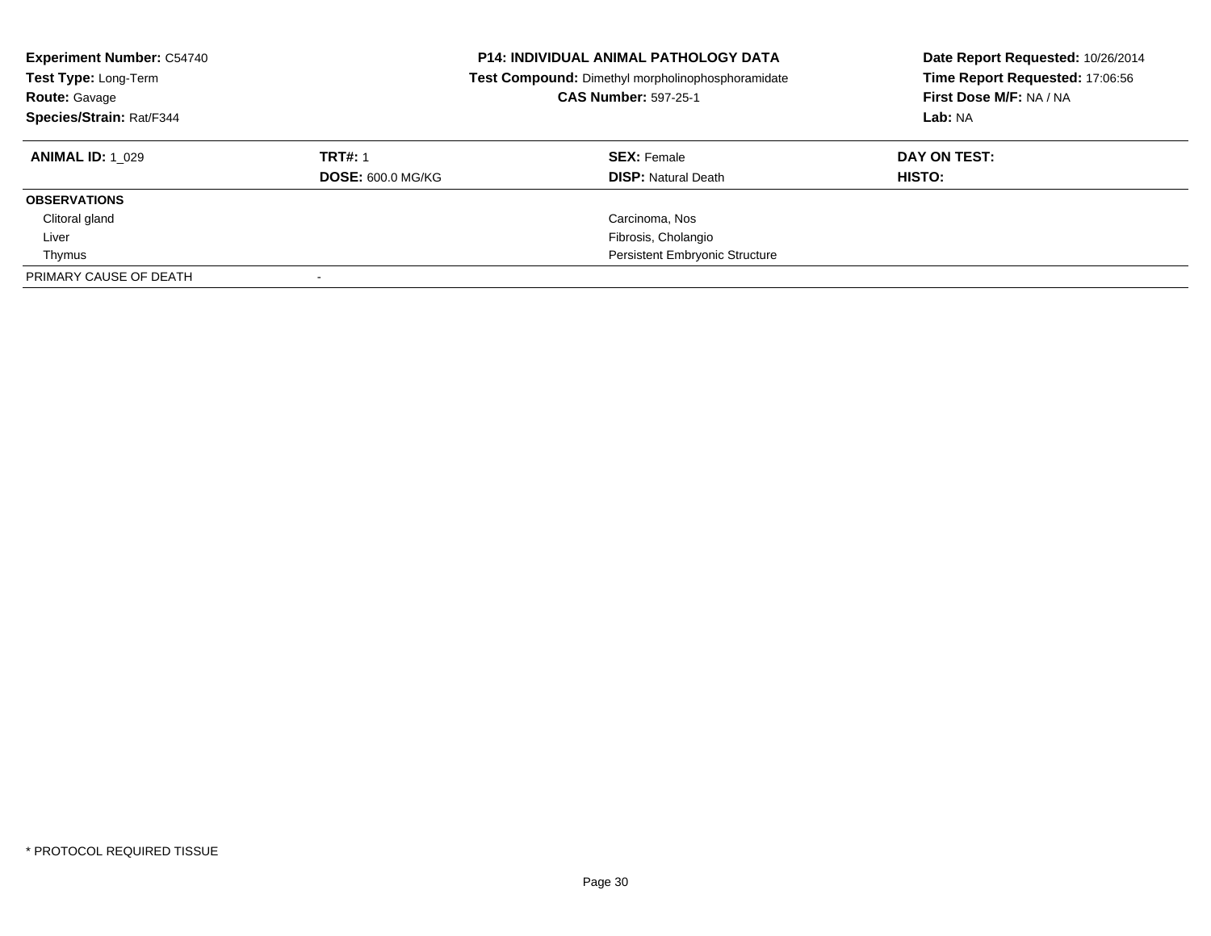**Experiment Number:** C54740
**Test Type:** Long-Term
**Route:** Gavage
**Species/Strain:** Rat/F344

**P14: INDIVIDUAL ANIMAL PATHOLOGY DATA**
**Test Compound:** Dimethyl morpholinophosphoramidate
**CAS Number:** 597-25-1

**Date Report Requested:** 10/26/2014
**Time Report Requested:** 17:06:56
**First Dose M/F:** NA / NA
**Lab:** NA

| **ANIMAL ID:** 1_029 | **TRT#:** 1 | **SEX:** Female | **DAY ON TEST:** |
|---|---|---|---|
| | **DOSE:** 600.0 MG/KG | **DISP:** Natural Death | **HISTO:** |
| **OBSERVATIONS** | | | |
| Clitoral gland | | Carcinoma, Nos | |
| Liver | | Fibrosis, Cholangio | |
| Thymus | | Persistent Embryonic Structure | |
| PRIMARY CAUSE OF DEATH | - | | |

* PROTOCOL REQUIRED TISSUE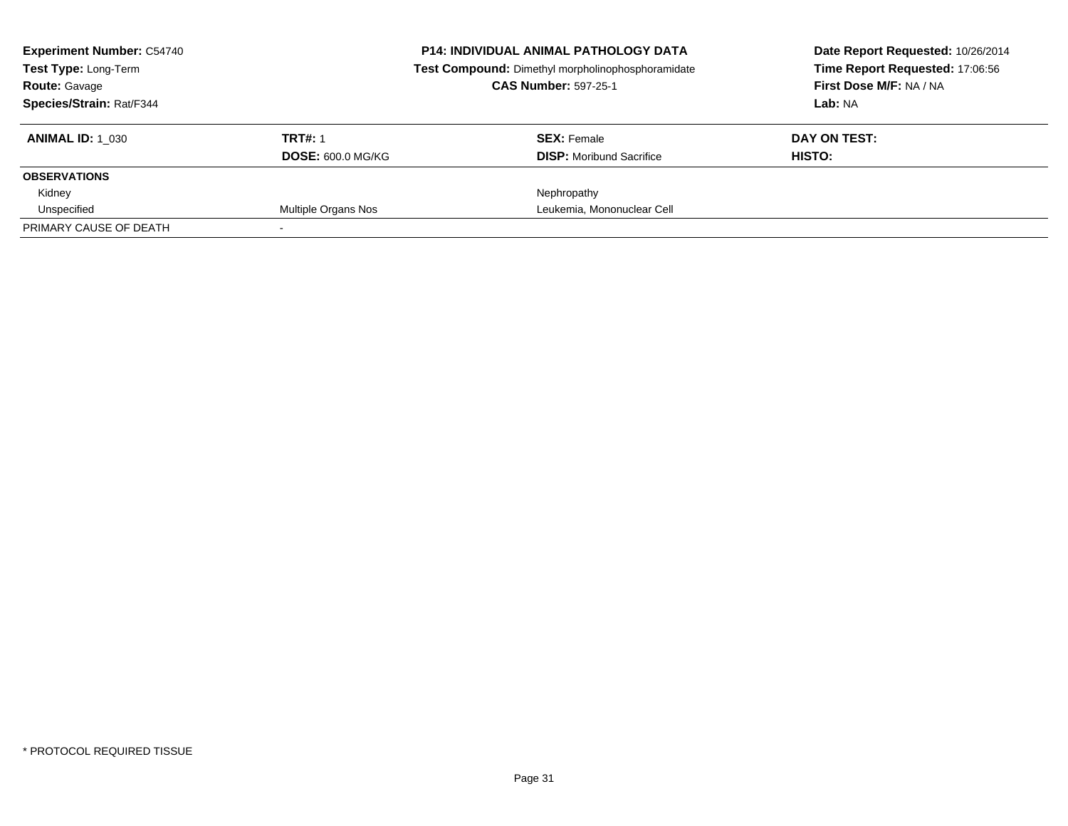**Experiment Number:** C54740
**Test Type:** Long-Term
**Route:** Gavage
**Species/Strain:** Rat/F344

**P14: INDIVIDUAL ANIMAL PATHOLOGY DATA**
**Test Compound:** Dimethyl morpholinophosphoramidate
**CAS Number:** 597-25-1

**Date Report Requested:** 10/26/2014
**Time Report Requested:** 17:06:56
**First Dose M/F:** NA / NA
**Lab:** NA

| **ANIMAL ID:** 1_030 | **TRT#:** 1 | **SEX:** Female | **DAY ON TEST:** |
|---|---|---|---|
| | **DOSE:** 600.0 MG/KG | **DISP:** Moribund Sacrifice | **HISTO:** |
| **OBSERVATIONS** | | | |
| Kidney | | Nephropathy | |
| Unspecified | Multiple Organs Nos | Leukemia, Mononuclear Cell | |
| PRIMARY CAUSE OF DEATH | - | | |

* PROTOCOL REQUIRED TISSUE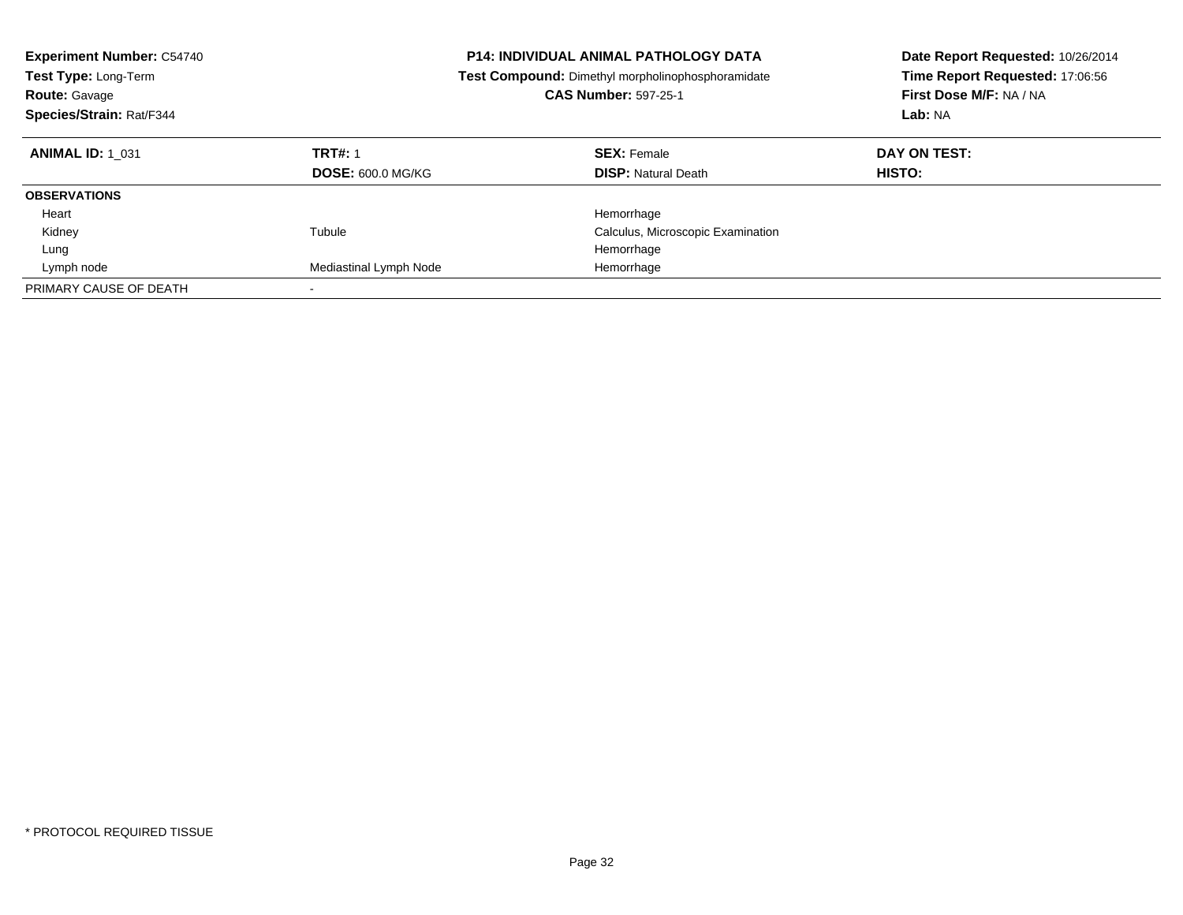**Experiment Number:** C54740
**Test Type:** Long-Term
**Route:** Gavage
**Species/Strain:** Rat/F344

**P14: INDIVIDUAL ANIMAL PATHOLOGY DATA**
**Test Compound:** Dimethyl morpholinophosphoramidate
**CAS Number:** 597-25-1

**Date Report Requested:** 10/26/2014
**Time Report Requested:** 17:06:56
**First Dose M/F:** NA / NA
**Lab:** NA

| **ANIMAL ID:** 1_031 | **TRT#:** 1 | **SEX:** Female | **DAY ON TEST:** |
|---|---|---|---|
| | **DOSE:** 600.0 MG/KG | **DISP:** Natural Death | **HISTO:** |
| **OBSERVATIONS** | | | |
| Heart | | Hemorrhage | |
| Kidney | Tubule | Calculus, Microscopic Examination | |
| Lung | | Hemorrhage | |
| Lymph node | Mediastinal Lymph Node | Hemorrhage | |
| PRIMARY CAUSE OF DEATH | - | | |

* PROTOCOL REQUIRED TISSUE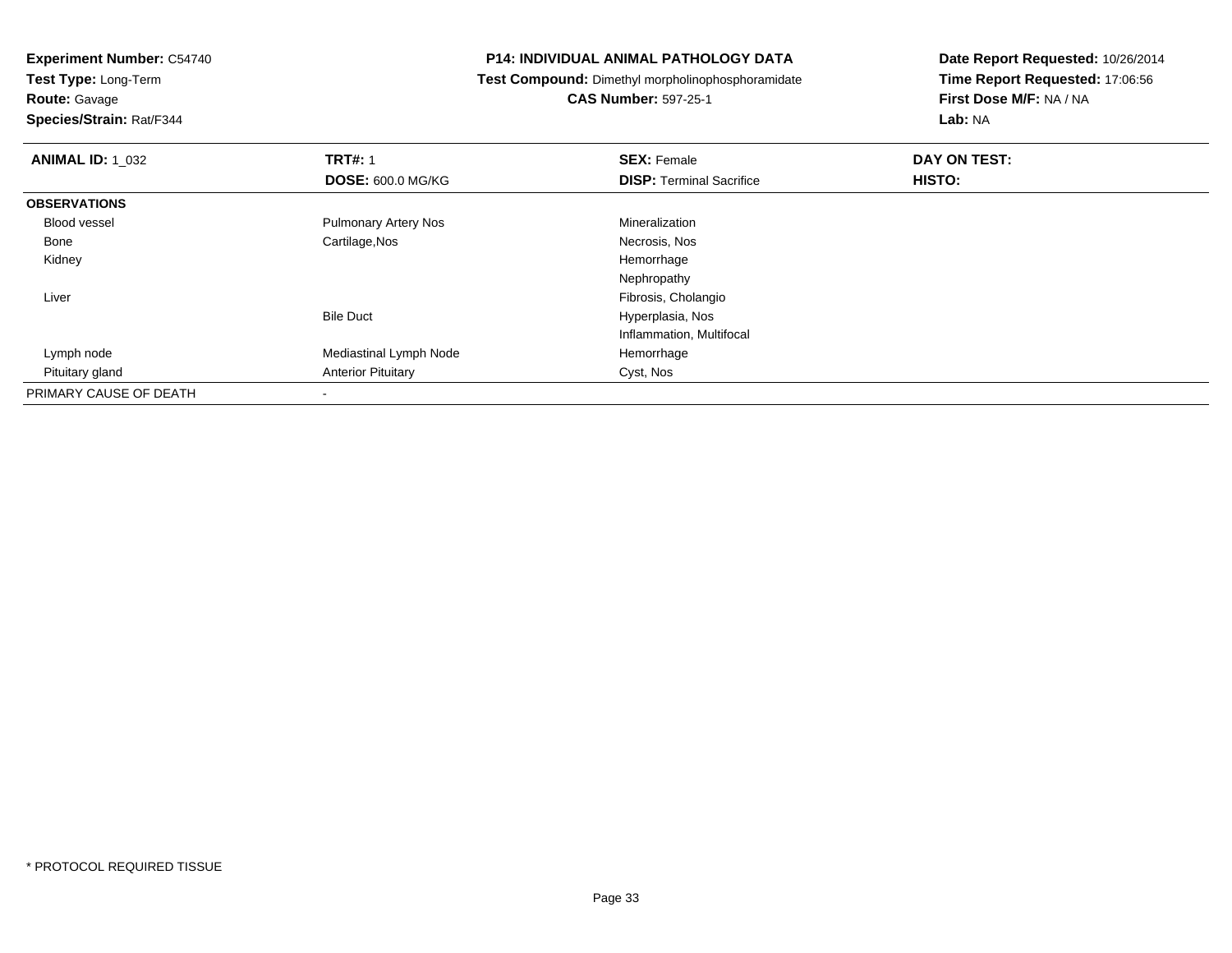**Experiment Number:** C54740
**Test Type:** Long-Term
**Route:** Gavage
**Species/Strain:** Rat/F344

**P14: INDIVIDUAL ANIMAL PATHOLOGY DATA**
**Test Compound:** Dimethyl morpholinophosphoramidate
**CAS Number:** 597-25-1

**Date Report Requested:** 10/26/2014
**Time Report Requested:** 17:06:56
**First Dose M/F:** NA / NA
**Lab:** NA

| **ANIMAL ID:** 1_032 | **TRT#:** 1 | **SEX:** Female | **DAY ON TEST:** |
|---|---|---|---|
| | **DOSE:** 600.0 MG/KG | **DISP:** Terminal Sacrifice | **HISTO:** |
| **OBSERVATIONS** | | | |
| Blood vessel | Pulmonary Artery Nos | Mineralization | |
| Bone | Cartilage,Nos | Necrosis, Nos | |
| Kidney | | Hemorrhage | |
| | | Nephropathy | |
| Liver | | Fibrosis, Cholangio | |
| | Bile Duct | Hyperplasia, Nos | |
| | | Inflammation, Multifocal | |
| Lymph node | Mediastinal Lymph Node | Hemorrhage | |
| Pituitary gland | Anterior Pituitary | Cyst, Nos | |
| PRIMARY CAUSE OF DEATH | - | | |

* PROTOCOL REQUIRED TISSUE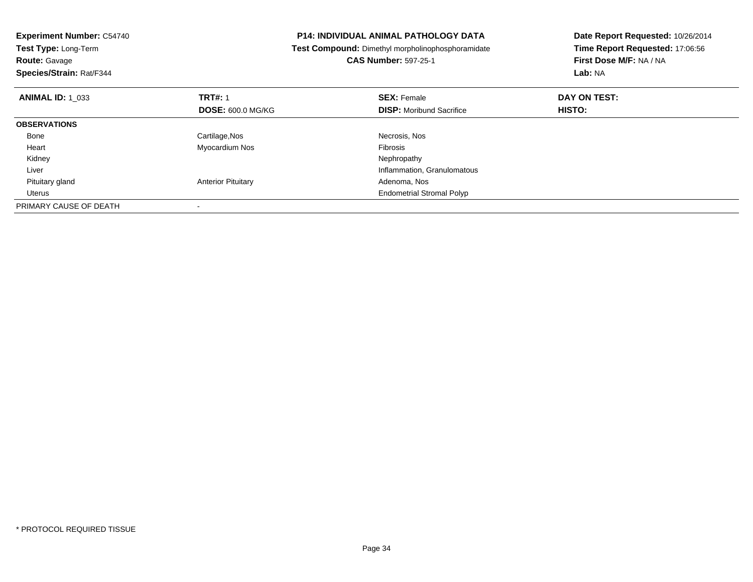**Experiment Number:** C54740
**Test Type:** Long-Term
**Route:** Gavage
**Species/Strain:** Rat/F344

**P14: INDIVIDUAL ANIMAL PATHOLOGY DATA**
**Test Compound:** Dimethyl morpholinophosphoramidate
**CAS Number:** 597-25-1

**Date Report Requested:** 10/26/2014
**Time Report Requested:** 17:06:56
**First Dose M/F:** NA / NA
**Lab:** NA

| **ANIMAL ID:** 1_033 | **TRT#:** 1 | **SEX:** Female | **DAY ON TEST:** |
|---|---|---|---|
| | **DOSE:** 600.0 MG/KG | **DISP:** Moribund Sacrifice | **HISTO:** |
| **OBSERVATIONS** | | | |
| Bone | Cartilage,Nos | Necrosis, Nos | |
| Heart | Myocardium Nos | Fibrosis | |
| Kidney | | Nephropathy | |
| Liver | | Inflammation, Granulomatous | |
| Pituitary gland | Anterior Pituitary | Adenoma, Nos | |
| Uterus | | Endometrial Stromal Polyp | |
| PRIMARY CAUSE OF DEATH | - | | |

* PROTOCOL REQUIRED TISSUE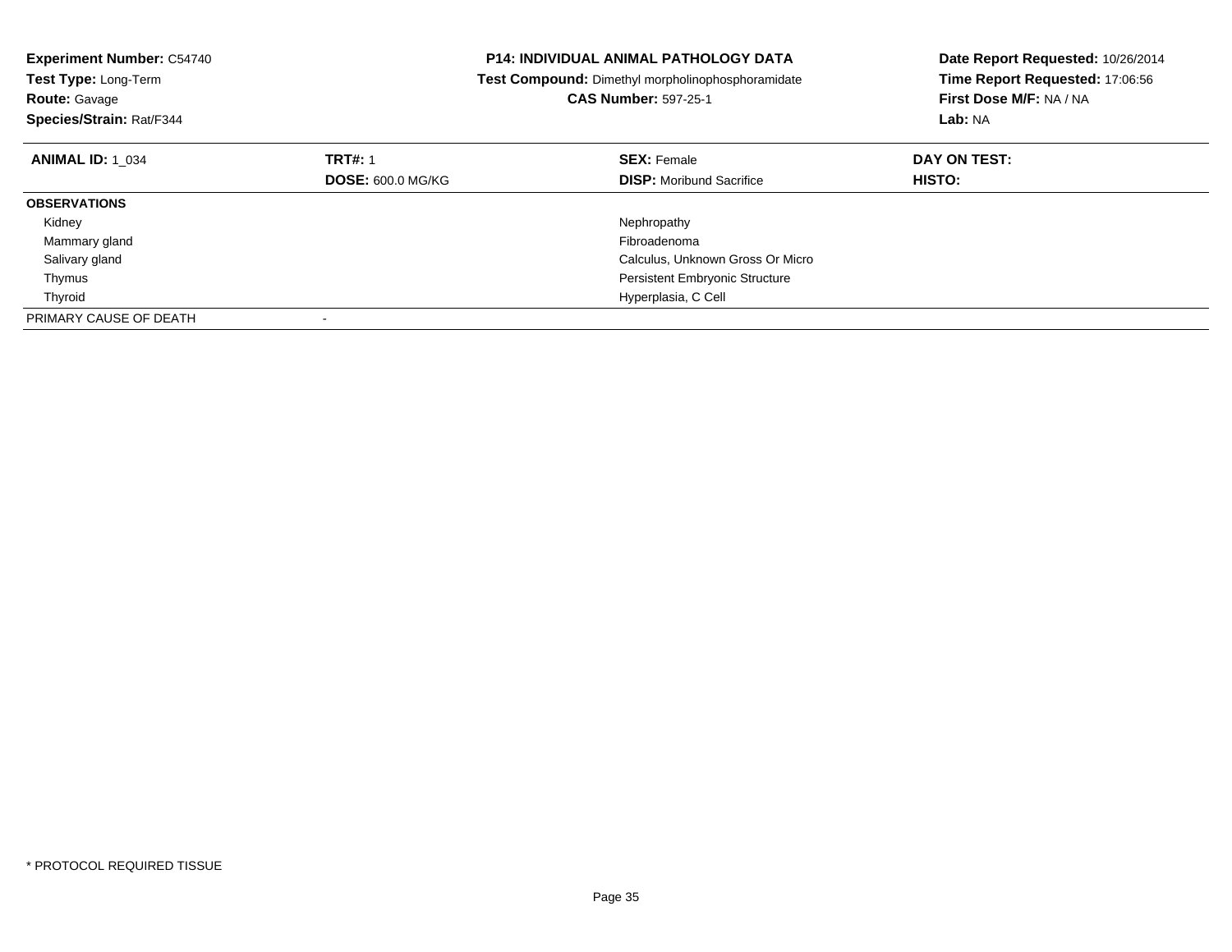**Experiment Number:** C54740
**Test Type:** Long-Term
**Route:** Gavage
**Species/Strain:** Rat/F344

**P14: INDIVIDUAL ANIMAL PATHOLOGY DATA**
**Test Compound:** Dimethyl morpholinophosphoramidate
**CAS Number:** 597-25-1

**Date Report Requested:** 10/26/2014
**Time Report Requested:** 17:06:56
**First Dose M/F:** NA / NA
**Lab:** NA

| **ANIMAL ID:** 1_034 | **TRT#:** 1 | **SEX:** Female | **DAY ON TEST:** |
|---|---|---|---|
| | **DOSE:** 600.0 MG/KG | **DISP:** Moribund Sacrifice | **HISTO:** |
| **OBSERVATIONS** | | | |
| Kidney | | Nephropathy | |
| Mammary gland | | Fibroadenoma | |
| Salivary gland | | Calculus, Unknown Gross Or Micro | |
| Thymus | | Persistent Embryonic Structure | |
| Thyroid | | Hyperplasia, C Cell | |
| PRIMARY CAUSE OF DEATH | - | | |

* PROTOCOL REQUIRED TISSUE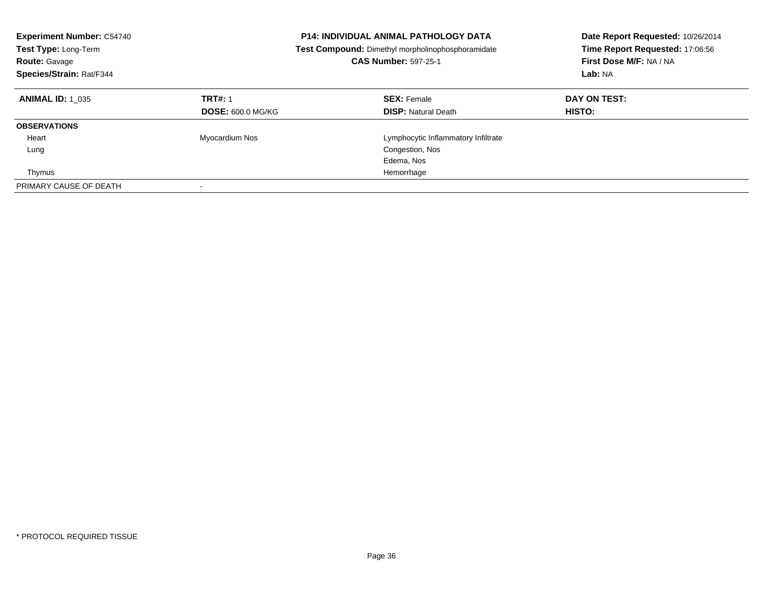**Experiment Number:** C54740
**Test Type:** Long-Term
**Route:** Gavage
**Species/Strain:** Rat/F344

**P14: INDIVIDUAL ANIMAL PATHOLOGY DATA**
**Test Compound:** Dimethyl morpholinophosphoramidate
**CAS Number:** 597-25-1

**Date Report Requested:** 10/26/2014
**Time Report Requested:** 17:06:56
**First Dose M/F:** NA / NA
**Lab:** NA

| **ANIMAL ID:** 1_035 | **TRT#:** 1 | **SEX:** Female | **DAY ON TEST:** |
|---|---|---|---|
| | **DOSE:** 600.0 MG/KG | **DISP:** Natural Death | **HISTO:** |
| **OBSERVATIONS** | | | |
| Heart | Myocardium Nos | Lymphocytic Inflammatory Infiltrate | |
| Lung | | Congestion, Nos | |
| | | Edema, Nos | |
| Thymus | | Hemorrhage | |
| PRIMARY CAUSE OF DEATH | - | | |

* PROTOCOL REQUIRED TISSUE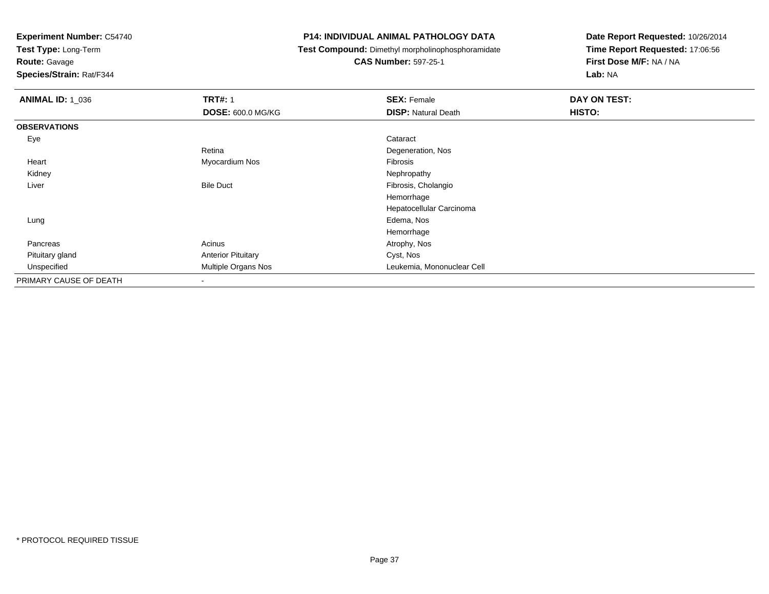**Experiment Number:** C54740
**Test Type:** Long-Term
**Route:** Gavage
**Species/Strain:** Rat/F344

**P14: INDIVIDUAL ANIMAL PATHOLOGY DATA**
**Test Compound:** Dimethyl morpholinophosphoramidate
**CAS Number:** 597-25-1

**Date Report Requested:** 10/26/2014
**Time Report Requested:** 17:06:56
**First Dose M/F:** NA / NA
**Lab:** NA

| **ANIMAL ID:** 1_036 | **TRT#:** 1 | **SEX:** Female | **DAY ON TEST:** |
|---|---|---|---|
| | **DOSE:** 600.0 MG/KG | **DISP:** Natural Death | **HISTO:** |
| **OBSERVATIONS** | | | |
| Eye | | Cataract | |
| | Retina | Degeneration, Nos | |
| Heart | Myocardium Nos | Fibrosis | |
| Kidney | | Nephropathy | |
| Liver | Bile Duct | Fibrosis, Cholangio | |
| | | Hemorrhage | |
| | | Hepatocellular Carcinoma | |
| Lung | | Edema, Nos | |
| | | Hemorrhage | |
| Pancreas | Acinus | Atrophy, Nos | |
| Pituitary gland | Anterior Pituitary | Cyst, Nos | |
| Unspecified | Multiple Organs Nos | Leukemia, Mononuclear Cell | |
| PRIMARY CAUSE OF DEATH | - | | |

* PROTOCOL REQUIRED TISSUE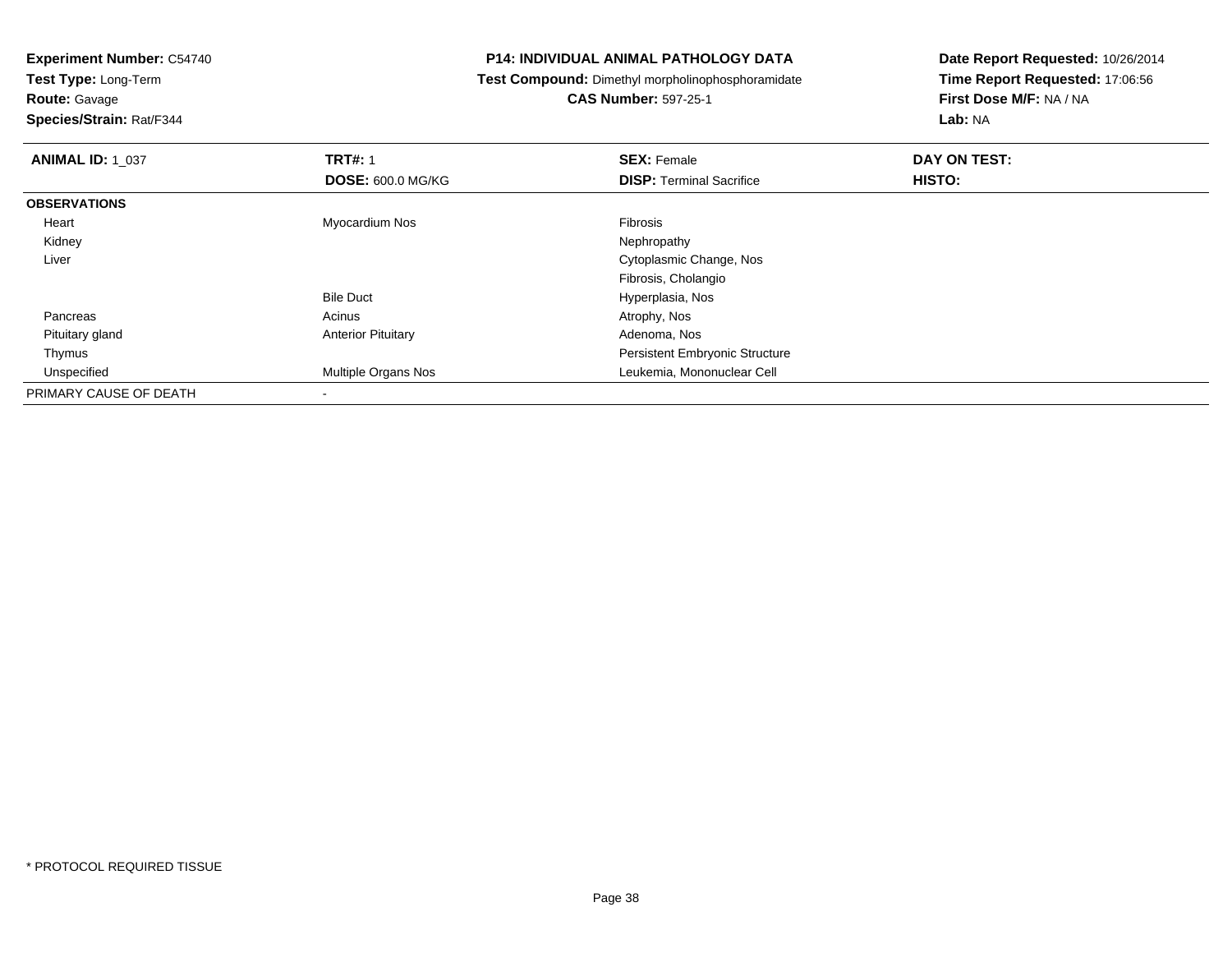**Experiment Number:** C54740
**Test Type:** Long-Term
**Route:** Gavage
**Species/Strain:** Rat/F344

**P14: INDIVIDUAL ANIMAL PATHOLOGY DATA**
**Test Compound:** Dimethyl morpholinophosphoramidate
**CAS Number:** 597-25-1

**Date Report Requested:** 10/26/2014
**Time Report Requested:** 17:06:56
**First Dose M/F:** NA / NA
**Lab:** NA

| **ANIMAL ID:** 1_037 | **TRT#:** 1 | **SEX:** Female | **DAY ON TEST:** |
|---|---|---|---|
| | **DOSE:** 600.0 MG/KG | **DISP:** Terminal Sacrifice | **HISTO:** |
| **OBSERVATIONS** | | | |
| Heart | Myocardium Nos | Fibrosis | |
| Kidney | | Nephropathy | |
| Liver | | Cytoplasmic Change, Nos | |
| | | Fibrosis, Cholangio | |
| | Bile Duct | Hyperplasia, Nos | |
| Pancreas | Acinus | Atrophy, Nos | |
| Pituitary gland | Anterior Pituitary | Adenoma, Nos | |
| Thymus | | Persistent Embryonic Structure | |
| Unspecified | Multiple Organs Nos | Leukemia, Mononuclear Cell | |
| PRIMARY CAUSE OF DEATH | - | | |

* PROTOCOL REQUIRED TISSUE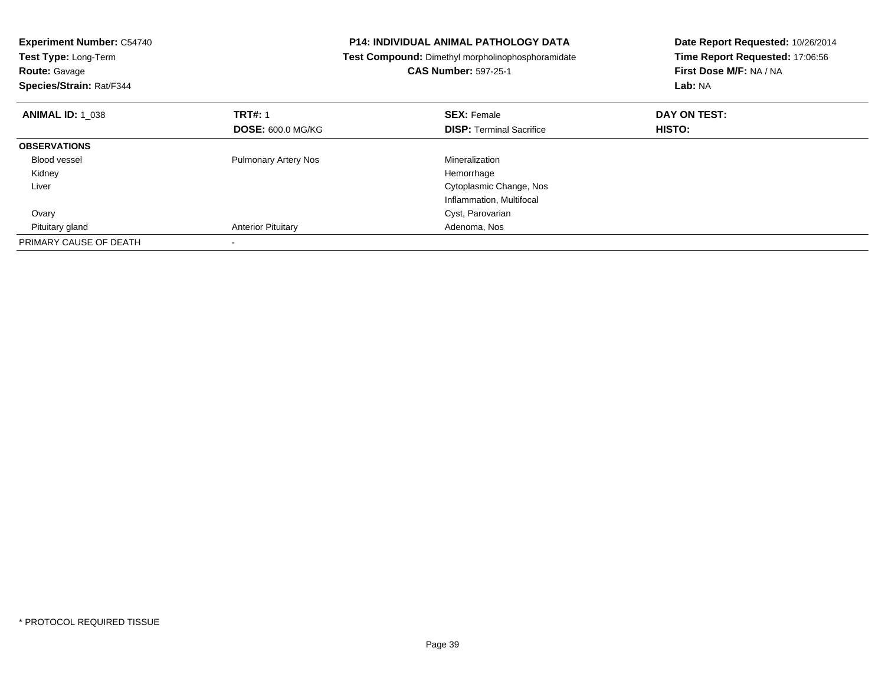**Experiment Number:** C54740
**Test Type:** Long-Term
**Route:** Gavage
**Species/Strain:** Rat/F344

**P14: INDIVIDUAL ANIMAL PATHOLOGY DATA**
**Test Compound:** Dimethyl morpholinophosphoramidate
**CAS Number:** 597-25-1

**Date Report Requested:** 10/26/2014
**Time Report Requested:** 17:06:56
**First Dose M/F:** NA / NA
**Lab:** NA

| **ANIMAL ID:** 1_038 | **TRT#:** 1 | **SEX:** Female | **DAY ON TEST:** |
|---|---|---|---|
| | **DOSE:** 600.0 MG/KG | **DISP:** Terminal Sacrifice | **HISTO:** |
| **OBSERVATIONS** | | | |
| Blood vessel | Pulmonary Artery Nos | Mineralization | |
| Kidney | | Hemorrhage | |
| Liver | | Cytoplasmic Change, Nos | |
| | | Inflammation, Multifocal | |
| Ovary | | Cyst, Parovarian | |
| Pituitary gland | Anterior Pituitary | Adenoma, Nos | |
| PRIMARY CAUSE OF DEATH | - | | |

* PROTOCOL REQUIRED TISSUE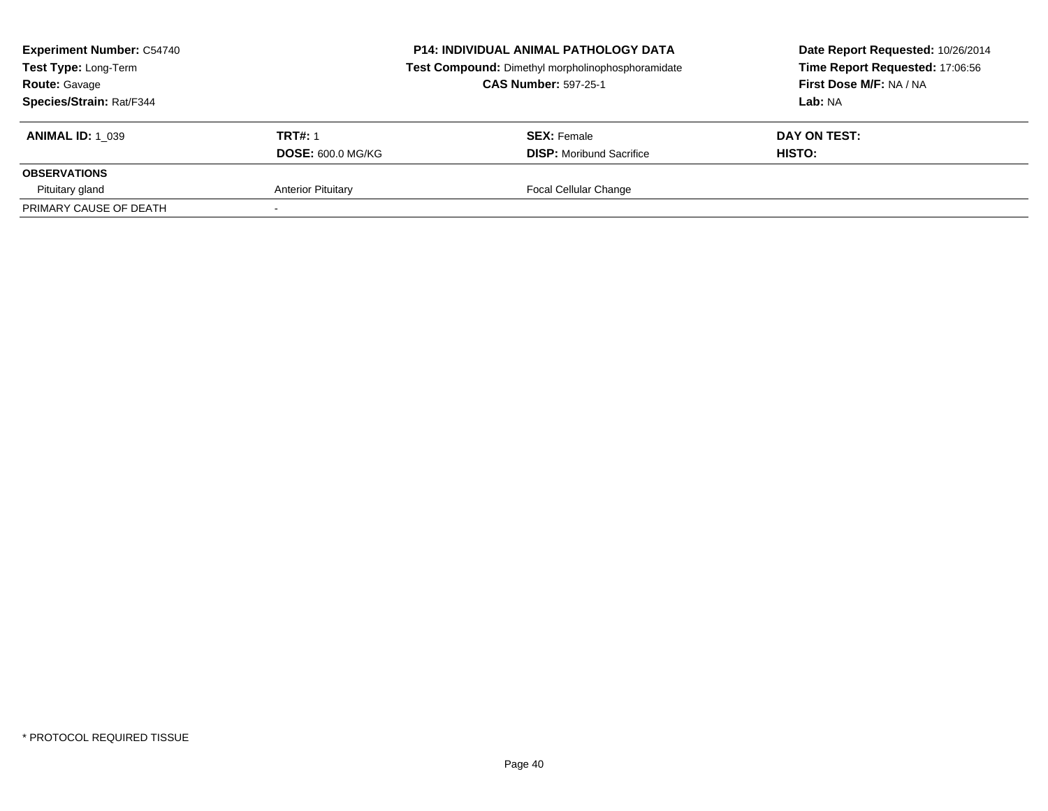| **Experiment Number:** C54740 | **P14: INDIVIDUAL ANIMAL PATHOLOGY DATA** | **Date Report Requested:** 10/26/2014 |
|---|---|---|
| **Test Type:** Long-Term | **Test Compound:** Dimethyl morpholinophosphoramidate | **Time Report Requested:** 17:06:56 |
| **Route:** Gavage | **CAS Number:** 597-25-1 | **First Dose M/F:** NA / NA |
| **Species/Strain:** Rat/F344 | | **Lab:** NA |

| **ANIMAL ID:** 1_039 | **TRT#:** 1 | **SEX:** Female | **DAY ON TEST:** |
|---|---|---|---|
| | **DOSE:** 600.0 MG/KG | **DISP:** Moribund Sacrifice | **HISTO:** |
| **OBSERVATIONS** | | | |
| Pituitary gland | Anterior Pituitary | Focal Cellular Change | |
| PRIMARY CAUSE OF DEATH | - | | |

* PROTOCOL REQUIRED TISSUE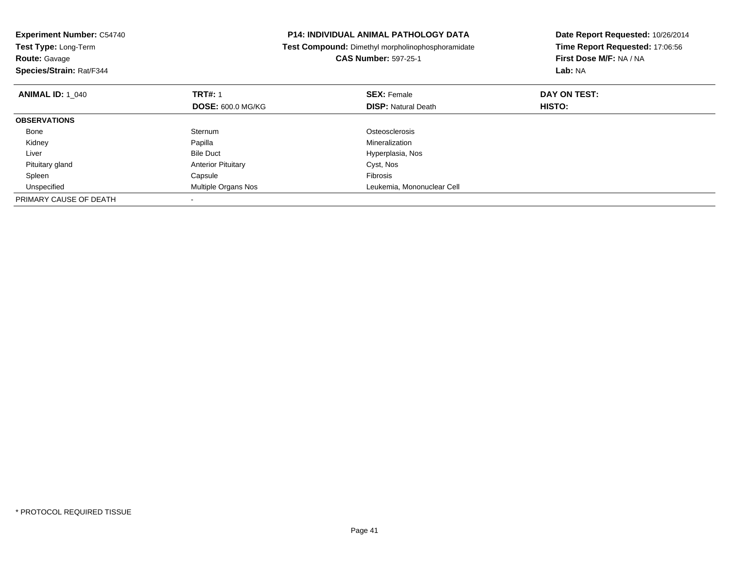**Experiment Number:** C54740
**Test Type:** Long-Term
**Route:** Gavage
**Species/Strain:** Rat/F344

**P14: INDIVIDUAL ANIMAL PATHOLOGY DATA**
**Test Compound:** Dimethyl morpholinophosphoramidate
**CAS Number:** 597-25-1

**Date Report Requested:** 10/26/2014
**Time Report Requested:** 17:06:56
**First Dose M/F:** NA / NA
**Lab:** NA

| **ANIMAL ID:** 1_040 | **TRT#:** 1<br>**DOSE:** 600.0 MG/KG | **SEX:** Female<br>**DISP:** Natural Death | **DAY ON TEST:**<br>**HISTO:** |
|---|---|---|---|
| **OBSERVATIONS** | | | |
| Bone | Sternum | Osteosclerosis | |
| Kidney | Papilla | Mineralization | |
| Liver | Bile Duct | Hyperplasia, Nos | |
| Pituitary gland | Anterior Pituitary | Cyst, Nos | |
| Spleen | Capsule | Fibrosis | |
| Unspecified | Multiple Organs Nos | Leukemia, Mononuclear Cell | |
| PRIMARY CAUSE OF DEATH | - | | |

* PROTOCOL REQUIRED TISSUE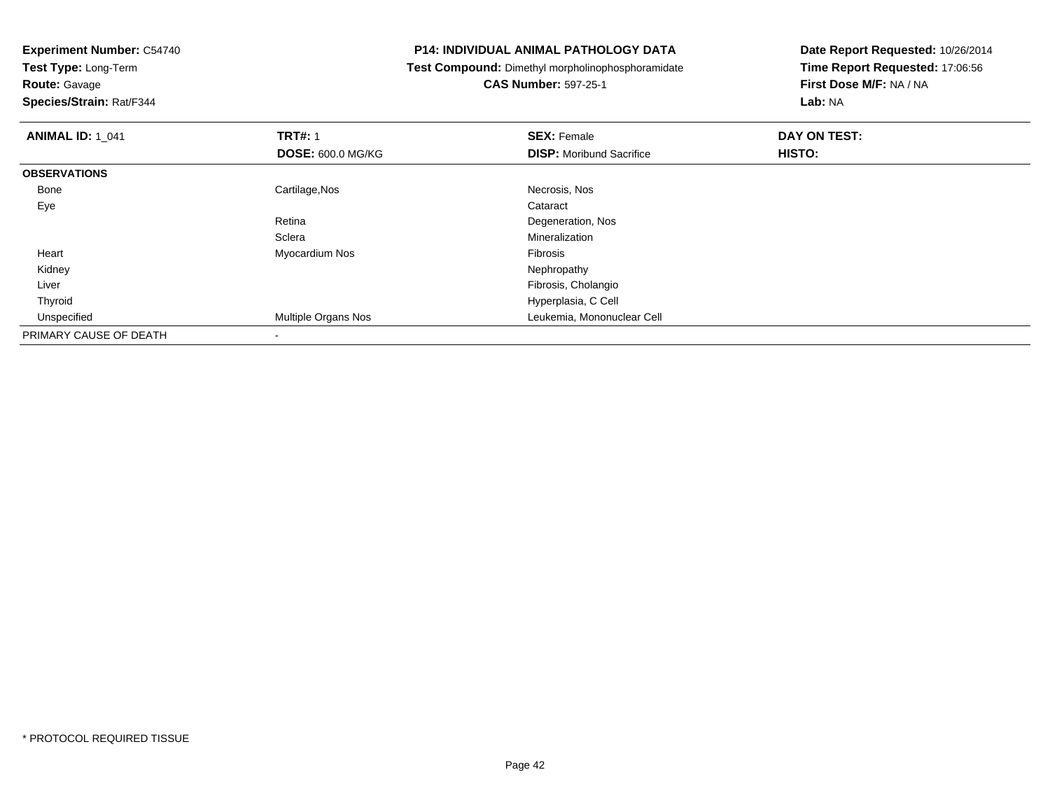**Experiment Number:** C54740
**Test Type:** Long-Term
**Route:** Gavage
**Species/Strain:** Rat/F344

**P14: INDIVIDUAL ANIMAL PATHOLOGY DATA**
**Test Compound:** Dimethyl morpholinophosphoramidate
**CAS Number:** 597-25-1

**Date Report Requested:** 10/26/2014
**Time Report Requested:** 17:06:56
**First Dose M/F:** NA / NA
**Lab:** NA

| **ANIMAL ID:** 1_041 | **TRT#:** 1 | **SEX:** Female | **DAY ON TEST:** |
|---|---|---|---|
| | **DOSE:** 600.0 MG/KG | **DISP:** Moribund Sacrifice | **HISTO:** |
| **OBSERVATIONS** | | | |
| Bone | Cartilage,Nos | Necrosis, Nos | |
| Eye | | Cataract | |
| | Retina | Degeneration, Nos | |
| | Sclera | Mineralization | |
| Heart | Myocardium Nos | Fibrosis | |
| Kidney | | Nephropathy | |
| Liver | | Fibrosis, Cholangio | |
| Thyroid | | Hyperplasia, C Cell | |
| Unspecified | Multiple Organs Nos | Leukemia, Mononuclear Cell | |
| PRIMARY CAUSE OF DEATH | - | | |

\* PROTOCOL REQUIRED TISSUE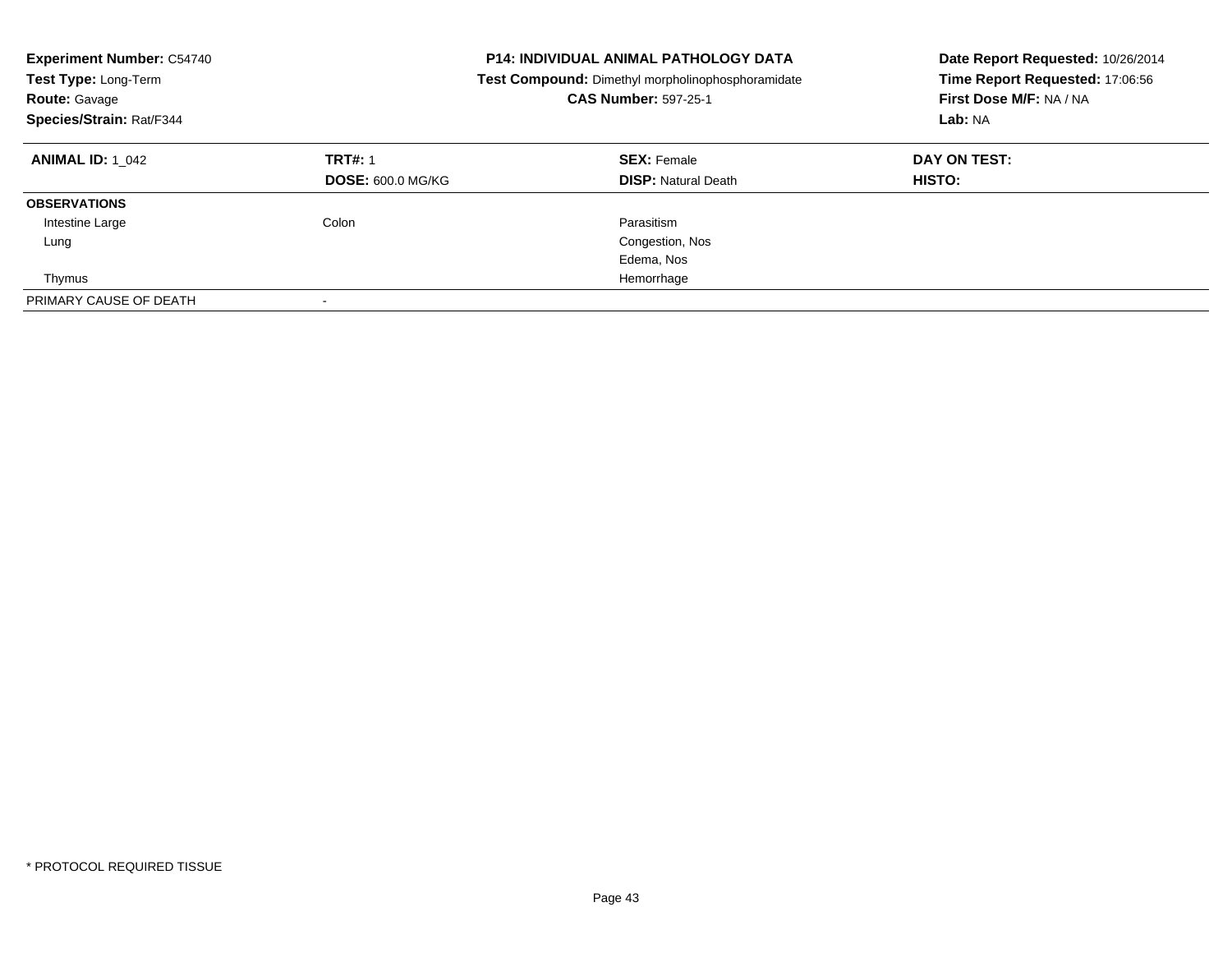**Experiment Number:** C54740
**Test Type:** Long-Term
**Route:** Gavage
**Species/Strain:** Rat/F344

**P14: INDIVIDUAL ANIMAL PATHOLOGY DATA**
**Test Compound:** Dimethyl morpholinophosphoramidate
**CAS Number:** 597-25-1

**Date Report Requested:** 10/26/2014
**Time Report Requested:** 17:06:56
**First Dose M/F:** NA / NA
**Lab:** NA

| **ANIMAL ID:** 1_042 | **TRT#:** 1 | **SEX:** Female | **DAY ON TEST:** |
|---|---|---|---|
| | **DOSE:** 600.0 MG/KG | **DISP:** Natural Death | **HISTO:** |
| **OBSERVATIONS** | | | |
| Intestine Large | Colon | Parasitism | |
| Lung | | Congestion, Nos | |
| | | Edema, Nos | |
| Thymus | | Hemorrhage | |
| PRIMARY CAUSE OF DEATH | - | | |

* PROTOCOL REQUIRED TISSUE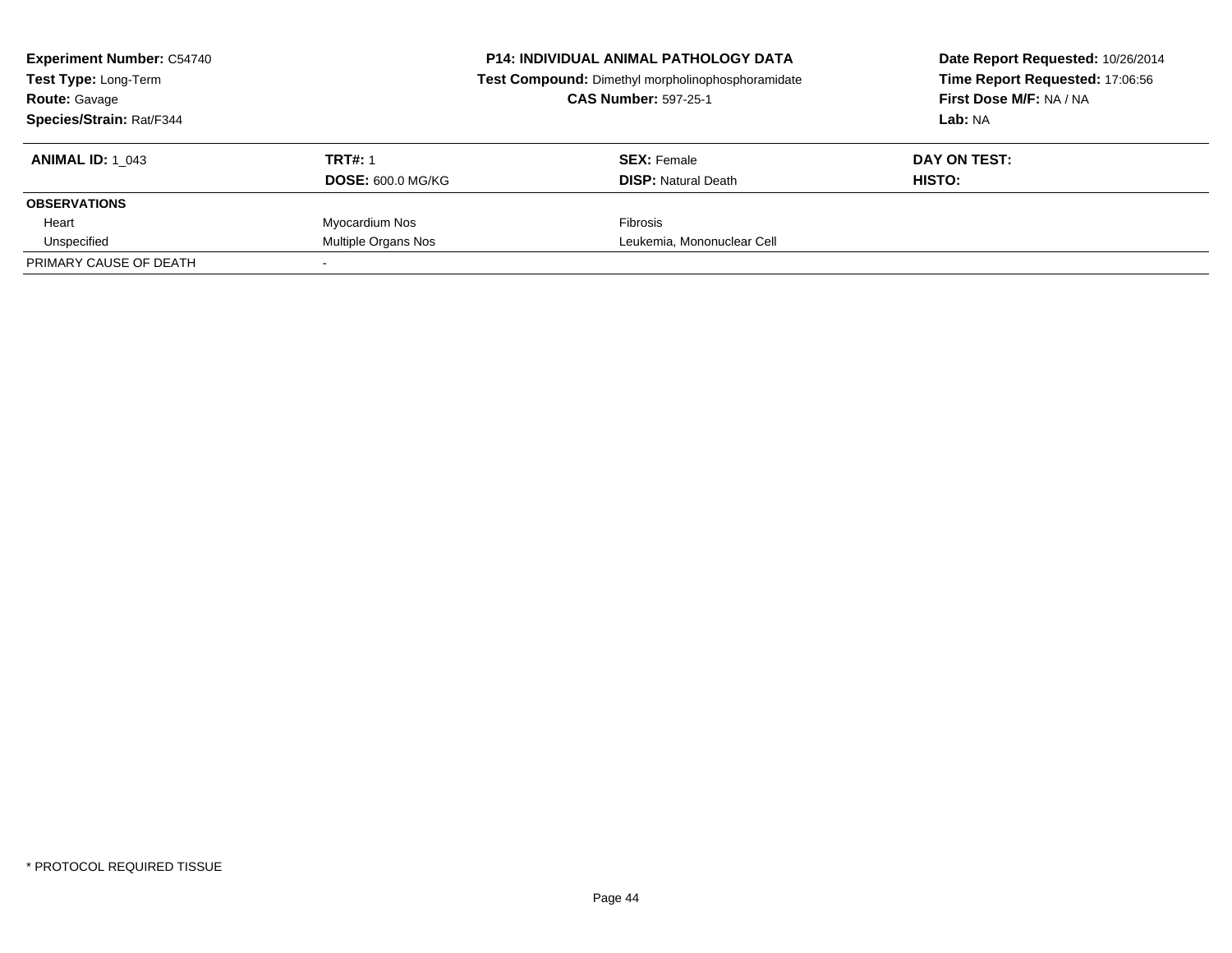**Experiment Number:** C54740
**Test Type:** Long-Term
**Route:** Gavage
**Species/Strain:** Rat/F344

**P14: INDIVIDUAL ANIMAL PATHOLOGY DATA**
**Test Compound:** Dimethyl morpholinophosphoramidate
**CAS Number:** 597-25-1

**Date Report Requested:** 10/26/2014
**Time Report Requested:** 17:06:56
**First Dose M/F:** NA / NA
**Lab:** NA

| **ANIMAL ID:** 1_043 | **TRT#:** 1 | **SEX:** Female | **DAY ON TEST:** |
|---|---|---|---|
| | **DOSE:** 600.0 MG/KG | **DISP:** Natural Death | **HISTO:** |
| **OBSERVATIONS** | | | |
| Heart | Myocardium Nos | Fibrosis | |
| Unspecified | Multiple Organs Nos | Leukemia, Mononuclear Cell | |
| PRIMARY CAUSE OF DEATH | - | | |

* PROTOCOL REQUIRED TISSUE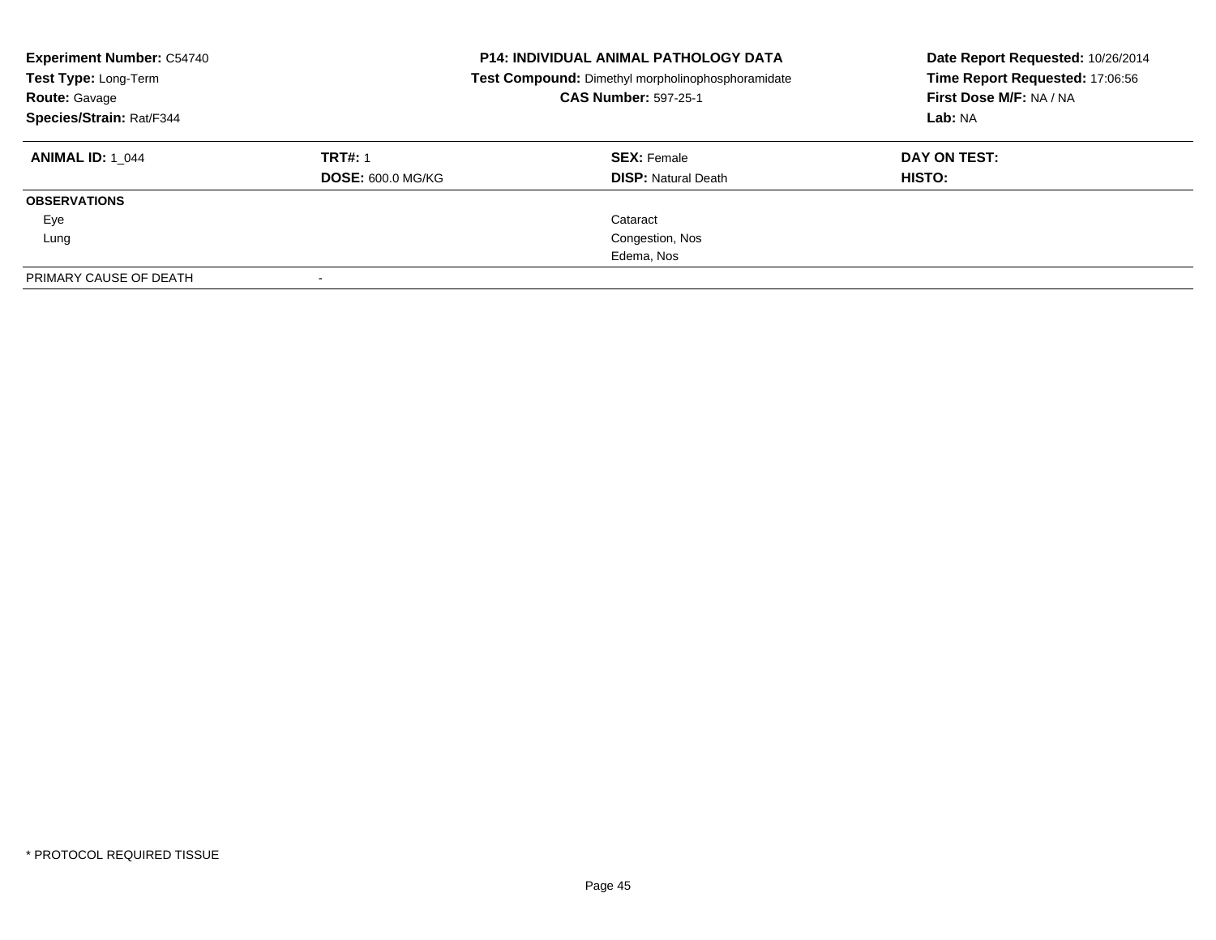**Experiment Number:** C54740
**Test Type:** Long-Term
**Route:** Gavage
**Species/Strain:** Rat/F344

**P14: INDIVIDUAL ANIMAL PATHOLOGY DATA**
**Test Compound:** Dimethyl morpholinophosphoramidate
**CAS Number:** 597-25-1

**Date Report Requested:** 10/26/2014
**Time Report Requested:** 17:06:56
**First Dose M/F:** NA / NA
**Lab:** NA

| **ANIMAL ID:** 1_044 | **TRT#:** 1 | **SEX:** Female | **DAY ON TEST:** |
|---|---|---|---|
| | **DOSE:** 600.0 MG/KG | **DISP:** Natural Death | **HISTO:** |
| **OBSERVATIONS** | | | |
| Eye | | Cataract | |
| Lung | | Congestion, Nos | |
| | | Edema, Nos | |
| PRIMARY CAUSE OF DEATH | - | | |

* PROTOCOL REQUIRED TISSUE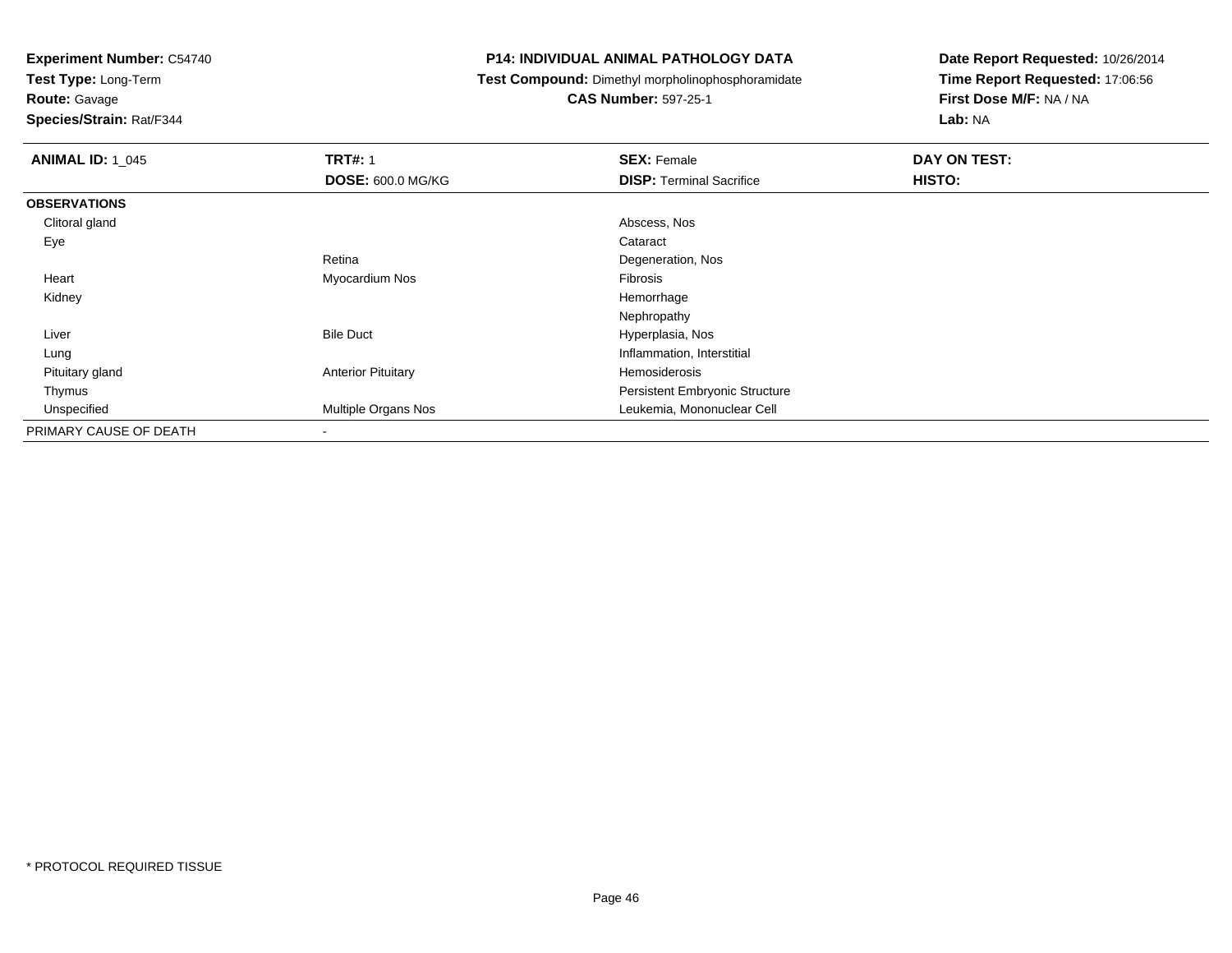**Experiment Number:** C54740
**Test Type:** Long-Term
**Route:** Gavage
**Species/Strain:** Rat/F344

# P14: INDIVIDUAL ANIMAL PATHOLOGY DATA

**Test Compound:** Dimethyl morpholinophosphoramidate
**CAS Number:** 597-25-1

**Date Report Requested:** 10/26/2014
**Time Report Requested:** 17:06:56
**First Dose M/F:** NA / NA
**Lab:** NA

| **ANIMAL ID:** 1_045 | **TRT#:** 1 | **SEX:** Female | **DAY ON TEST:** |
|---|---|---|---|
| | **DOSE:** 600.0 MG/KG | **DISP:** Terminal Sacrifice | **HISTO:** |
| **OBSERVATIONS** | | | |
| Clitoral gland | | Abscess, Nos | |
| Eye | | Cataract | |
| | Retina | Degeneration, Nos | |
| Heart | Myocardium Nos | Fibrosis | |
| Kidney | | Hemorrhage | |
| | | Nephropathy | |
| Liver | Bile Duct | Hyperplasia, Nos | |
| Lung | | Inflammation, Interstitial | |
| Pituitary gland | Anterior Pituitary | Hemosiderosis | |
| Thymus | | Persistent Embryonic Structure | |
| Unspecified | Multiple Organs Nos | Leukemia, Mononuclear Cell | |
| PRIMARY CAUSE OF DEATH | - | | |

* PROTOCOL REQUIRED TISSUE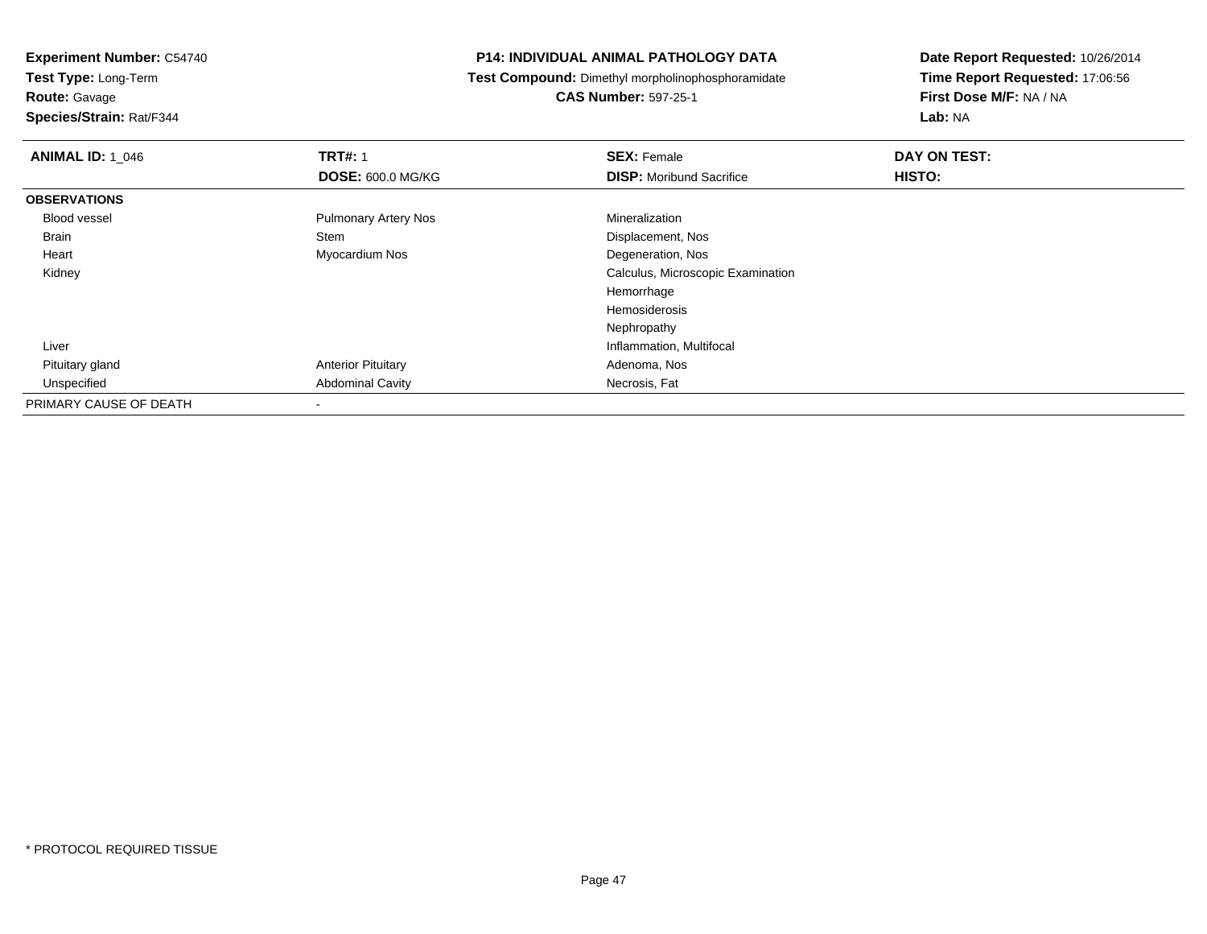**Experiment Number:** C54740
**Test Type:** Long-Term
**Route:** Gavage
**Species/Strain:** Rat/F344

**P14: INDIVIDUAL ANIMAL PATHOLOGY DATA**
**Test Compound:** Dimethyl morpholinophosphoramidate
**CAS Number:** 597-25-1

**Date Report Requested:** 10/26/2014
**Time Report Requested:** 17:06:56
**First Dose M/F:** NA / NA
**Lab:** NA

| **ANIMAL ID:** 1_046 | **TRT#:** 1 | **SEX:** Female | **DAY ON TEST:** |
|---|---|---|---|
| | **DOSE:** 600.0 MG/KG | **DISP:** Moribund Sacrifice | **HISTO:** |
| **OBSERVATIONS** | | | |
| Blood vessel | Pulmonary Artery Nos | Mineralization | |
| Brain | Stem | Displacement, Nos | |
| Heart | Myocardium Nos | Degeneration, Nos | |
| Kidney | | Calculus, Microscopic Examination | |
| | | Hemorrhage | |
| | | Hemosiderosis | |
| | | Nephropathy | |
| Liver | | Inflammation, Multifocal | |
| Pituitary gland | Anterior Pituitary | Adenoma, Nos | |
| Unspecified | Abdominal Cavity | Necrosis, Fat | |
| PRIMARY CAUSE OF DEATH | - | | |

* PROTOCOL REQUIRED TISSUE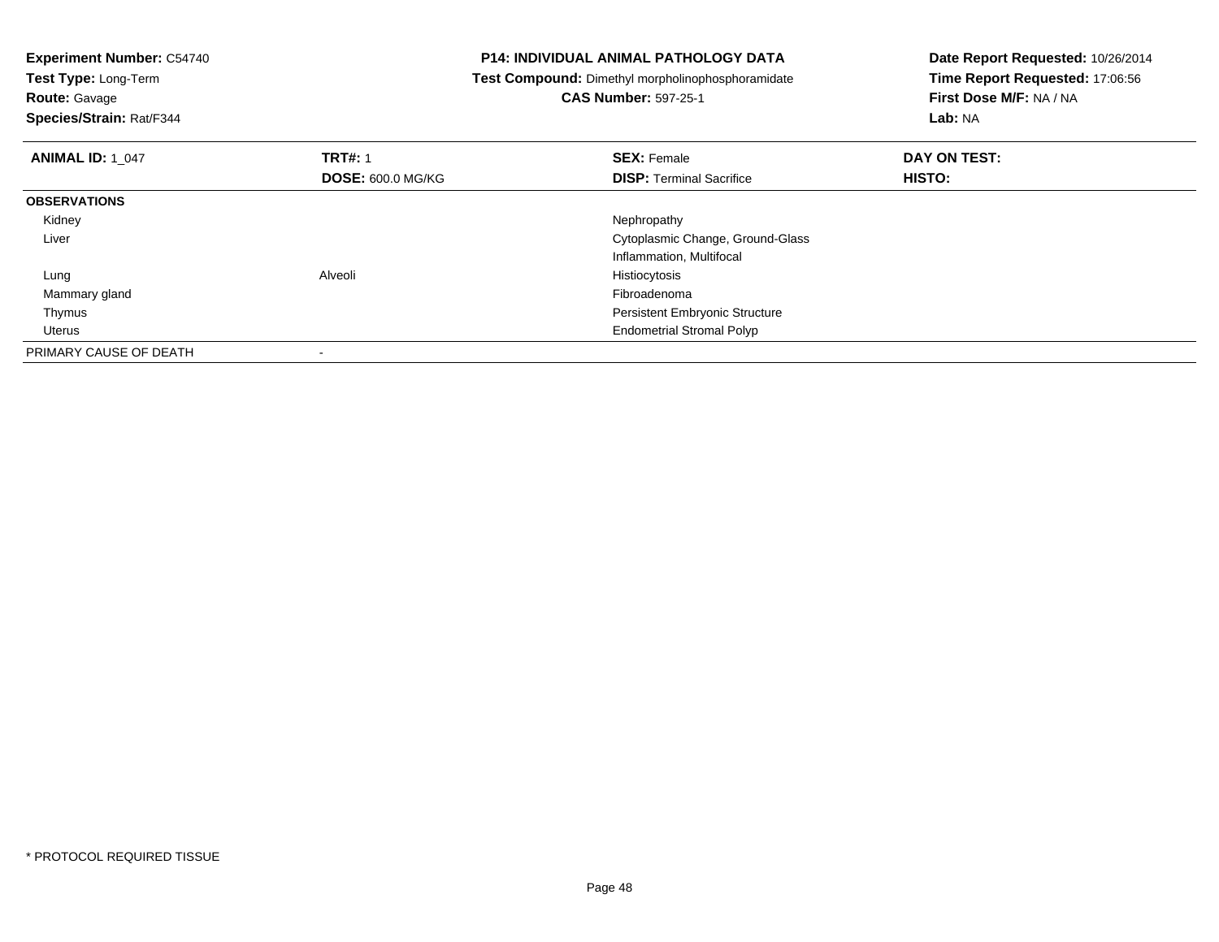**Experiment Number:** C54740
**Test Type:** Long-Term
**Route:** Gavage
**Species/Strain:** Rat/F344

**P14: INDIVIDUAL ANIMAL PATHOLOGY DATA**
**Test Compound:** Dimethyl morpholinophosphoramidate
**CAS Number:** 597-25-1

**Date Report Requested:** 10/26/2014
**Time Report Requested:** 17:06:56
**First Dose M/F:** NA / NA
**Lab:** NA

| **ANIMAL ID:** 1_047 | **TRT#:** 1 | **SEX:** Female | **DAY ON TEST:** |
|---|---|---|---|
| | **DOSE:** 600.0 MG/KG | **DISP:** Terminal Sacrifice | **HISTO:** |
| **OBSERVATIONS** | | | |
| Kidney | | Nephropathy | |
| Liver | | Cytoplasmic Change, Ground-Glass | |
| | | Inflammation, Multifocal | |
| Lung | Alveoli | Histiocytosis | |
| Mammary gland | | Fibroadenoma | |
| Thymus | | Persistent Embryonic Structure | |
| Uterus | | Endometrial Stromal Polyp | |
| PRIMARY CAUSE OF DEATH | - | | |

* PROTOCOL REQUIRED TISSUE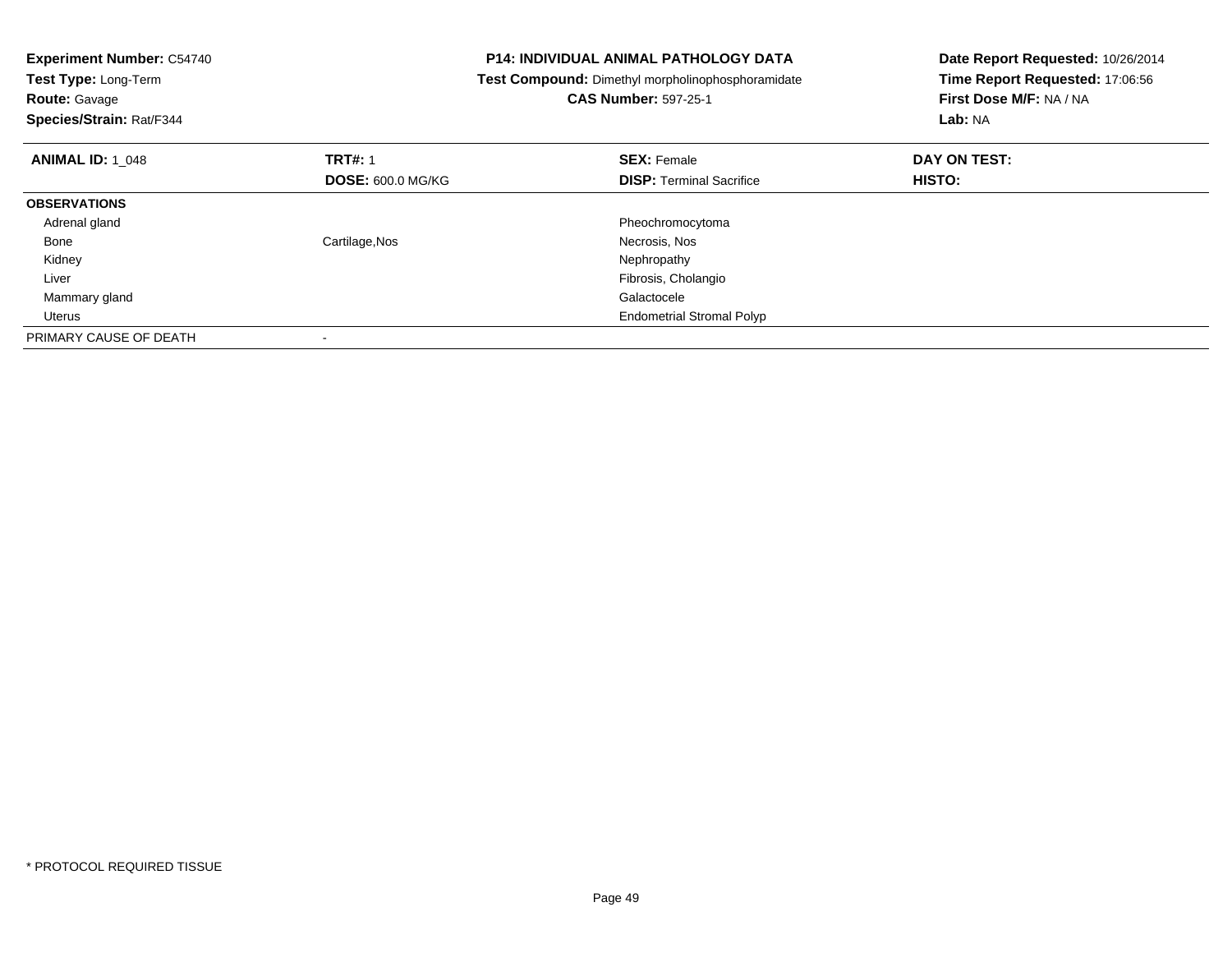**Experiment Number:** C54740
**Test Type:** Long-Term
**Route:** Gavage
**Species/Strain:** Rat/F344

**P14: INDIVIDUAL ANIMAL PATHOLOGY DATA**
**Test Compound:** Dimethyl morpholinophosphoramidate
**CAS Number:** 597-25-1

**Date Report Requested:** 10/26/2014
**Time Report Requested:** 17:06:56
**First Dose M/F:** NA / NA
**Lab:** NA

| **ANIMAL ID:** 1_048 | **TRT#:** 1<br>**DOSE:** 600.0 MG/KG | **SEX:** Female<br>**DISP:** Terminal Sacrifice | **DAY ON TEST:**<br>**HISTO:** |
|---|---|---|---|
| **OBSERVATIONS** | | | |
| Adrenal gland | | Pheochromocytoma | |
| Bone | Cartilage,Nos | Necrosis, Nos | |
| Kidney | | Nephropathy | |
| Liver | | Fibrosis, Cholangio | |
| Mammary gland | | Galactocele | |
| Uterus | | Endometrial Stromal Polyp | |
| PRIMARY CAUSE OF DEATH | - | | |

* PROTOCOL REQUIRED TISSUE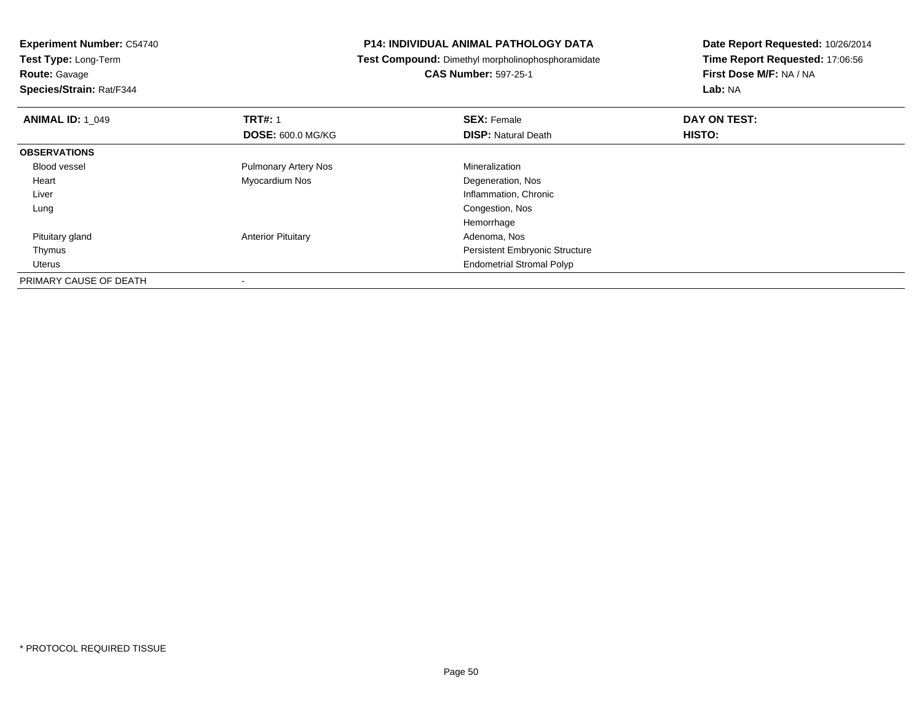**Experiment Number:** C54740
**Test Type:** Long-Term
**Route:** Gavage
**Species/Strain:** Rat/F344

**P14: INDIVIDUAL ANIMAL PATHOLOGY DATA**
**Test Compound:** Dimethyl morpholinophosphoramidate
**CAS Number:** 597-25-1

**Date Report Requested:** 10/26/2014
**Time Report Requested:** 17:06:56
**First Dose M/F:** NA / NA
**Lab:** NA

| **ANIMAL ID:** 1_049 | **TRT#:** 1 | **SEX:** Female | **DAY ON TEST:** |
|---|---|---|---|
| | **DOSE:** 600.0 MG/KG | **DISP:** Natural Death | **HISTO:** |
| **OBSERVATIONS** | | | |
| Blood vessel | Pulmonary Artery Nos | Mineralization | |
| Heart | Myocardium Nos | Degeneration, Nos | |
| Liver | | Inflammation, Chronic | |
| Lung | | Congestion, Nos | |
| | | Hemorrhage | |
| Pituitary gland | Anterior Pituitary | Adenoma, Nos | |
| Thymus | | Persistent Embryonic Structure | |
| Uterus | | Endometrial Stromal Polyp | |
| PRIMARY CAUSE OF DEATH | - | | |

* PROTOCOL REQUIRED TISSUE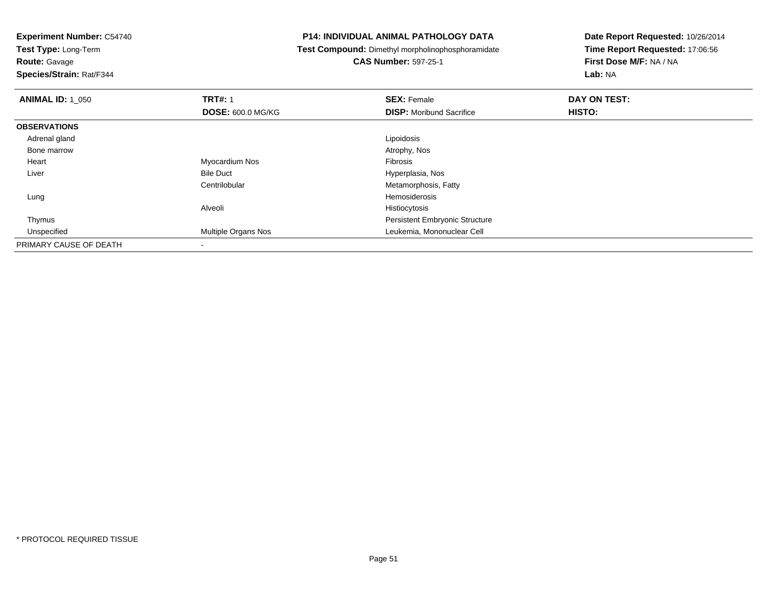**Experiment Number:** C54740
**Test Type:** Long-Term
**Route:** Gavage
**Species/Strain:** Rat/F344

**P14: INDIVIDUAL ANIMAL PATHOLOGY DATA**
**Test Compound:** Dimethyl morpholinophosphoramidate
**CAS Number:** 597-25-1

**Date Report Requested:** 10/26/2014
**Time Report Requested:** 17:06:56
**First Dose M/F:** NA / NA
**Lab:** NA

| **ANIMAL ID:** 1_050 | **TRT#:** 1 | **SEX:** Female | **DAY ON TEST:** |
|---|---|---|---|
| | **DOSE:** 600.0 MG/KG | **DISP:** Moribund Sacrifice | **HISTO:** |
| **OBSERVATIONS** | | | |
| Adrenal gland | | Lipoidosis | |
| Bone marrow | | Atrophy, Nos | |
| Heart | Myocardium Nos | Fibrosis | |
| Liver | Bile Duct | Hyperplasia, Nos | |
| | Centrilobular | Metamorphosis, Fatty | |
| Lung | | Hemosiderosis | |
| | Alveoli | Histiocytosis | |
| Thymus | | Persistent Embryonic Structure | |
| Unspecified | Multiple Organs Nos | Leukemia, Mononuclear Cell | |
| PRIMARY CAUSE OF DEATH | - | | |

* PROTOCOL REQUIRED TISSUE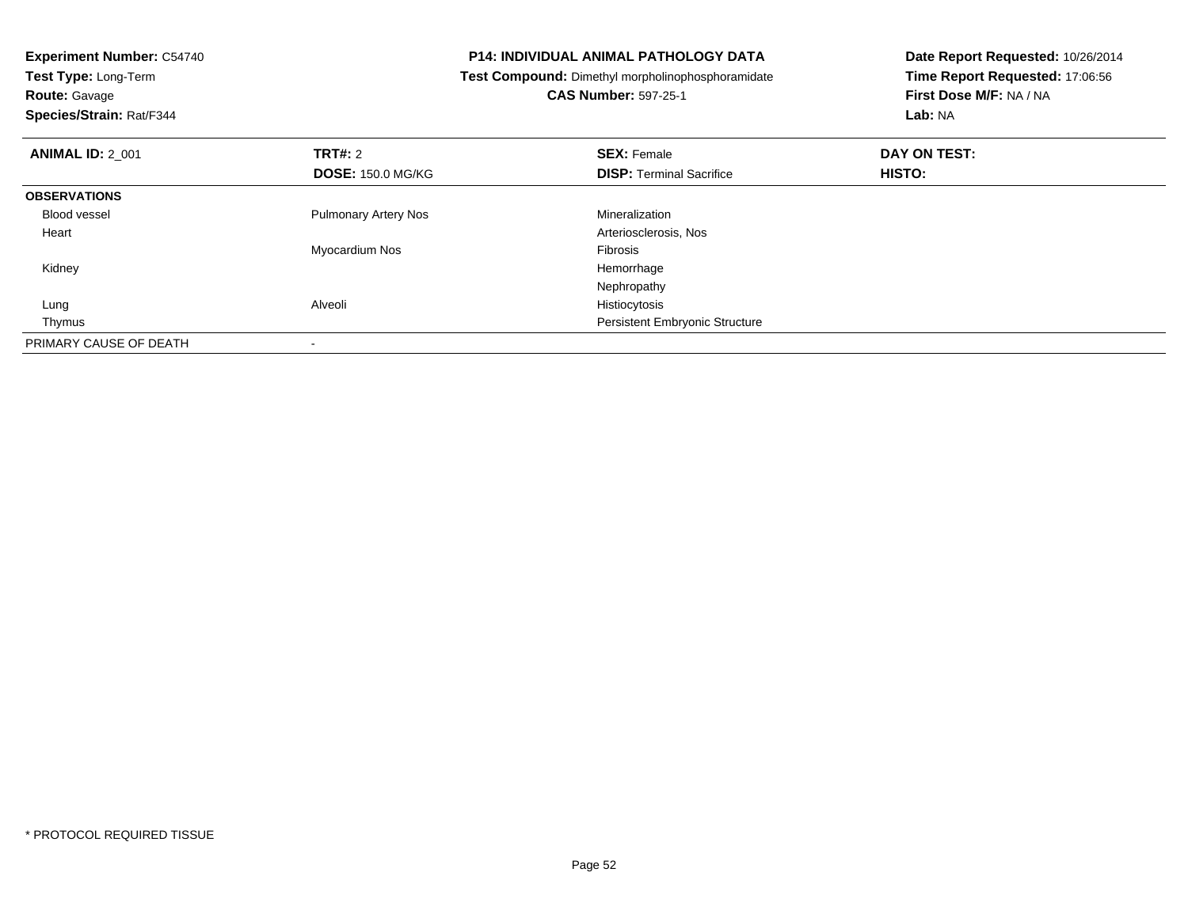**Experiment Number:** C54740
**Test Type:** Long-Term
**Route:** Gavage
**Species/Strain:** Rat/F344

**P14: INDIVIDUAL ANIMAL PATHOLOGY DATA**
**Test Compound:** Dimethyl morpholinophosphoramidate
**CAS Number:** 597-25-1

**Date Report Requested:** 10/26/2014
**Time Report Requested:** 17:06:56
**First Dose M/F:** NA / NA
**Lab:** NA

| **ANIMAL ID:** 2_001 | **TRT#:** 2<br>**DOSE:** 150.0 MG/KG | **SEX:** Female<br>**DISP:** Terminal Sacrifice | **DAY ON TEST:**<br>**HISTO:** |
|---|---|---|---|
| **OBSERVATIONS** | | | |
| Blood vessel | Pulmonary Artery Nos | Mineralization | |
| Heart | | Arteriosclerosis, Nos | |
| | Myocardium Nos | Fibrosis | |
| Kidney | | Hemorrhage | |
| | | Nephropathy | |
| Lung | Alveoli | Histiocytosis | |
| Thymus | | Persistent Embryonic Structure | |
| PRIMARY CAUSE OF DEATH | - | | |

* PROTOCOL REQUIRED TISSUE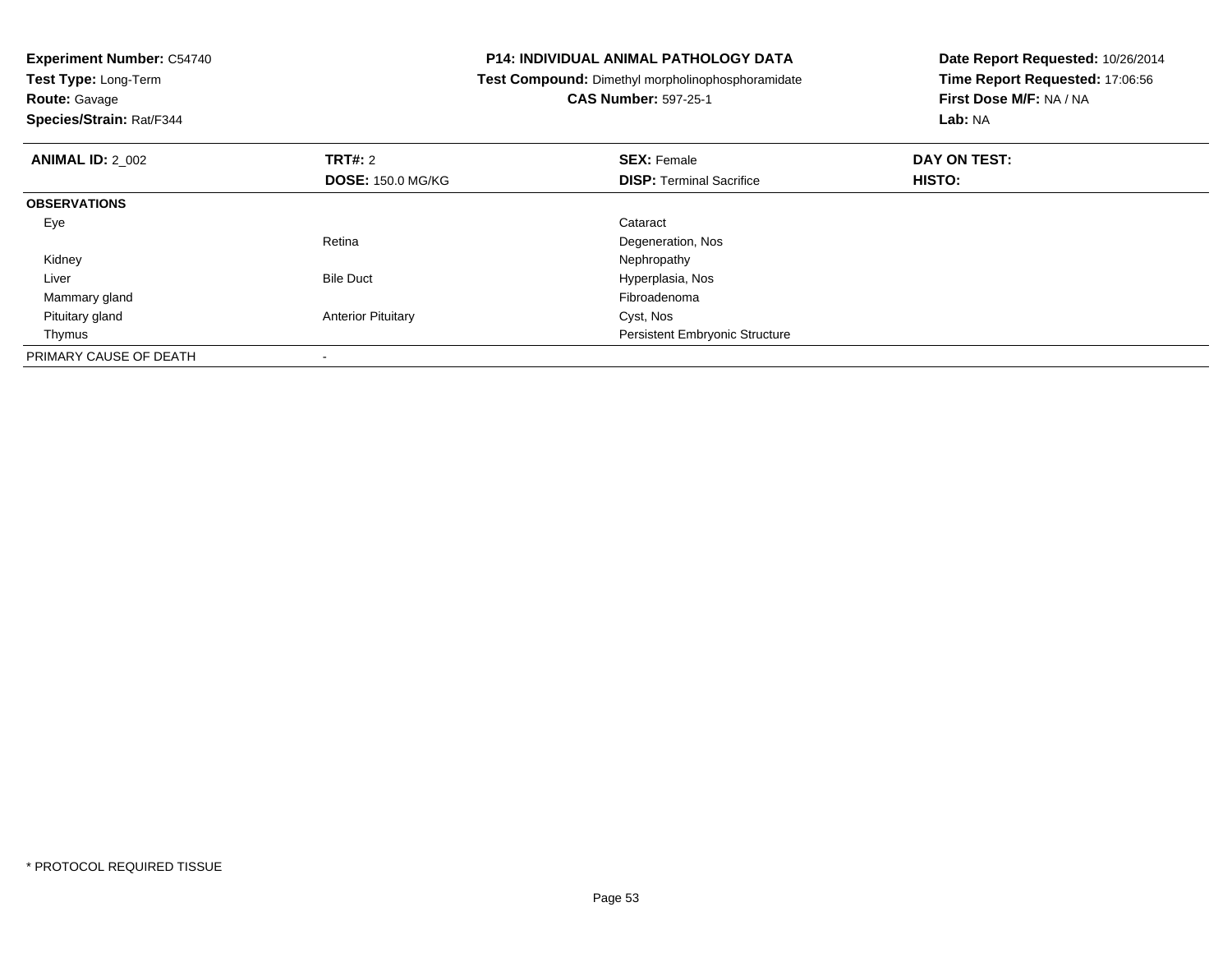**Experiment Number:** C54740
**Test Type:** Long-Term
**Route:** Gavage
**Species/Strain:** Rat/F344

**P14: INDIVIDUAL ANIMAL PATHOLOGY DATA**
**Test Compound:** Dimethyl morpholinophosphoramidate
**CAS Number:** 597-25-1

**Date Report Requested:** 10/26/2014
**Time Report Requested:** 17:06:56
**First Dose M/F:** NA / NA
**Lab:** NA

| **ANIMAL ID:** 2_002 | **TRT#:** 2 | **SEX:** Female | **DAY ON TEST:** |
|---|---|---|---|
| | **DOSE:** 150.0 MG/KG | **DISP:** Terminal Sacrifice | **HISTO:** |
| **OBSERVATIONS** | | | |
| Eye | | Cataract | |
| | Retina | Degeneration, Nos | |
| Kidney | | Nephropathy | |
| Liver | Bile Duct | Hyperplasia, Nos | |
| Mammary gland | | Fibroadenoma | |
| Pituitary gland | Anterior Pituitary | Cyst, Nos | |
| Thymus | | Persistent Embryonic Structure | |
| PRIMARY CAUSE OF DEATH | - | | |

* PROTOCOL REQUIRED TISSUE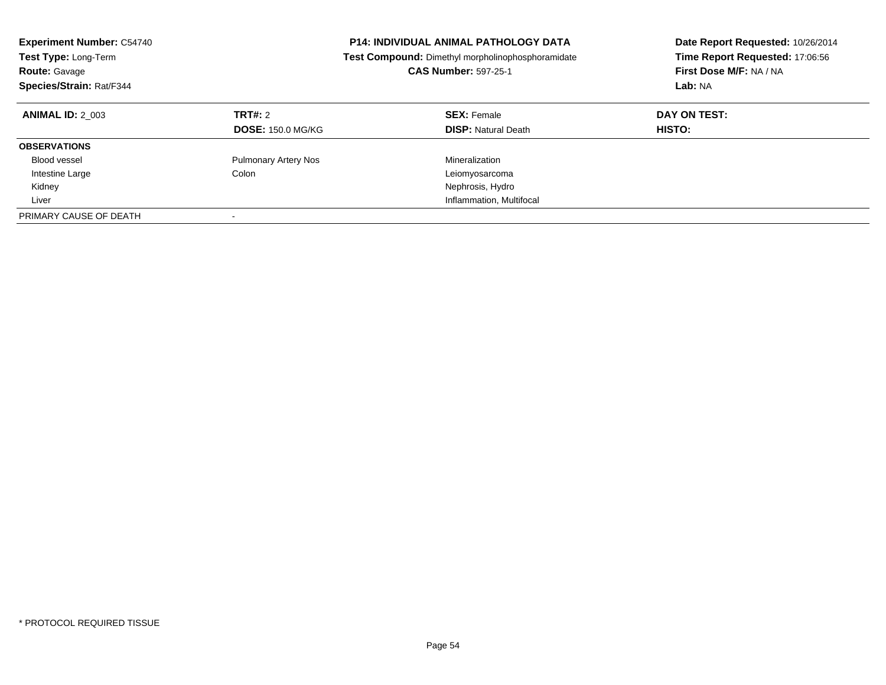**Experiment Number:** C54740
**Test Type:** Long-Term
**Route:** Gavage
**Species/Strain:** Rat/F344

**P14: INDIVIDUAL ANIMAL PATHOLOGY DATA**
**Test Compound:** Dimethyl morpholinophosphoramidate
**CAS Number:** 597-25-1

**Date Report Requested:** 10/26/2014
**Time Report Requested:** 17:06:56
**First Dose M/F:** NA / NA
**Lab:** NA

| **ANIMAL ID:** 2_003 | **TRT#:** 2 | **SEX:** Female | **DAY ON TEST:** |
|---|---|---|---|
| | **DOSE:** 150.0 MG/KG | **DISP:** Natural Death | **HISTO:** |
| **OBSERVATIONS** | | | |
| Blood vessel | Pulmonary Artery Nos | Mineralization | |
| Intestine Large | Colon | Leiomyosarcoma | |
| Kidney | | Nephrosis, Hydro | |
| Liver | | Inflammation, Multifocal | |
| PRIMARY CAUSE OF DEATH | - | | |

* PROTOCOL REQUIRED TISSUE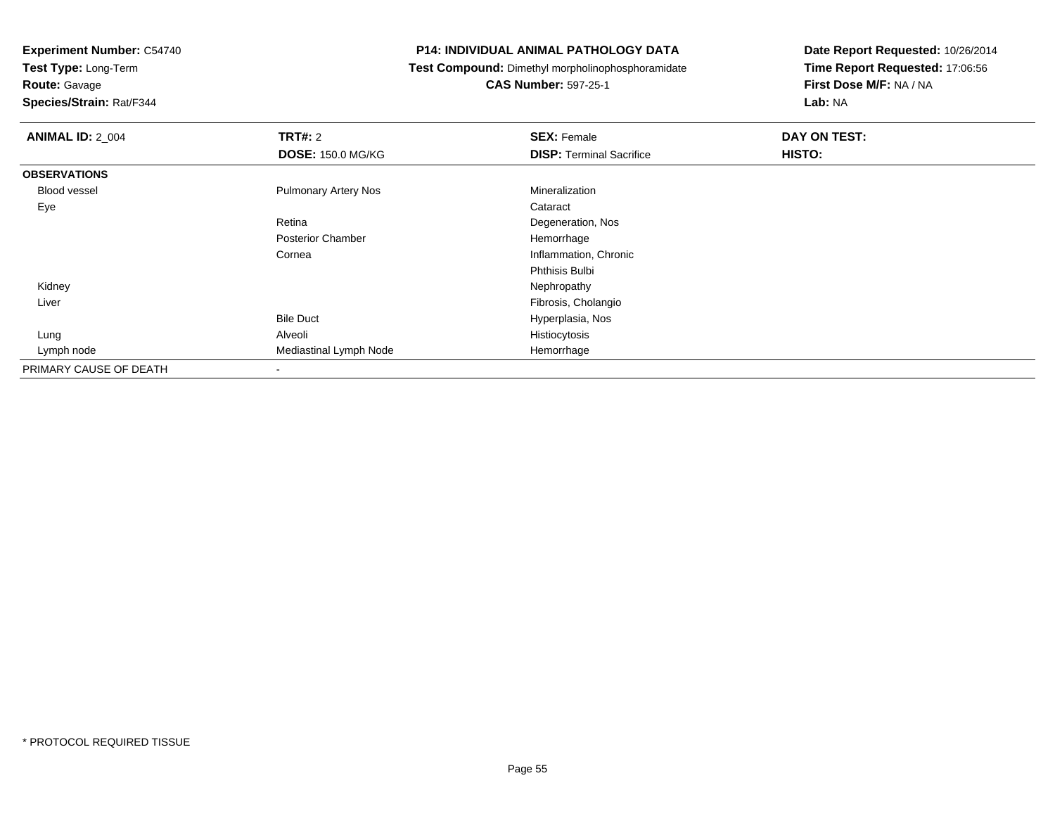**Experiment Number:** C54740
**Test Type:** Long-Term
**Route:** Gavage
**Species/Strain:** Rat/F344

## P14: INDIVIDUAL ANIMAL PATHOLOGY DATA

**Test Compound:** Dimethyl morpholinophosphoramidate
**CAS Number:** 597-25-1

**Date Report Requested:** 10/26/2014
**Time Report Requested:** 17:06:56
**First Dose M/F:** NA / NA
**Lab:** NA

| **ANIMAL ID:** 2_004 | **TRT#:** 2 | **SEX:** Female | **DAY ON TEST:** |
|---|---|---|---|
| | **DOSE:** 150.0 MG/KG | **DISP:** Terminal Sacrifice | **HISTO:** |
| **OBSERVATIONS** | | | |
| Blood vessel | Pulmonary Artery Nos | Mineralization | |
| Eye | | Cataract | |
| | Retina | Degeneration, Nos | |
| | Posterior Chamber | Hemorrhage | |
| | Cornea | Inflammation, Chronic | |
| | | Phthisis Bulbi | |
| Kidney | | Nephropathy | |
| Liver | | Fibrosis, Cholangio | |
| | Bile Duct | Hyperplasia, Nos | |
| Lung | Alveoli | Histiocytosis | |
| Lymph node | Mediastinal Lymph Node | Hemorrhage | |
| PRIMARY CAUSE OF DEATH | - | | |

* PROTOCOL REQUIRED TISSUE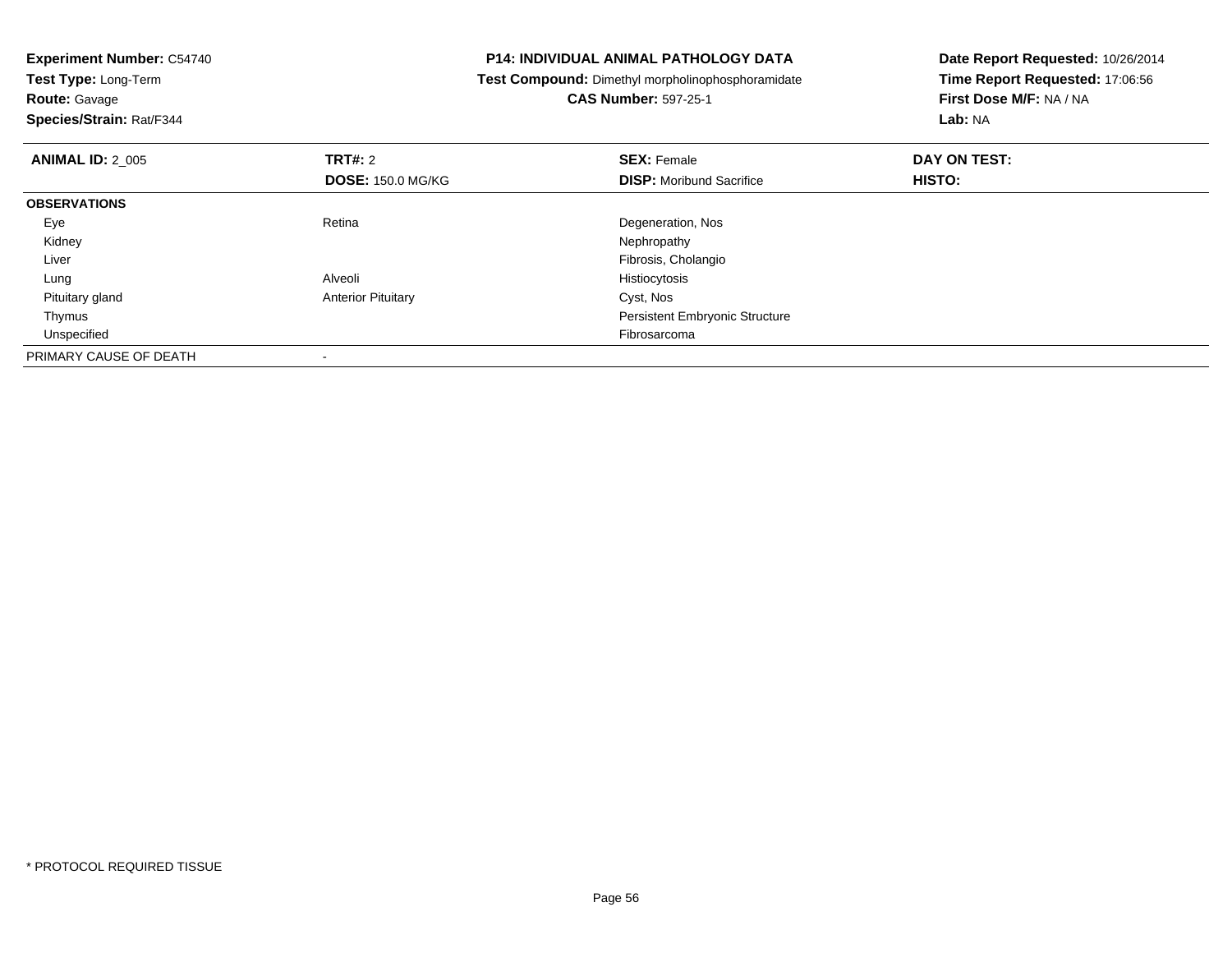**Experiment Number:** C54740
**Test Type:** Long-Term
**Route:** Gavage
**Species/Strain:** Rat/F344

**P14: INDIVIDUAL ANIMAL PATHOLOGY DATA**
**Test Compound:** Dimethyl morpholinophosphoramidate
**CAS Number:** 597-25-1

**Date Report Requested:** 10/26/2014
**Time Report Requested:** 17:06:56
**First Dose M/F:** NA / NA
**Lab:** NA

| **ANIMAL ID:** 2_005 | **TRT#:** 2 | **SEX:** Female | **DAY ON TEST:** |
|---|---|---|---|
| | **DOSE:** 150.0 MG/KG | **DISP:** Moribund Sacrifice | **HISTO:** |
| **OBSERVATIONS** | | | |
| Eye | Retina | Degeneration, Nos | |
| Kidney | | Nephropathy | |
| Liver | | Fibrosis, Cholangio | |
| Lung | Alveoli | Histiocytosis | |
| Pituitary gland | Anterior Pituitary | Cyst, Nos | |
| Thymus | | Persistent Embryonic Structure | |
| Unspecified | | Fibrosarcoma | |
| PRIMARY CAUSE OF DEATH | - | | |

\* PROTOCOL REQUIRED TISSUE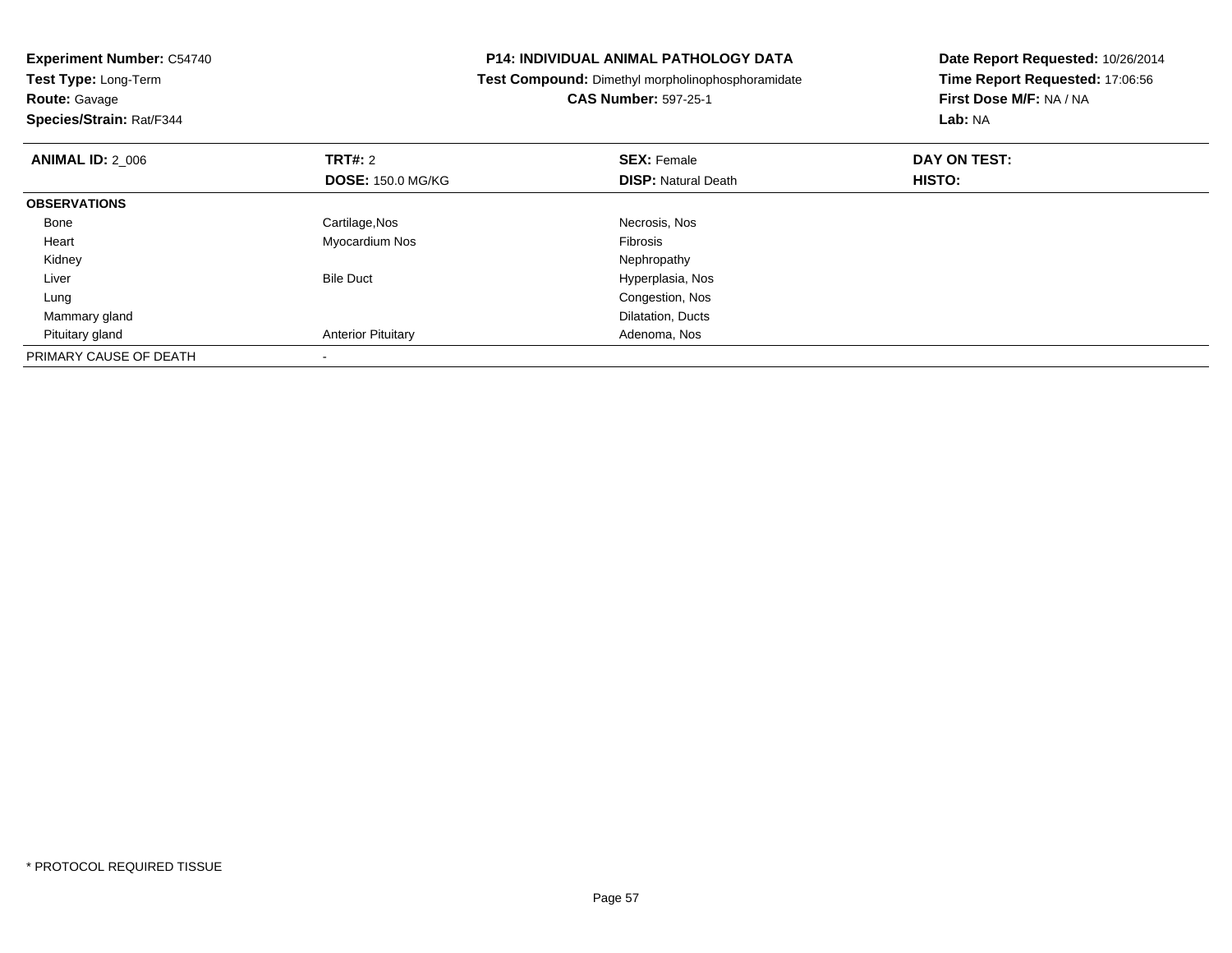**Experiment Number:** C54740
**Test Type:** Long-Term
**Route:** Gavage
**Species/Strain:** Rat/F344

**P14: INDIVIDUAL ANIMAL PATHOLOGY DATA**
**Test Compound:** Dimethyl morpholinophosphoramidate
**CAS Number:** 597-25-1

**Date Report Requested:** 10/26/2014
**Time Report Requested:** 17:06:56
**First Dose M/F:** NA / NA
**Lab:** NA

| **ANIMAL ID:** 2_006 | **TRT#:** 2 | **SEX:** Female | **DAY ON TEST:** |
|---|---|---|---|
| | **DOSE:** 150.0 MG/KG | **DISP:** Natural Death | **HISTO:** |
| **OBSERVATIONS** | | | |
| Bone | Cartilage,Nos | Necrosis, Nos | |
| Heart | Myocardium Nos | Fibrosis | |
| Kidney | | Nephropathy | |
| Liver | Bile Duct | Hyperplasia, Nos | |
| Lung | | Congestion, Nos | |
| Mammary gland | | Dilatation, Ducts | |
| Pituitary gland | Anterior Pituitary | Adenoma, Nos | |
| PRIMARY CAUSE OF DEATH | - | | |

* PROTOCOL REQUIRED TISSUE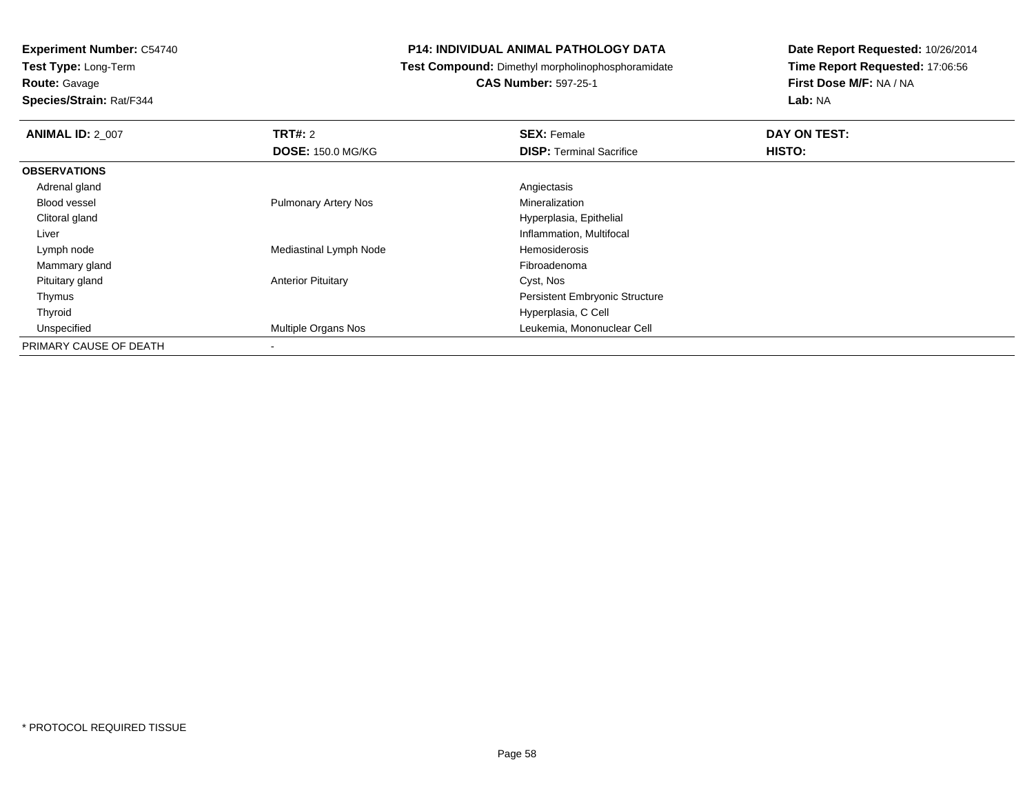**Experiment Number:** C54740
**Test Type:** Long-Term
**Route:** Gavage
**Species/Strain:** Rat/F344

**P14: INDIVIDUAL ANIMAL PATHOLOGY DATA**
**Test Compound:** Dimethyl morpholinophosphoramidate
**CAS Number:** 597-25-1

**Date Report Requested:** 10/26/2014
**Time Report Requested:** 17:06:56
**First Dose M/F:** NA / NA
**Lab:** NA

| **ANIMAL ID:** 2_007 | **TRT#:** 2 | **SEX:** Female | **DAY ON TEST:** |
|---|---|---|---|
| | **DOSE:** 150.0 MG/KG | **DISP:** Terminal Sacrifice | **HISTO:** |
| **OBSERVATIONS** | | | |
| Adrenal gland | | Angiectasis | |
| Blood vessel | Pulmonary Artery Nos | Mineralization | |
| Clitoral gland | | Hyperplasia, Epithelial | |
| Liver | | Inflammation, Multifocal | |
| Lymph node | Mediastinal Lymph Node | Hemosiderosis | |
| Mammary gland | | Fibroadenoma | |
| Pituitary gland | Anterior Pituitary | Cyst, Nos | |
| Thymus | | Persistent Embryonic Structure | |
| Thyroid | | Hyperplasia, C Cell | |
| Unspecified | Multiple Organs Nos | Leukemia, Mononuclear Cell | |
| PRIMARY CAUSE OF DEATH | - | | |

* PROTOCOL REQUIRED TISSUE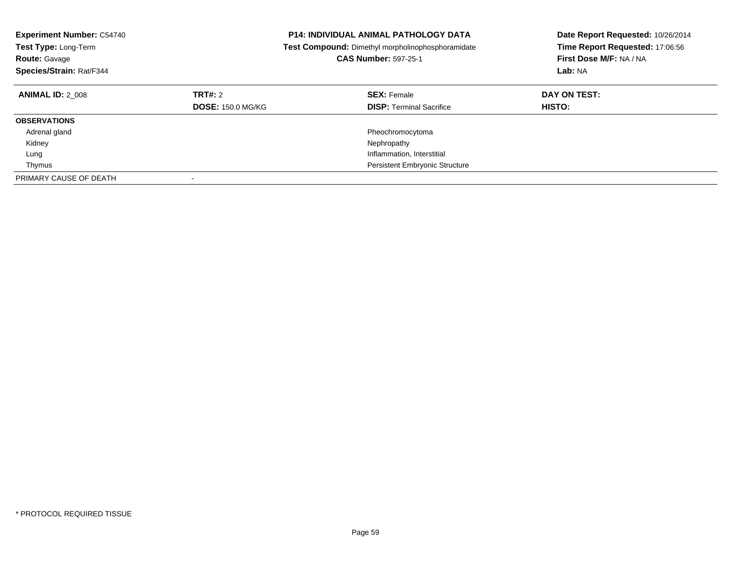**Experiment Number:** C54740
**Test Type:** Long-Term
**Route:** Gavage
**Species/Strain:** Rat/F344

**P14: INDIVIDUAL ANIMAL PATHOLOGY DATA**
**Test Compound:** Dimethyl morpholinophosphoramidate
**CAS Number:** 597-25-1

**Date Report Requested:** 10/26/2014
**Time Report Requested:** 17:06:56
**First Dose M/F:** NA / NA
**Lab:** NA

| **ANIMAL ID:** 2_008 | **TRT#:** 2 | **SEX:** Female | **DAY ON TEST:** |
|---|---|---|---|
| | **DOSE:** 150.0 MG/KG | **DISP:** Terminal Sacrifice | **HISTO:** |
| **OBSERVATIONS** | | | |
| Adrenal gland | | Pheochromocytoma | |
| Kidney | | Nephropathy | |
| Lung | | Inflammation, Interstitial | |
| Thymus | | Persistent Embryonic Structure | |
| PRIMARY CAUSE OF DEATH | - | | |

* PROTOCOL REQUIRED TISSUE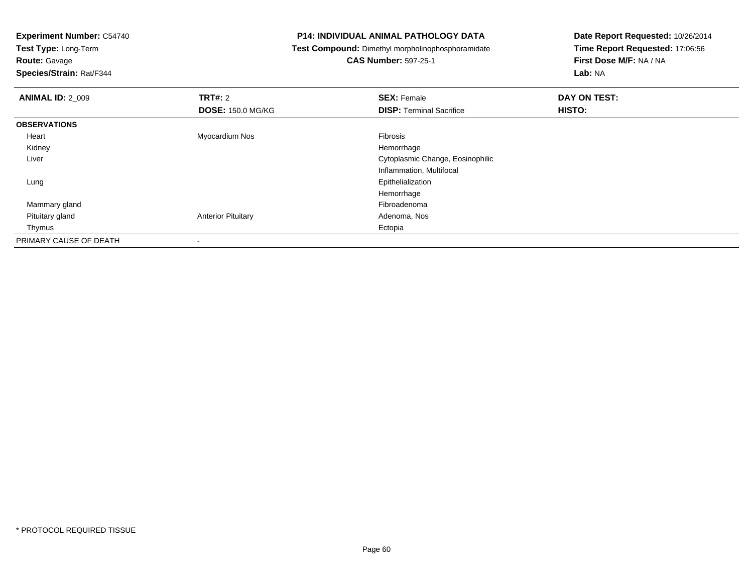**Experiment Number:** C54740
**Test Type:** Long-Term
**Route:** Gavage
**Species/Strain:** Rat/F344

**P14: INDIVIDUAL ANIMAL PATHOLOGY DATA**
**Test Compound:** Dimethyl morpholinophosphoramidate
**CAS Number:** 597-25-1

**Date Report Requested:** 10/26/2014
**Time Report Requested:** 17:06:56
**First Dose M/F:** NA / NA
**Lab:** NA

| **ANIMAL ID:** 2_009 | **TRT#:** 2 | **SEX:** Female | **DAY ON TEST:** |
|---|---|---|---|
| | **DOSE:** 150.0 MG/KG | **DISP:** Terminal Sacrifice | **HISTO:** |
| **OBSERVATIONS** | | | |
| Heart | Myocardium Nos | Fibrosis | |
| Kidney | | Hemorrhage | |
| Liver | | Cytoplasmic Change, Eosinophilic | |
| | | Inflammation, Multifocal | |
| Lung | | Epithelialization | |
| | | Hemorrhage | |
| Mammary gland | | Fibroadenoma | |
| Pituitary gland | Anterior Pituitary | Adenoma, Nos | |
| Thymus | | Ectopia | |
| PRIMARY CAUSE OF DEATH | - | | |

* PROTOCOL REQUIRED TISSUE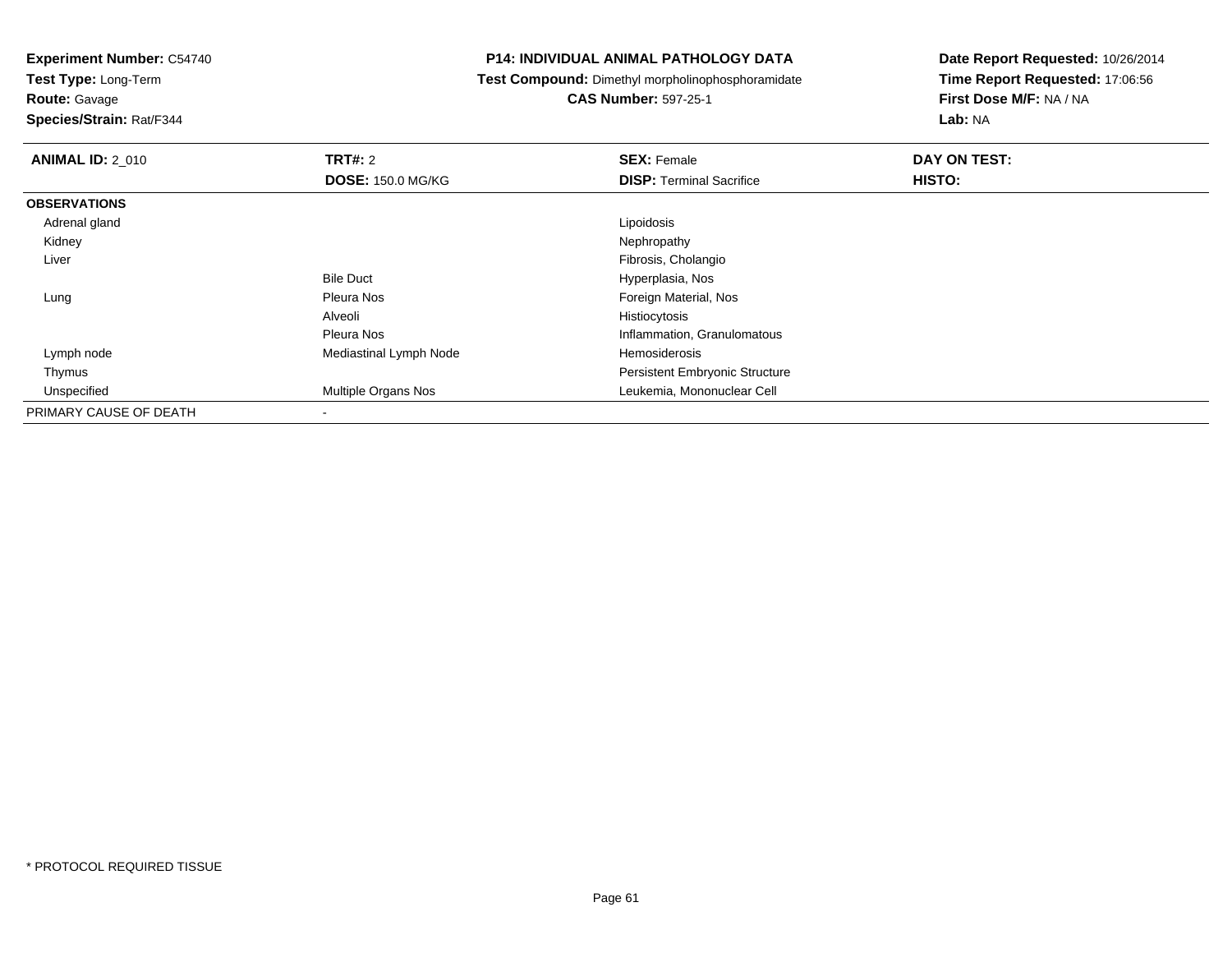**Experiment Number:** C54740
**Test Type:** Long-Term
**Route:** Gavage
**Species/Strain:** Rat/F344

**P14: INDIVIDUAL ANIMAL PATHOLOGY DATA**
**Test Compound:** Dimethyl morpholinophosphoramidate
**CAS Number:** 597-25-1

**Date Report Requested:** 10/26/2014
**Time Report Requested:** 17:06:56
**First Dose M/F:** NA / NA
**Lab:** NA

| **ANIMAL ID:** 2_010 | **TRT#:** 2 | **SEX:** Female | **DAY ON TEST:** |
|---|---|---|---|
| | **DOSE:** 150.0 MG/KG | **DISP:** Terminal Sacrifice | **HISTO:** |
| **OBSERVATIONS** | | | |
| Adrenal gland | | Lipoidosis | |
| Kidney | | Nephropathy | |
| Liver | | Fibrosis, Cholangio | |
| | Bile Duct | Hyperplasia, Nos | |
| Lung | Pleura Nos | Foreign Material, Nos | |
| | Alveoli | Histiocytosis | |
| | Pleura Nos | Inflammation, Granulomatous | |
| Lymph node | Mediastinal Lymph Node | Hemosiderosis | |
| Thymus | | Persistent Embryonic Structure | |
| Unspecified | Multiple Organs Nos | Leukemia, Mononuclear Cell | |
| PRIMARY CAUSE OF DEATH | - | | |

* PROTOCOL REQUIRED TISSUE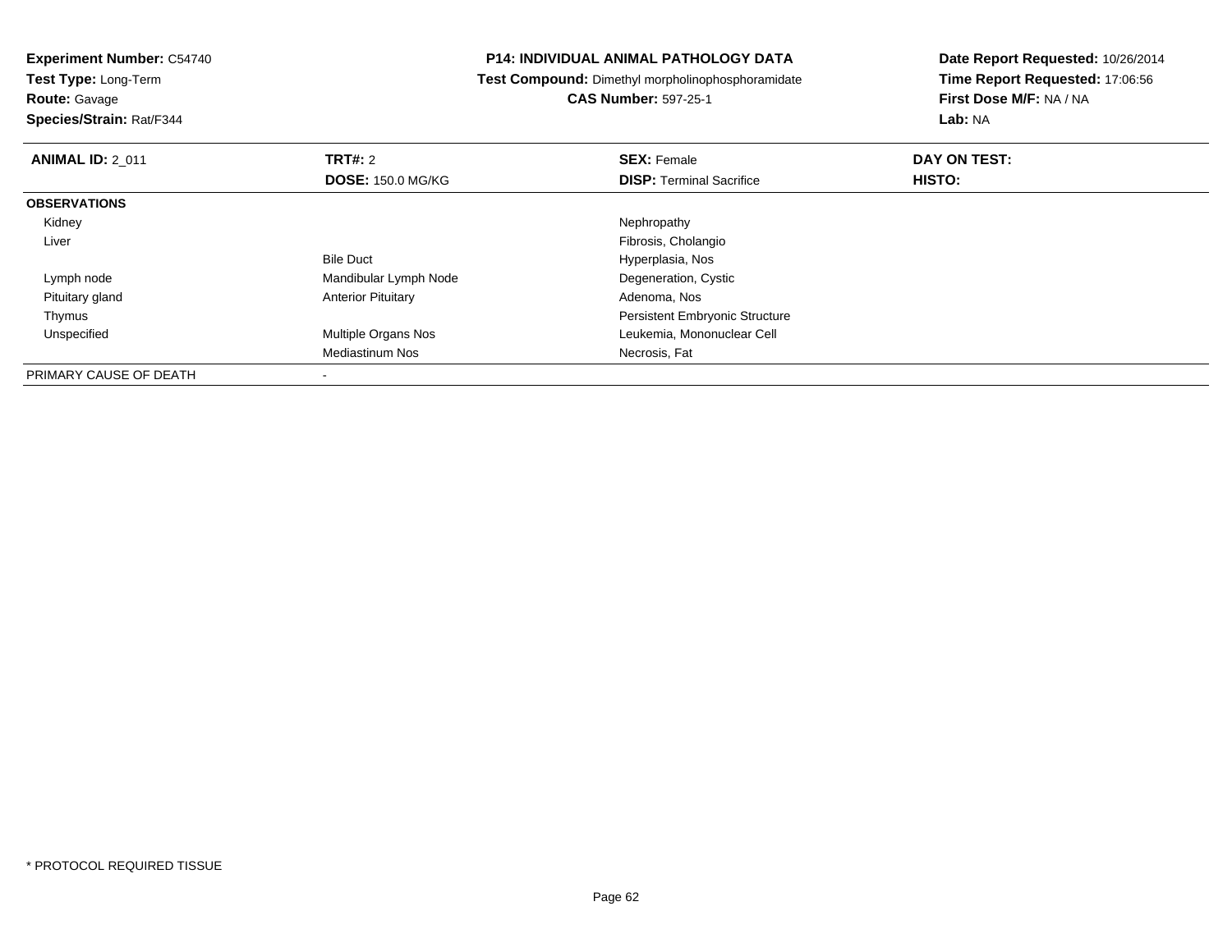**Experiment Number:** C54740
**Test Type:** Long-Term
**Route:** Gavage
**Species/Strain:** Rat/F344

**P14: INDIVIDUAL ANIMAL PATHOLOGY DATA**
**Test Compound:** Dimethyl morpholinophosphoramidate
**CAS Number:** 597-25-1

**Date Report Requested:** 10/26/2014
**Time Report Requested:** 17:06:56
**First Dose M/F:** NA / NA
**Lab:** NA

| **ANIMAL ID:** 2_011 | **TRT#:** 2 | **SEX:** Female | **DAY ON TEST:** |
|---|---|---|---|
| | **DOSE:** 150.0 MG/KG | **DISP:** Terminal Sacrifice | **HISTO:** |
| **OBSERVATIONS** | | | |
| Kidney | | Nephropathy | |
| Liver | | Fibrosis, Cholangio | |
| | Bile Duct | Hyperplasia, Nos | |
| Lymph node | Mandibular Lymph Node | Degeneration, Cystic | |
| Pituitary gland | Anterior Pituitary | Adenoma, Nos | |
| Thymus | | Persistent Embryonic Structure | |
| Unspecified | Multiple Organs Nos | Leukemia, Mononuclear Cell | |
| | Mediastinum Nos | Necrosis, Fat | |
| PRIMARY CAUSE OF DEATH | - | | |

\* PROTOCOL REQUIRED TISSUE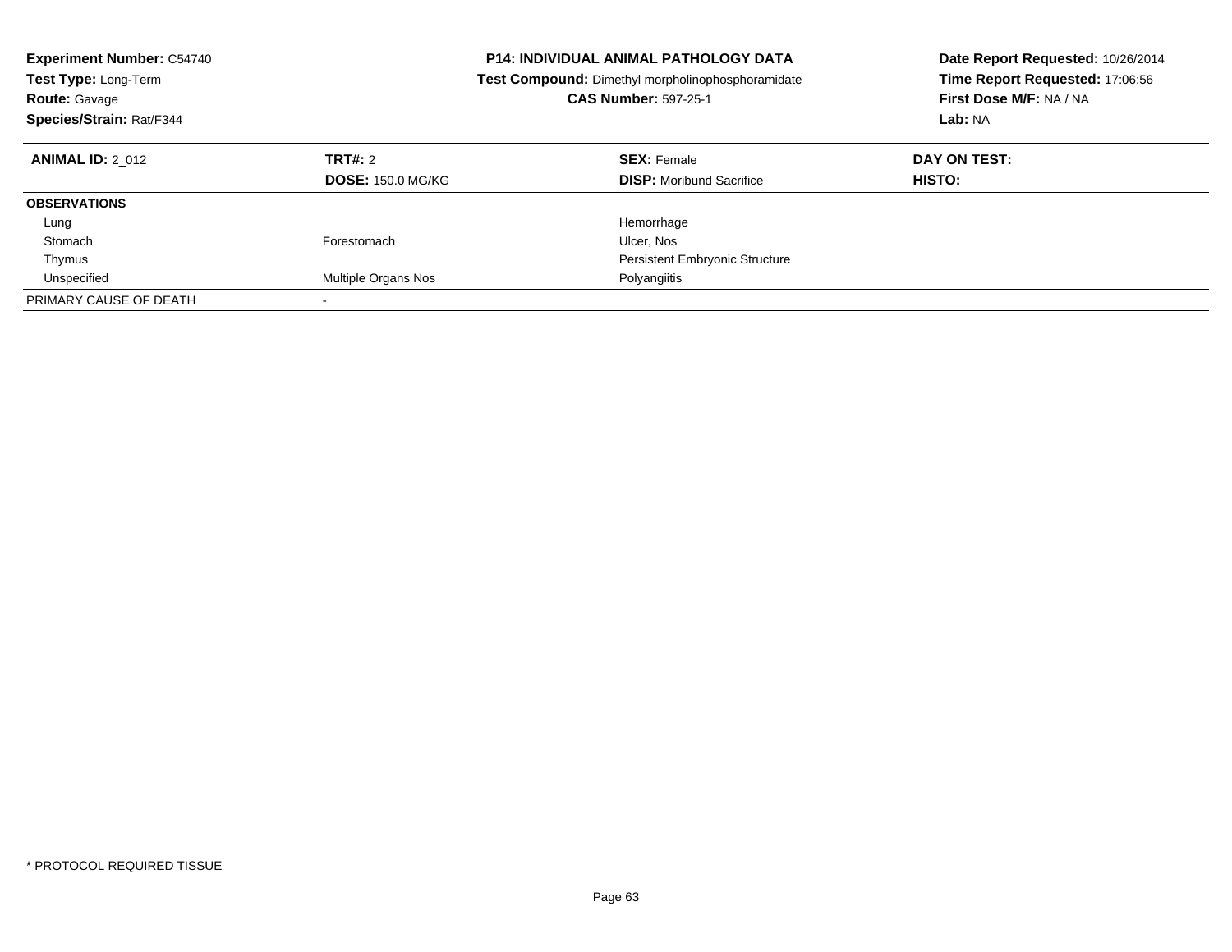**Experiment Number:** C54740
**Test Type:** Long-Term
**Route:** Gavage
**Species/Strain:** Rat/F344

**P14: INDIVIDUAL ANIMAL PATHOLOGY DATA**
**Test Compound:** Dimethyl morpholinophosphoramidate
**CAS Number:** 597-25-1

**Date Report Requested:** 10/26/2014
**Time Report Requested:** 17:06:56
**First Dose M/F:** NA / NA
**Lab:** NA

| **ANIMAL ID:** 2_012 | **TRT#:** 2 | **SEX:** Female | **DAY ON TEST:** |
|---|---|---|---|
| | **DOSE:** 150.0 MG/KG | **DISP:** Moribund Sacrifice | **HISTO:** |
| **OBSERVATIONS** | | | |
| Lung | | Hemorrhage | |
| Stomach | Forestomach | Ulcer, Nos | |
| Thymus | | Persistent Embryonic Structure | |
| Unspecified | Multiple Organs Nos | Polyangiitis | |
| PRIMARY CAUSE OF DEATH | - | | |

\* PROTOCOL REQUIRED TISSUE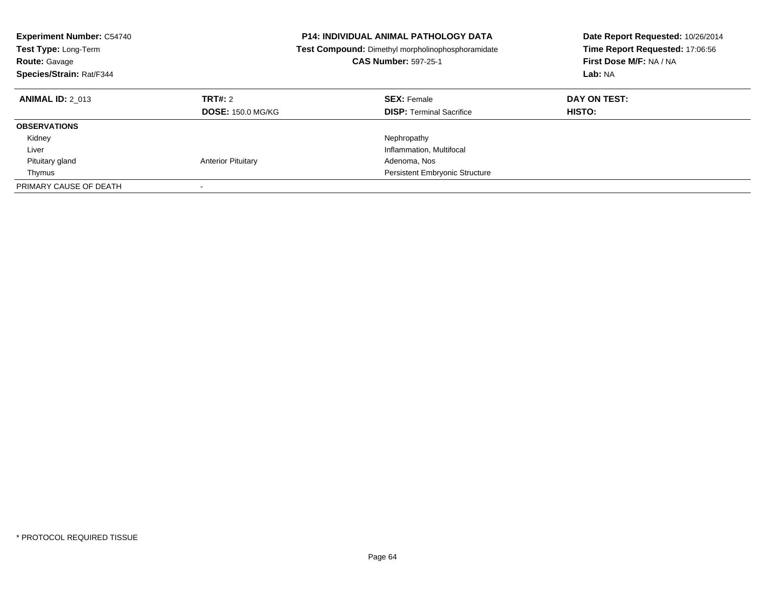**Experiment Number:** C54740
**Test Type:** Long-Term
**Route:** Gavage
**Species/Strain:** Rat/F344

**P14: INDIVIDUAL ANIMAL PATHOLOGY DATA**
**Test Compound:** Dimethyl morpholinophosphoramidate
**CAS Number:** 597-25-1

**Date Report Requested:** 10/26/2014
**Time Report Requested:** 17:06:56
**First Dose M/F:** NA / NA
**Lab:** NA

| **ANIMAL ID:** 2_013 | **TRT#:** 2 | **SEX:** Female | **DAY ON TEST:** |
|---|---|---|---|
| | **DOSE:** 150.0 MG/KG | **DISP:** Terminal Sacrifice | **HISTO:** |
| **OBSERVATIONS** | | | |
| Kidney | | Nephropathy | |
| Liver | | Inflammation, Multifocal | |
| Pituitary gland | Anterior Pituitary | Adenoma, Nos | |
| Thymus | | Persistent Embryonic Structure | |
| PRIMARY CAUSE OF DEATH | - | | |

* PROTOCOL REQUIRED TISSUE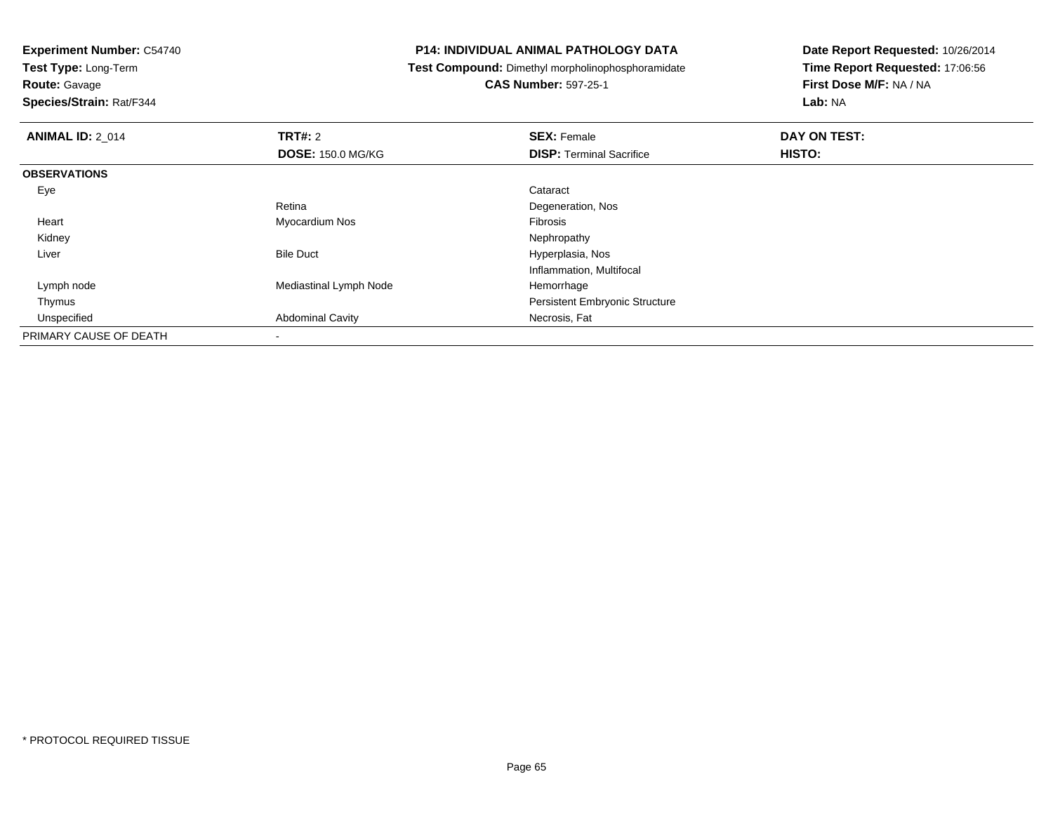**Experiment Number:** C54740
**Test Type:** Long-Term
**Route:** Gavage
**Species/Strain:** Rat/F344

**P14: INDIVIDUAL ANIMAL PATHOLOGY DATA**
**Test Compound:** Dimethyl morpholinophosphoramidate
**CAS Number:** 597-25-1

**Date Report Requested:** 10/26/2014
**Time Report Requested:** 17:06:56
**First Dose M/F:** NA / NA
**Lab:** NA

| **ANIMAL ID:** 2_014 | **TRT#:** 2 | **SEX:** Female | **DAY ON TEST:** |
|---|---|---|---|
| | **DOSE:** 150.0 MG/KG | **DISP:** Terminal Sacrifice | **HISTO:** |
| **OBSERVATIONS** | | | |
| Eye | | Cataract | |
| | Retina | Degeneration, Nos | |
| Heart | Myocardium Nos | Fibrosis | |
| Kidney | | Nephropathy | |
| Liver | Bile Duct | Hyperplasia, Nos | |
| | | Inflammation, Multifocal | |
| Lymph node | Mediastinal Lymph Node | Hemorrhage | |
| Thymus | | Persistent Embryonic Structure | |
| Unspecified | Abdominal Cavity | Necrosis, Fat | |
| PRIMARY CAUSE OF DEATH | - | | |

* PROTOCOL REQUIRED TISSUE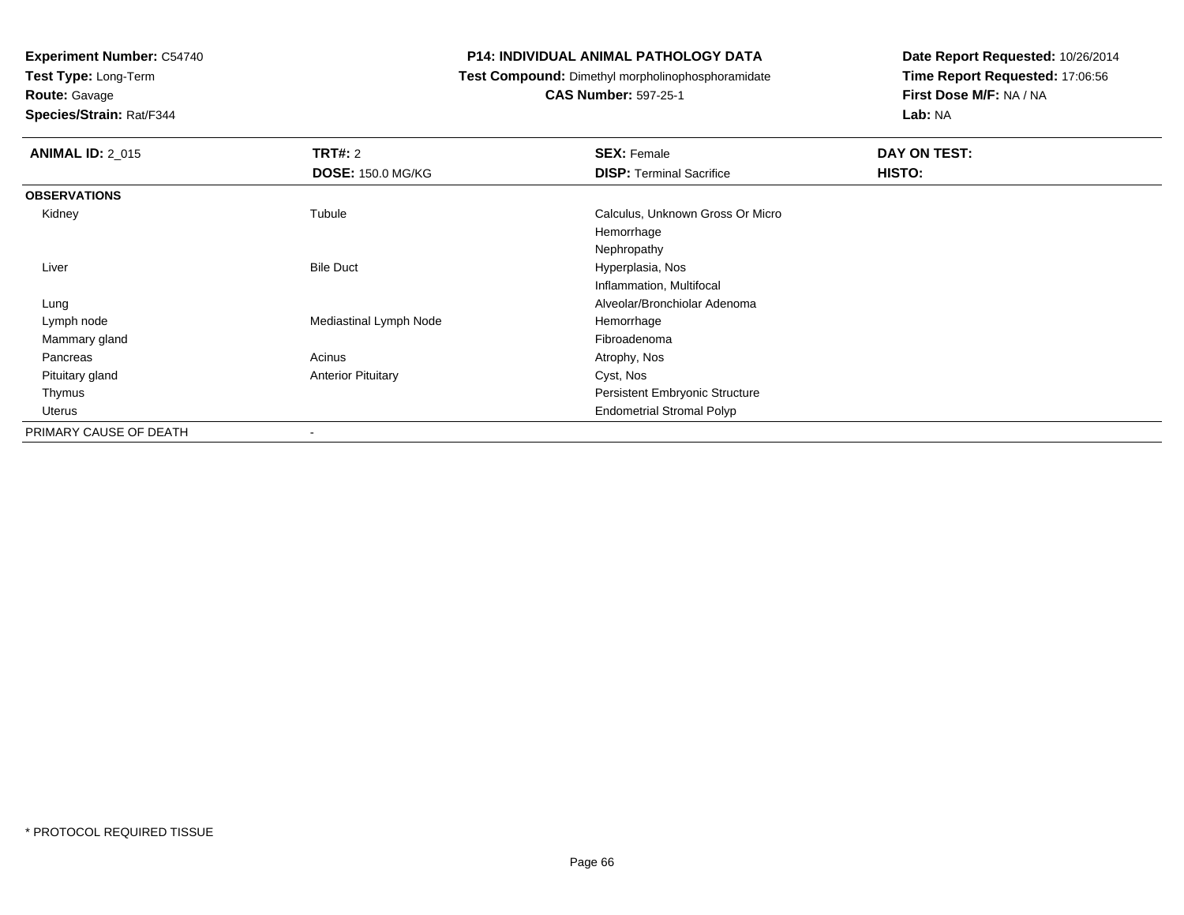**Experiment Number:** C54740
**Test Type:** Long-Term
**Route:** Gavage
**Species/Strain:** Rat/F344

**P14: INDIVIDUAL ANIMAL PATHOLOGY DATA**
**Test Compound:** Dimethyl morpholinophosphoramidate
**CAS Number:** 597-25-1

**Date Report Requested:** 10/26/2014
**Time Report Requested:** 17:06:56
**First Dose M/F:** NA / NA
**Lab:** NA

| **ANIMAL ID:** 2_015 | **TRT#:** 2 | **SEX:** Female | **DAY ON TEST:** |
|---|---|---|---|
| | **DOSE:** 150.0 MG/KG | **DISP:** Terminal Sacrifice | **HISTO:** |
| **OBSERVATIONS** | | | |
| Kidney | Tubule | Calculus, Unknown Gross Or Micro | |
| | | Hemorrhage | |
| | | Nephropathy | |
| Liver | Bile Duct | Hyperplasia, Nos | |
| | | Inflammation, Multifocal | |
| Lung | | Alveolar/Bronchiolar Adenoma | |
| Lymph node | Mediastinal Lymph Node | Hemorrhage | |
| Mammary gland | | Fibroadenoma | |
| Pancreas | Acinus | Atrophy, Nos | |
| Pituitary gland | Anterior Pituitary | Cyst, Nos | |
| Thymus | | Persistent Embryonic Structure | |
| Uterus | | Endometrial Stromal Polyp | |
| PRIMARY CAUSE OF DEATH | - | | |

* PROTOCOL REQUIRED TISSUE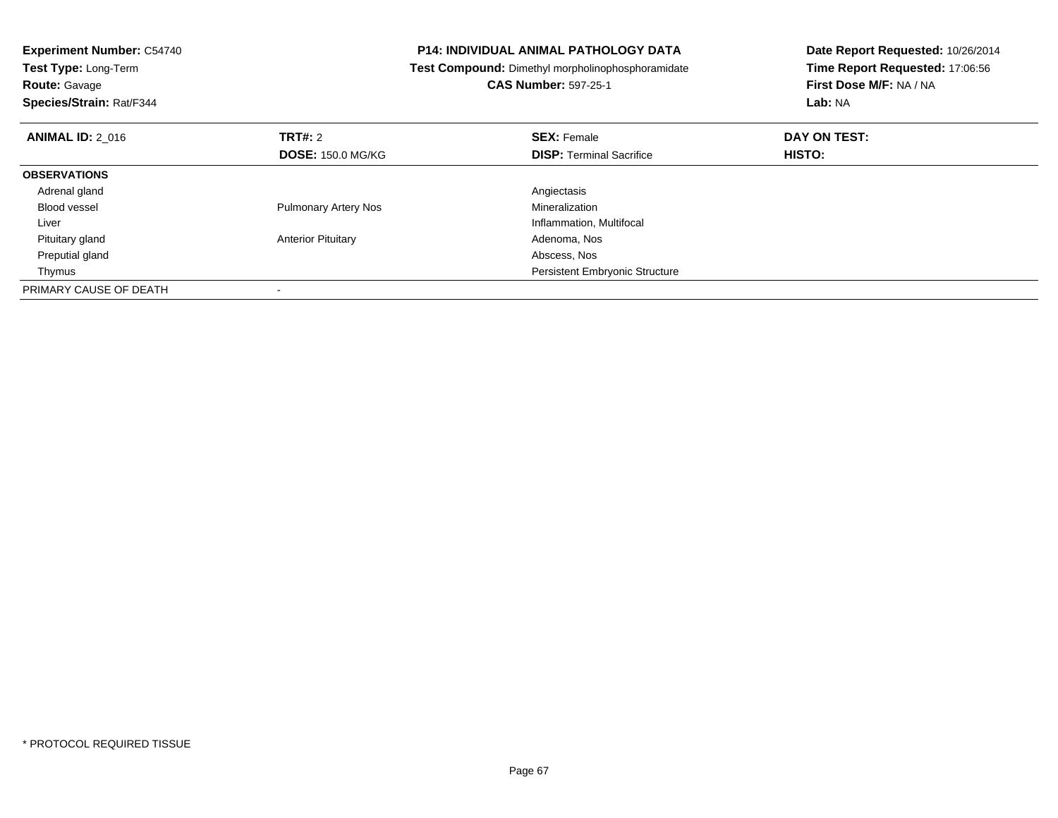**Experiment Number:** C54740
**Test Type:** Long-Term
**Route:** Gavage
**Species/Strain:** Rat/F344

**P14: INDIVIDUAL ANIMAL PATHOLOGY DATA**
**Test Compound:** Dimethyl morpholinophosphoramidate
**CAS Number:** 597-25-1

**Date Report Requested:** 10/26/2014
**Time Report Requested:** 17:06:56
**First Dose M/F:** NA / NA
**Lab:** NA

| **ANIMAL ID:** 2_016 | **TRT#:** 2 | **SEX:** Female | **DAY ON TEST:** |
|---|---|---|---|
| | **DOSE:** 150.0 MG/KG | **DISP:** Terminal Sacrifice | **HISTO:** |
| **OBSERVATIONS** | | | |
| Adrenal gland | | Angiectasis | |
| Blood vessel | Pulmonary Artery Nos | Mineralization | |
| Liver | | Inflammation, Multifocal | |
| Pituitary gland | Anterior Pituitary | Adenoma, Nos | |
| Preputial gland | | Abscess, Nos | |
| Thymus | | Persistent Embryonic Structure | |
| PRIMARY CAUSE OF DEATH | - | | |

* PROTOCOL REQUIRED TISSUE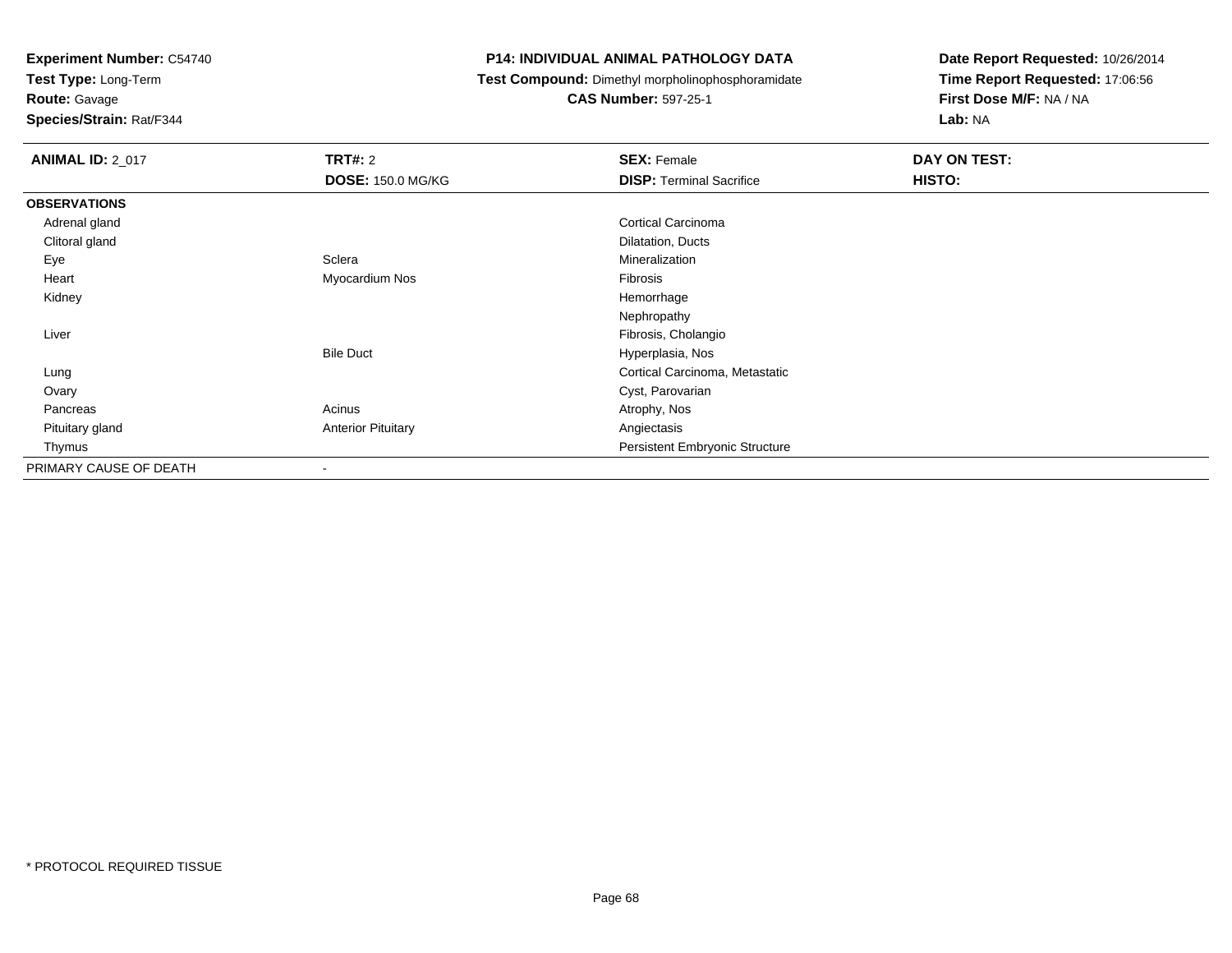**Experiment Number:** C54740
**Test Type:** Long-Term
**Route:** Gavage
**Species/Strain:** Rat/F344

**P14: INDIVIDUAL ANIMAL PATHOLOGY DATA**
**Test Compound:** Dimethyl morpholinophosphoramidate
**CAS Number:** 597-25-1

**Date Report Requested:** 10/26/2014
**Time Report Requested:** 17:06:56
**First Dose M/F:** NA / NA
**Lab:** NA

| **ANIMAL ID:** 2_017 | **TRT#:** 2 | **SEX:** Female | **DAY ON TEST:** |
|---|---|---|---|
| | **DOSE:** 150.0 MG/KG | **DISP:** Terminal Sacrifice | **HISTO:** |
| **OBSERVATIONS** | | | |
| Adrenal gland | | Cortical Carcinoma | |
| Clitoral gland | | Dilatation, Ducts | |
| Eye | Sclera | Mineralization | |
| Heart | Myocardium Nos | Fibrosis | |
| Kidney | | Hemorrhage | |
| | | Nephropathy | |
| Liver | | Fibrosis, Cholangio | |
| | Bile Duct | Hyperplasia, Nos | |
| Lung | | Cortical Carcinoma, Metastatic | |
| Ovary | | Cyst, Parovarian | |
| Pancreas | Acinus | Atrophy, Nos | |
| Pituitary gland | Anterior Pituitary | Angiectasis | |
| Thymus | | Persistent Embryonic Structure | |
| PRIMARY CAUSE OF DEATH | - | | |

* PROTOCOL REQUIRED TISSUE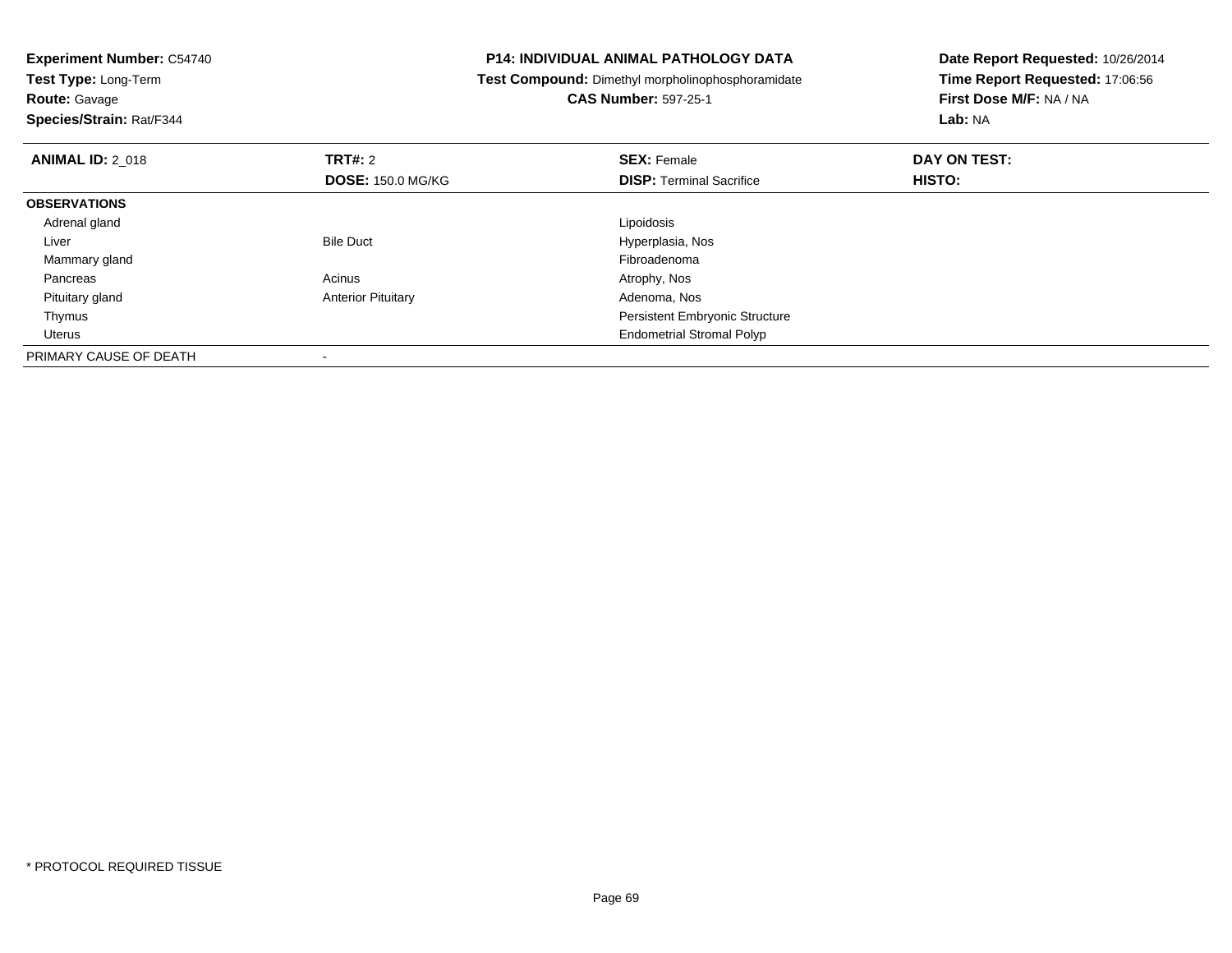**Experiment Number:** C54740
**Test Type:** Long-Term
**Route:** Gavage
**Species/Strain:** Rat/F344

**P14: INDIVIDUAL ANIMAL PATHOLOGY DATA**
**Test Compound:** Dimethyl morpholinophosphoramidate
**CAS Number:** 597-25-1

**Date Report Requested:** 10/26/2014
**Time Report Requested:** 17:06:56
**First Dose M/F:** NA / NA
**Lab:** NA

| **ANIMAL ID:** 2_018 | **TRT#:** 2 | **SEX:** Female | **DAY ON TEST:** |
|---|---|---|---|
| | **DOSE:** 150.0 MG/KG | **DISP:** Terminal Sacrifice | **HISTO:** |
| **OBSERVATIONS** | | | |
| Adrenal gland | | Lipoidosis | |
| Liver | Bile Duct | Hyperplasia, Nos | |
| Mammary gland | | Fibroadenoma | |
| Pancreas | Acinus | Atrophy, Nos | |
| Pituitary gland | Anterior Pituitary | Adenoma, Nos | |
| Thymus | | Persistent Embryonic Structure | |
| Uterus | | Endometrial Stromal Polyp | |
| PRIMARY CAUSE OF DEATH | - | | |

* PROTOCOL REQUIRED TISSUE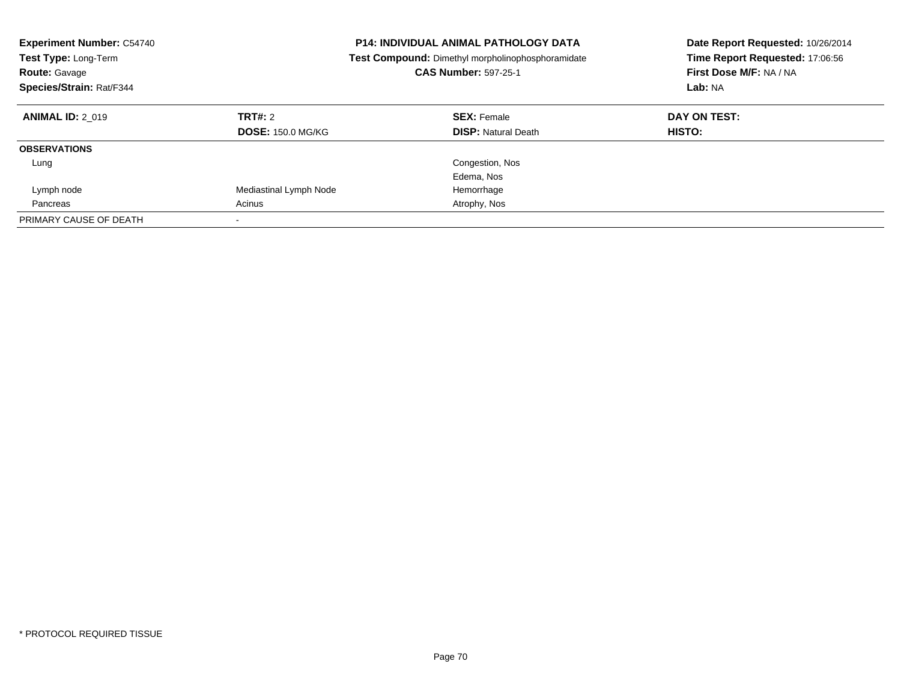**Experiment Number:** C54740
**Test Type:** Long-Term
**Route:** Gavage
**Species/Strain:** Rat/F344

**P14: INDIVIDUAL ANIMAL PATHOLOGY DATA**
**Test Compound:** Dimethyl morpholinophosphoramidate
**CAS Number:** 597-25-1

**Date Report Requested:** 10/26/2014
**Time Report Requested:** 17:06:56
**First Dose M/F:** NA / NA
**Lab:** NA

| **ANIMAL ID:** 2_019 | **TRT#:** 2 | **SEX:** Female | **DAY ON TEST:** |
|---|---|---|---|
| | **DOSE:** 150.0 MG/KG | **DISP:** Natural Death | **HISTO:** |
| **OBSERVATIONS** | | | |
| Lung | | Congestion, Nos | |
| | | Edema, Nos | |
| Lymph node | Mediastinal Lymph Node | Hemorrhage | |
| Pancreas | Acinus | Atrophy, Nos | |
| PRIMARY CAUSE OF DEATH | - | | |

* PROTOCOL REQUIRED TISSUE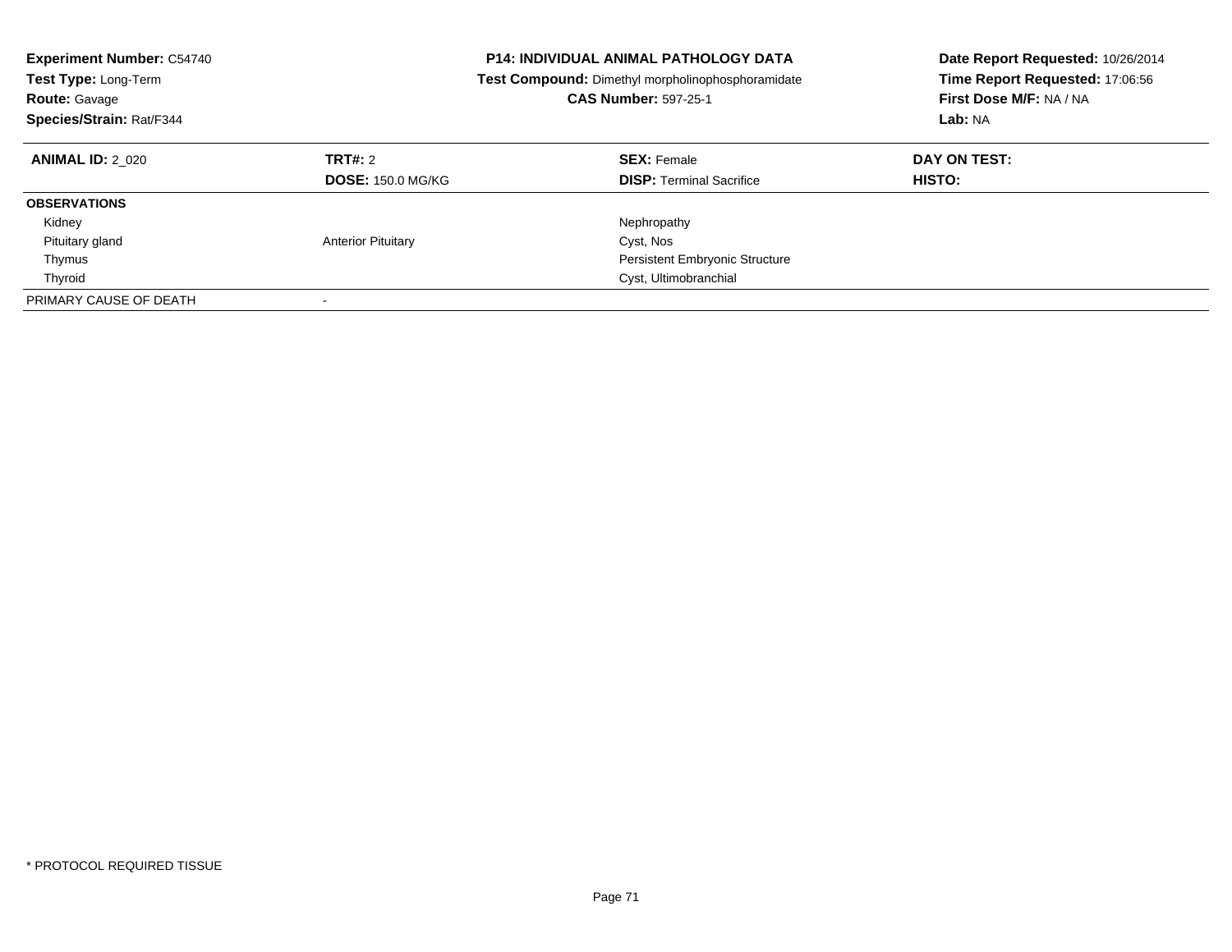**Experiment Number:** C54740
**Test Type:** Long-Term
**Route:** Gavage
**Species/Strain:** Rat/F344

**P14: INDIVIDUAL ANIMAL PATHOLOGY DATA**
**Test Compound:** Dimethyl morpholinophosphoramidate
**CAS Number:** 597-25-1

**Date Report Requested:** 10/26/2014
**Time Report Requested:** 17:06:56
**First Dose M/F:** NA / NA
**Lab:** NA

| **ANIMAL ID:** 2_020 | **TRT#:** 2 | **SEX:** Female | **DAY ON TEST:** |
|---|---|---|---|
| | **DOSE:** 150.0 MG/KG | **DISP:** Terminal Sacrifice | **HISTO:** |
| **OBSERVATIONS** | | | |
| Kidney | | Nephropathy | |
| Pituitary gland | Anterior Pituitary | Cyst, Nos | |
| Thymus | | Persistent Embryonic Structure | |
| Thyroid | | Cyst, Ultimobranchial | |
| PRIMARY CAUSE OF DEATH | - | | |

* PROTOCOL REQUIRED TISSUE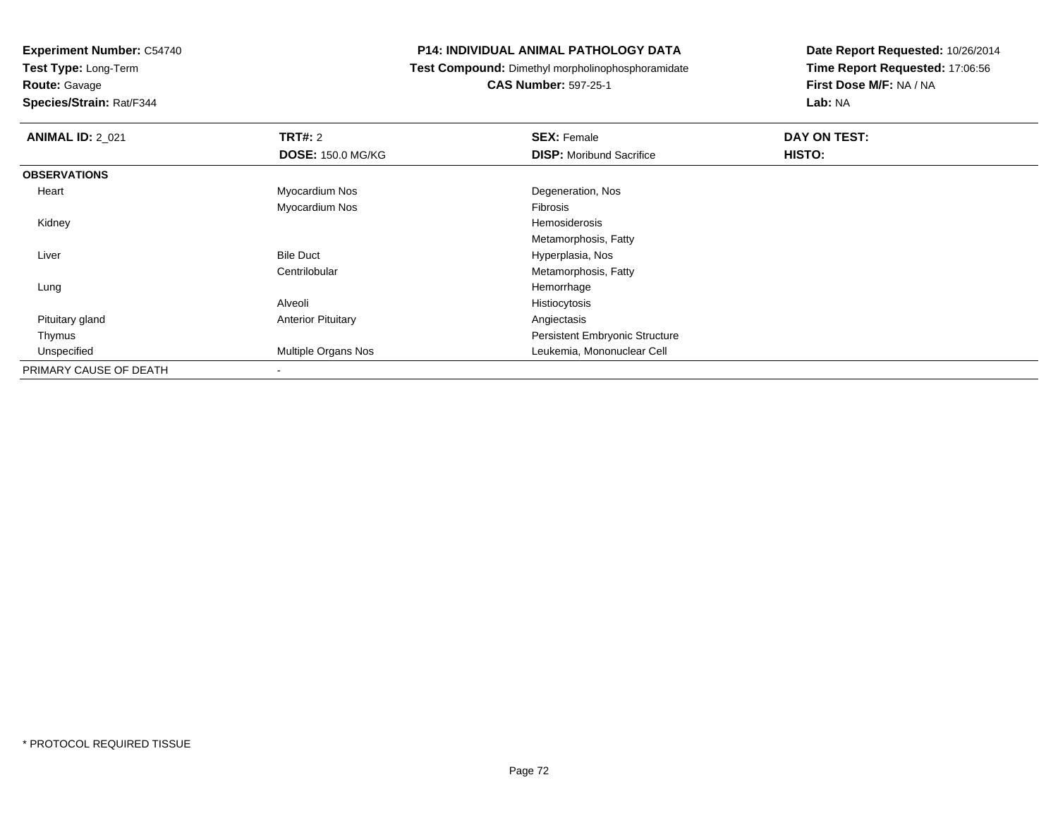**Experiment Number:** C54740
**Test Type:** Long-Term
**Route:** Gavage
**Species/Strain:** Rat/F344

**P14: INDIVIDUAL ANIMAL PATHOLOGY DATA**
**Test Compound:** Dimethyl morpholinophosphoramidate
**CAS Number:** 597-25-1

**Date Report Requested:** 10/26/2014
**Time Report Requested:** 17:06:56
**First Dose M/F:** NA / NA
**Lab:** NA

| **ANIMAL ID:** 2_021 | **TRT#:** 2 | **SEX:** Female | **DAY ON TEST:** |
|---|---|---|---|
| | **DOSE:** 150.0 MG/KG | **DISP:** Moribund Sacrifice | **HISTO:** |
| **OBSERVATIONS** | | | |
| Heart | Myocardium Nos | Degeneration, Nos | |
| | Myocardium Nos | Fibrosis | |
| Kidney | | Hemosiderosis | |
| | | Metamorphosis, Fatty | |
| Liver | Bile Duct | Hyperplasia, Nos | |
| | Centrilobular | Metamorphosis, Fatty | |
| Lung | | Hemorrhage | |
| | Alveoli | Histiocytosis | |
| Pituitary gland | Anterior Pituitary | Angiectasis | |
| Thymus | | Persistent Embryonic Structure | |
| Unspecified | Multiple Organs Nos | Leukemia, Mononuclear Cell | |
| PRIMARY CAUSE OF DEATH | - | | |

* PROTOCOL REQUIRED TISSUE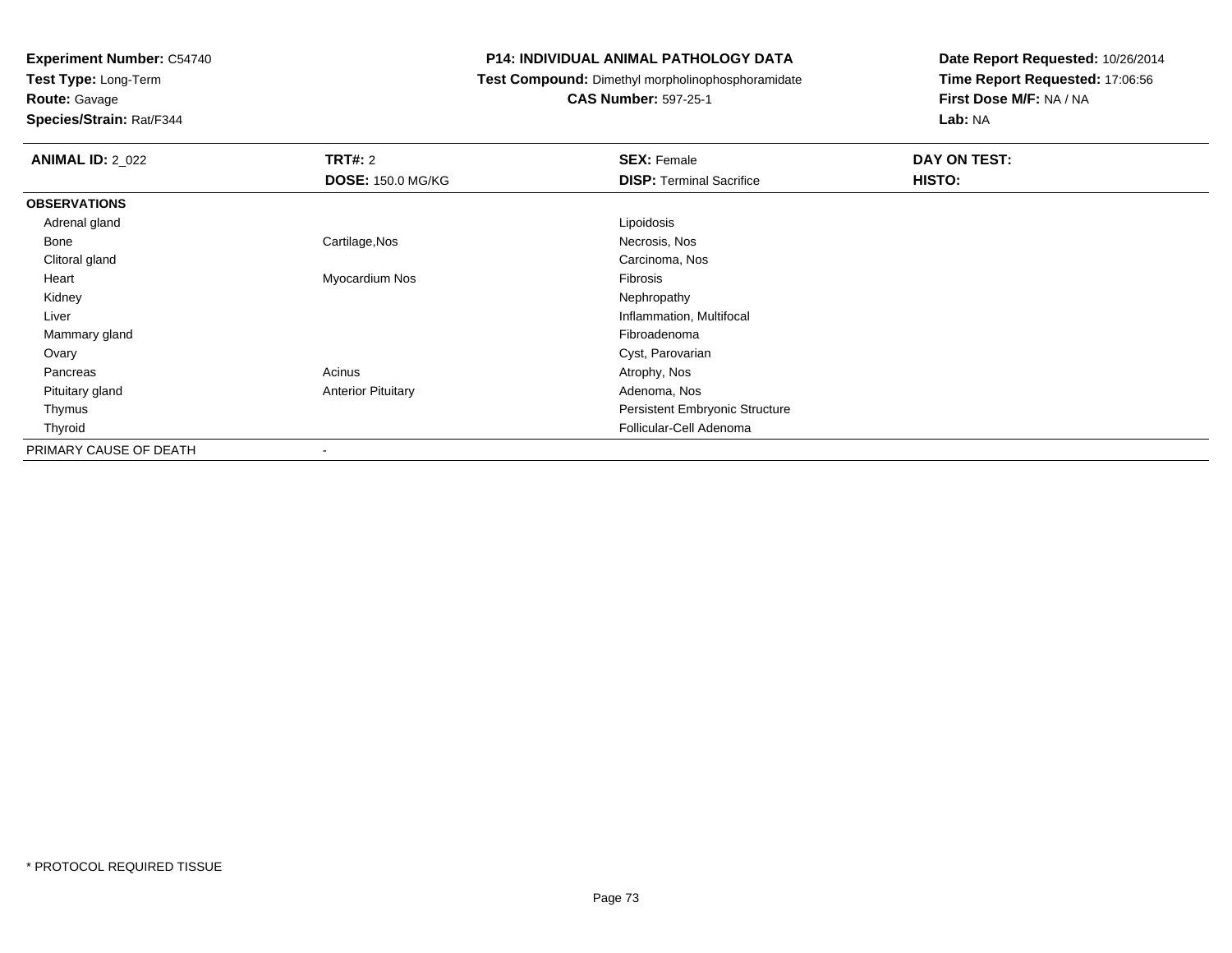**Experiment Number:** C54740
**Test Type:** Long-Term
**Route:** Gavage
**Species/Strain:** Rat/F344

**P14: INDIVIDUAL ANIMAL PATHOLOGY DATA**
**Test Compound:** Dimethyl morpholinophosphoramidate
**CAS Number:** 597-25-1

**Date Report Requested:** 10/26/2014
**Time Report Requested:** 17:06:56
**First Dose M/F:** NA / NA
**Lab:** NA

| **ANIMAL ID:** 2_022 | **TRT#:** 2 | **SEX:** Female | **DAY ON TEST:** |
|---|---|---|---|
| | **DOSE:** 150.0 MG/KG | **DISP:** Terminal Sacrifice | **HISTO:** |
| **OBSERVATIONS** | | | |
| Adrenal gland | | Lipoidosis | |
| Bone | Cartilage,Nos | Necrosis, Nos | |
| Clitoral gland | | Carcinoma, Nos | |
| Heart | Myocardium Nos | Fibrosis | |
| Kidney | | Nephropathy | |
| Liver | | Inflammation, Multifocal | |
| Mammary gland | | Fibroadenoma | |
| Ovary | | Cyst, Parovarian | |
| Pancreas | Acinus | Atrophy, Nos | |
| Pituitary gland | Anterior Pituitary | Adenoma, Nos | |
| Thymus | | Persistent Embryonic Structure | |
| Thyroid | | Follicular-Cell Adenoma | |
| PRIMARY CAUSE OF DEATH | - | | |

* PROTOCOL REQUIRED TISSUE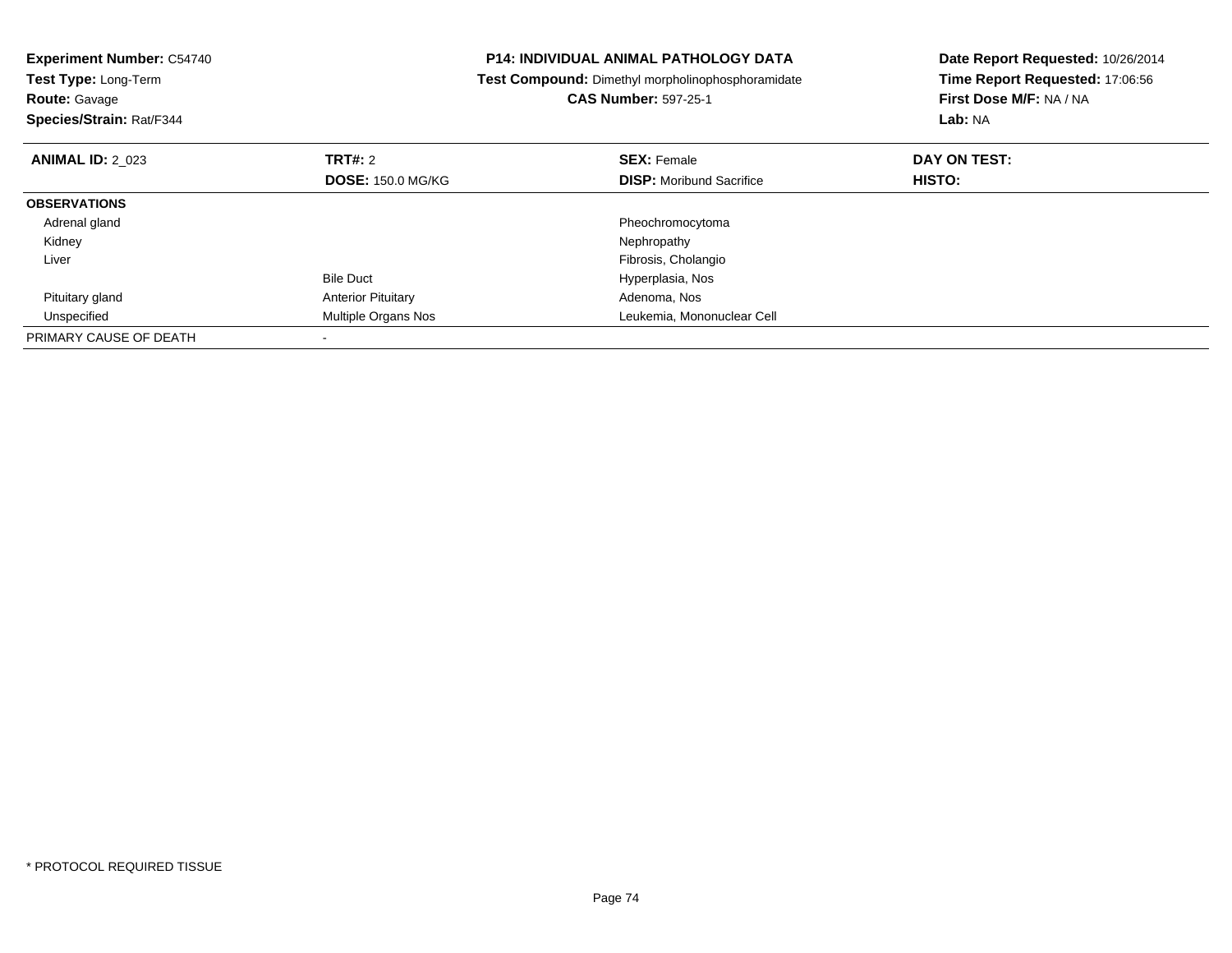**Experiment Number:** C54740
**Test Type:** Long-Term
**Route:** Gavage
**Species/Strain:** Rat/F344

**P14: INDIVIDUAL ANIMAL PATHOLOGY DATA**
**Test Compound:** Dimethyl morpholinophosphoramidate
**CAS Number:** 597-25-1

**Date Report Requested:** 10/26/2014
**Time Report Requested:** 17:06:56
**First Dose M/F:** NA / NA
**Lab:** NA

| **ANIMAL ID:** 2_023 | **TRT#:** 2 | **SEX:** Female | **DAY ON TEST:** |
|---|---|---|---|
| | **DOSE:** 150.0 MG/KG | **DISP:** Moribund Sacrifice | **HISTO:** |
| **OBSERVATIONS** | | | |
| Adrenal gland | | Pheochromocytoma | |
| Kidney | | Nephropathy | |
| Liver | | Fibrosis, Cholangio | |
| | Bile Duct | Hyperplasia, Nos | |
| Pituitary gland | Anterior Pituitary | Adenoma, Nos | |
| Unspecified | Multiple Organs Nos | Leukemia, Mononuclear Cell | |
| PRIMARY CAUSE OF DEATH | - | | |

* PROTOCOL REQUIRED TISSUE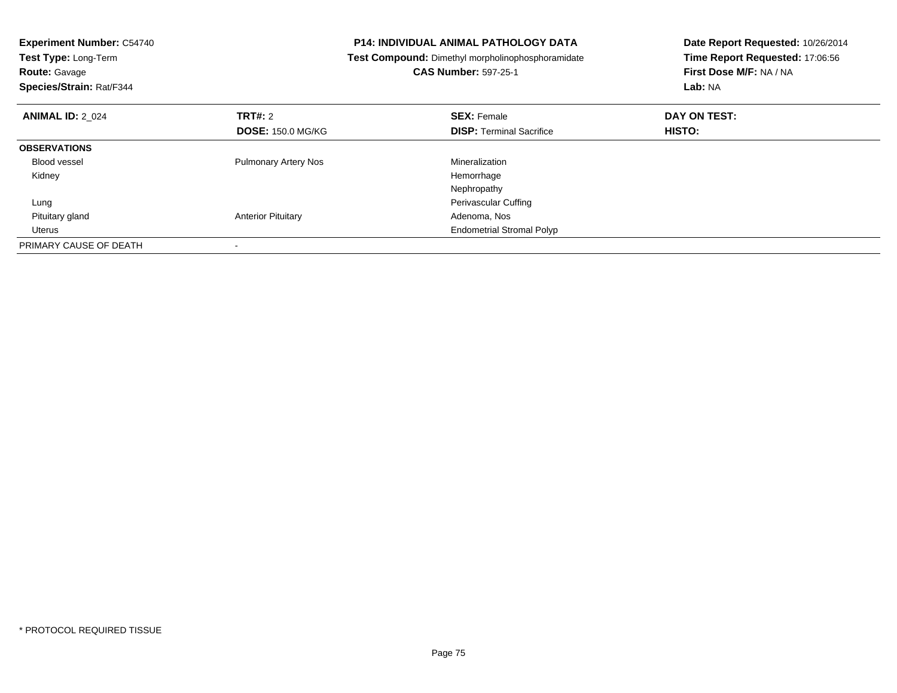**Experiment Number:** C54740
**Test Type:** Long-Term
**Route:** Gavage
**Species/Strain:** Rat/F344

**P14: INDIVIDUAL ANIMAL PATHOLOGY DATA**
**Test Compound:** Dimethyl morpholinophosphoramidate
**CAS Number:** 597-25-1

**Date Report Requested:** 10/26/2014
**Time Report Requested:** 17:06:56
**First Dose M/F:** NA / NA
**Lab:** NA

| **ANIMAL ID:** 2_024 | **TRT#:** 2 | **SEX:** Female | **DAY ON TEST:** |
|---|---|---|---|
| | **DOSE:** 150.0 MG/KG | **DISP:** Terminal Sacrifice | **HISTO:** |
| **OBSERVATIONS** | | | |
| Blood vessel | Pulmonary Artery Nos | Mineralization | |
| Kidney | | Hemorrhage | |
| | | Nephropathy | |
| Lung | | Perivascular Cuffing | |
| Pituitary gland | Anterior Pituitary | Adenoma, Nos | |
| Uterus | | Endometrial Stromal Polyp | |
| PRIMARY CAUSE OF DEATH | - | | |

* PROTOCOL REQUIRED TISSUE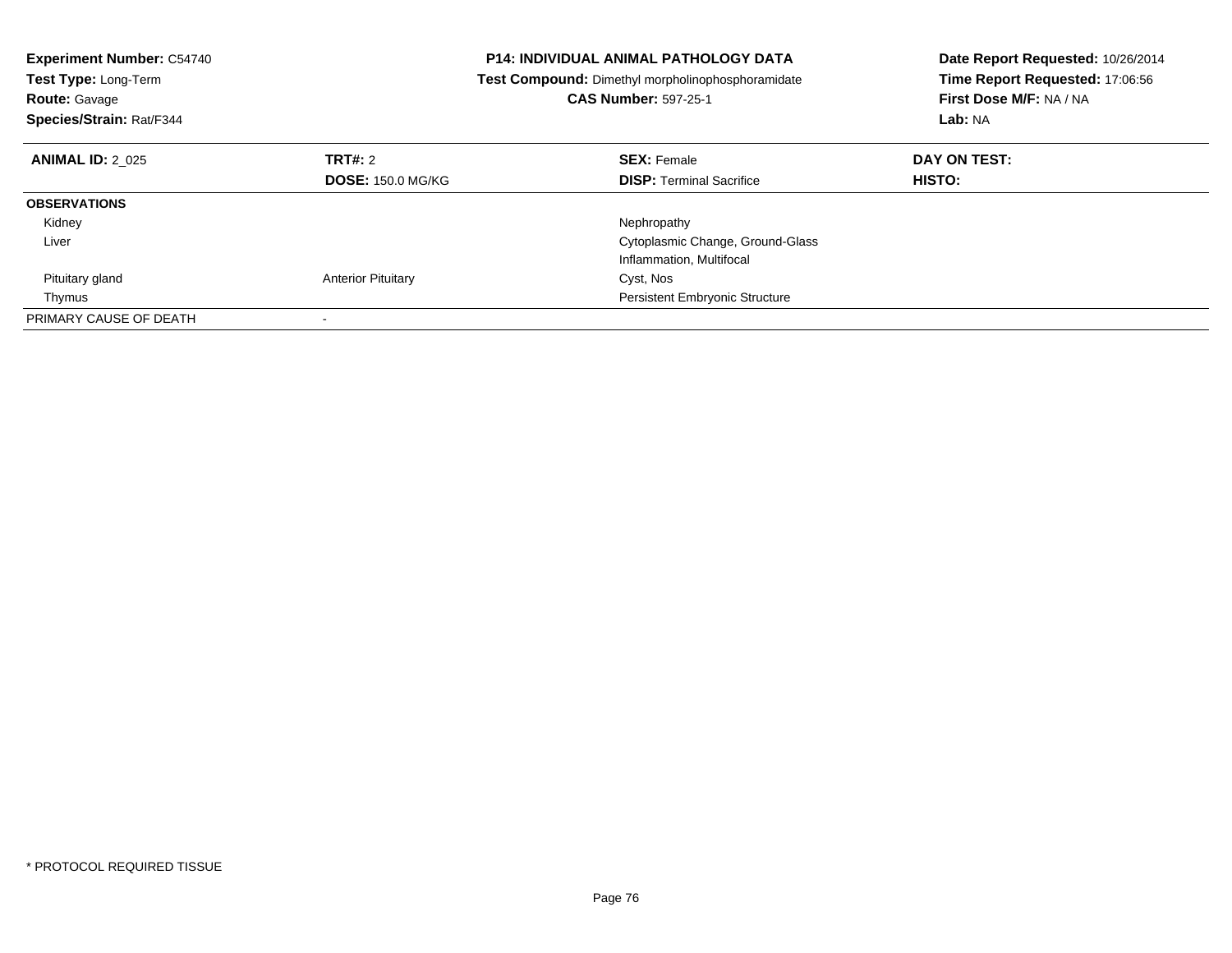**Experiment Number:** C54740
**Test Type:** Long-Term
**Route:** Gavage
**Species/Strain:** Rat/F344

**P14: INDIVIDUAL ANIMAL PATHOLOGY DATA**
**Test Compound:** Dimethyl morpholinophosphoramidate
**CAS Number:** 597-25-1

**Date Report Requested:** 10/26/2014
**Time Report Requested:** 17:06:56
**First Dose M/F:** NA / NA
**Lab:** NA

| **ANIMAL ID:** 2_025 | **TRT#:** 2 | **SEX:** Female | **DAY ON TEST:** |
|---|---|---|---|
| | **DOSE:** 150.0 MG/KG | **DISP:** Terminal Sacrifice | **HISTO:** |
| **OBSERVATIONS** | | | |
| Kidney | | Nephropathy | |
| Liver | | Cytoplasmic Change, Ground-Glass | |
| | | Inflammation, Multifocal | |
| Pituitary gland | Anterior Pituitary | Cyst, Nos | |
| Thymus | | Persistent Embryonic Structure | |
| PRIMARY CAUSE OF DEATH | - | | |

* PROTOCOL REQUIRED TISSUE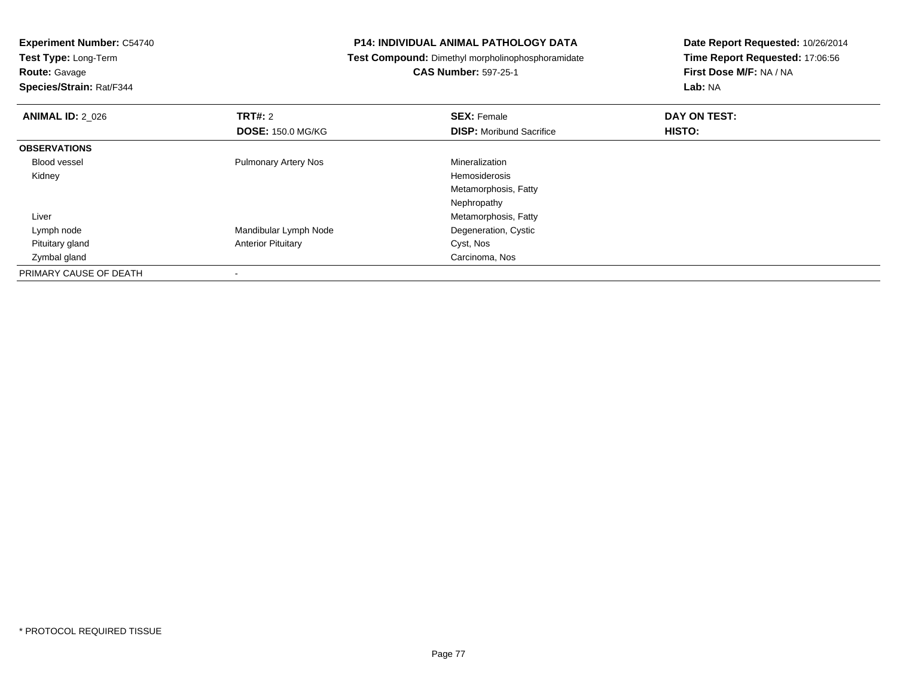**Experiment Number:** C54740
**Test Type:** Long-Term
**Route:** Gavage
**Species/Strain:** Rat/F344

**P14: INDIVIDUAL ANIMAL PATHOLOGY DATA**
**Test Compound:** Dimethyl morpholinophosphoramidate
**CAS Number:** 597-25-1

**Date Report Requested:** 10/26/2014
**Time Report Requested:** 17:06:56
**First Dose M/F:** NA / NA
**Lab:** NA

| **ANIMAL ID:** 2_026 | **TRT#:** 2 | **SEX:** Female | **DAY ON TEST:** |
|---|---|---|---|
| | **DOSE:** 150.0 MG/KG | **DISP:** Moribund Sacrifice | **HISTO:** |
| **OBSERVATIONS** | | | |
| Blood vessel | Pulmonary Artery Nos | Mineralization | |
| Kidney | | Hemosiderosis | |
| | | Metamorphosis, Fatty | |
| | | Nephropathy | |
| Liver | | Metamorphosis, Fatty | |
| Lymph node | Mandibular Lymph Node | Degeneration, Cystic | |
| Pituitary gland | Anterior Pituitary | Cyst, Nos | |
| Zymbal gland | | Carcinoma, Nos | |
| PRIMARY CAUSE OF DEATH | - | | |

* PROTOCOL REQUIRED TISSUE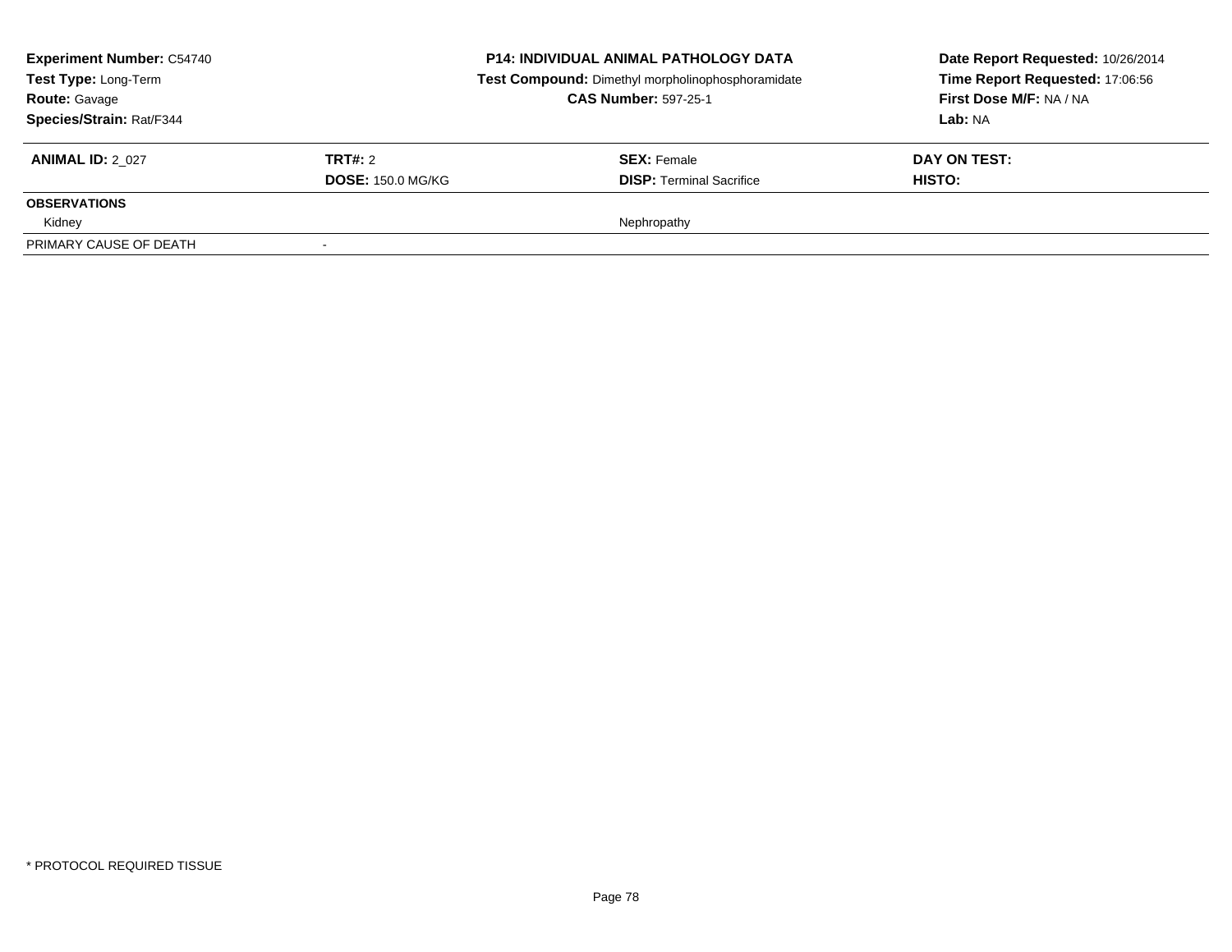| **Experiment Number:** C54740 | **P14: INDIVIDUAL ANIMAL PATHOLOGY DATA** | **Date Report Requested:** 10/26/2014 |
|---|---|---|
| **Test Type:** Long-Term | **Test Compound:** Dimethyl morpholinophosphoramidate | **Time Report Requested:** 17:06:56 |
| **Route:** Gavage | **CAS Number:** 597-25-1 | **First Dose M/F:** NA / NA |
| **Species/Strain:** Rat/F344 | | **Lab:** NA |

| **ANIMAL ID:** 2_027 | **TRT#:** 2 | **SEX:** Female | **DAY ON TEST:** |
|---|---|---|---|
| | **DOSE:** 150.0 MG/KG | **DISP:** Terminal Sacrifice | **HISTO:** |
| **OBSERVATIONS** | | | |
| Kidney | | Nephropathy | |
| PRIMARY CAUSE OF DEATH | - | | |

* PROTOCOL REQUIRED TISSUE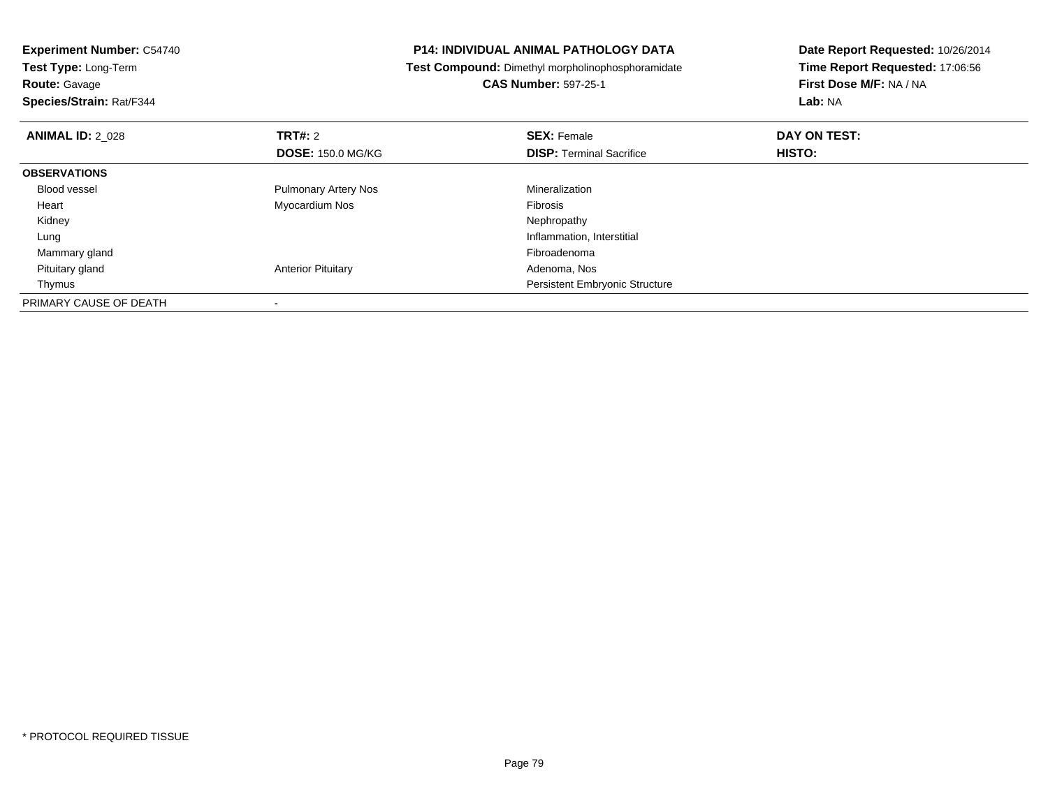**Experiment Number:** C54740
**Test Type:** Long-Term
**Route:** Gavage
**Species/Strain:** Rat/F344

**P14: INDIVIDUAL ANIMAL PATHOLOGY DATA**
**Test Compound:** Dimethyl morpholinophosphoramidate
**CAS Number:** 597-25-1

**Date Report Requested:** 10/26/2014
**Time Report Requested:** 17:06:56
**First Dose M/F:** NA / NA
**Lab:** NA

| **ANIMAL ID:** 2_028 | **TRT#:** 2 | **SEX:** Female | **DAY ON TEST:** |
|---|---|---|---|
| | **DOSE:** 150.0 MG/KG | **DISP:** Terminal Sacrifice | **HISTO:** |
| **OBSERVATIONS** | | | |
| Blood vessel | Pulmonary Artery Nos | Mineralization | |
| Heart | Myocardium Nos | Fibrosis | |
| Kidney | | Nephropathy | |
| Lung | | Inflammation, Interstitial | |
| Mammary gland | | Fibroadenoma | |
| Pituitary gland | Anterior Pituitary | Adenoma, Nos | |
| Thymus | | Persistent Embryonic Structure | |
| PRIMARY CAUSE OF DEATH | - | | |

* PROTOCOL REQUIRED TISSUE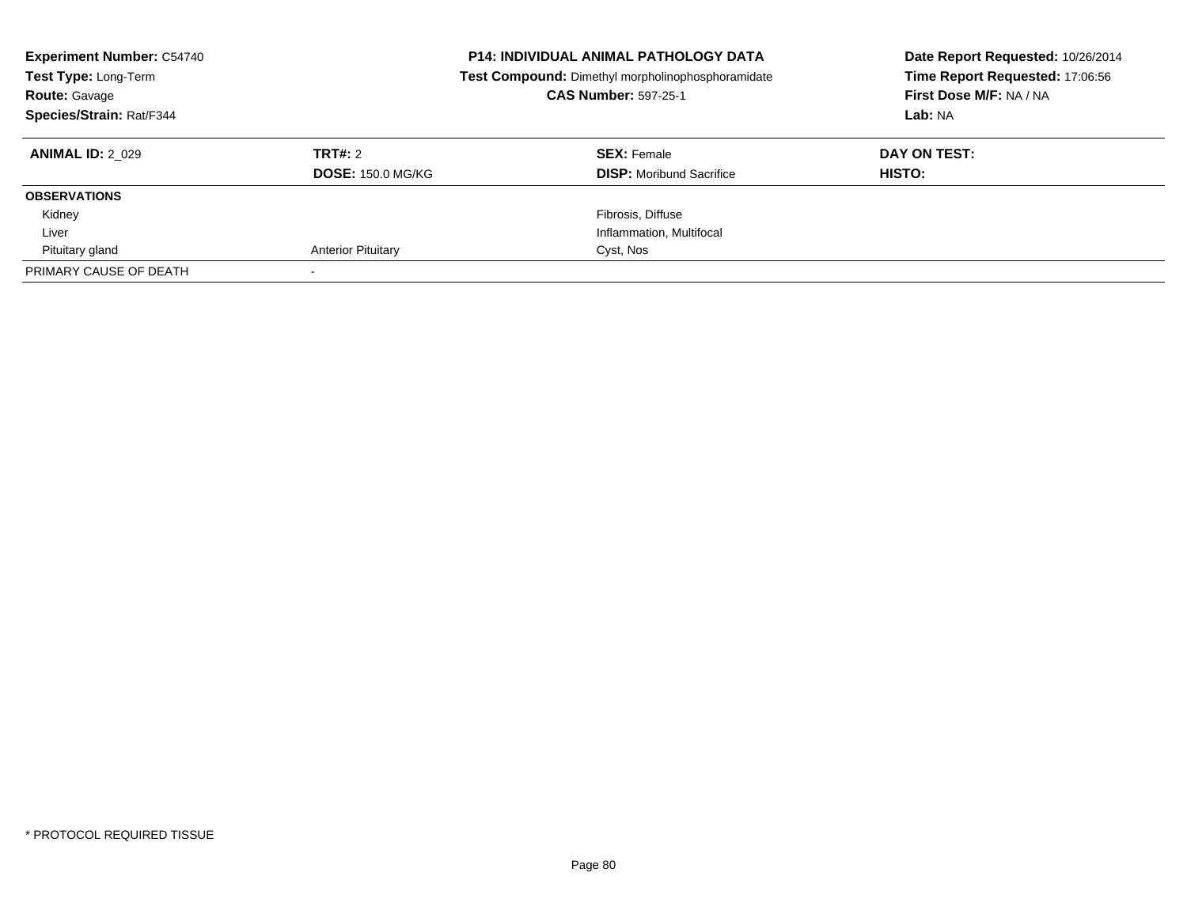**Experiment Number:** C54740
**Test Type:** Long-Term
**Route:** Gavage
**Species/Strain:** Rat/F344

**P14: INDIVIDUAL ANIMAL PATHOLOGY DATA**
**Test Compound:** Dimethyl morpholinophosphoramidate
**CAS Number:** 597-25-1

**Date Report Requested:** 10/26/2014
**Time Report Requested:** 17:06:56
**First Dose M/F:** NA / NA
**Lab:** NA

| **ANIMAL ID:** 2_029 | **TRT#:** 2 | **SEX:** Female | **DAY ON TEST:** |
|---|---|---|---|
| | **DOSE:** 150.0 MG/KG | **DISP:** Moribund Sacrifice | **HISTO:** |
| **OBSERVATIONS** | | | |
| Kidney | | Fibrosis, Diffuse | |
| Liver | | Inflammation, Multifocal | |
| Pituitary gland | Anterior Pituitary | Cyst, Nos | |
| PRIMARY CAUSE OF DEATH | - | | |

* PROTOCOL REQUIRED TISSUE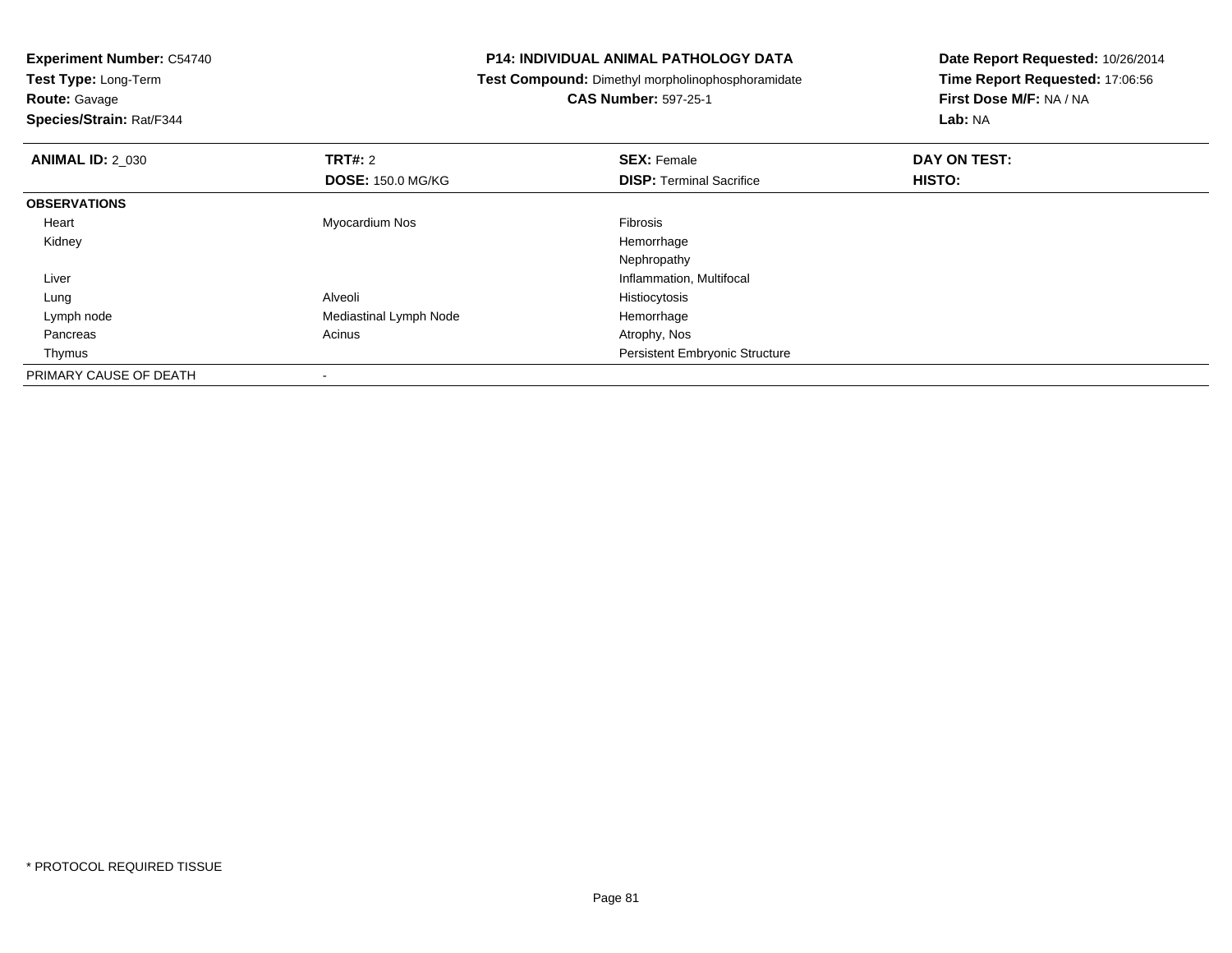**Experiment Number:** C54740
**Test Type:** Long-Term
**Route:** Gavage
**Species/Strain:** Rat/F344

**P14: INDIVIDUAL ANIMAL PATHOLOGY DATA**
**Test Compound:** Dimethyl morpholinophosphoramidate
**CAS Number:** 597-25-1

**Date Report Requested:** 10/26/2014
**Time Report Requested:** 17:06:56
**First Dose M/F:** NA / NA
**Lab:** NA

| **ANIMAL ID:** 2_030 | **TRT#:** 2 | **SEX:** Female | **DAY ON TEST:** |
|---|---|---|---|
| | **DOSE:** 150.0 MG/KG | **DISP:** Terminal Sacrifice | **HISTO:** |
| **OBSERVATIONS** | | | |
| Heart | Myocardium Nos | Fibrosis | |
| Kidney | | Hemorrhage | |
| | | Nephropathy | |
| Liver | | Inflammation, Multifocal | |
| Lung | Alveoli | Histiocytosis | |
| Lymph node | Mediastinal Lymph Node | Hemorrhage | |
| Pancreas | Acinus | Atrophy, Nos | |
| Thymus | | Persistent Embryonic Structure | |
| PRIMARY CAUSE OF DEATH | - | | |

* PROTOCOL REQUIRED TISSUE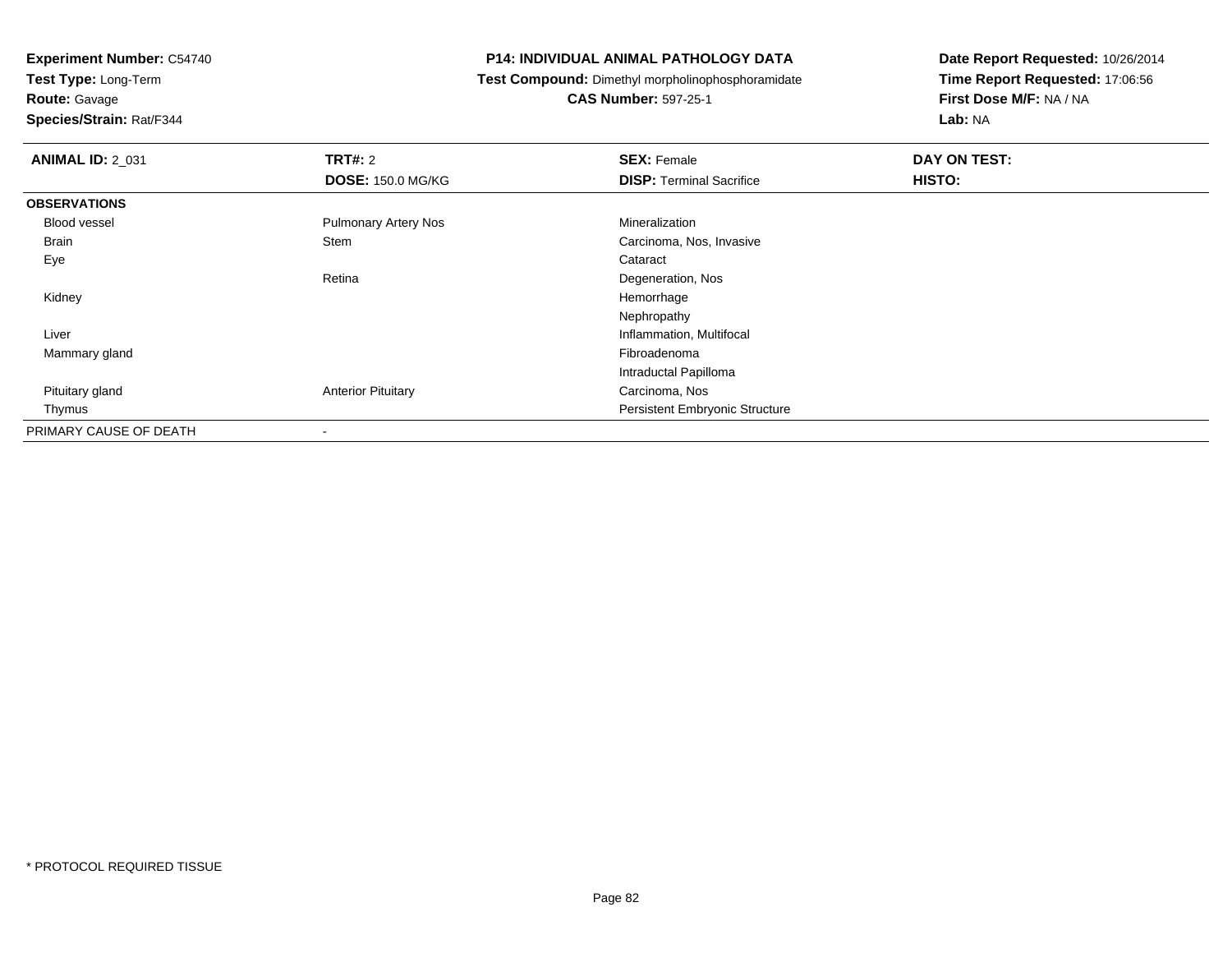**Experiment Number:** C54740
**Test Type:** Long-Term
**Route:** Gavage
**Species/Strain:** Rat/F344

# P14: INDIVIDUAL ANIMAL PATHOLOGY DATA

**Test Compound:** Dimethyl morpholinophosphoramidate
**CAS Number:** 597-25-1

**Date Report Requested:** 10/26/2014
**Time Report Requested:** 17:06:56
**First Dose M/F:** NA / NA
**Lab:** NA

| **ANIMAL ID:** 2_031 | **TRT#:** 2 | **SEX:** Female | **DAY ON TEST:** |
|---|---|---|---|
| | **DOSE:** 150.0 MG/KG | **DISP:** Terminal Sacrifice | **HISTO:** |
| **OBSERVATIONS** | | | |
| Blood vessel | Pulmonary Artery Nos | Mineralization | |
| Brain | Stem | Carcinoma, Nos, Invasive | |
| Eye | | Cataract | |
| | Retina | Degeneration, Nos | |
| Kidney | | Hemorrhage | |
| | | Nephropathy | |
| Liver | | Inflammation, Multifocal | |
| Mammary gland | | Fibroadenoma | |
| | | Intraductal Papilloma | |
| Pituitary gland | Anterior Pituitary | Carcinoma, Nos | |
| Thymus | | Persistent Embryonic Structure | |
| PRIMARY CAUSE OF DEATH | - | | |

\* PROTOCOL REQUIRED TISSUE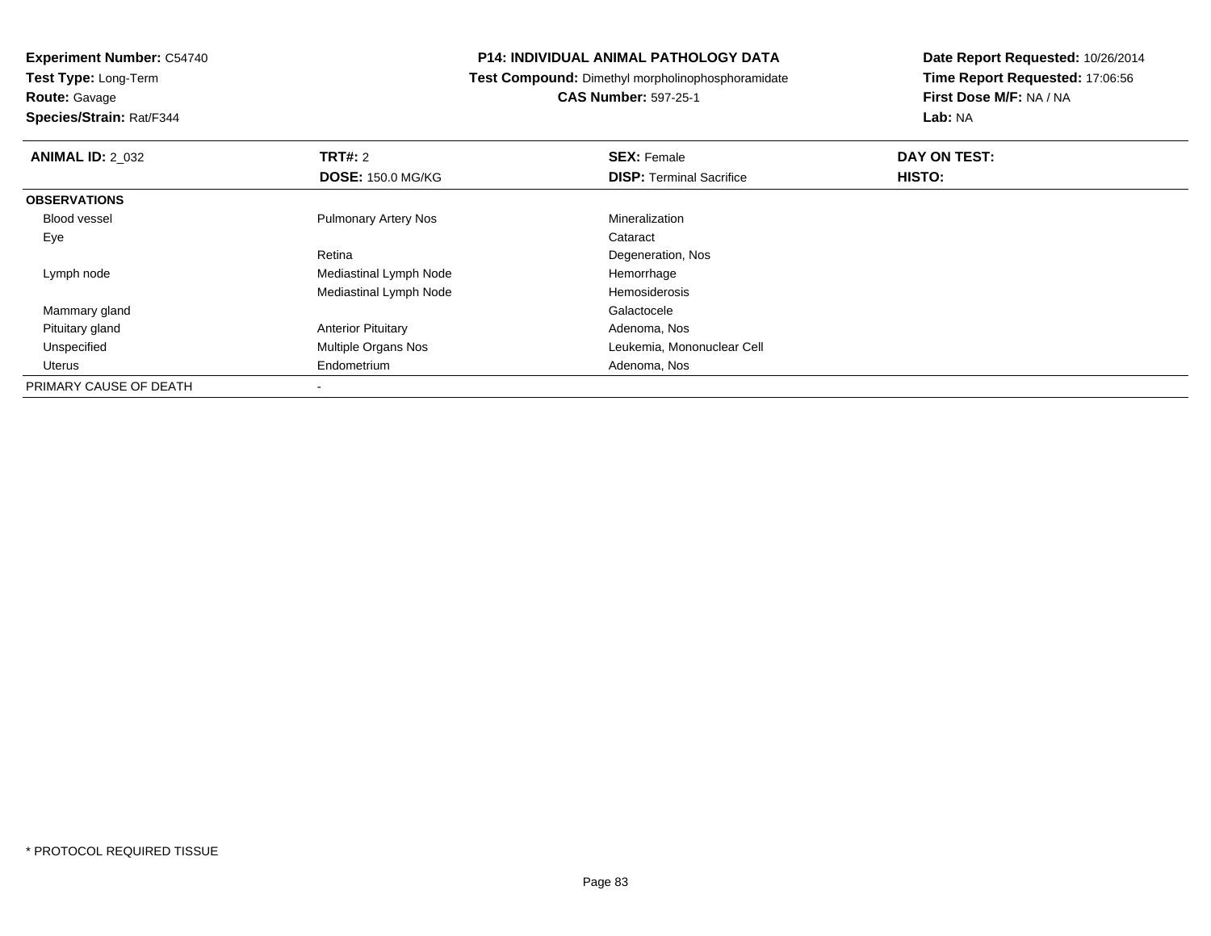**Experiment Number:** C54740
**Test Type:** Long-Term
**Route:** Gavage
**Species/Strain:** Rat/F344

**P14: INDIVIDUAL ANIMAL PATHOLOGY DATA**
**Test Compound:** Dimethyl morpholinophosphoramidate
**CAS Number:** 597-25-1

**Date Report Requested:** 10/26/2014
**Time Report Requested:** 17:06:56
**First Dose M/F:** NA / NA
**Lab:** NA

| **ANIMAL ID:** 2_032 | **TRT#:** 2 | **SEX:** Female | **DAY ON TEST:** |
|---|---|---|---|
| | **DOSE:** 150.0 MG/KG | **DISP:** Terminal Sacrifice | **HISTO:** |
| **OBSERVATIONS** | | | |
| Blood vessel | Pulmonary Artery Nos | Mineralization | |
| Eye | | Cataract | |
| | Retina | Degeneration, Nos | |
| Lymph node | Mediastinal Lymph Node | Hemorrhage | |
| | Mediastinal Lymph Node | Hemosiderosis | |
| Mammary gland | | Galactocele | |
| Pituitary gland | Anterior Pituitary | Adenoma, Nos | |
| Unspecified | Multiple Organs Nos | Leukemia, Mononuclear Cell | |
| Uterus | Endometrium | Adenoma, Nos | |
| PRIMARY CAUSE OF DEATH | - | | |

* PROTOCOL REQUIRED TISSUE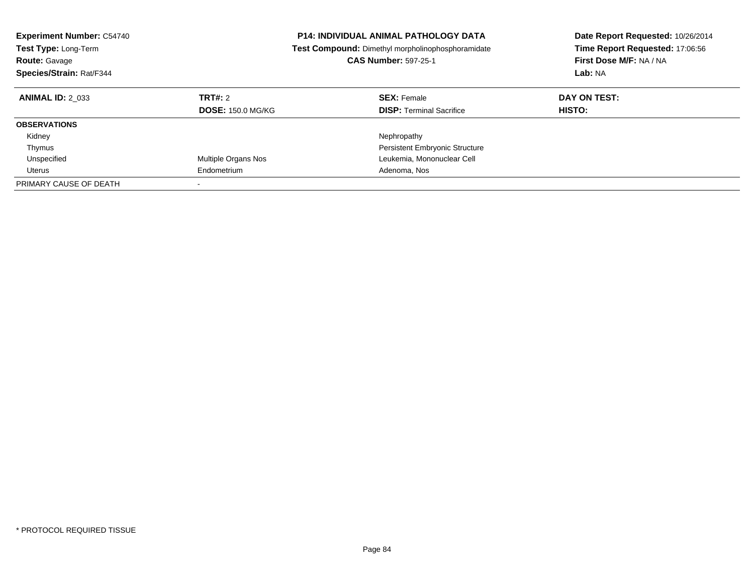**Experiment Number:** C54740
**Test Type:** Long-Term
**Route:** Gavage
**Species/Strain:** Rat/F344

**P14: INDIVIDUAL ANIMAL PATHOLOGY DATA**
**Test Compound:** Dimethyl morpholinophosphoramidate
**CAS Number:** 597-25-1

**Date Report Requested:** 10/26/2014
**Time Report Requested:** 17:06:56
**First Dose M/F:** NA / NA
**Lab:** NA

| **ANIMAL ID:** 2_033 | **TRT#:** 2 | **SEX:** Female | **DAY ON TEST:** |
|---|---|---|---|
| | **DOSE:** 150.0 MG/KG | **DISP:** Terminal Sacrifice | **HISTO:** |
| **OBSERVATIONS** | | | |
| Kidney | | Nephropathy | |
| Thymus | | Persistent Embryonic Structure | |
| Unspecified | Multiple Organs Nos | Leukemia, Mononuclear Cell | |
| Uterus | Endometrium | Adenoma, Nos | |
| PRIMARY CAUSE OF DEATH | - | | |

* PROTOCOL REQUIRED TISSUE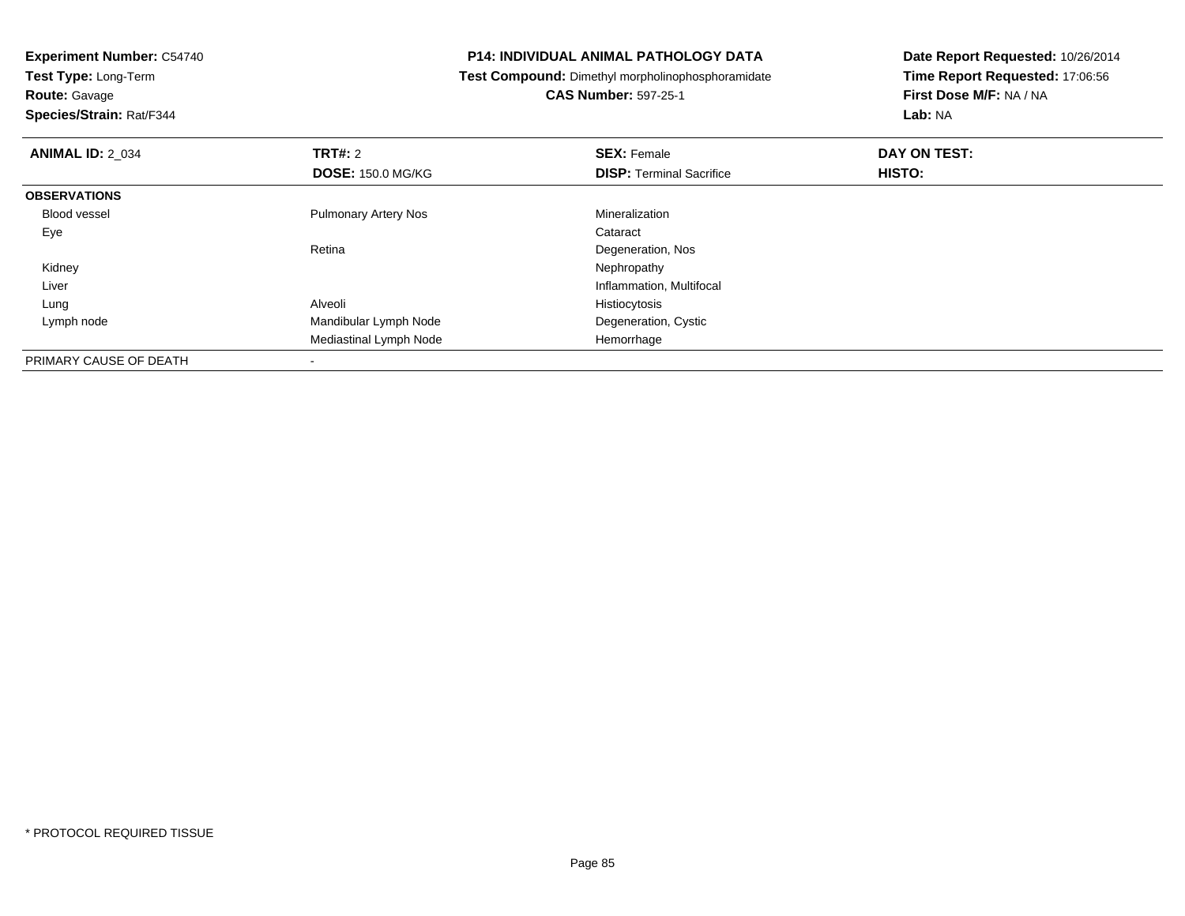**Experiment Number:** C54740
**Test Type:** Long-Term
**Route:** Gavage
**Species/Strain:** Rat/F344

**P14: INDIVIDUAL ANIMAL PATHOLOGY DATA**
**Test Compound:** Dimethyl morpholinophosphoramidate
**CAS Number:** 597-25-1

**Date Report Requested:** 10/26/2014
**Time Report Requested:** 17:06:56
**First Dose M/F:** NA / NA
**Lab:** NA

| **ANIMAL ID:** 2_034 | **TRT#:** 2<br>**DOSE:** 150.0 MG/KG | **SEX:** Female<br>**DISP:** Terminal Sacrifice | **DAY ON TEST:**<br>**HISTO:** |
|---|---|---|---|
| **OBSERVATIONS** | | | |
| Blood vessel | Pulmonary Artery Nos | Mineralization | |
| Eye | | Cataract | |
| | Retina | Degeneration, Nos | |
| Kidney | | Nephropathy | |
| Liver | | Inflammation, Multifocal | |
| Lung | Alveoli | Histiocytosis | |
| Lymph node | Mandibular Lymph Node | Degeneration, Cystic | |
| | Mediastinal Lymph Node | Hemorrhage | |
| PRIMARY CAUSE OF DEATH | - | | |

* PROTOCOL REQUIRED TISSUE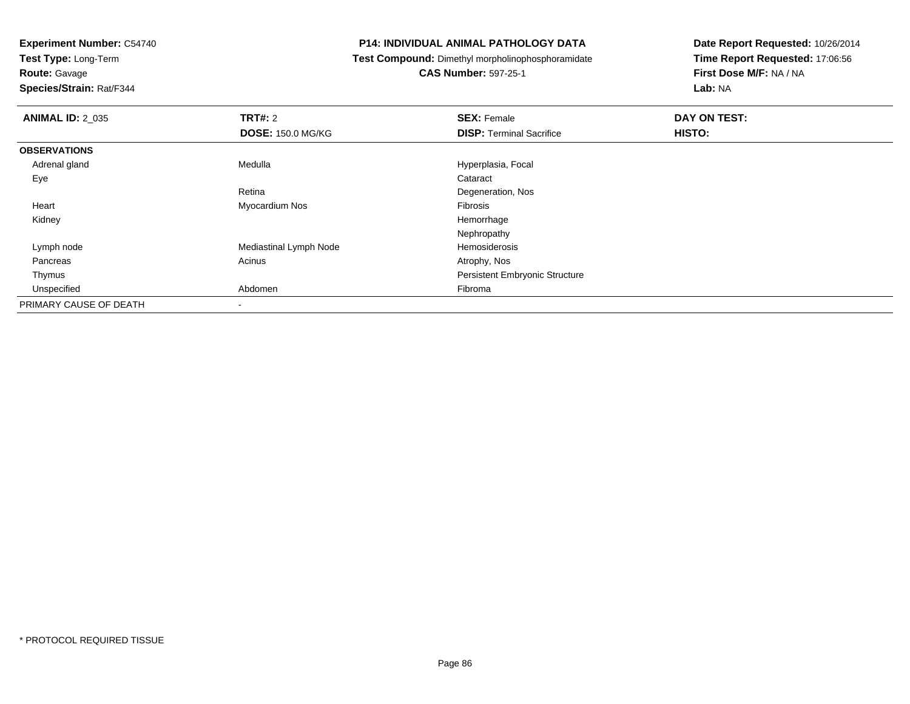**Experiment Number:** C54740
**Test Type:** Long-Term
**Route:** Gavage
**Species/Strain:** Rat/F344

**P14: INDIVIDUAL ANIMAL PATHOLOGY DATA**
**Test Compound:** Dimethyl morpholinophosphoramidate
**CAS Number:** 597-25-1

**Date Report Requested:** 10/26/2014
**Time Report Requested:** 17:06:56
**First Dose M/F:** NA / NA
**Lab:** NA

| **ANIMAL ID:** 2_035 | **TRT#:** 2 | **SEX:** Female | **DAY ON TEST:** |
|---|---|---|---|
| | **DOSE:** 150.0 MG/KG | **DISP:** Terminal Sacrifice | **HISTO:** |
| **OBSERVATIONS** | | | |
| Adrenal gland | Medulla | Hyperplasia, Focal | |
| Eye | | Cataract | |
| | Retina | Degeneration, Nos | |
| Heart | Myocardium Nos | Fibrosis | |
| Kidney | | Hemorrhage | |
| | | Nephropathy | |
| Lymph node | Mediastinal Lymph Node | Hemosiderosis | |
| Pancreas | Acinus | Atrophy, Nos | |
| Thymus | | Persistent Embryonic Structure | |
| Unspecified | Abdomen | Fibroma | |
| PRIMARY CAUSE OF DEATH | - | | |

* PROTOCOL REQUIRED TISSUE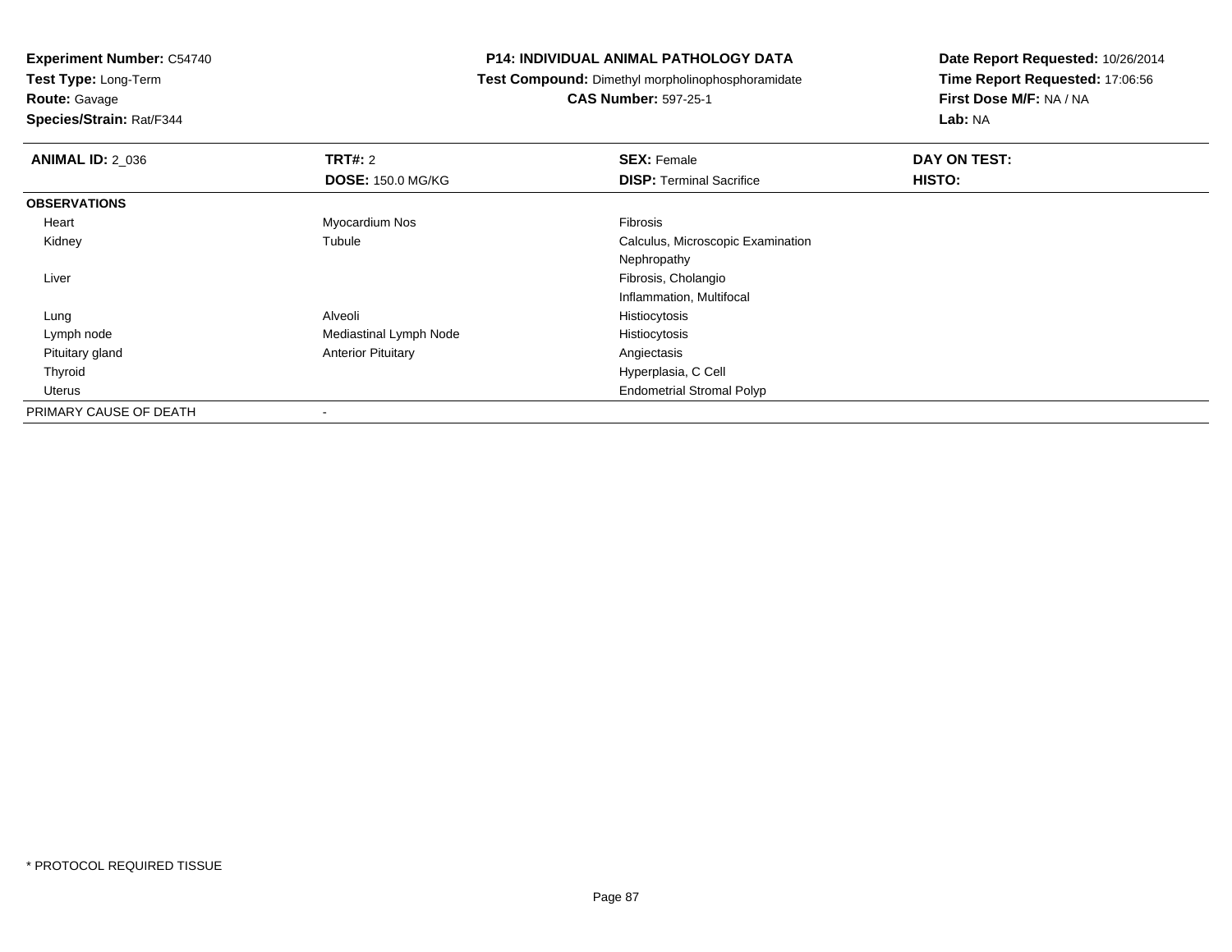**Experiment Number:** C54740
**Test Type:** Long-Term
**Route:** Gavage
**Species/Strain:** Rat/F344

**P14: INDIVIDUAL ANIMAL PATHOLOGY DATA**
**Test Compound:** Dimethyl morpholinophosphoramidate
**CAS Number:** 597-25-1

**Date Report Requested:** 10/26/2014
**Time Report Requested:** 17:06:56
**First Dose M/F:** NA / NA
**Lab:** NA

| **ANIMAL ID:** 2_036 | **TRT#:** 2 | **SEX:** Female | **DAY ON TEST:** |
|---|---|---|---|
| | **DOSE:** 150.0 MG/KG | **DISP:** Terminal Sacrifice | **HISTO:** |
| **OBSERVATIONS** | | | |
| Heart | Myocardium Nos | Fibrosis | |
| Kidney | Tubule | Calculus, Microscopic Examination | |
| | | Nephropathy | |
| Liver | | Fibrosis, Cholangio | |
| | | Inflammation, Multifocal | |
| Lung | Alveoli | Histiocytosis | |
| Lymph node | Mediastinal Lymph Node | Histiocytosis | |
| Pituitary gland | Anterior Pituitary | Angiectasis | |
| Thyroid | | Hyperplasia, C Cell | |
| Uterus | | Endometrial Stromal Polyp | |
| PRIMARY CAUSE OF DEATH | - | | |

* PROTOCOL REQUIRED TISSUE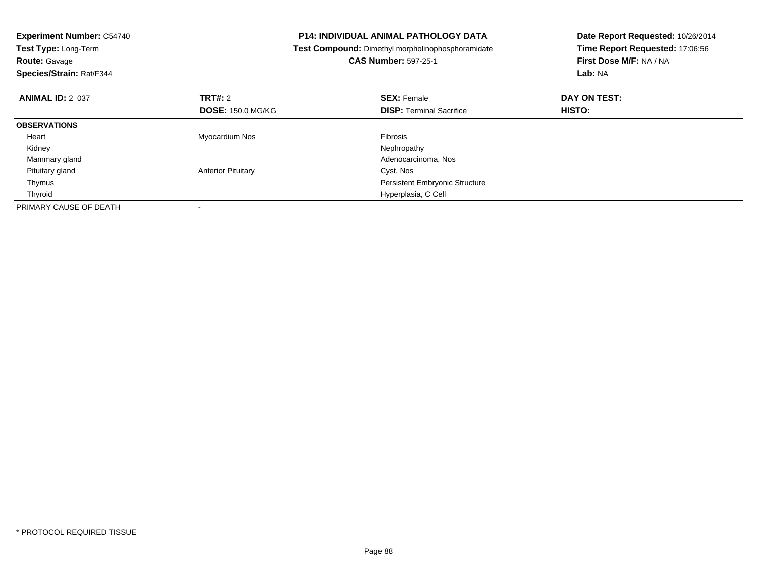**Experiment Number:** C54740
**Test Type:** Long-Term
**Route:** Gavage
**Species/Strain:** Rat/F344

**P14: INDIVIDUAL ANIMAL PATHOLOGY DATA**
**Test Compound:** Dimethyl morpholinophosphoramidate
**CAS Number:** 597-25-1

**Date Report Requested:** 10/26/2014
**Time Report Requested:** 17:06:56
**First Dose M/F:** NA / NA
**Lab:** NA

| **ANIMAL ID:** 2_037 | **TRT#:** 2 | **SEX:** Female | **DAY ON TEST:** |
|---|---|---|---|
| | **DOSE:** 150.0 MG/KG | **DISP:** Terminal Sacrifice | **HISTO:** |
| **OBSERVATIONS** | | | |
| Heart | Myocardium Nos | Fibrosis | |
| Kidney | | Nephropathy | |
| Mammary gland | | Adenocarcinoma, Nos | |
| Pituitary gland | Anterior Pituitary | Cyst, Nos | |
| Thymus | | Persistent Embryonic Structure | |
| Thyroid | | Hyperplasia, C Cell | |
| PRIMARY CAUSE OF DEATH | - | | |

* PROTOCOL REQUIRED TISSUE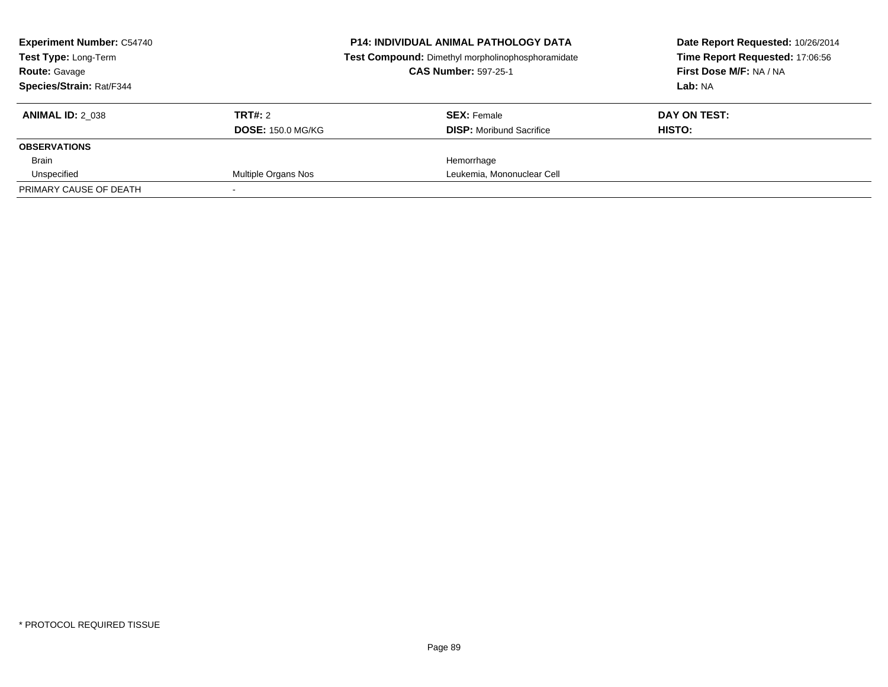**Experiment Number:** C54740
**Test Type:** Long-Term
**Route:** Gavage
**Species/Strain:** Rat/F344

**P14: INDIVIDUAL ANIMAL PATHOLOGY DATA**
**Test Compound:** Dimethyl morpholinophosphoramidate
**CAS Number:** 597-25-1

**Date Report Requested:** 10/26/2014
**Time Report Requested:** 17:06:56
**First Dose M/F:** NA / NA
**Lab:** NA

| **ANIMAL ID:** 2_038 | **TRT#:** 2 | **SEX:** Female | **DAY ON TEST:** |
|---|---|---|---|
| | **DOSE:** 150.0 MG/KG | **DISP:** Moribund Sacrifice | **HISTO:** |
| **OBSERVATIONS** | | | |
| Brain | | Hemorrhage | |
| Unspecified | Multiple Organs Nos | Leukemia, Mononuclear Cell | |
| PRIMARY CAUSE OF DEATH | - | | |

\* PROTOCOL REQUIRED TISSUE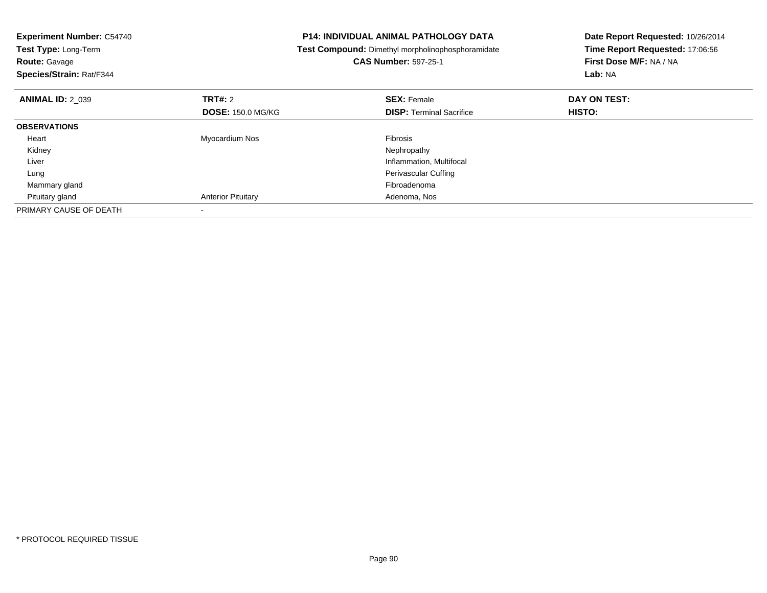**Experiment Number:** C54740
**Test Type:** Long-Term
**Route:** Gavage
**Species/Strain:** Rat/F344

**P14: INDIVIDUAL ANIMAL PATHOLOGY DATA**
**Test Compound:** Dimethyl morpholinophosphoramidate
**CAS Number:** 597-25-1

**Date Report Requested:** 10/26/2014
**Time Report Requested:** 17:06:56
**First Dose M/F:** NA / NA
**Lab:** NA

| **ANIMAL ID:** 2_039 | **TRT#:** 2 | **SEX:** Female | **DAY ON TEST:** |
|---|---|---|---|
| | **DOSE:** 150.0 MG/KG | **DISP:** Terminal Sacrifice | **HISTO:** |
| **OBSERVATIONS** | | | |
| Heart | Myocardium Nos | Fibrosis | |
| Kidney | | Nephropathy | |
| Liver | | Inflammation, Multifocal | |
| Lung | | Perivascular Cuffing | |
| Mammary gland | | Fibroadenoma | |
| Pituitary gland | Anterior Pituitary | Adenoma, Nos | |
| PRIMARY CAUSE OF DEATH | - | | |

* PROTOCOL REQUIRED TISSUE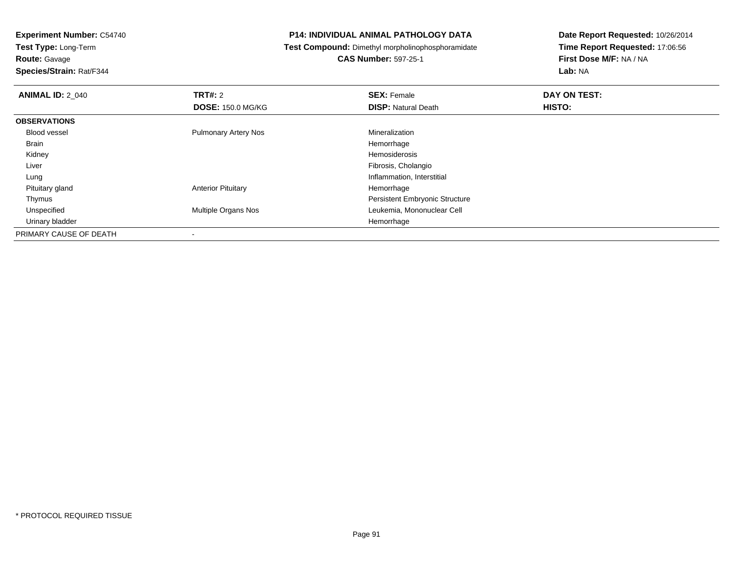**Experiment Number:** C54740
**Test Type:** Long-Term
**Route:** Gavage
**Species/Strain:** Rat/F344

**P14: INDIVIDUAL ANIMAL PATHOLOGY DATA**
**Test Compound:** Dimethyl morpholinophosphoramidate
**CAS Number:** 597-25-1

**Date Report Requested:** 10/26/2014
**Time Report Requested:** 17:06:56
**First Dose M/F:** NA / NA
**Lab:** NA

| **ANIMAL ID:** 2_040 | **TRT#:** 2 | **SEX:** Female | **DAY ON TEST:** |
|---|---|---|---|
| | **DOSE:** 150.0 MG/KG | **DISP:** Natural Death | **HISTO:** |
| **OBSERVATIONS** | | | |
| Blood vessel | Pulmonary Artery Nos | Mineralization | |
| Brain | | Hemorrhage | |
| Kidney | | Hemosiderosis | |
| Liver | | Fibrosis, Cholangio | |
| Lung | | Inflammation, Interstitial | |
| Pituitary gland | Anterior Pituitary | Hemorrhage | |
| Thymus | | Persistent Embryonic Structure | |
| Unspecified | Multiple Organs Nos | Leukemia, Mononuclear Cell | |
| Urinary bladder | | Hemorrhage | |
| PRIMARY CAUSE OF DEATH | - | | |

* PROTOCOL REQUIRED TISSUE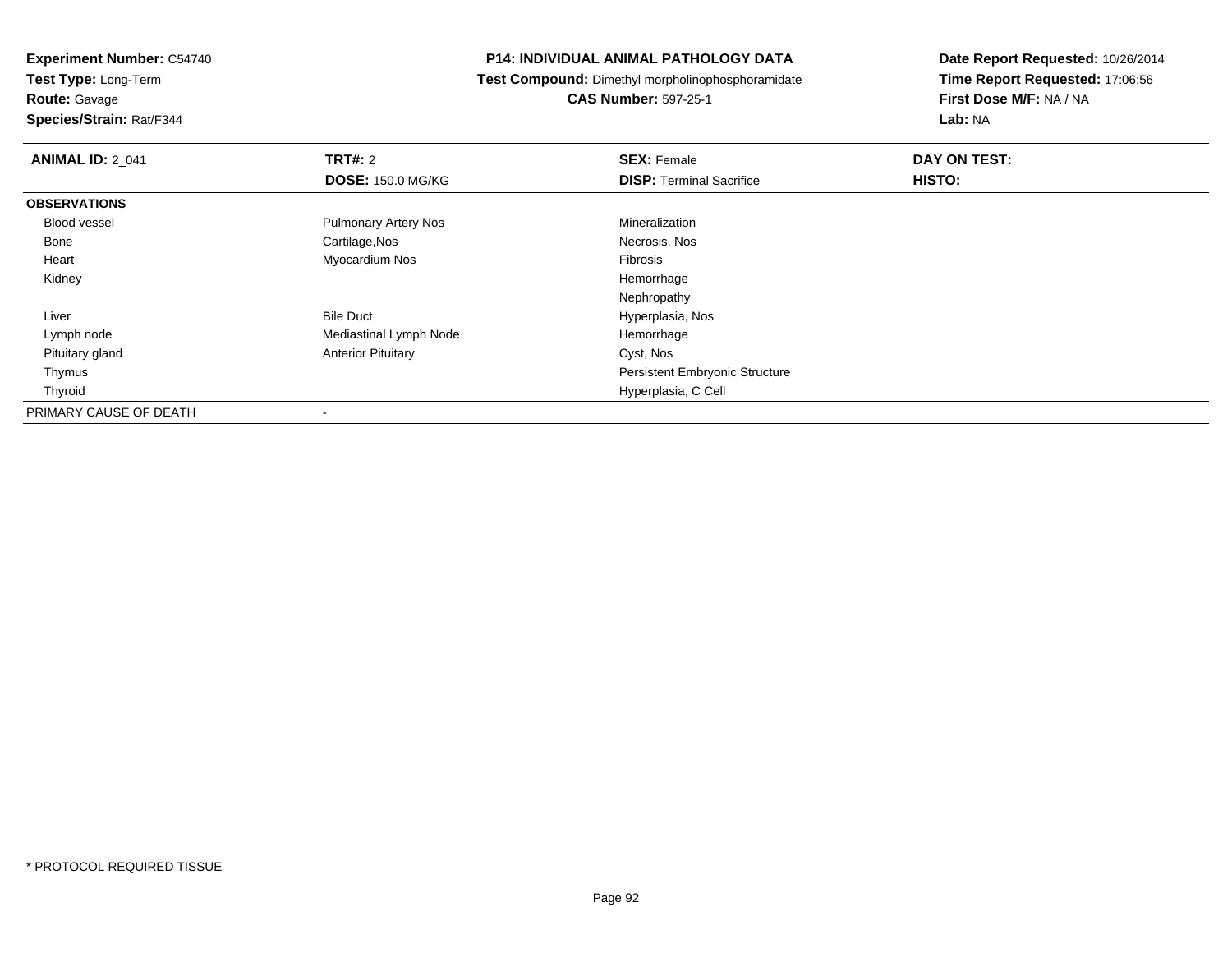**Experiment Number:** C54740
**Test Type:** Long-Term
**Route:** Gavage
**Species/Strain:** Rat/F344

**P14: INDIVIDUAL ANIMAL PATHOLOGY DATA**
**Test Compound:** Dimethyl morpholinophosphoramidate
**CAS Number:** 597-25-1

**Date Report Requested:** 10/26/2014
**Time Report Requested:** 17:06:56
**First Dose M/F:** NA / NA
**Lab:** NA

| **ANIMAL ID:** 2_041 | **TRT#:** 2 | **SEX:** Female | **DAY ON TEST:** |
|---|---|---|---|
| | **DOSE:** 150.0 MG/KG | **DISP:** Terminal Sacrifice | **HISTO:** |
| **OBSERVATIONS** | | | |
| Blood vessel | Pulmonary Artery Nos | Mineralization | |
| Bone | Cartilage,Nos | Necrosis, Nos | |
| Heart | Myocardium Nos | Fibrosis | |
| Kidney | | Hemorrhage | |
| | | Nephropathy | |
| Liver | Bile Duct | Hyperplasia, Nos | |
| Lymph node | Mediastinal Lymph Node | Hemorrhage | |
| Pituitary gland | Anterior Pituitary | Cyst, Nos | |
| Thymus | | Persistent Embryonic Structure | |
| Thyroid | | Hyperplasia, C Cell | |
| PRIMARY CAUSE OF DEATH | - | | |

* PROTOCOL REQUIRED TISSUE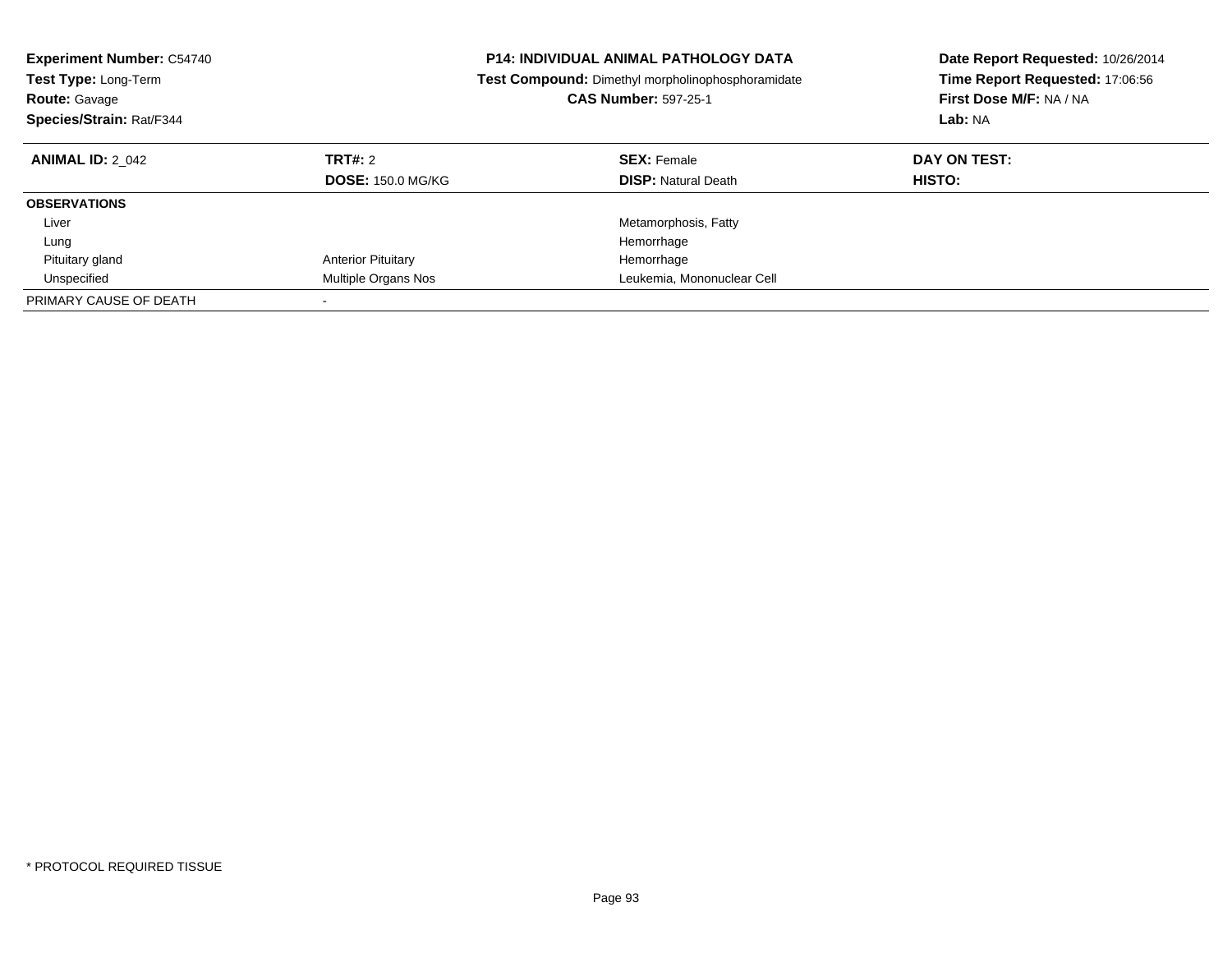**Experiment Number:** C54740
**Test Type:** Long-Term
**Route:** Gavage
**Species/Strain:** Rat/F344

**P14: INDIVIDUAL ANIMAL PATHOLOGY DATA**
**Test Compound:** Dimethyl morpholinophosphoramidate
**CAS Number:** 597-25-1

**Date Report Requested:** 10/26/2014
**Time Report Requested:** 17:06:56
**First Dose M/F:** NA / NA
**Lab:** NA

| **ANIMAL ID:** 2_042 | **TRT#:** 2 | **SEX:** Female | **DAY ON TEST:** |
|---|---|---|---|
| | **DOSE:** 150.0 MG/KG | **DISP:** Natural Death | **HISTO:** |
| **OBSERVATIONS** | | | |
| Liver | | Metamorphosis, Fatty | |
| Lung | | Hemorrhage | |
| Pituitary gland | Anterior Pituitary | Hemorrhage | |
| Unspecified | Multiple Organs Nos | Leukemia, Mononuclear Cell | |
| PRIMARY CAUSE OF DEATH | - | | |

* PROTOCOL REQUIRED TISSUE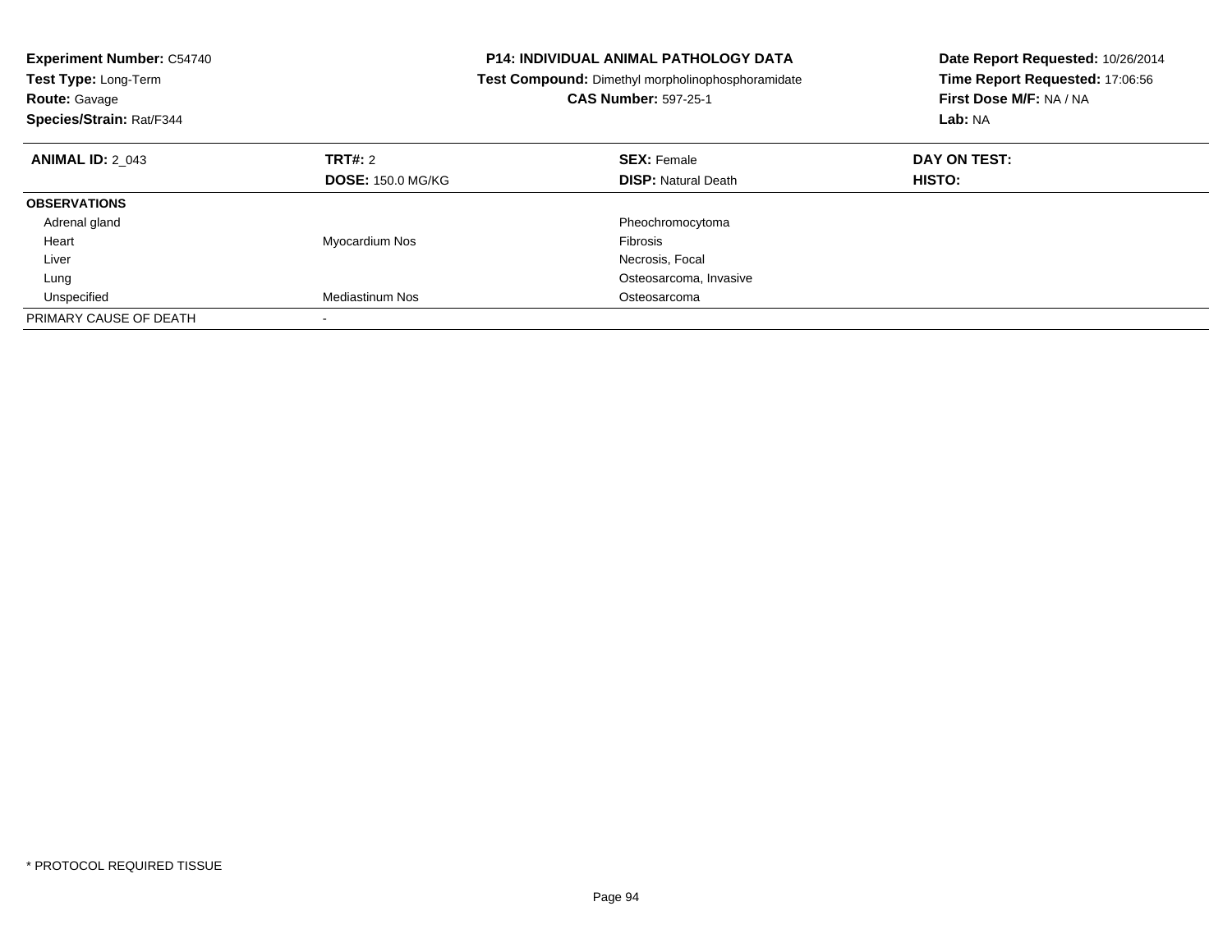**Experiment Number:** C54740
**Test Type:** Long-Term
**Route:** Gavage
**Species/Strain:** Rat/F344

**P14: INDIVIDUAL ANIMAL PATHOLOGY DATA**
**Test Compound:** Dimethyl morpholinophosphoramidate
**CAS Number:** 597-25-1

**Date Report Requested:** 10/26/2014
**Time Report Requested:** 17:06:56
**First Dose M/F:** NA / NA
**Lab:** NA

| **ANIMAL ID:** 2_043 | **TRT#:** 2 | **SEX:** Female | **DAY ON TEST:** |
|---|---|---|---|
| | **DOSE:** 150.0 MG/KG | **DISP:** Natural Death | **HISTO:** |
| **OBSERVATIONS** | | | |
| Adrenal gland | | Pheochromocytoma | |
| Heart | Myocardium Nos | Fibrosis | |
| Liver | | Necrosis, Focal | |
| Lung | | Osteosarcoma, Invasive | |
| Unspecified | Mediastinum Nos | Osteosarcoma | |
| PRIMARY CAUSE OF DEATH | - | | |

* PROTOCOL REQUIRED TISSUE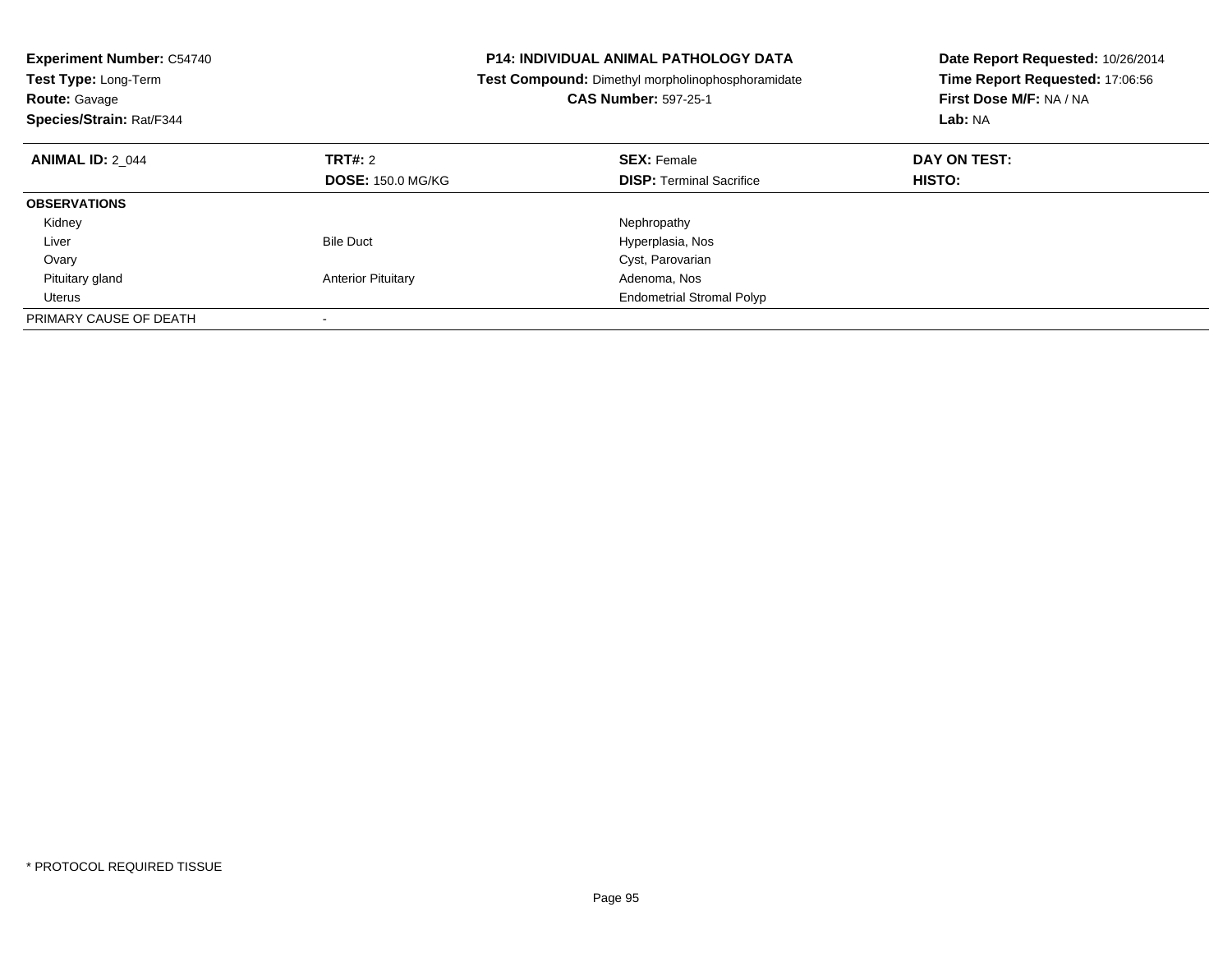**Experiment Number:** C54740
**Test Type:** Long-Term
**Route:** Gavage
**Species/Strain:** Rat/F344

**P14: INDIVIDUAL ANIMAL PATHOLOGY DATA**
**Test Compound:** Dimethyl morpholinophosphoramidate
**CAS Number:** 597-25-1

**Date Report Requested:** 10/26/2014
**Time Report Requested:** 17:06:56
**First Dose M/F:** NA / NA
**Lab:** NA

| **ANIMAL ID:** 2_044 | **TRT#:** 2 | **SEX:** Female | **DAY ON TEST:** |
|---|---|---|---|
| | **DOSE:** 150.0 MG/KG | **DISP:** Terminal Sacrifice | **HISTO:** |
| **OBSERVATIONS** | | | |
| Kidney | | Nephropathy | |
| Liver | Bile Duct | Hyperplasia, Nos | |
| Ovary | | Cyst, Parovarian | |
| Pituitary gland | Anterior Pituitary | Adenoma, Nos | |
| Uterus | | Endometrial Stromal Polyp | |
| PRIMARY CAUSE OF DEATH | - | | |

* PROTOCOL REQUIRED TISSUE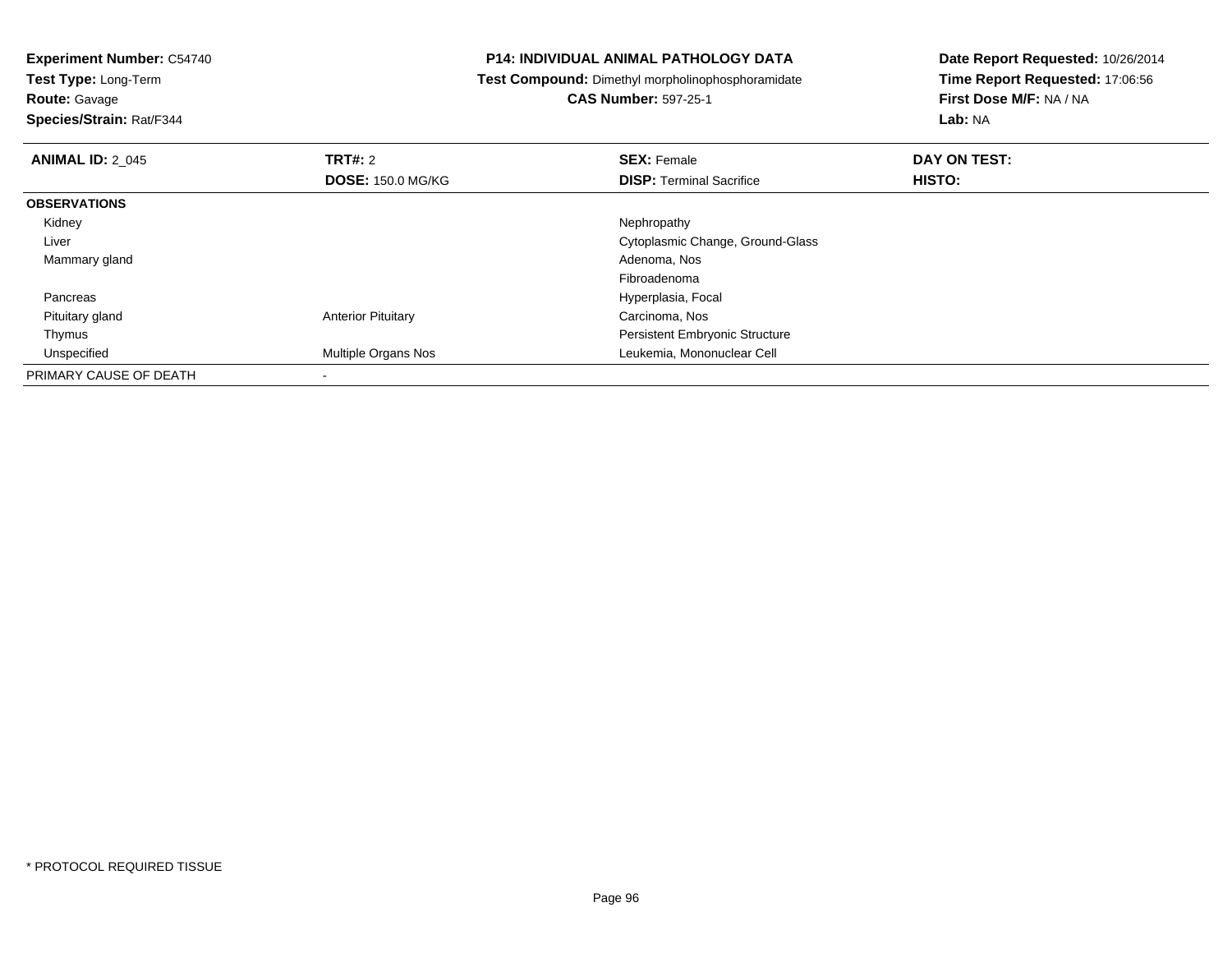**Experiment Number:** C54740
**Test Type:** Long-Term
**Route:** Gavage
**Species/Strain:** Rat/F344

**P14: INDIVIDUAL ANIMAL PATHOLOGY DATA**
**Test Compound:** Dimethyl morpholinophosphoramidate
**CAS Number:** 597-25-1

**Date Report Requested:** 10/26/2014
**Time Report Requested:** 17:06:56
**First Dose M/F:** NA / NA
**Lab:** NA

| **ANIMAL ID:** 2_045 | **TRT#:** 2 | **SEX:** Female | **DAY ON TEST:** |
|---|---|---|---|
| | **DOSE:** 150.0 MG/KG | **DISP:** Terminal Sacrifice | **HISTO:** |
| **OBSERVATIONS** | | | |
| Kidney | | Nephropathy | |
| Liver | | Cytoplasmic Change, Ground-Glass | |
| Mammary gland | | Adenoma, Nos | |
| | | Fibroadenoma | |
| Pancreas | | Hyperplasia, Focal | |
| Pituitary gland | Anterior Pituitary | Carcinoma, Nos | |
| Thymus | | Persistent Embryonic Structure | |
| Unspecified | Multiple Organs Nos | Leukemia, Mononuclear Cell | |
| PRIMARY CAUSE OF DEATH | - | | |

\* PROTOCOL REQUIRED TISSUE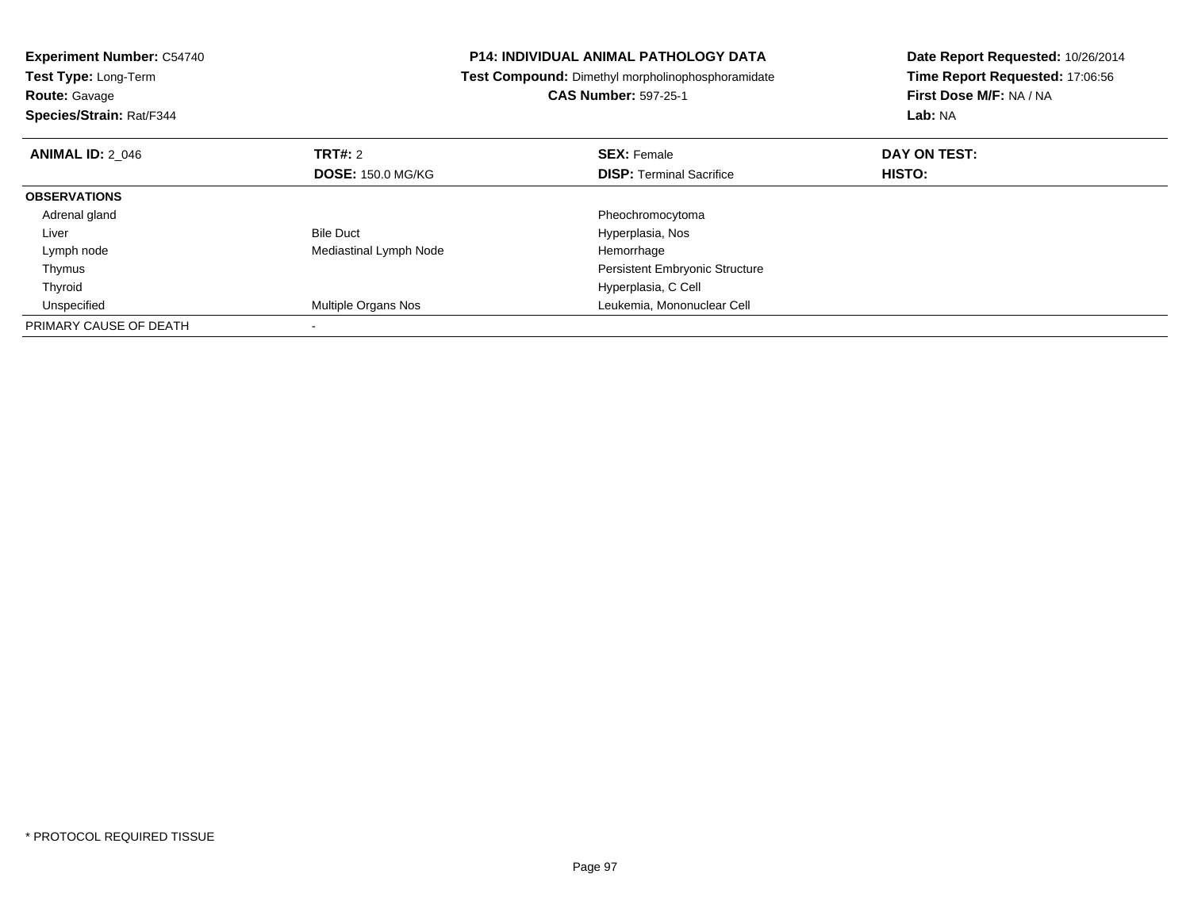**Experiment Number:** C54740
**Test Type:** Long-Term
**Route:** Gavage
**Species/Strain:** Rat/F344

**P14: INDIVIDUAL ANIMAL PATHOLOGY DATA**
**Test Compound:** Dimethyl morpholinophosphoramidate
**CAS Number:** 597-25-1

**Date Report Requested:** 10/26/2014
**Time Report Requested:** 17:06:56
**First Dose M/F:** NA / NA
**Lab:** NA

| **ANIMAL ID:** 2_046 | **TRT#:** 2 | **SEX:** Female | **DAY ON TEST:** |
|---|---|---|---|
| | **DOSE:** 150.0 MG/KG | **DISP:** Terminal Sacrifice | **HISTO:** |
| **OBSERVATIONS** | | | |
| Adrenal gland | | Pheochromocytoma | |
| Liver | Bile Duct | Hyperplasia, Nos | |
| Lymph node | Mediastinal Lymph Node | Hemorrhage | |
| Thymus | | Persistent Embryonic Structure | |
| Thyroid | | Hyperplasia, C Cell | |
| Unspecified | Multiple Organs Nos | Leukemia, Mononuclear Cell | |
| PRIMARY CAUSE OF DEATH | - | | |

\* PROTOCOL REQUIRED TISSUE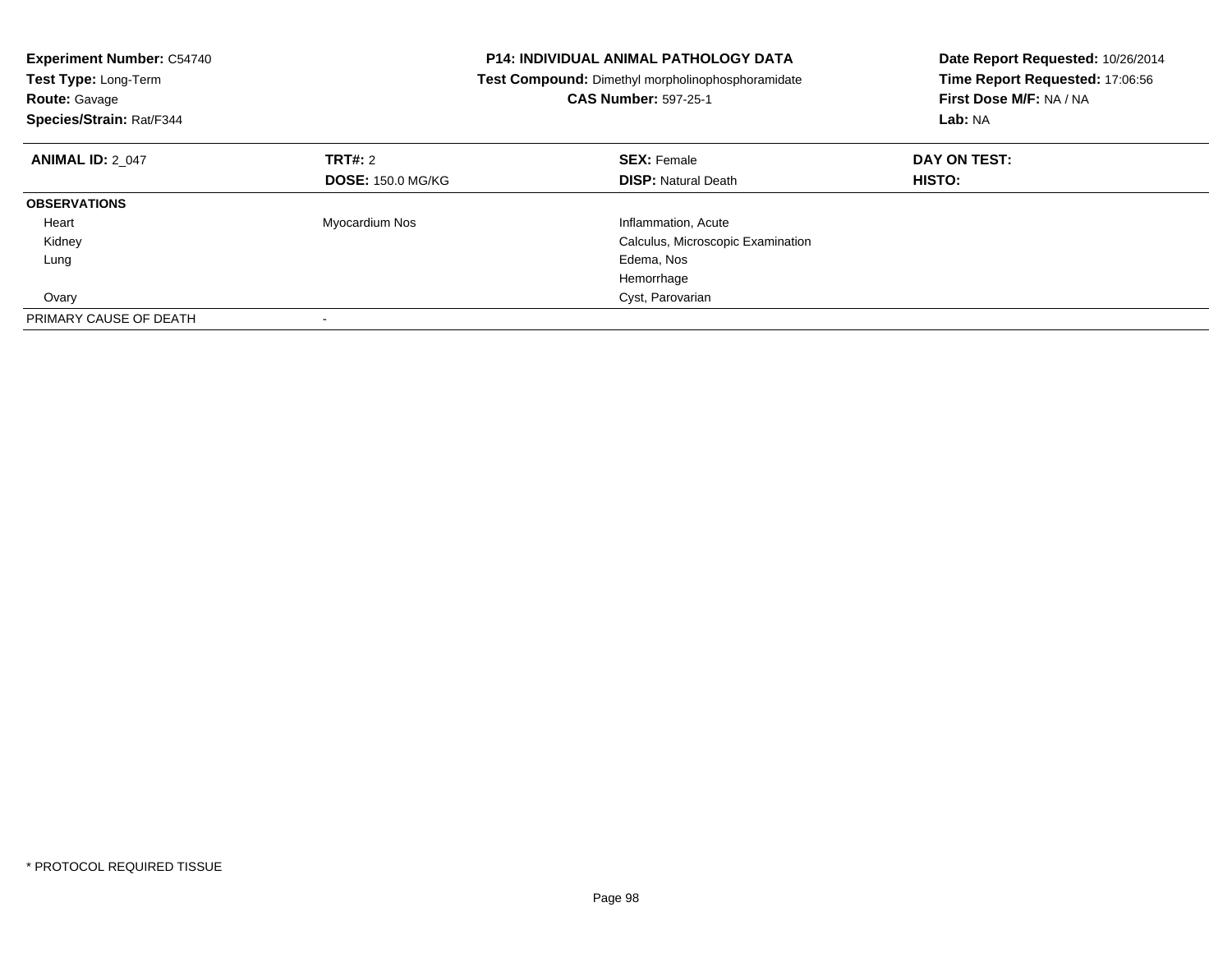**Experiment Number:** C54740
**Test Type:** Long-Term
**Route:** Gavage
**Species/Strain:** Rat/F344

**P14: INDIVIDUAL ANIMAL PATHOLOGY DATA**
**Test Compound:** Dimethyl morpholinophosphoramidate
**CAS Number:** 597-25-1

**Date Report Requested:** 10/26/2014
**Time Report Requested:** 17:06:56
**First Dose M/F:** NA / NA
**Lab:** NA

| **ANIMAL ID:** 2_047 | **TRT#:** 2 | **SEX:** Female | **DAY ON TEST:** |
|---|---|---|---|
| | **DOSE:** 150.0 MG/KG | **DISP:** Natural Death | **HISTO:** |
| **OBSERVATIONS** | | | |
| Heart | Myocardium Nos | Inflammation, Acute | |
| Kidney | | Calculus, Microscopic Examination | |
| Lung | | Edema, Nos | |
| | | Hemorrhage | |
| Ovary | | Cyst, Parovarian | |
| PRIMARY CAUSE OF DEATH | - | | |

* PROTOCOL REQUIRED TISSUE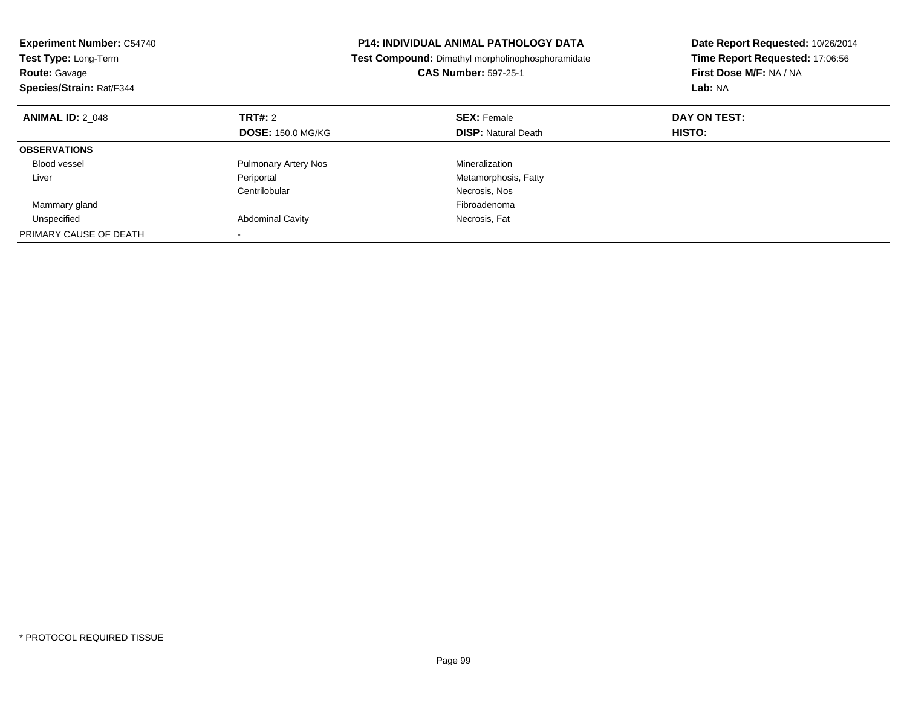**Experiment Number:** C54740
**Test Type:** Long-Term
**Route:** Gavage
**Species/Strain:** Rat/F344

**P14: INDIVIDUAL ANIMAL PATHOLOGY DATA**
**Test Compound:** Dimethyl morpholinophosphoramidate
**CAS Number:** 597-25-1

**Date Report Requested:** 10/26/2014
**Time Report Requested:** 17:06:56
**First Dose M/F:** NA / NA
**Lab:** NA

| **ANIMAL ID:** 2_048 | **TRT#:** 2 | **SEX:** Female | **DAY ON TEST:** |
|---|---|---|---|
| | **DOSE:** 150.0 MG/KG | **DISP:** Natural Death | **HISTO:** |
| **OBSERVATIONS** | | | |
| Blood vessel | Pulmonary Artery Nos | Mineralization | |
| Liver | Periportal | Metamorphosis, Fatty | |
| | Centrilobular | Necrosis, Nos | |
| Mammary gland | | Fibroadenoma | |
| Unspecified | Abdominal Cavity | Necrosis, Fat | |
| PRIMARY CAUSE OF DEATH | - | | |

* PROTOCOL REQUIRED TISSUE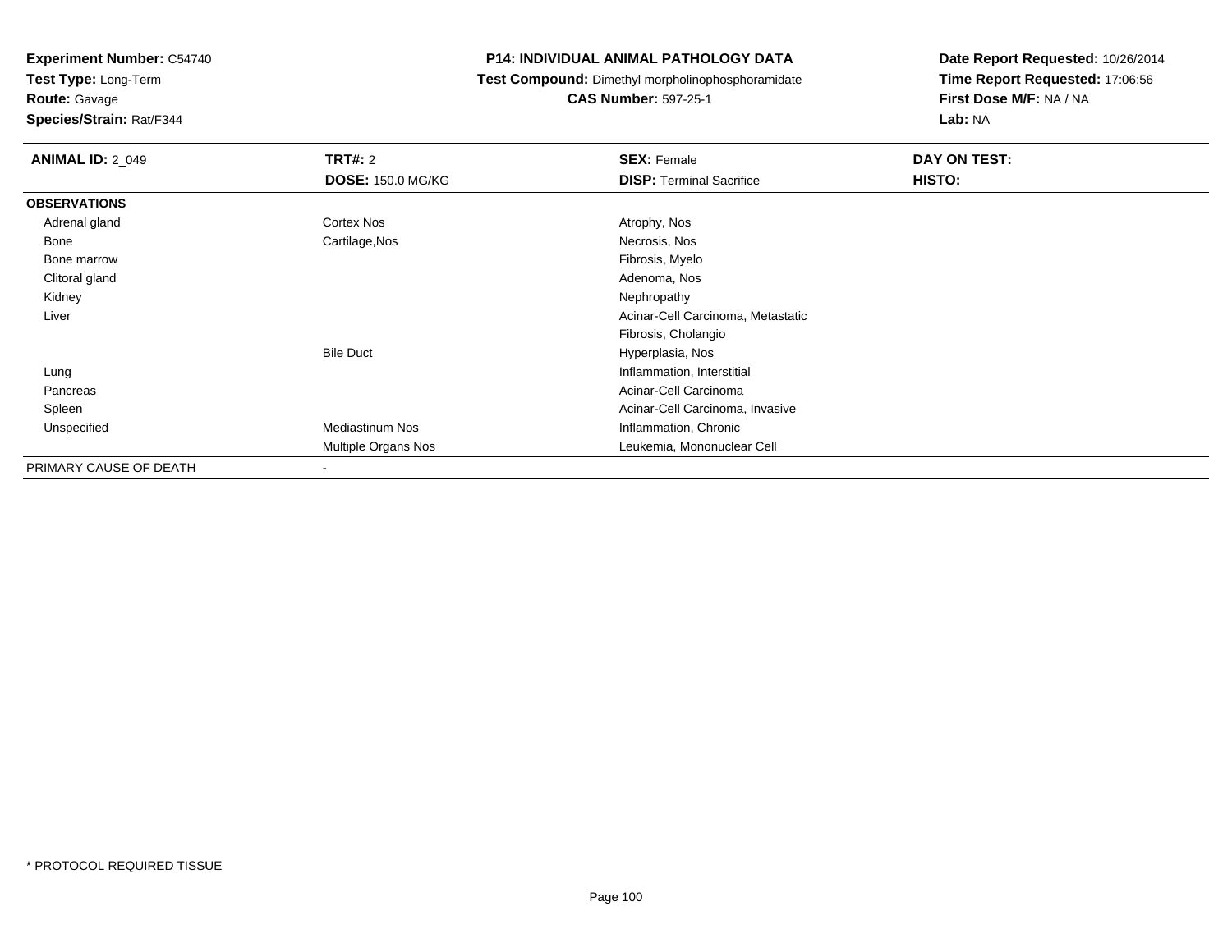**Experiment Number:** C54740
**Test Type:** Long-Term
**Route:** Gavage
**Species/Strain:** Rat/F344

**P14: INDIVIDUAL ANIMAL PATHOLOGY DATA**
**Test Compound:** Dimethyl morpholinophosphoramidate
**CAS Number:** 597-25-1

**Date Report Requested:** 10/26/2014
**Time Report Requested:** 17:06:56
**First Dose M/F:** NA / NA
**Lab:** NA

| **ANIMAL ID:** 2_049 | **TRT#:** 2 | **SEX:** Female | **DAY ON TEST:** |
|---|---|---|---|
| | **DOSE:** 150.0 MG/KG | **DISP:** Terminal Sacrifice | **HISTO:** |
| **OBSERVATIONS** | | | |
| Adrenal gland | Cortex Nos | Atrophy, Nos | |
| Bone | Cartilage,Nos | Necrosis, Nos | |
| Bone marrow | | Fibrosis, Myelo | |
| Clitoral gland | | Adenoma, Nos | |
| Kidney | | Nephropathy | |
| Liver | | Acinar-Cell Carcinoma, Metastatic | |
| | | Fibrosis, Cholangio | |
| | Bile Duct | Hyperplasia, Nos | |
| Lung | | Inflammation, Interstitial | |
| Pancreas | | Acinar-Cell Carcinoma | |
| Spleen | | Acinar-Cell Carcinoma, Invasive | |
| Unspecified | Mediastinum Nos | Inflammation, Chronic | |
| | Multiple Organs Nos | Leukemia, Mononuclear Cell | |
| PRIMARY CAUSE OF DEATH | - | | |

* PROTOCOL REQUIRED TISSUE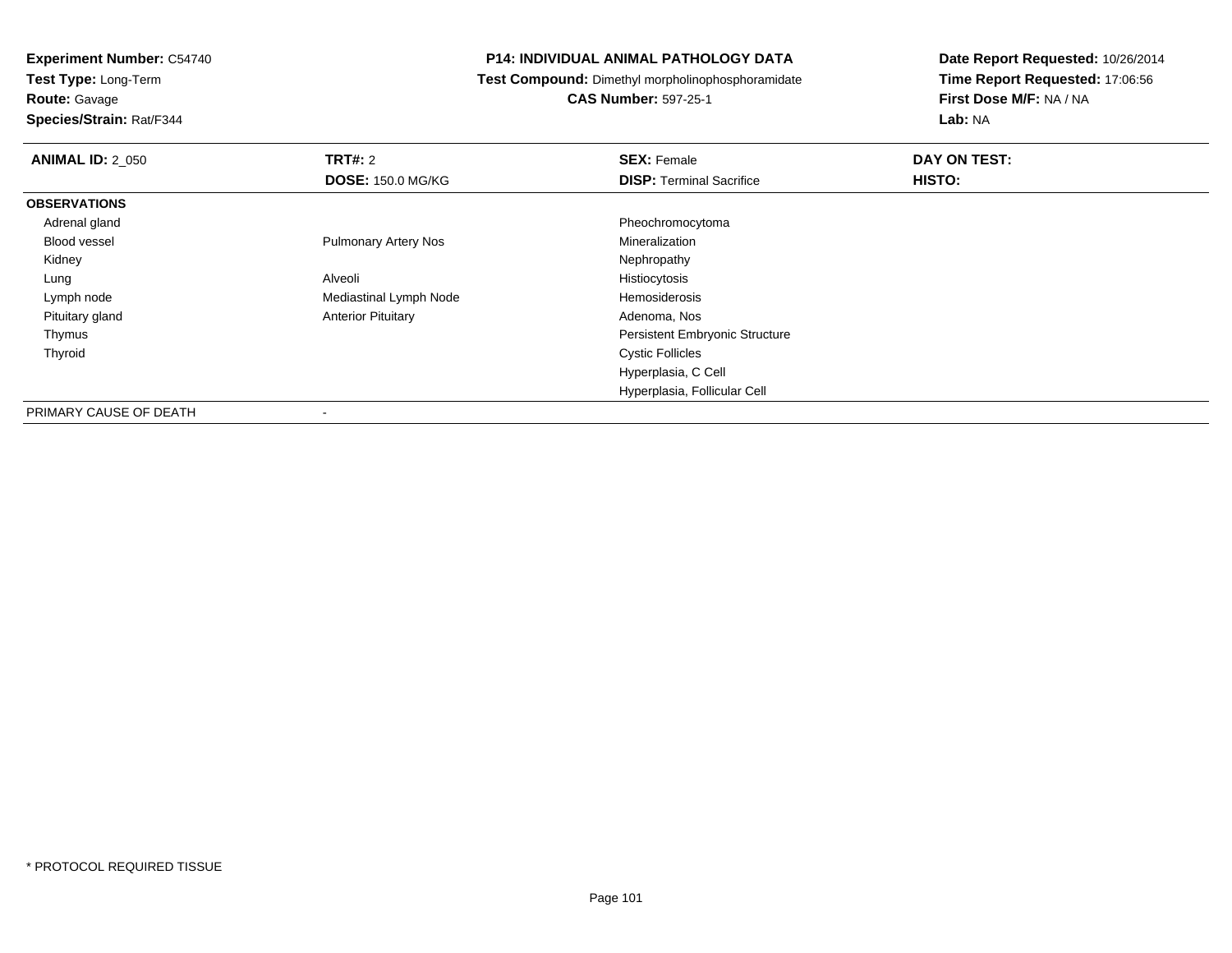**Experiment Number:** C54740
**Test Type:** Long-Term
**Route:** Gavage
**Species/Strain:** Rat/F344

**P14: INDIVIDUAL ANIMAL PATHOLOGY DATA**
**Test Compound:** Dimethyl morpholinophosphoramidate
**CAS Number:** 597-25-1

**Date Report Requested:** 10/26/2014
**Time Report Requested:** 17:06:56
**First Dose M/F:** NA / NA
**Lab:** NA

| **ANIMAL ID:** 2_050 | **TRT#:** 2 | **SEX:** Female | **DAY ON TEST:** |
|---|---|---|---|
| | **DOSE:** 150.0 MG/KG | **DISP:** Terminal Sacrifice | **HISTO:** |
| **OBSERVATIONS** | | | |
| Adrenal gland | | Pheochromocytoma | |
| Blood vessel | Pulmonary Artery Nos | Mineralization | |
| Kidney | | Nephropathy | |
| Lung | Alveoli | Histiocytosis | |
| Lymph node | Mediastinal Lymph Node | Hemosiderosis | |
| Pituitary gland | Anterior Pituitary | Adenoma, Nos | |
| Thymus | | Persistent Embryonic Structure | |
| Thyroid | | Cystic Follicles | |
| | | Hyperplasia, C Cell | |
| | | Hyperplasia, Follicular Cell | |
| PRIMARY CAUSE OF DEATH | - | | |

* PROTOCOL REQUIRED TISSUE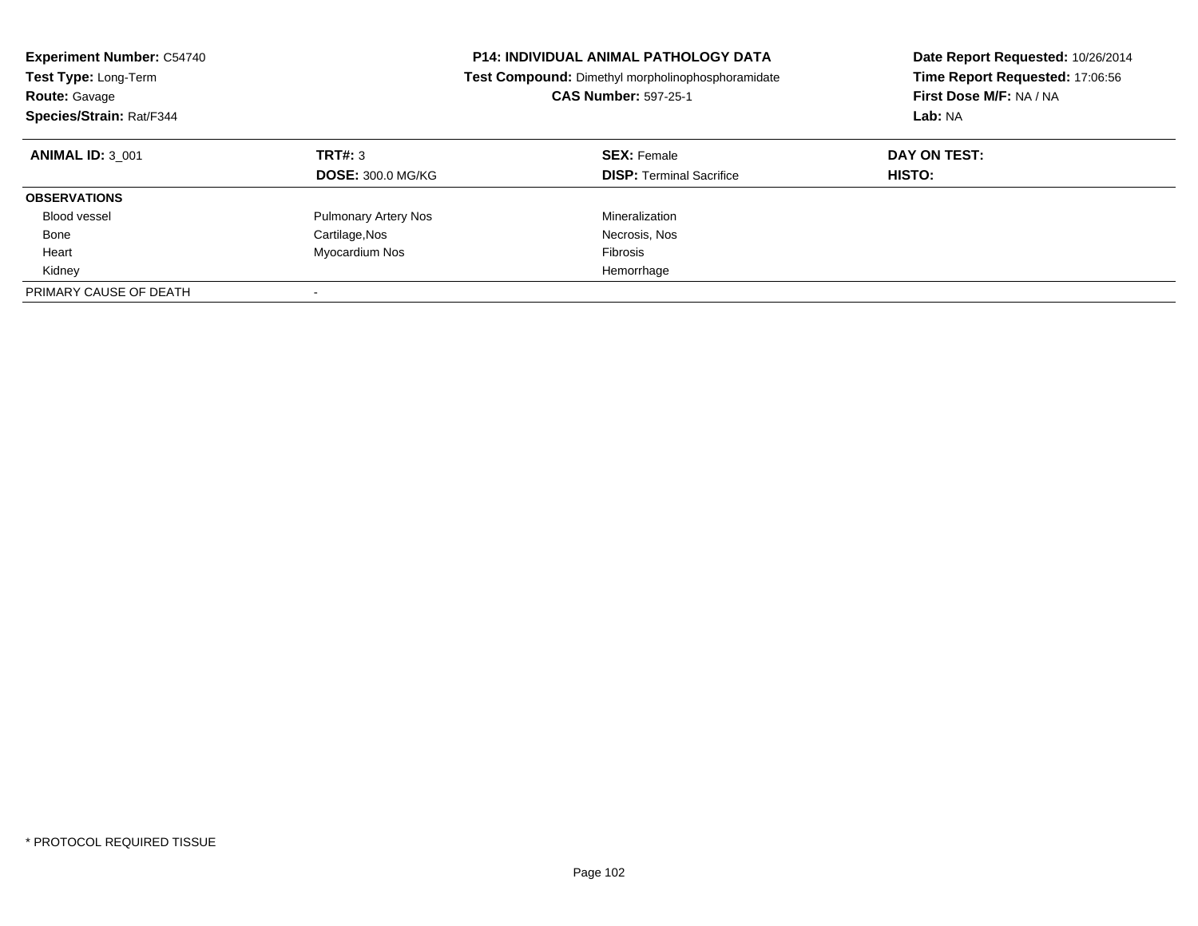**Experiment Number:** C54740
**Test Type:** Long-Term
**Route:** Gavage
**Species/Strain:** Rat/F344

**P14: INDIVIDUAL ANIMAL PATHOLOGY DATA**
**Test Compound:** Dimethyl morpholinophosphoramidate
**CAS Number:** 597-25-1

**Date Report Requested:** 10/26/2014
**Time Report Requested:** 17:06:56
**First Dose M/F:** NA / NA
**Lab:** NA

| **ANIMAL ID:** 3_001 | **TRT#:** 3 | **SEX:** Female | **DAY ON TEST:** |
|---|---|---|---|
| | **DOSE:** 300.0 MG/KG | **DISP:** Terminal Sacrifice | **HISTO:** |
| **OBSERVATIONS** | | | |
| Blood vessel | Pulmonary Artery Nos | Mineralization | |
| Bone | Cartilage,Nos | Necrosis, Nos | |
| Heart | Myocardium Nos | Fibrosis | |
| Kidney | | Hemorrhage | |
| PRIMARY CAUSE OF DEATH | - | | |

* PROTOCOL REQUIRED TISSUE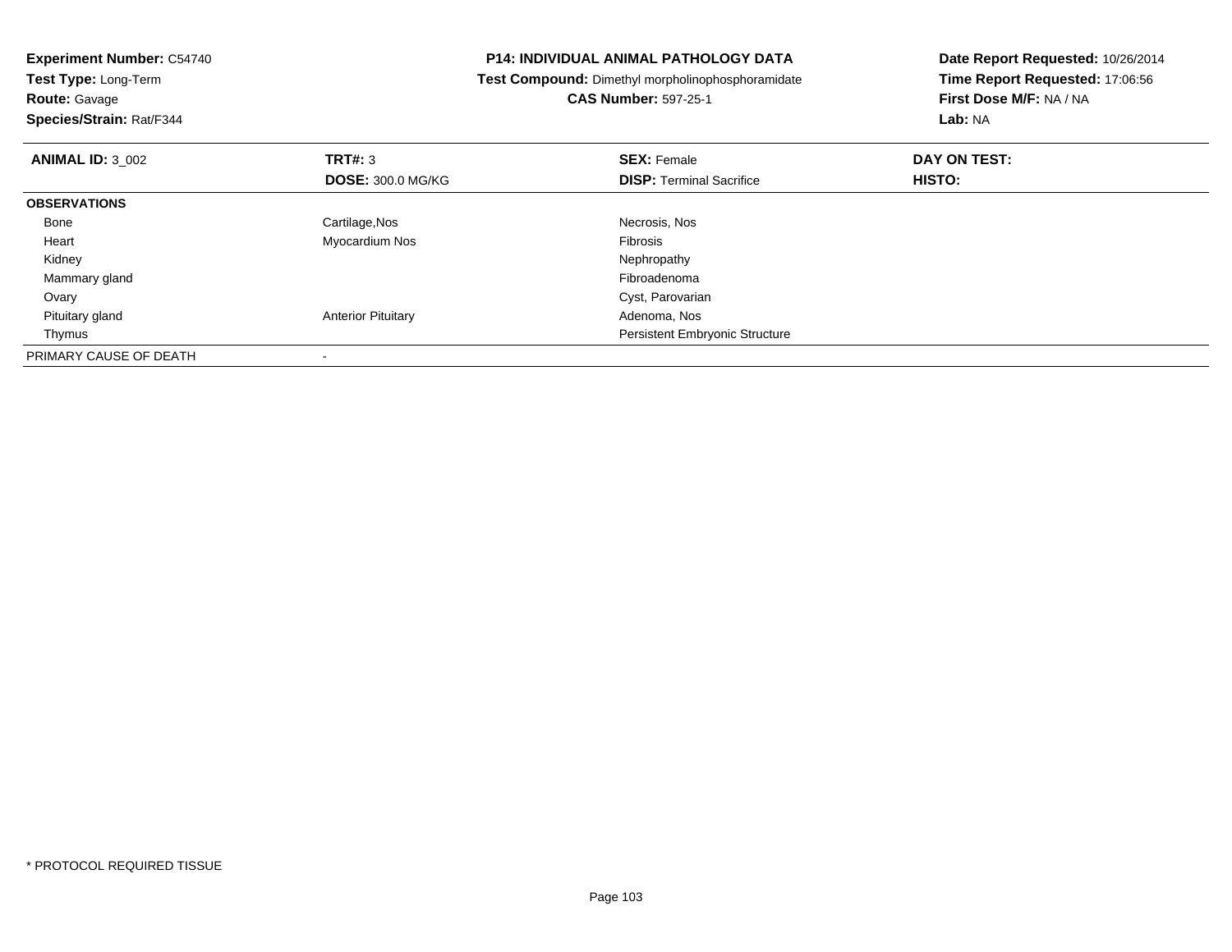**Experiment Number:** C54740
**Test Type:** Long-Term
**Route:** Gavage
**Species/Strain:** Rat/F344

**P14: INDIVIDUAL ANIMAL PATHOLOGY DATA**
**Test Compound:** Dimethyl morpholinophosphoramidate
**CAS Number:** 597-25-1

**Date Report Requested:** 10/26/2014
**Time Report Requested:** 17:06:56
**First Dose M/F:** NA / NA
**Lab:** NA

| **ANIMAL ID:** 3_002 | **TRT#:** 3 | **SEX:** Female | **DAY ON TEST:** |
|---|---|---|---|
| | **DOSE:** 300.0 MG/KG | **DISP:** Terminal Sacrifice | **HISTO:** |
| **OBSERVATIONS** | | | |
| Bone | Cartilage,Nos | Necrosis, Nos | |
| Heart | Myocardium Nos | Fibrosis | |
| Kidney | | Nephropathy | |
| Mammary gland | | Fibroadenoma | |
| Ovary | | Cyst, Parovarian | |
| Pituitary gland | Anterior Pituitary | Adenoma, Nos | |
| Thymus | | Persistent Embryonic Structure | |
| PRIMARY CAUSE OF DEATH | - | | |

* PROTOCOL REQUIRED TISSUE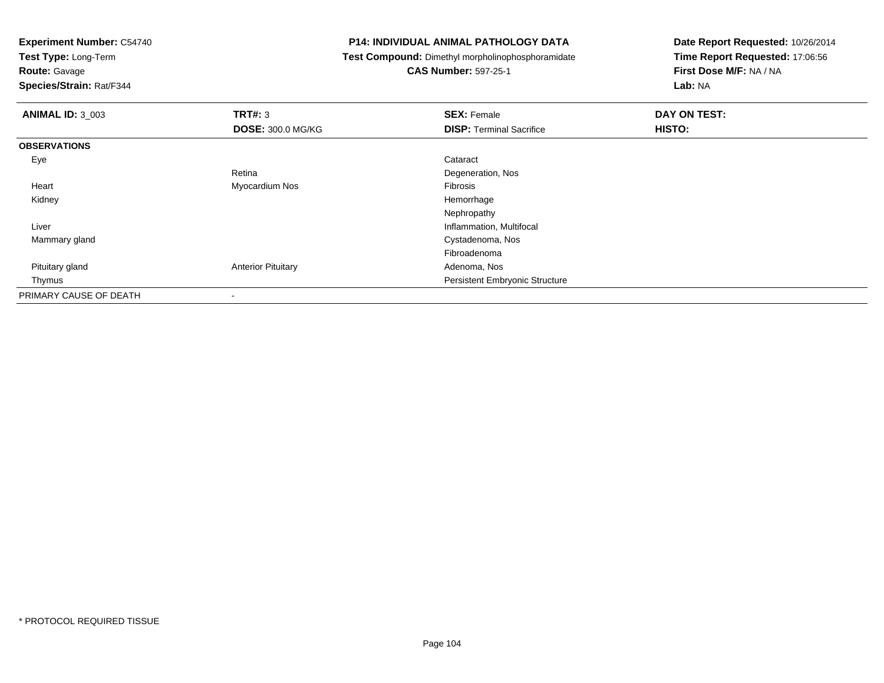**Experiment Number:** C54740
**Test Type:** Long-Term
**Route:** Gavage
**Species/Strain:** Rat/F344

**P14: INDIVIDUAL ANIMAL PATHOLOGY DATA**
**Test Compound:** Dimethyl morpholinophosphoramidate
**CAS Number:** 597-25-1

**Date Report Requested:** 10/26/2014
**Time Report Requested:** 17:06:56
**First Dose M/F:** NA / NA
**Lab:** NA

| **ANIMAL ID:** 3_003 | **TRT#:** 3 | **SEX:** Female | **DAY ON TEST:** |
|---|---|---|---|
| | **DOSE:** 300.0 MG/KG | **DISP:** Terminal Sacrifice | **HISTO:** |
| **OBSERVATIONS** | | | |
| Eye | | Cataract | |
| | Retina | Degeneration, Nos | |
| Heart | Myocardium Nos | Fibrosis | |
| Kidney | | Hemorrhage | |
| | | Nephropathy | |
| Liver | | Inflammation, Multifocal | |
| Mammary gland | | Cystadenoma, Nos | |
| | | Fibroadenoma | |
| Pituitary gland | Anterior Pituitary | Adenoma, Nos | |
| Thymus | | Persistent Embryonic Structure | |
| PRIMARY CAUSE OF DEATH | - | | |

* PROTOCOL REQUIRED TISSUE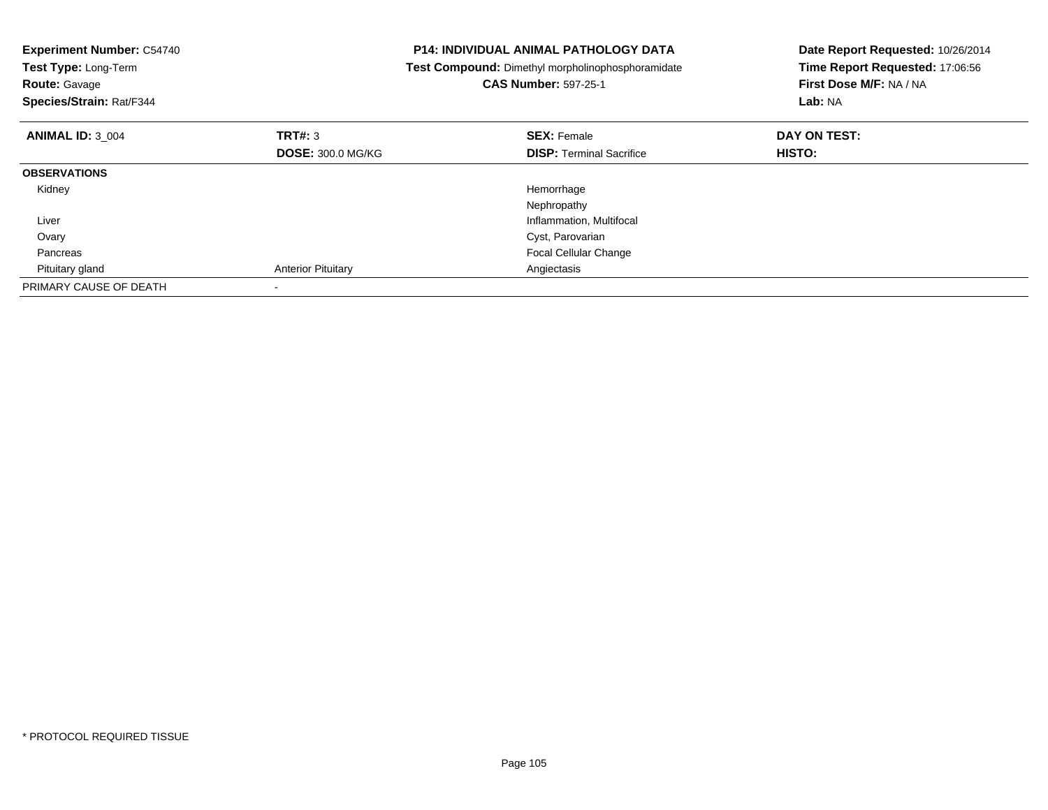**Experiment Number:** C54740
**Test Type:** Long-Term
**Route:** Gavage
**Species/Strain:** Rat/F344

**P14: INDIVIDUAL ANIMAL PATHOLOGY DATA**
**Test Compound:** Dimethyl morpholinophosphoramidate
**CAS Number:** 597-25-1

**Date Report Requested:** 10/26/2014
**Time Report Requested:** 17:06:56
**First Dose M/F:** NA / NA
**Lab:** NA

| **ANIMAL ID:** 3_004 | **TRT#:** 3 | **SEX:** Female | **DAY ON TEST:** |
|---|---|---|---|
| | **DOSE:** 300.0 MG/KG | **DISP:** Terminal Sacrifice | **HISTO:** |
| **OBSERVATIONS** | | | |
| Kidney | | Hemorrhage | |
| | | Nephropathy | |
| Liver | | Inflammation, Multifocal | |
| Ovary | | Cyst, Parovarian | |
| Pancreas | | Focal Cellular Change | |
| Pituitary gland | Anterior Pituitary | Angiectasis | |
| PRIMARY CAUSE OF DEATH | - | | |

* PROTOCOL REQUIRED TISSUE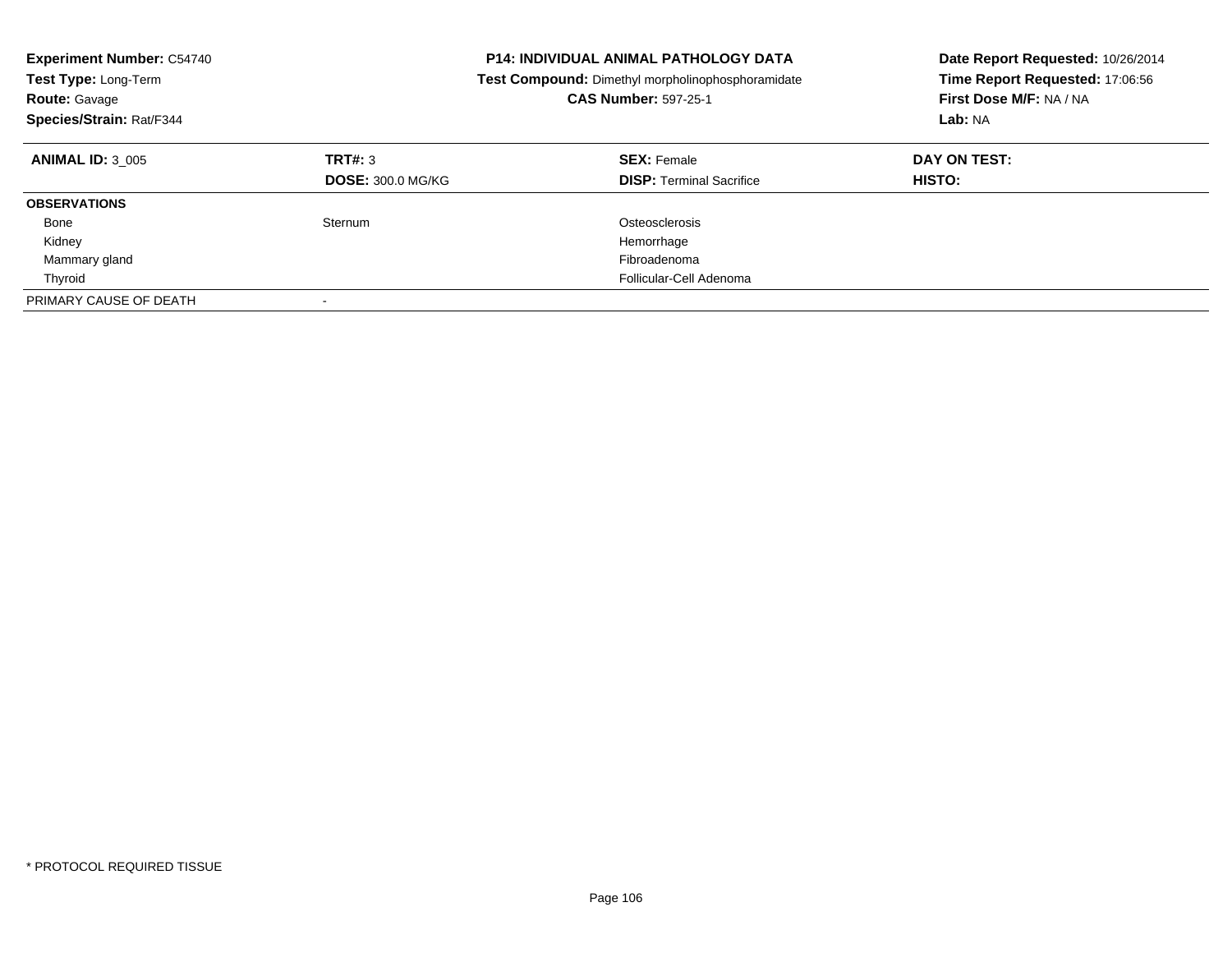**Experiment Number:** C54740
**Test Type:** Long-Term
**Route:** Gavage
**Species/Strain:** Rat/F344

# P14: INDIVIDUAL ANIMAL PATHOLOGY DATA

**Test Compound:** Dimethyl morpholinophosphoramidate
**CAS Number:** 597-25-1

**Date Report Requested:** 10/26/2014
**Time Report Requested:** 17:06:56
**First Dose M/F:** NA / NA
**Lab:** NA

| **ANIMAL ID:** 3_005 | **TRT#:** 3 | **SEX:** Female | **DAY ON TEST:** |
|---|---|---|---|
| | **DOSE:** 300.0 MG/KG | **DISP:** Terminal Sacrifice | **HISTO:** |
| **OBSERVATIONS** | | | |
| Bone | Sternum | Osteosclerosis | |
| Kidney | | Hemorrhage | |
| Mammary gland | | Fibroadenoma | |
| Thyroid | | Follicular-Cell Adenoma | |
| PRIMARY CAUSE OF DEATH | - | | |

* PROTOCOL REQUIRED TISSUE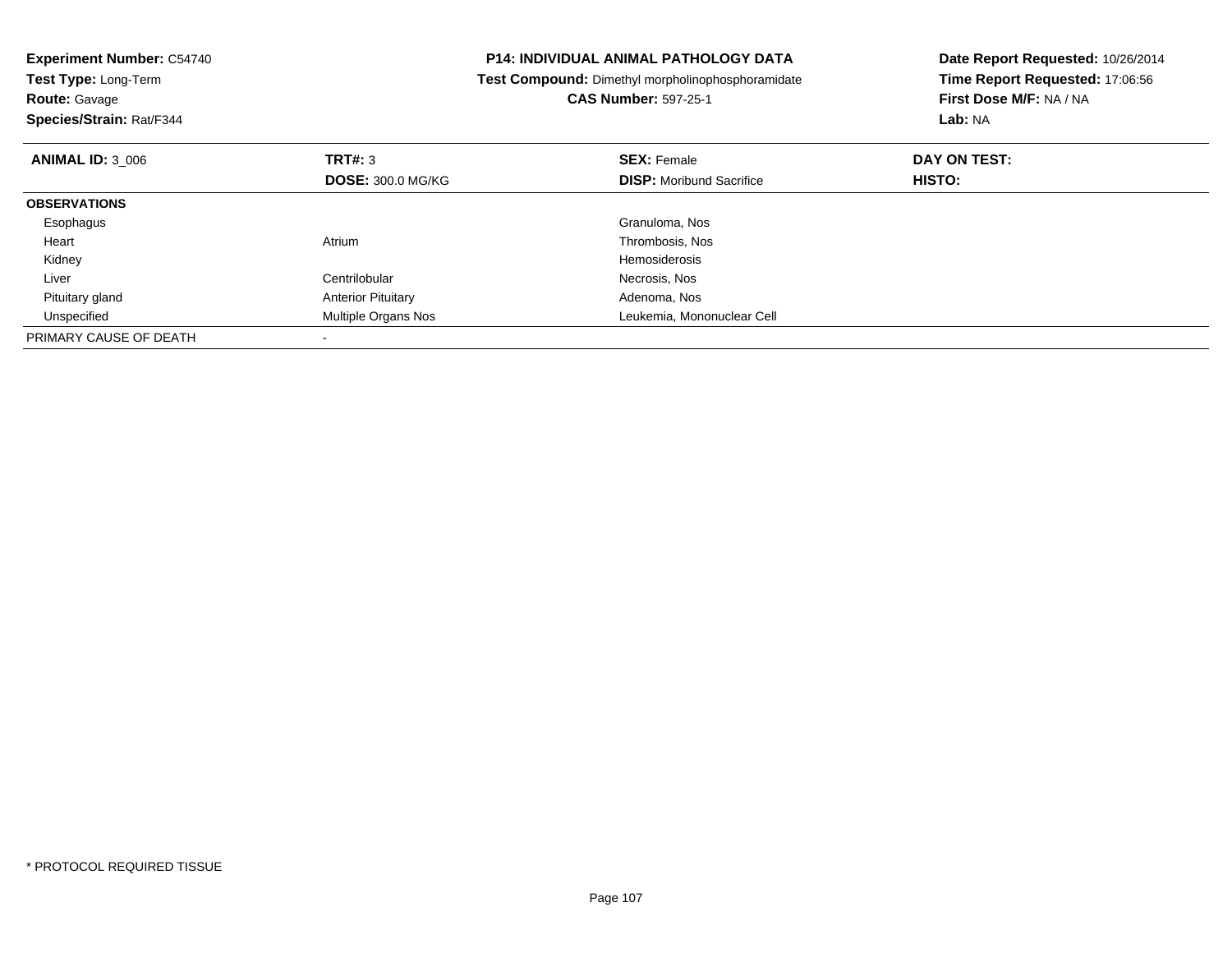**Experiment Number:** C54740
**Test Type:** Long-Term
**Route:** Gavage
**Species/Strain:** Rat/F344

**P14: INDIVIDUAL ANIMAL PATHOLOGY DATA**
**Test Compound:** Dimethyl morpholinophosphoramidate
**CAS Number:** 597-25-1

**Date Report Requested:** 10/26/2014
**Time Report Requested:** 17:06:56
**First Dose M/F:** NA / NA
**Lab:** NA

| **ANIMAL ID:** 3_006 | **TRT#:** 3 | **SEX:** Female | **DAY ON TEST:** |
|---|---|---|---|
| | **DOSE:** 300.0 MG/KG | **DISP:** Moribund Sacrifice | **HISTO:** |
| **OBSERVATIONS** | | | |
| Esophagus | | Granuloma, Nos | |
| Heart | Atrium | Thrombosis, Nos | |
| Kidney | | Hemosiderosis | |
| Liver | Centrilobular | Necrosis, Nos | |
| Pituitary gland | Anterior Pituitary | Adenoma, Nos | |
| Unspecified | Multiple Organs Nos | Leukemia, Mononuclear Cell | |
| PRIMARY CAUSE OF DEATH | - | | |

* PROTOCOL REQUIRED TISSUE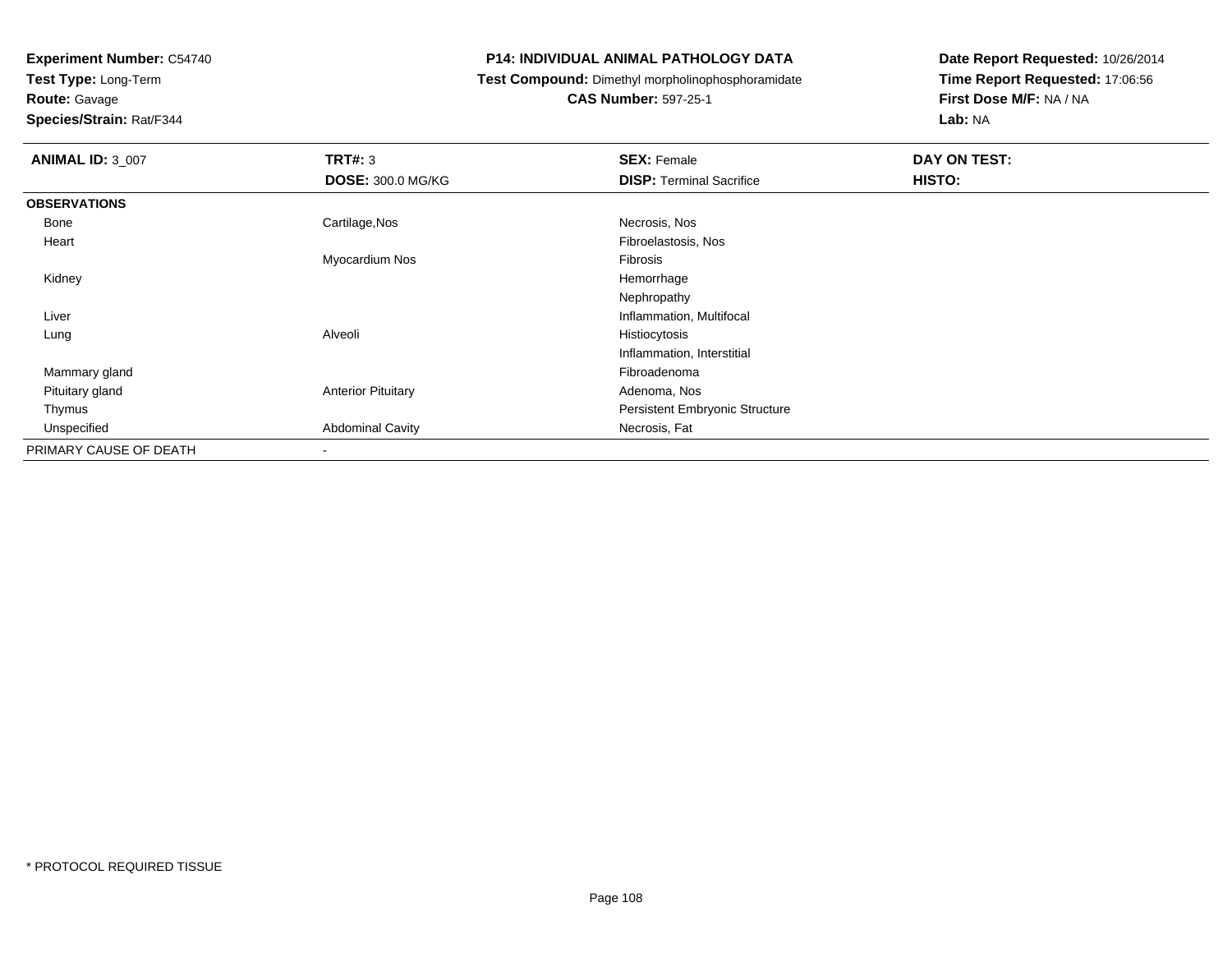**Experiment Number:** C54740
**Test Type:** Long-Term
**Route:** Gavage
**Species/Strain:** Rat/F344

# P14: INDIVIDUAL ANIMAL PATHOLOGY DATA

**Test Compound:** Dimethyl morpholinophosphoramidate
**CAS Number:** 597-25-1

**Date Report Requested:** 10/26/2014
**Time Report Requested:** 17:06:56
**First Dose M/F:** NA / NA
**Lab:** NA

| **ANIMAL ID:** 3_007 | **TRT#:** 3 | **SEX:** Female | **DAY ON TEST:** |
|---|---|---|---|
| | **DOSE:** 300.0 MG/KG | **DISP:** Terminal Sacrifice | **HISTO:** |
| **OBSERVATIONS** | | | |
| Bone | Cartilage,Nos | Necrosis, Nos | |
| Heart | | Fibroelastosis, Nos | |
| | Myocardium Nos | Fibrosis | |
| Kidney | | Hemorrhage | |
| | | Nephropathy | |
| Liver | | Inflammation, Multifocal | |
| Lung | Alveoli | Histiocytosis | |
| | | Inflammation, Interstitial | |
| Mammary gland | | Fibroadenoma | |
| Pituitary gland | Anterior Pituitary | Adenoma, Nos | |
| Thymus | | Persistent Embryonic Structure | |
| Unspecified | Abdominal Cavity | Necrosis, Fat | |
| PRIMARY CAUSE OF DEATH | - | | |

* PROTOCOL REQUIRED TISSUE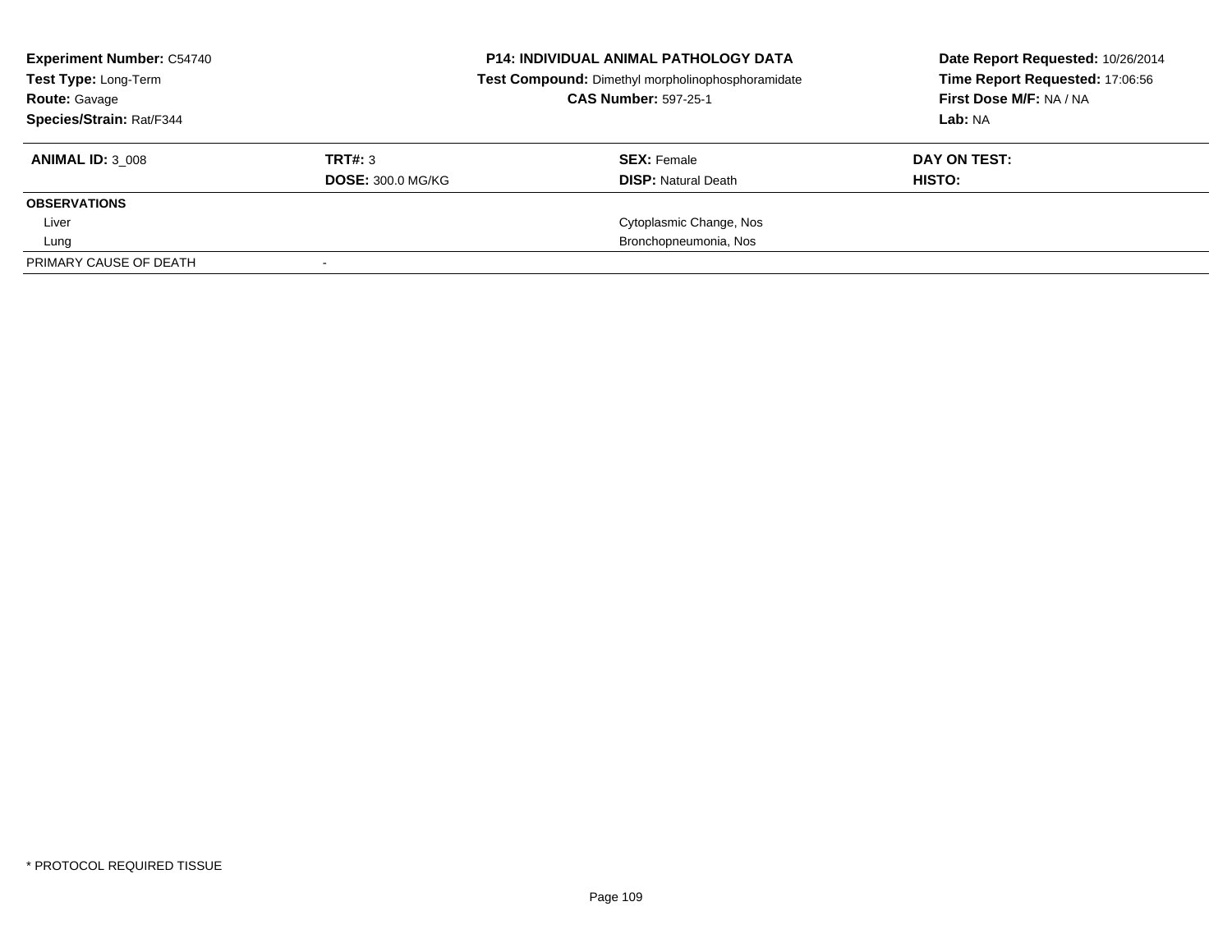**Experiment Number:** C54740
**Test Type:** Long-Term
**Route:** Gavage
**Species/Strain:** Rat/F344

**P14: INDIVIDUAL ANIMAL PATHOLOGY DATA**
**Test Compound:** Dimethyl morpholinophosphoramidate
**CAS Number:** 597-25-1

**Date Report Requested:** 10/26/2014
**Time Report Requested:** 17:06:56
**First Dose M/F:** NA / NA
**Lab:** NA

| **ANIMAL ID:** 3_008 | **TRT#:** 3 | **SEX:** Female | **DAY ON TEST:** |
|---|---|---|---|
| | **DOSE:** 300.0 MG/KG | **DISP:** Natural Death | **HISTO:** |
| **OBSERVATIONS** | | | |
| Liver | | Cytoplasmic Change, Nos | |
| Lung | | Bronchopneumonia, Nos | |
| PRIMARY CAUSE OF DEATH | - | | |

\* PROTOCOL REQUIRED TISSUE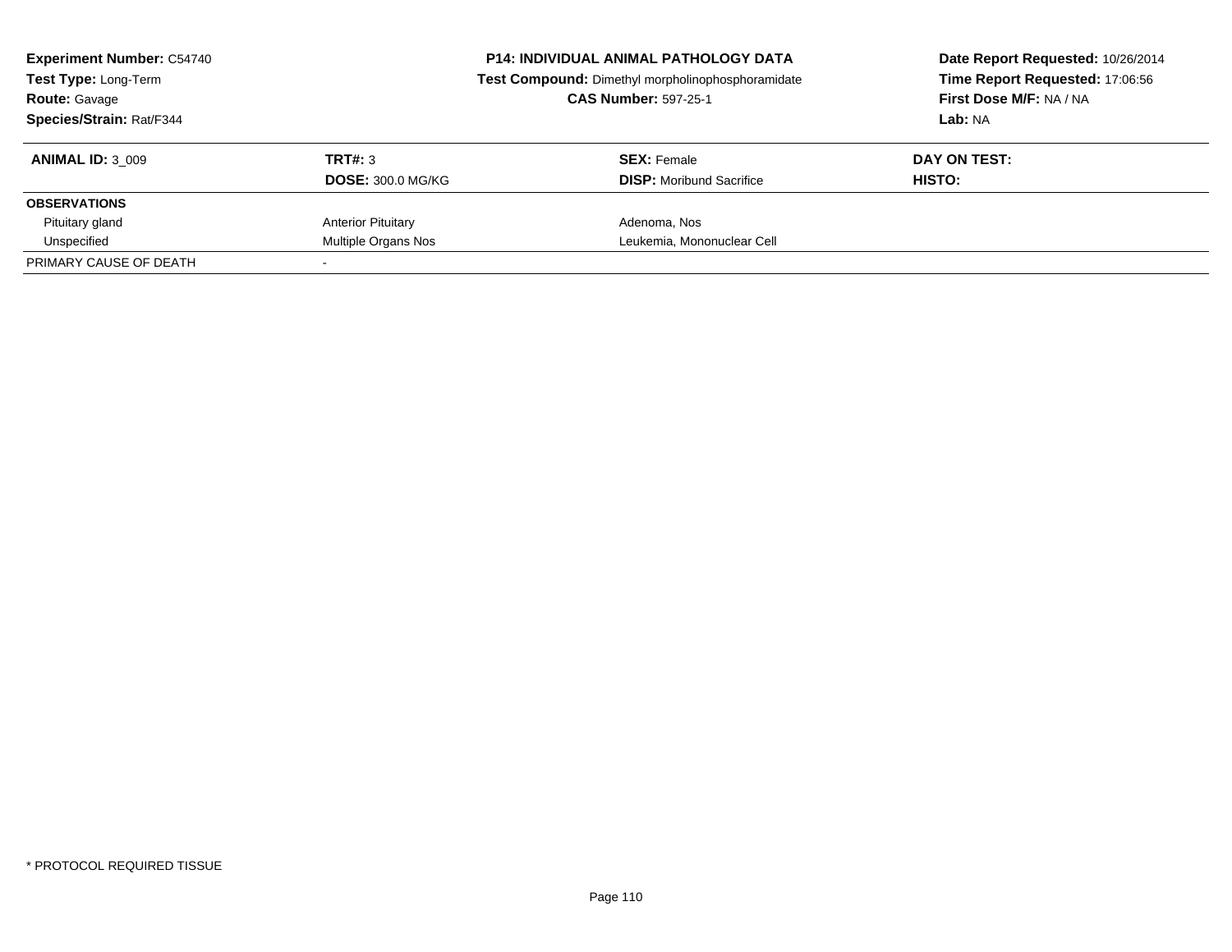**Experiment Number:** C54740
**Test Type:** Long-Term
**Route:** Gavage
**Species/Strain:** Rat/F344

**P14: INDIVIDUAL ANIMAL PATHOLOGY DATA**
**Test Compound:** Dimethyl morpholinophosphoramidate
**CAS Number:** 597-25-1

**Date Report Requested:** 10/26/2014
**Time Report Requested:** 17:06:56
**First Dose M/F:** NA / NA
**Lab:** NA

| **ANIMAL ID:** 3_009 | **TRT#:** 3 | **SEX:** Female | **DAY ON TEST:** |
|---|---|---|---|
| | **DOSE:** 300.0 MG/KG | **DISP:** Moribund Sacrifice | **HISTO:** |
| **OBSERVATIONS** | | | |
| Pituitary gland | Anterior Pituitary | Adenoma, Nos | |
| Unspecified | Multiple Organs Nos | Leukemia, Mononuclear Cell | |
| PRIMARY CAUSE OF DEATH | - | | |

* PROTOCOL REQUIRED TISSUE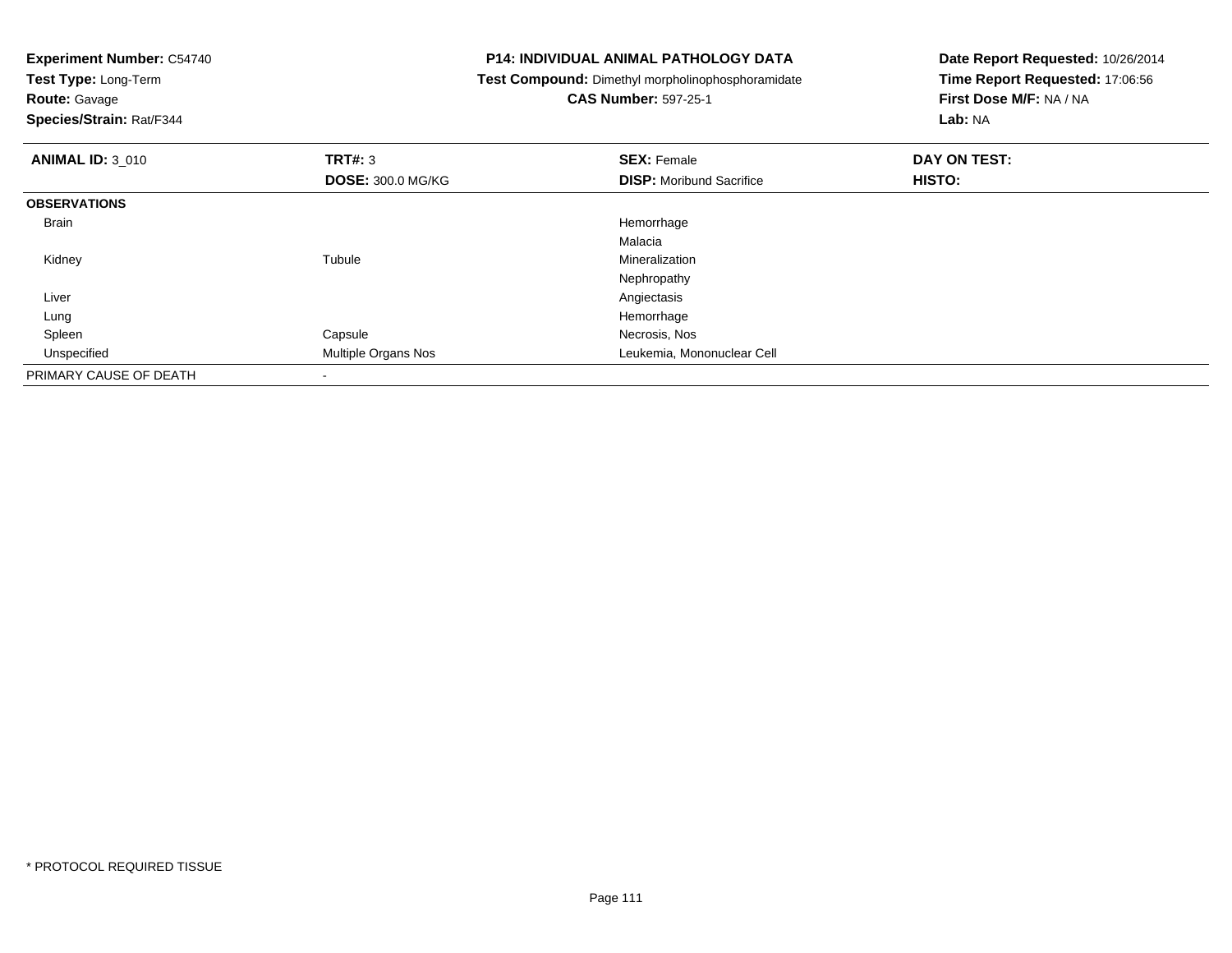**Experiment Number:** C54740
**Test Type:** Long-Term
**Route:** Gavage
**Species/Strain:** Rat/F344

**P14: INDIVIDUAL ANIMAL PATHOLOGY DATA**
**Test Compound:** Dimethyl morpholinophosphoramidate
**CAS Number:** 597-25-1

**Date Report Requested:** 10/26/2014
**Time Report Requested:** 17:06:56
**First Dose M/F:** NA / NA
**Lab:** NA

| **ANIMAL ID:** 3_010 | **TRT#:** 3 | **SEX:** Female | **DAY ON TEST:** |
|---|---|---|---|
| | **DOSE:** 300.0 MG/KG | **DISP:** Moribund Sacrifice | **HISTO:** |
| **OBSERVATIONS** | | | |
| Brain | | Hemorrhage | |
| | | Malacia | |
| Kidney | Tubule | Mineralization | |
| | | Nephropathy | |
| Liver | | Angiectasis | |
| Lung | | Hemorrhage | |
| Spleen | Capsule | Necrosis, Nos | |
| Unspecified | Multiple Organs Nos | Leukemia, Mononuclear Cell | |
| PRIMARY CAUSE OF DEATH | - | | |

* PROTOCOL REQUIRED TISSUE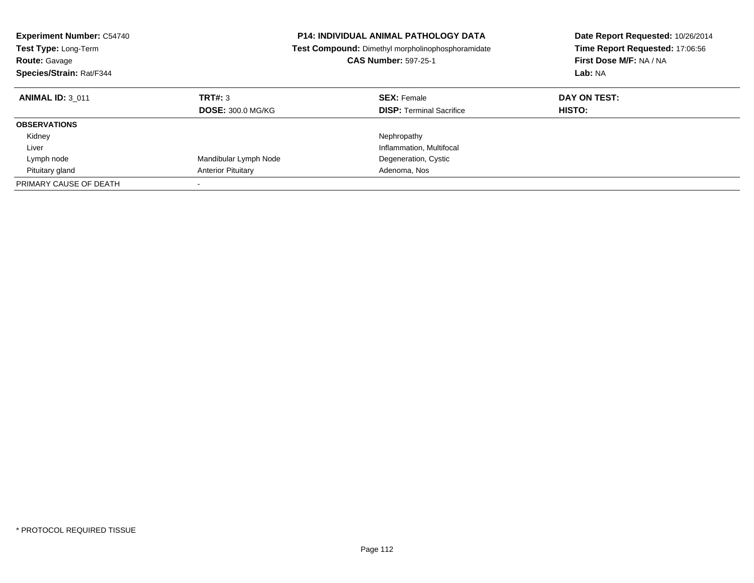**Experiment Number:** C54740
**Test Type:** Long-Term
**Route:** Gavage
**Species/Strain:** Rat/F344

**P14: INDIVIDUAL ANIMAL PATHOLOGY DATA**
**Test Compound:** Dimethyl morpholinophosphoramidate
**CAS Number:** 597-25-1

**Date Report Requested:** 10/26/2014
**Time Report Requested:** 17:06:56
**First Dose M/F:** NA / NA
**Lab:** NA

| **ANIMAL ID:** 3_011 | **TRT#:** 3 | **SEX:** Female | **DAY ON TEST:** |
|---|---|---|---|
| | **DOSE:** 300.0 MG/KG | **DISP:** Terminal Sacrifice | **HISTO:** |
| **OBSERVATIONS** | | | |
| Kidney | | Nephropathy | |
| Liver | | Inflammation, Multifocal | |
| Lymph node | Mandibular Lymph Node | Degeneration, Cystic | |
| Pituitary gland | Anterior Pituitary | Adenoma, Nos | |
| PRIMARY CAUSE OF DEATH | - | | |

* PROTOCOL REQUIRED TISSUE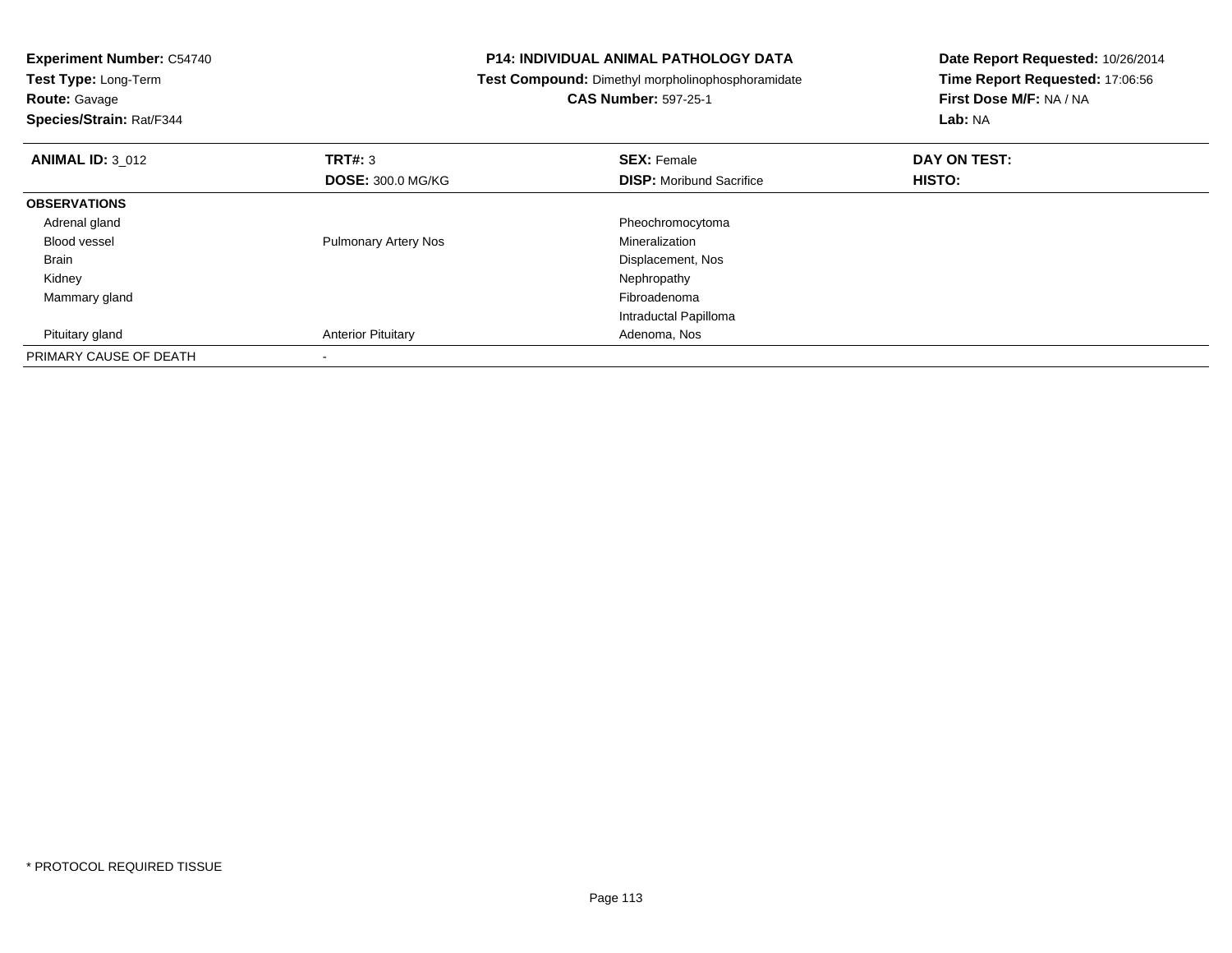**Experiment Number:** C54740
**Test Type:** Long-Term
**Route:** Gavage
**Species/Strain:** Rat/F344

**P14: INDIVIDUAL ANIMAL PATHOLOGY DATA**
**Test Compound:** Dimethyl morpholinophosphoramidate
**CAS Number:** 597-25-1

**Date Report Requested:** 10/26/2014
**Time Report Requested:** 17:06:56
**First Dose M/F:** NA / NA
**Lab:** NA

| **ANIMAL ID:** 3_012 | **TRT#:** 3 | **SEX:** Female | **DAY ON TEST:** |
|---|---|---|---|
| | **DOSE:** 300.0 MG/KG | **DISP:** Moribund Sacrifice | **HISTO:** |
| **OBSERVATIONS** | | | |
| Adrenal gland | | Pheochromocytoma | |
| Blood vessel | Pulmonary Artery Nos | Mineralization | |
| Brain | | Displacement, Nos | |
| Kidney | | Nephropathy | |
| Mammary gland | | Fibroadenoma | |
| | | Intraductal Papilloma | |
| Pituitary gland | Anterior Pituitary | Adenoma, Nos | |
| PRIMARY CAUSE OF DEATH | - | | |

* PROTOCOL REQUIRED TISSUE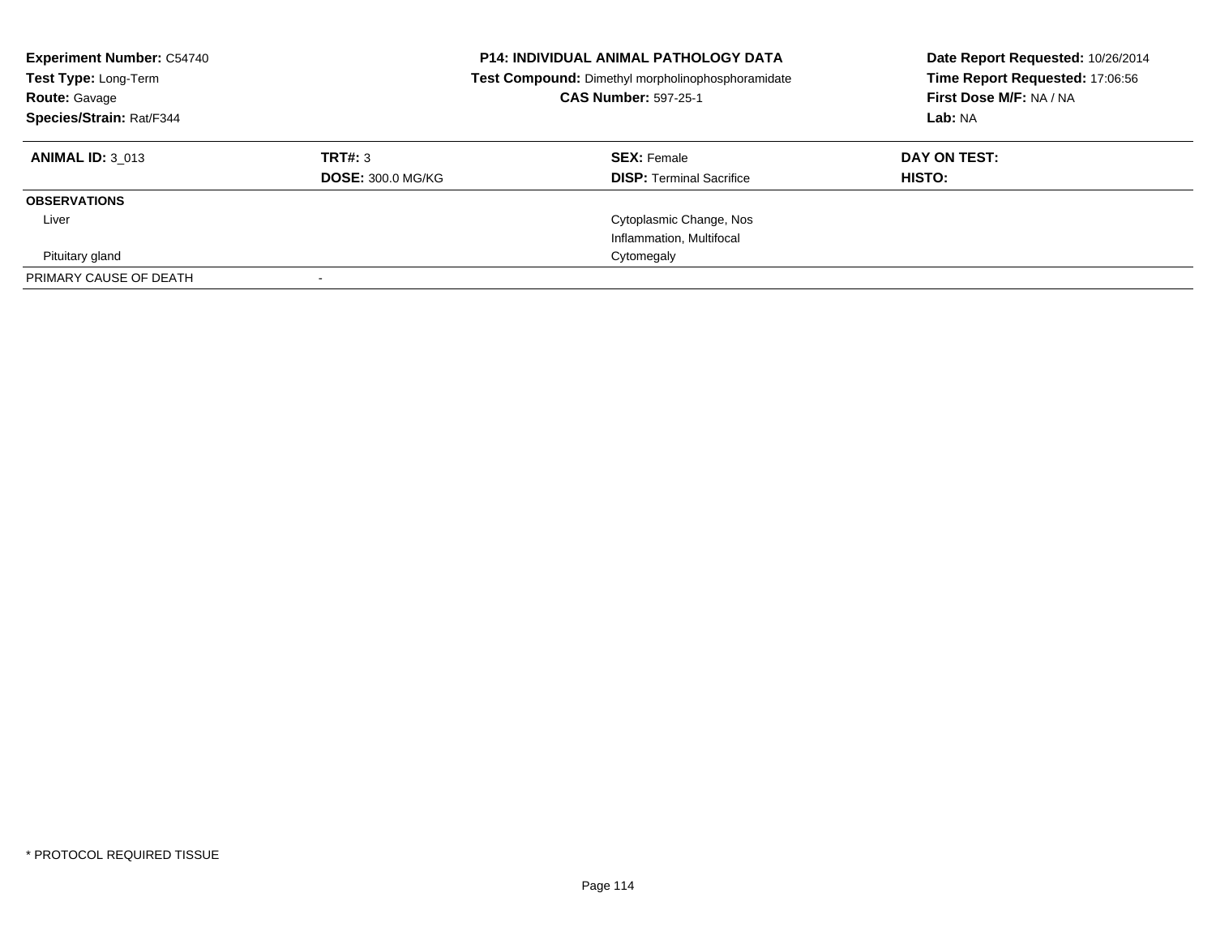**Experiment Number:** C54740
**Test Type:** Long-Term
**Route:** Gavage
**Species/Strain:** Rat/F344

**P14: INDIVIDUAL ANIMAL PATHOLOGY DATA**
**Test Compound:** Dimethyl morpholinophosphoramidate
**CAS Number:** 597-25-1

**Date Report Requested:** 10/26/2014
**Time Report Requested:** 17:06:56
**First Dose M/F:** NA / NA
**Lab:** NA

| **ANIMAL ID:** 3_013 | **TRT#:** 3 | **SEX:** Female | **DAY ON TEST:** |
|---|---|---|---|
| | **DOSE:** 300.0 MG/KG | **DISP:** Terminal Sacrifice | **HISTO:** |
| **OBSERVATIONS** | | | |
| Liver | | Cytoplasmic Change, Nos | |
| | | Inflammation, Multifocal | |
| Pituitary gland | | Cytomegaly | |
| PRIMARY CAUSE OF DEATH | - | | |

\* PROTOCOL REQUIRED TISSUE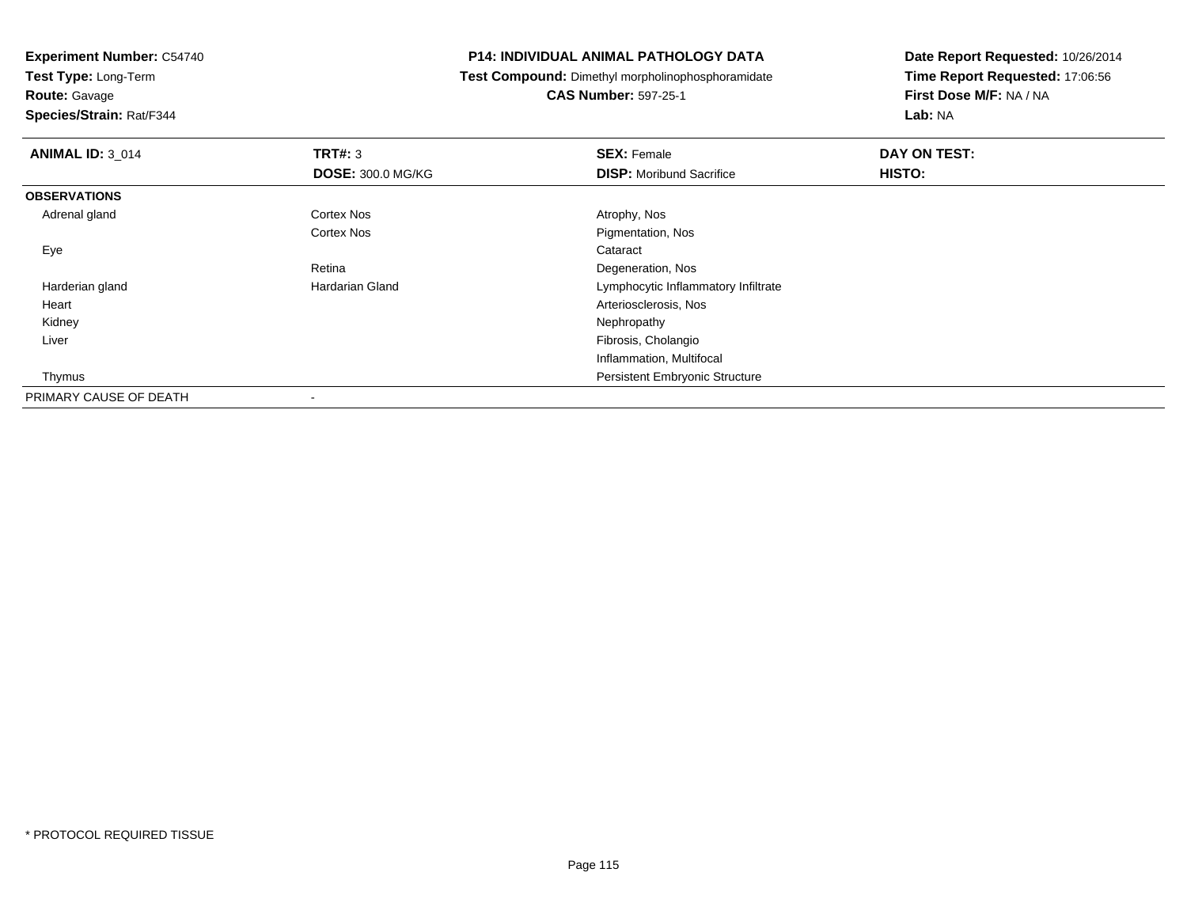**Experiment Number:** C54740
**Test Type:** Long-Term
**Route:** Gavage
**Species/Strain:** Rat/F344

**P14: INDIVIDUAL ANIMAL PATHOLOGY DATA**
**Test Compound:** Dimethyl morpholinophosphoramidate
**CAS Number:** 597-25-1

**Date Report Requested:** 10/26/2014
**Time Report Requested:** 17:06:56
**First Dose M/F:** NA / NA
**Lab:** NA

| **ANIMAL ID:** 3_014 | **TRT#:** 3 | **SEX:** Female | **DAY ON TEST:** |
|---|---|---|---|
| | **DOSE:** 300.0 MG/KG | **DISP:** Moribund Sacrifice | **HISTO:** |
| **OBSERVATIONS** | | | |
| Adrenal gland | Cortex Nos | Atrophy, Nos | |
| | Cortex Nos | Pigmentation, Nos | |
| Eye | | Cataract | |
| | Retina | Degeneration, Nos | |
| Harderian gland | Hardarian Gland | Lymphocytic Inflammatory Infiltrate | |
| Heart | | Arteriosclerosis, Nos | |
| Kidney | | Nephropathy | |
| Liver | | Fibrosis, Cholangio | |
| | | Inflammation, Multifocal | |
| Thymus | | Persistent Embryonic Structure | |
| PRIMARY CAUSE OF DEATH | - | | |

\* PROTOCOL REQUIRED TISSUE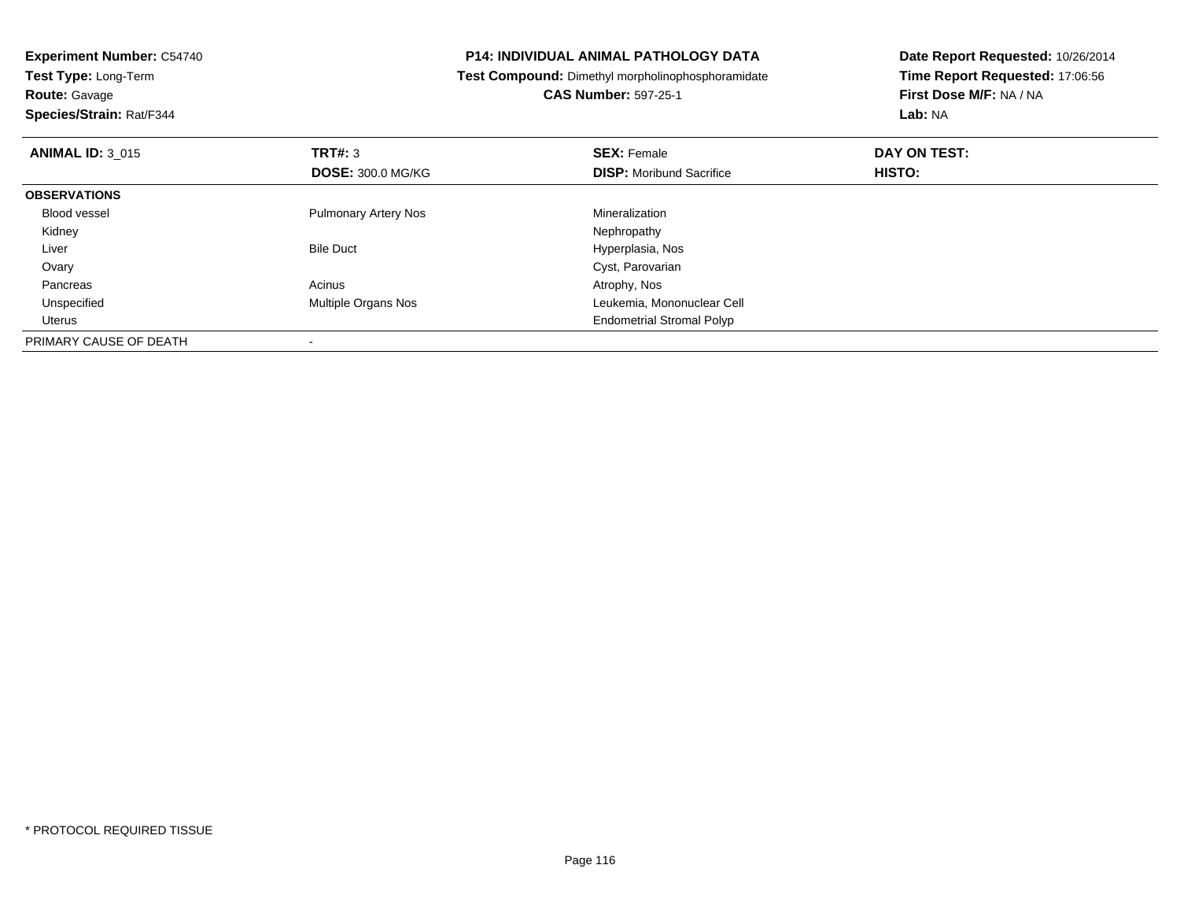**Experiment Number:** C54740
**Test Type:** Long-Term
**Route:** Gavage
**Species/Strain:** Rat/F344

**P14: INDIVIDUAL ANIMAL PATHOLOGY DATA**
**Test Compound:** Dimethyl morpholinophosphoramidate
**CAS Number:** 597-25-1

**Date Report Requested:** 10/26/2014
**Time Report Requested:** 17:06:56
**First Dose M/F:** NA / NA
**Lab:** NA

| **ANIMAL ID:** 3_015 | **TRT#:** 3 | **SEX:** Female | **DAY ON TEST:** |
|---|---|---|---|
| | **DOSE:** 300.0 MG/KG | **DISP:** Moribund Sacrifice | **HISTO:** |
| **OBSERVATIONS** | | | |
| Blood vessel | Pulmonary Artery Nos | Mineralization | |
| Kidney | | Nephropathy | |
| Liver | Bile Duct | Hyperplasia, Nos | |
| Ovary | | Cyst, Parovarian | |
| Pancreas | Acinus | Atrophy, Nos | |
| Unspecified | Multiple Organs Nos | Leukemia, Mononuclear Cell | |
| Uterus | | Endometrial Stromal Polyp | |
| PRIMARY CAUSE OF DEATH | - | | |

* PROTOCOL REQUIRED TISSUE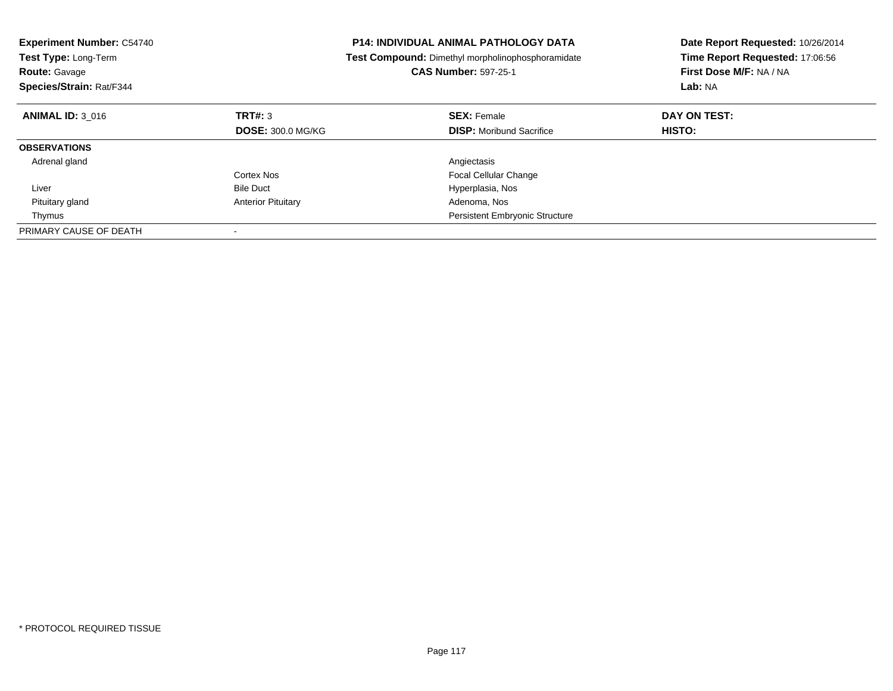**Experiment Number:** C54740
**Test Type:** Long-Term
**Route:** Gavage
**Species/Strain:** Rat/F344

**P14: INDIVIDUAL ANIMAL PATHOLOGY DATA**
**Test Compound:** Dimethyl morpholinophosphoramidate
**CAS Number:** 597-25-1

**Date Report Requested:** 10/26/2014
**Time Report Requested:** 17:06:56
**First Dose M/F:** NA / NA
**Lab:** NA

| **ANIMAL ID:** 3_016 | **TRT#:** 3 | **SEX:** Female | **DAY ON TEST:** |
|---|---|---|---|
| | **DOSE:** 300.0 MG/KG | **DISP:** Moribund Sacrifice | **HISTO:** |
| **OBSERVATIONS** | | | |
| Adrenal gland | | Angiectasis | |
| | Cortex Nos | Focal Cellular Change | |
| Liver | Bile Duct | Hyperplasia, Nos | |
| Pituitary gland | Anterior Pituitary | Adenoma, Nos | |
| Thymus | | Persistent Embryonic Structure | |
| PRIMARY CAUSE OF DEATH | - | | |

* PROTOCOL REQUIRED TISSUE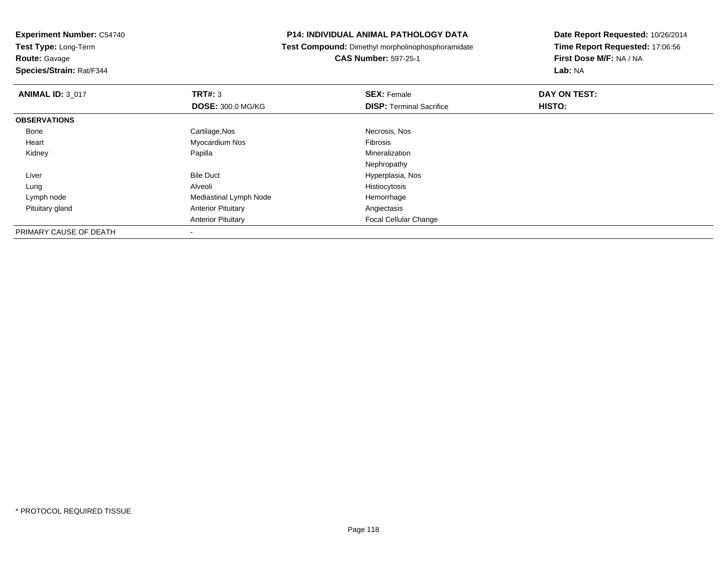**Experiment Number:** C54740
**Test Type:** Long-Term
**Route:** Gavage
**Species/Strain:** Rat/F344

**P14: INDIVIDUAL ANIMAL PATHOLOGY DATA**
**Test Compound:** Dimethyl morpholinophosphoramidate
**CAS Number:** 597-25-1

**Date Report Requested:** 10/26/2014
**Time Report Requested:** 17:06:56
**First Dose M/F:** NA / NA
**Lab:** NA

| **ANIMAL ID:** 3_017 | **TRT#:** 3 | **SEX:** Female | **DAY ON TEST:** |
|---|---|---|---|
| | **DOSE:** 300.0 MG/KG | **DISP:** Terminal Sacrifice | **HISTO:** |
| **OBSERVATIONS** | | | |
| Bone | Cartilage,Nos | Necrosis, Nos | |
| Heart | Myocardium Nos | Fibrosis | |
| Kidney | Papilla | Mineralization | |
| | | Nephropathy | |
| Liver | Bile Duct | Hyperplasia, Nos | |
| Lung | Alveoli | Histiocytosis | |
| Lymph node | Mediastinal Lymph Node | Hemorrhage | |
| Pituitary gland | Anterior Pituitary | Angiectasis | |
| | Anterior Pituitary | Focal Cellular Change | |
| PRIMARY CAUSE OF DEATH | - | | |

* PROTOCOL REQUIRED TISSUE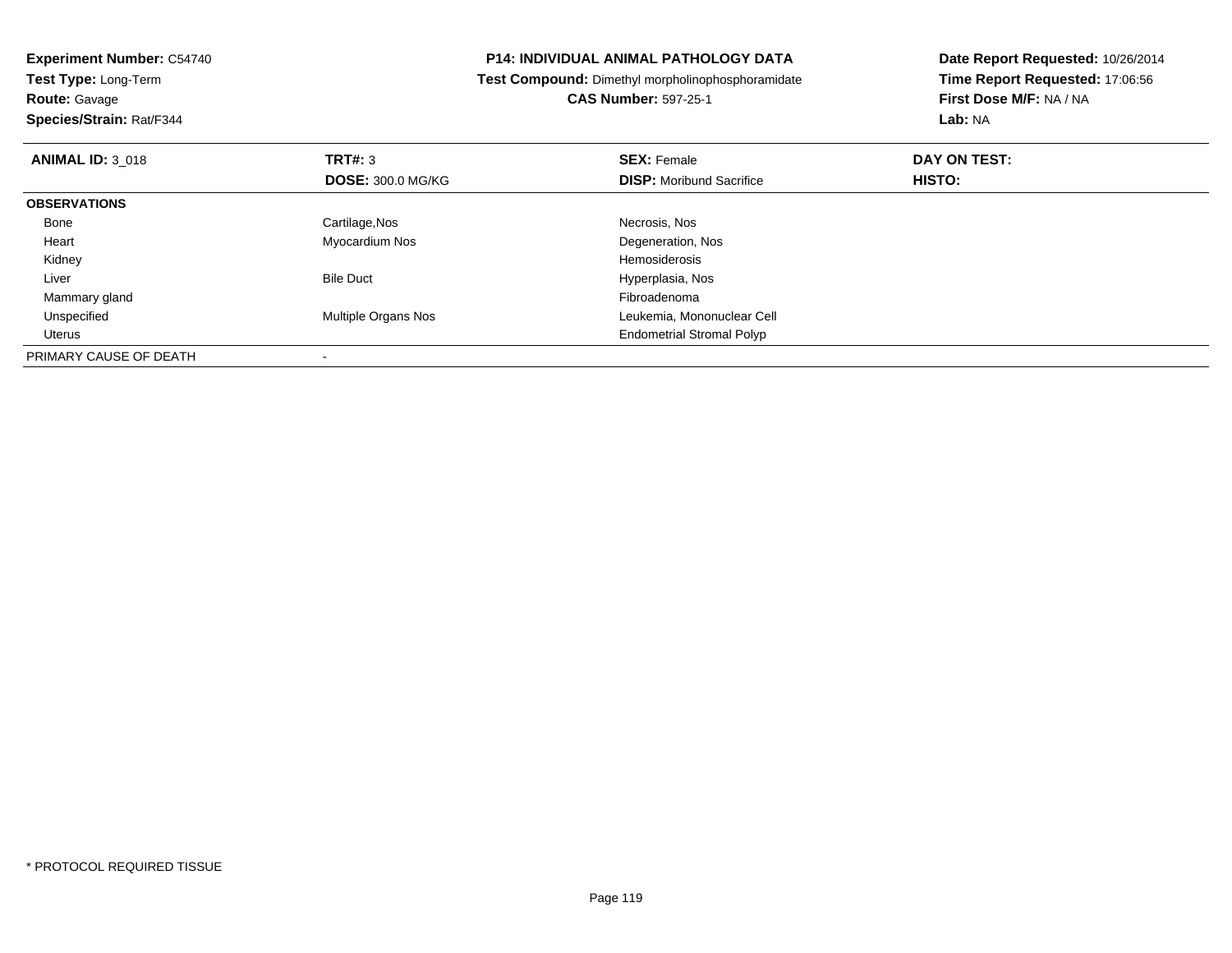**Experiment Number:** C54740
**Test Type:** Long-Term
**Route:** Gavage
**Species/Strain:** Rat/F344

**P14: INDIVIDUAL ANIMAL PATHOLOGY DATA**
**Test Compound:** Dimethyl morpholinophosphoramidate
**CAS Number:** 597-25-1

**Date Report Requested:** 10/26/2014
**Time Report Requested:** 17:06:56
**First Dose M/F:** NA / NA
**Lab:** NA

| **ANIMAL ID:** 3_018 | **TRT#:** 3 | **SEX:** Female | **DAY ON TEST:** |
|---|---|---|---|
| | **DOSE:** 300.0 MG/KG | **DISP:** Moribund Sacrifice | **HISTO:** |
| **OBSERVATIONS** | | | |
| Bone | Cartilage,Nos | Necrosis, Nos | |
| Heart | Myocardium Nos | Degeneration, Nos | |
| Kidney | | Hemosiderosis | |
| Liver | Bile Duct | Hyperplasia, Nos | |
| Mammary gland | | Fibroadenoma | |
| Unspecified | Multiple Organs Nos | Leukemia, Mononuclear Cell | |
| Uterus | | Endometrial Stromal Polyp | |
| PRIMARY CAUSE OF DEATH | - | | |

* PROTOCOL REQUIRED TISSUE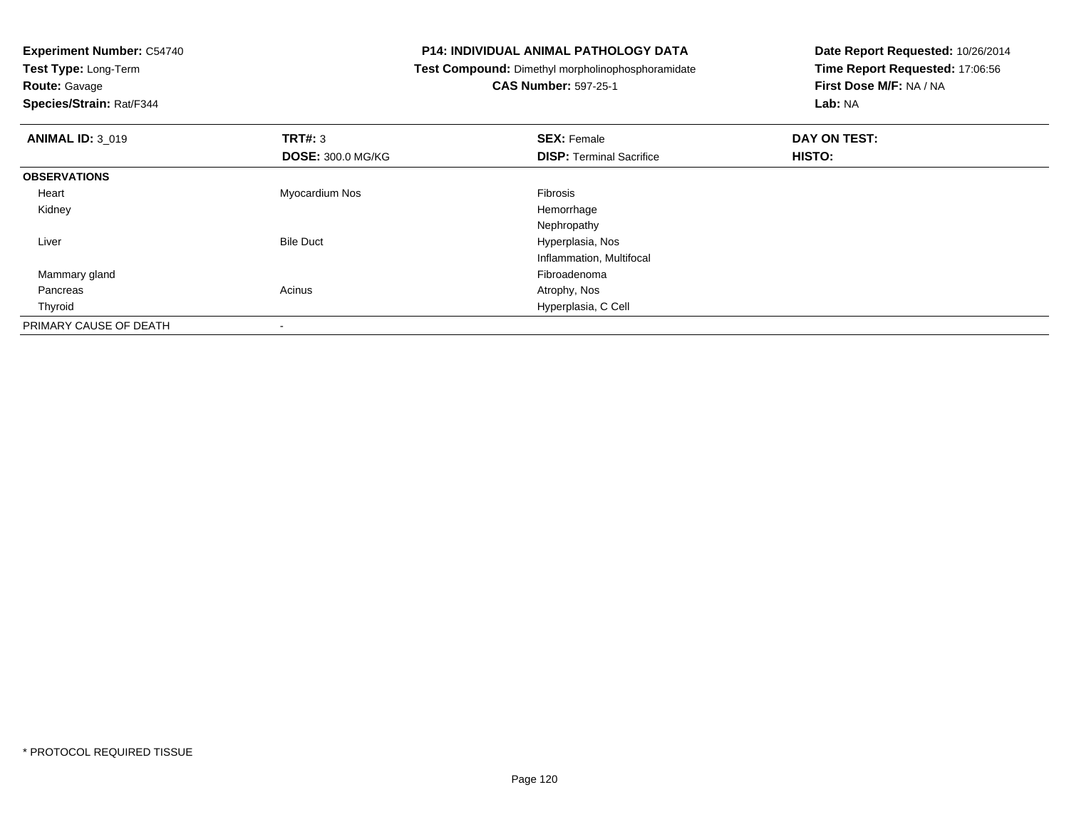**Experiment Number:** C54740
**Test Type:** Long-Term
**Route:** Gavage
**Species/Strain:** Rat/F344

**P14: INDIVIDUAL ANIMAL PATHOLOGY DATA**
**Test Compound:** Dimethyl morpholinophosphoramidate
**CAS Number:** 597-25-1

**Date Report Requested:** 10/26/2014
**Time Report Requested:** 17:06:56
**First Dose M/F:** NA / NA
**Lab:** NA

| **ANIMAL ID:** 3_019 | **TRT#:** 3 | **SEX:** Female | **DAY ON TEST:** |
|---|---|---|---|
| | **DOSE:** 300.0 MG/KG | **DISP:** Terminal Sacrifice | **HISTO:** |
| **OBSERVATIONS** | | | |
| Heart | Myocardium Nos | Fibrosis | |
| Kidney | | Hemorrhage | |
| | | Nephropathy | |
| Liver | Bile Duct | Hyperplasia, Nos | |
| | | Inflammation, Multifocal | |
| Mammary gland | | Fibroadenoma | |
| Pancreas | Acinus | Atrophy, Nos | |
| Thyroid | | Hyperplasia, C Cell | |
| PRIMARY CAUSE OF DEATH | - | | |

\* PROTOCOL REQUIRED TISSUE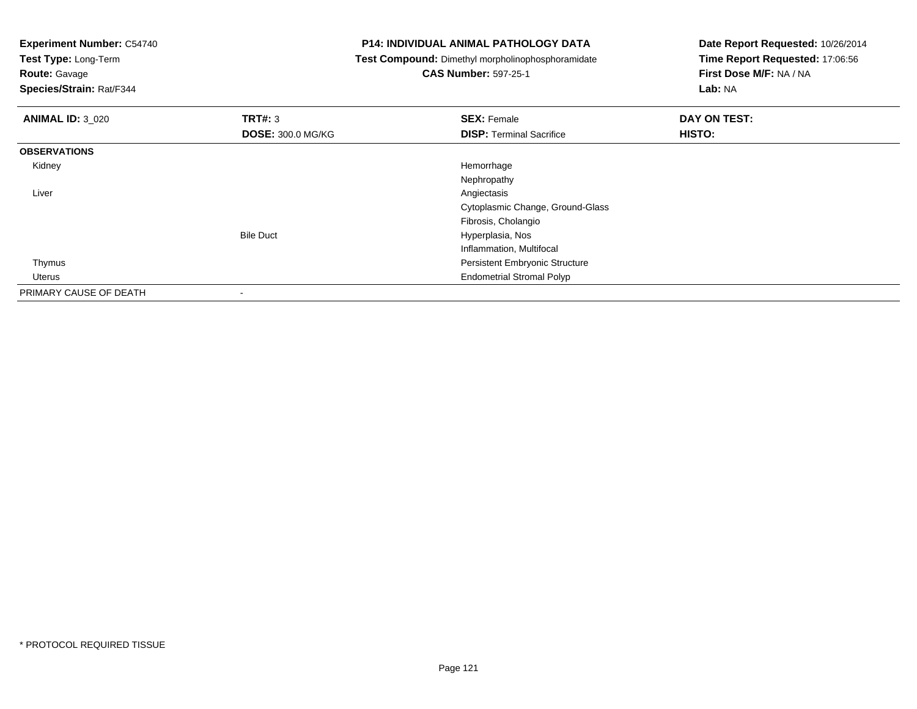**Experiment Number:** C54740
**Test Type:** Long-Term
**Route:** Gavage
**Species/Strain:** Rat/F344

## P14: INDIVIDUAL ANIMAL PATHOLOGY DATA

**Test Compound:** Dimethyl morpholinophosphoramidate
**CAS Number:** 597-25-1

**Date Report Requested:** 10/26/2014
**Time Report Requested:** 17:06:56
**First Dose M/F:** NA / NA
**Lab:** NA

| **ANIMAL ID:** 3_020 | **TRT#:** 3 | **SEX:** Female | **DAY ON TEST:** |
|---|---|---|---|
| | **DOSE:** 300.0 MG/KG | **DISP:** Terminal Sacrifice | **HISTO:** |
| **OBSERVATIONS** | | | |
| Kidney | | Hemorrhage | |
| | | Nephropathy | |
| Liver | | Angiectasis | |
| | | Cytoplasmic Change, Ground-Glass | |
| | | Fibrosis, Cholangio | |
| | Bile Duct | Hyperplasia, Nos | |
| | | Inflammation, Multifocal | |
| Thymus | | Persistent Embryonic Structure | |
| Uterus | | Endometrial Stromal Polyp | |
| PRIMARY CAUSE OF DEATH | - | | |

* PROTOCOL REQUIRED TISSUE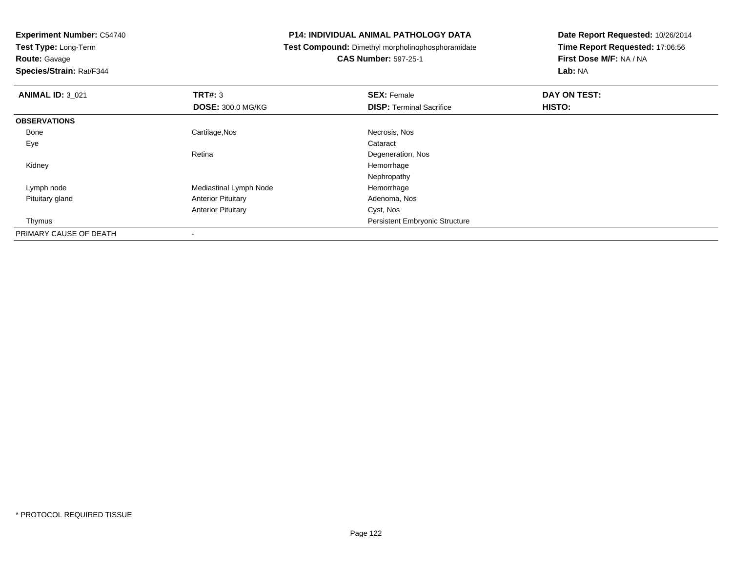**Experiment Number:** C54740
**Test Type:** Long-Term
**Route:** Gavage
**Species/Strain:** Rat/F344

**P14: INDIVIDUAL ANIMAL PATHOLOGY DATA**
**Test Compound:** Dimethyl morpholinophosphoramidate
**CAS Number:** 597-25-1

**Date Report Requested:** 10/26/2014
**Time Report Requested:** 17:06:56
**First Dose M/F:** NA / NA
**Lab:** NA

| **ANIMAL ID:** 3_021 | **TRT#:** 3 | **SEX:** Female | **DAY ON TEST:** |
|---|---|---|---|
| | **DOSE:** 300.0 MG/KG | **DISP:** Terminal Sacrifice | **HISTO:** |
| **OBSERVATIONS** | | | |
| Bone | Cartilage,Nos | Necrosis, Nos | |
| Eye | | Cataract | |
| | Retina | Degeneration, Nos | |
| Kidney | | Hemorrhage | |
| | | Nephropathy | |
| Lymph node | Mediastinal Lymph Node | Hemorrhage | |
| Pituitary gland | Anterior Pituitary | Adenoma, Nos | |
| | Anterior Pituitary | Cyst, Nos | |
| Thymus | | Persistent Embryonic Structure | |
| PRIMARY CAUSE OF DEATH | - | | |

* PROTOCOL REQUIRED TISSUE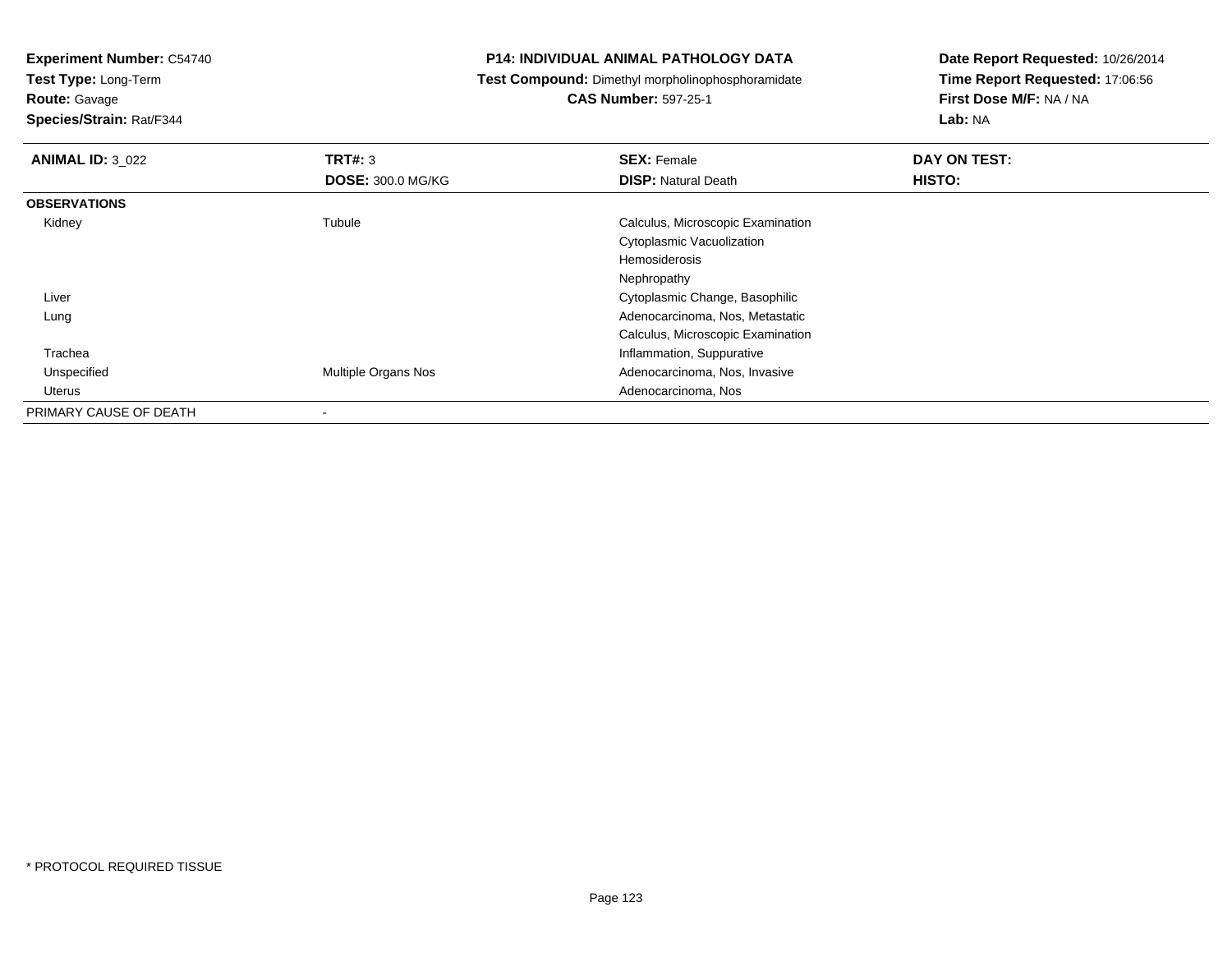**Experiment Number:** C54740
**Test Type:** Long-Term
**Route:** Gavage
**Species/Strain:** Rat/F344

**P14: INDIVIDUAL ANIMAL PATHOLOGY DATA**
**Test Compound:** Dimethyl morpholinophosphoramidate
**CAS Number:** 597-25-1

**Date Report Requested:** 10/26/2014
**Time Report Requested:** 17:06:56
**First Dose M/F:** NA / NA
**Lab:** NA

| **ANIMAL ID:** 3_022 | **TRT#:** 3 | **SEX:** Female | **DAY ON TEST:** |
|---|---|---|---|
| | **DOSE:** 300.0 MG/KG | **DISP:** Natural Death | **HISTO:** |
| **OBSERVATIONS** | | | |
| Kidney | Tubule | Calculus, Microscopic Examination | |
| | | Cytoplasmic Vacuolization | |
| | | Hemosiderosis | |
| | | Nephropathy | |
| Liver | | Cytoplasmic Change, Basophilic | |
| Lung | | Adenocarcinoma, Nos, Metastatic | |
| | | Calculus, Microscopic Examination | |
| Trachea | | Inflammation, Suppurative | |
| Unspecified | Multiple Organs Nos | Adenocarcinoma, Nos, Invasive | |
| Uterus | | Adenocarcinoma, Nos | |
| PRIMARY CAUSE OF DEATH | - | | |

* PROTOCOL REQUIRED TISSUE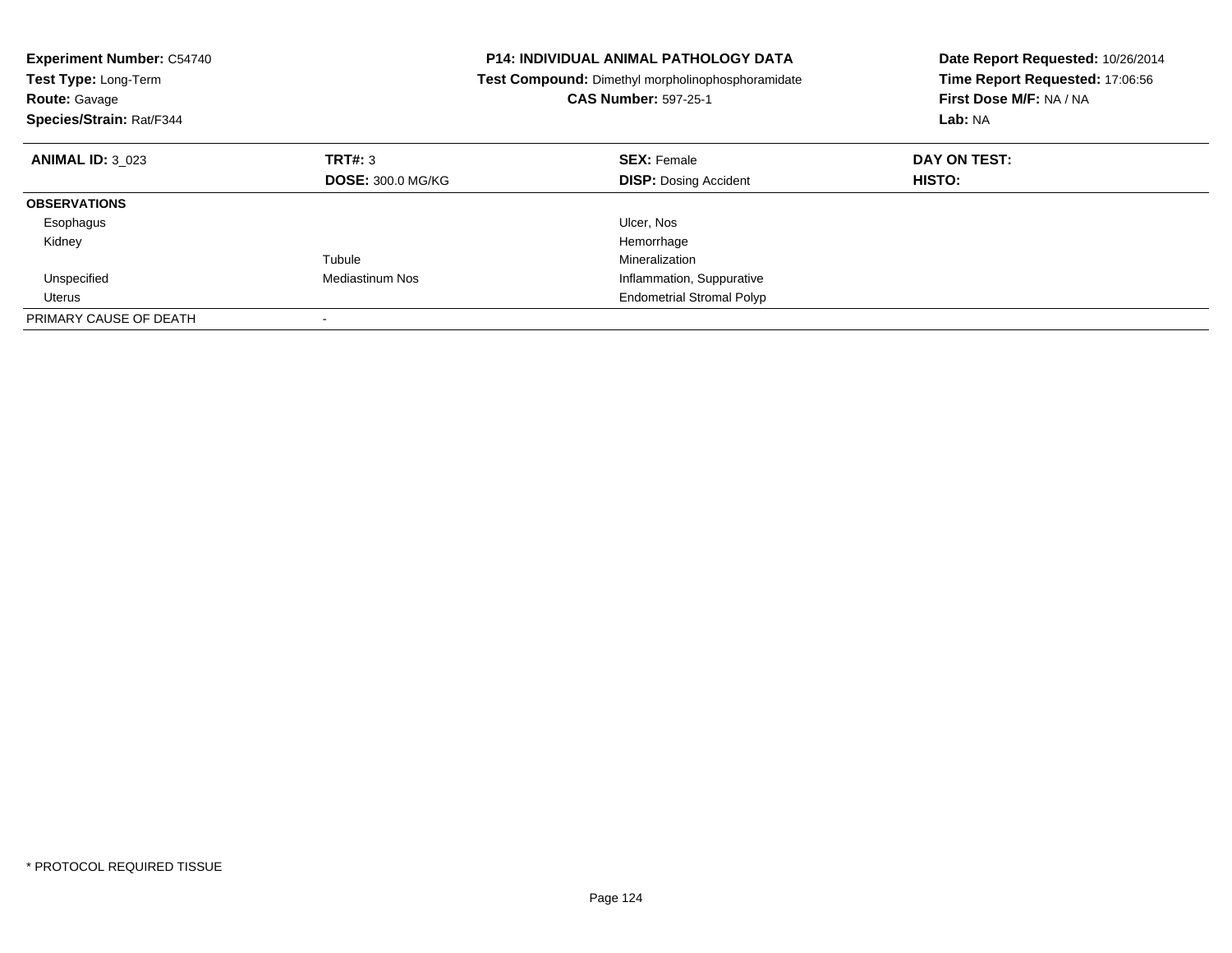**Experiment Number:** C54740
**Test Type:** Long-Term
**Route:** Gavage
**Species/Strain:** Rat/F344

**P14: INDIVIDUAL ANIMAL PATHOLOGY DATA**
**Test Compound:** Dimethyl morpholinophosphoramidate
**CAS Number:** 597-25-1

**Date Report Requested:** 10/26/2014
**Time Report Requested:** 17:06:56
**First Dose M/F:** NA / NA
**Lab:** NA

| **ANIMAL ID:** 3_023 | **TRT#:** 3 | **SEX:** Female | **DAY ON TEST:** |
|---|---|---|---|
| | **DOSE:** 300.0 MG/KG | **DISP:** Dosing Accident | **HISTO:** |
| **OBSERVATIONS** | | | |
| Esophagus | | Ulcer, Nos | |
| Kidney | | Hemorrhage | |
| | Tubule | Mineralization | |
| Unspecified | Mediastinum Nos | Inflammation, Suppurative | |
| Uterus | | Endometrial Stromal Polyp | |
| PRIMARY CAUSE OF DEATH | - | | |

* PROTOCOL REQUIRED TISSUE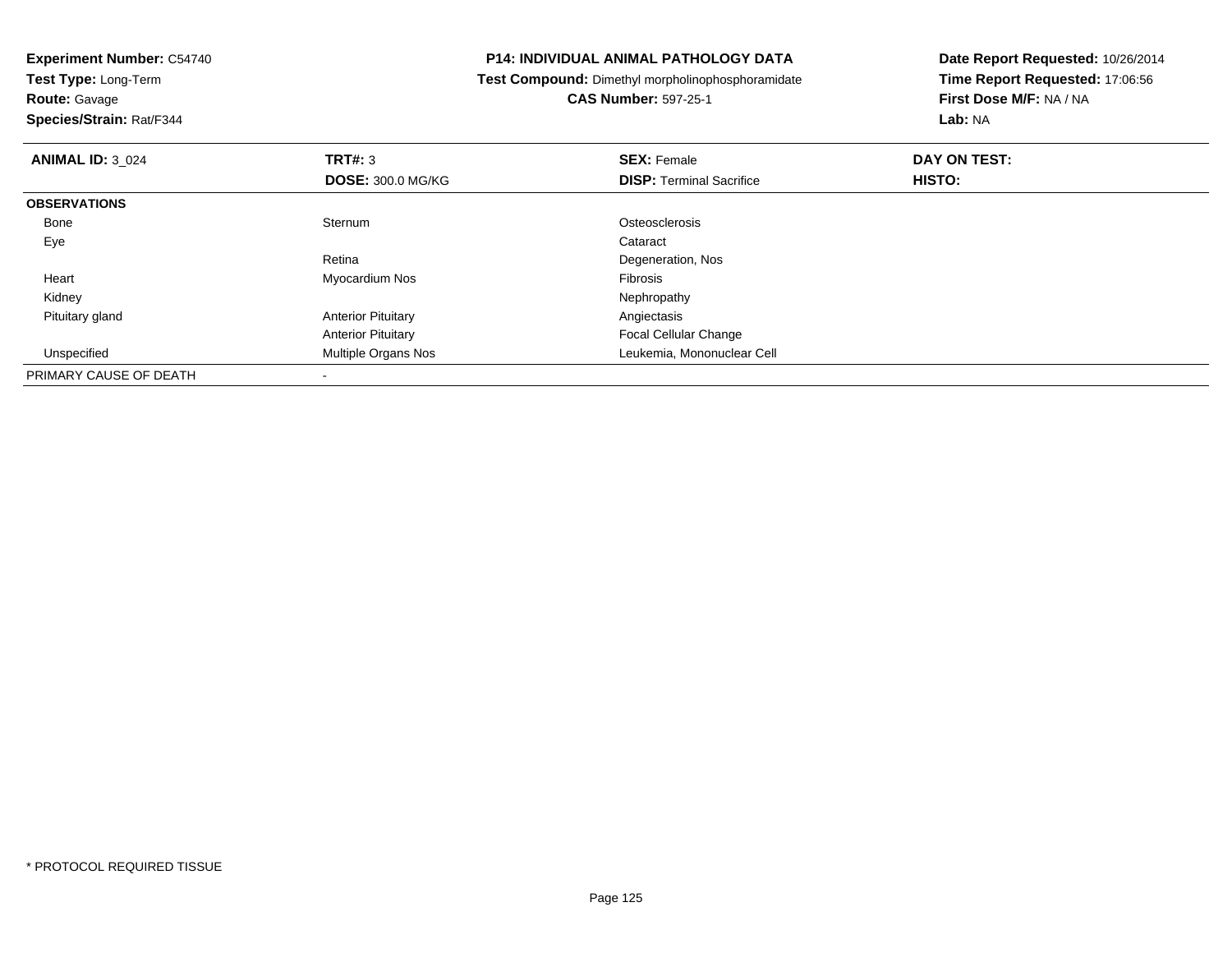**Experiment Number:** C54740
**Test Type:** Long-Term
**Route:** Gavage
**Species/Strain:** Rat/F344

**P14: INDIVIDUAL ANIMAL PATHOLOGY DATA**
**Test Compound:** Dimethyl morpholinophosphoramidate
**CAS Number:** 597-25-1

**Date Report Requested:** 10/26/2014
**Time Report Requested:** 17:06:56
**First Dose M/F:** NA / NA
**Lab:** NA

| **ANIMAL ID:** 3_024 | **TRT#:** 3 | **SEX:** Female | **DAY ON TEST:** |
|---|---|---|---|
| | **DOSE:** 300.0 MG/KG | **DISP:** Terminal Sacrifice | **HISTO:** |
| **OBSERVATIONS** | | | |
| Bone | Sternum | Osteosclerosis | |
| Eye | | Cataract | |
| | Retina | Degeneration, Nos | |
| Heart | Myocardium Nos | Fibrosis | |
| Kidney | | Nephropathy | |
| Pituitary gland | Anterior Pituitary | Angiectasis | |
| | Anterior Pituitary | Focal Cellular Change | |
| Unspecified | Multiple Organs Nos | Leukemia, Mononuclear Cell | |
| PRIMARY CAUSE OF DEATH | - | | |

* PROTOCOL REQUIRED TISSUE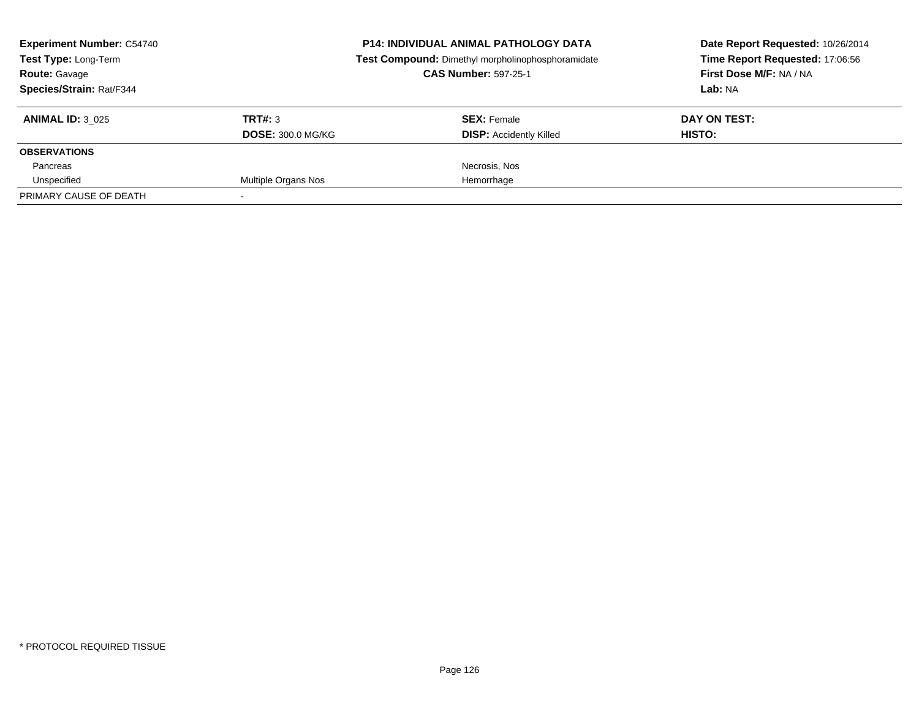**Experiment Number:** C54740
**Test Type:** Long-Term
**Route:** Gavage
**Species/Strain:** Rat/F344

**P14: INDIVIDUAL ANIMAL PATHOLOGY DATA**
**Test Compound:** Dimethyl morpholinophosphoramidate
**CAS Number:** 597-25-1

**Date Report Requested:** 10/26/2014
**Time Report Requested:** 17:06:56
**First Dose M/F:** NA / NA
**Lab:** NA

| **ANIMAL ID:** 3_025 | **TRT#:** 3 | **SEX:** Female | **DAY ON TEST:** |
|---|---|---|---|
| | **DOSE:** 300.0 MG/KG | **DISP:** Accidently Killed | **HISTO:** |
| **OBSERVATIONS** | | | |
| Pancreas | | Necrosis, Nos | |
| Unspecified | Multiple Organs Nos | Hemorrhage | |
| PRIMARY CAUSE OF DEATH | - | | |

\* PROTOCOL REQUIRED TISSUE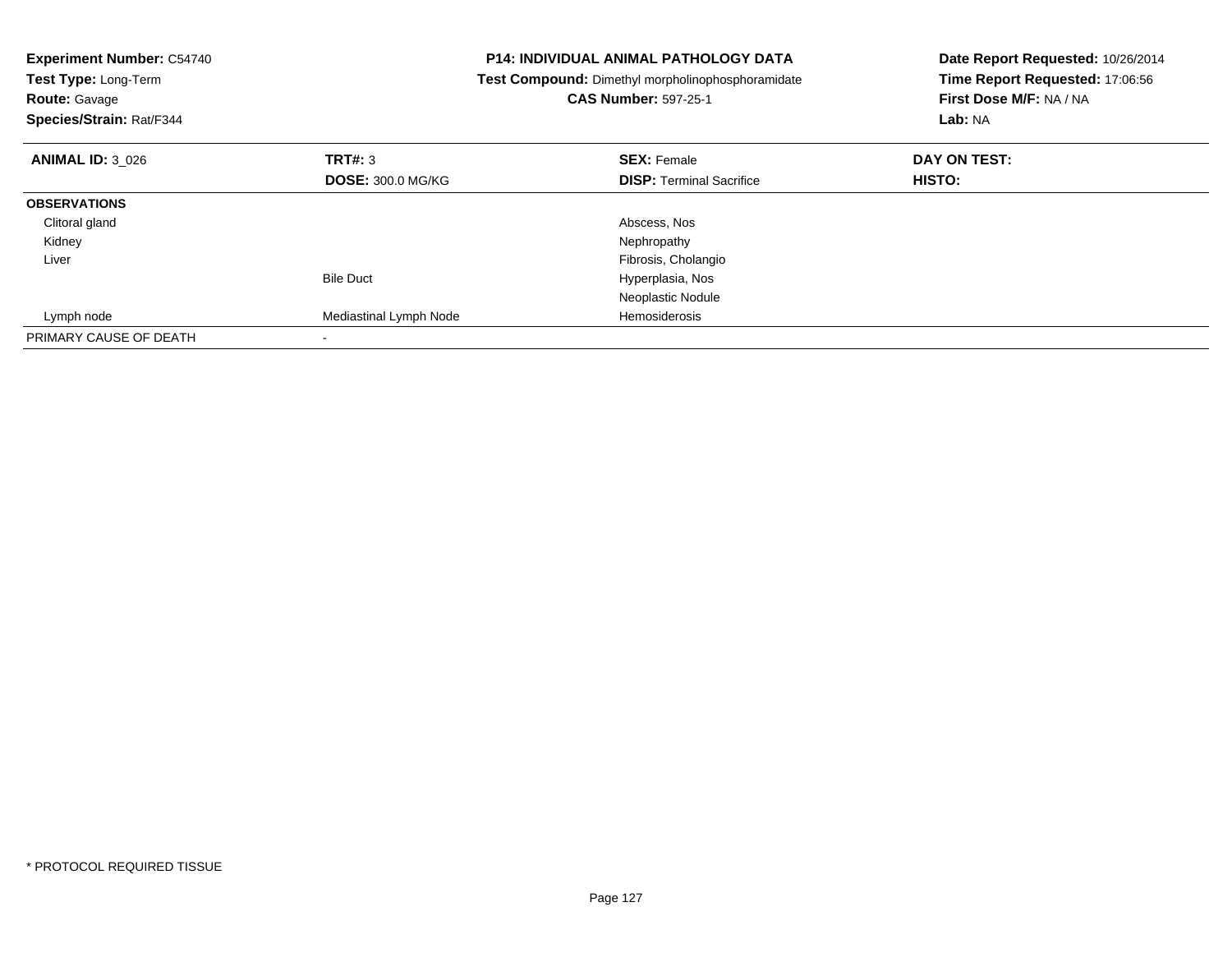**Experiment Number:** C54740
**Test Type:** Long-Term
**Route:** Gavage
**Species/Strain:** Rat/F344

**P14: INDIVIDUAL ANIMAL PATHOLOGY DATA**
**Test Compound:** Dimethyl morpholinophosphoramidate
**CAS Number:** 597-25-1

**Date Report Requested:** 10/26/2014
**Time Report Requested:** 17:06:56
**First Dose M/F:** NA / NA
**Lab:** NA

| **ANIMAL ID:** 3_026 | **TRT#:** 3 | **SEX:** Female | **DAY ON TEST:** |
|---|---|---|---|
| | **DOSE:** 300.0 MG/KG | **DISP:** Terminal Sacrifice | **HISTO:** |
| **OBSERVATIONS** | | | |
| Clitoral gland | | Abscess, Nos | |
| Kidney | | Nephropathy | |
| Liver | | Fibrosis, Cholangio | |
| | Bile Duct | Hyperplasia, Nos | |
| | | Neoplastic Nodule | |
| Lymph node | Mediastinal Lymph Node | Hemosiderosis | |
| PRIMARY CAUSE OF DEATH | - | | |

* PROTOCOL REQUIRED TISSUE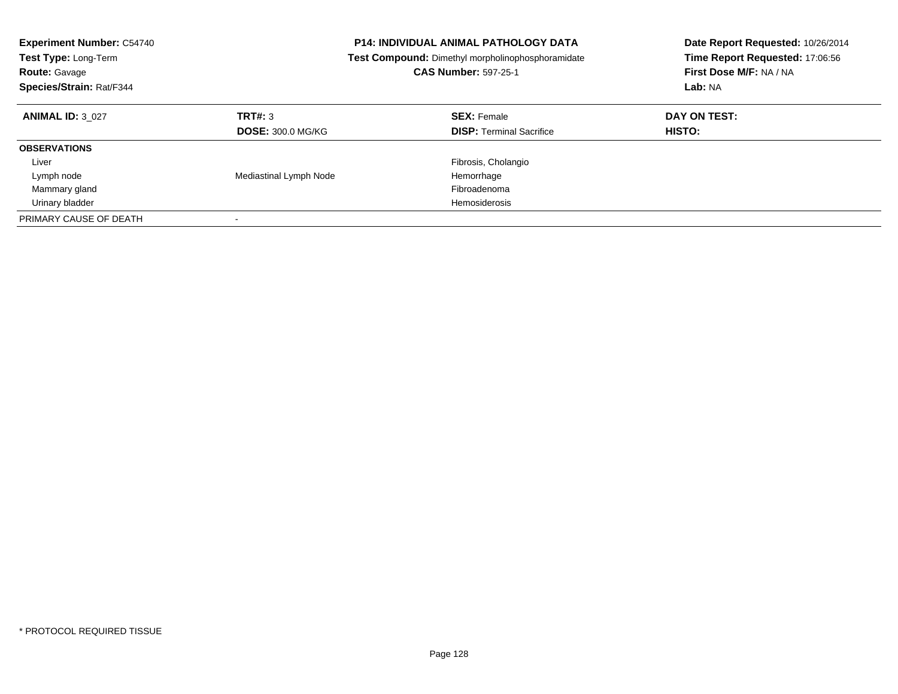**Experiment Number:** C54740
**Test Type:** Long-Term
**Route:** Gavage
**Species/Strain:** Rat/F344

**P14: INDIVIDUAL ANIMAL PATHOLOGY DATA**
**Test Compound:** Dimethyl morpholinophosphoramidate
**CAS Number:** 597-25-1

**Date Report Requested:** 10/26/2014
**Time Report Requested:** 17:06:56
**First Dose M/F:** NA / NA
**Lab:** NA

| **ANIMAL ID:** 3_027 | **TRT#:** 3 | **SEX:** Female | **DAY ON TEST:** |
|---|---|---|---|
| | **DOSE:** 300.0 MG/KG | **DISP:** Terminal Sacrifice | **HISTO:** |
| **OBSERVATIONS** | | | |
| Liver | | Fibrosis, Cholangio | |
| Lymph node | Mediastinal Lymph Node | Hemorrhage | |
| Mammary gland | | Fibroadenoma | |
| Urinary bladder | | Hemosiderosis | |
| PRIMARY CAUSE OF DEATH | - | | |

* PROTOCOL REQUIRED TISSUE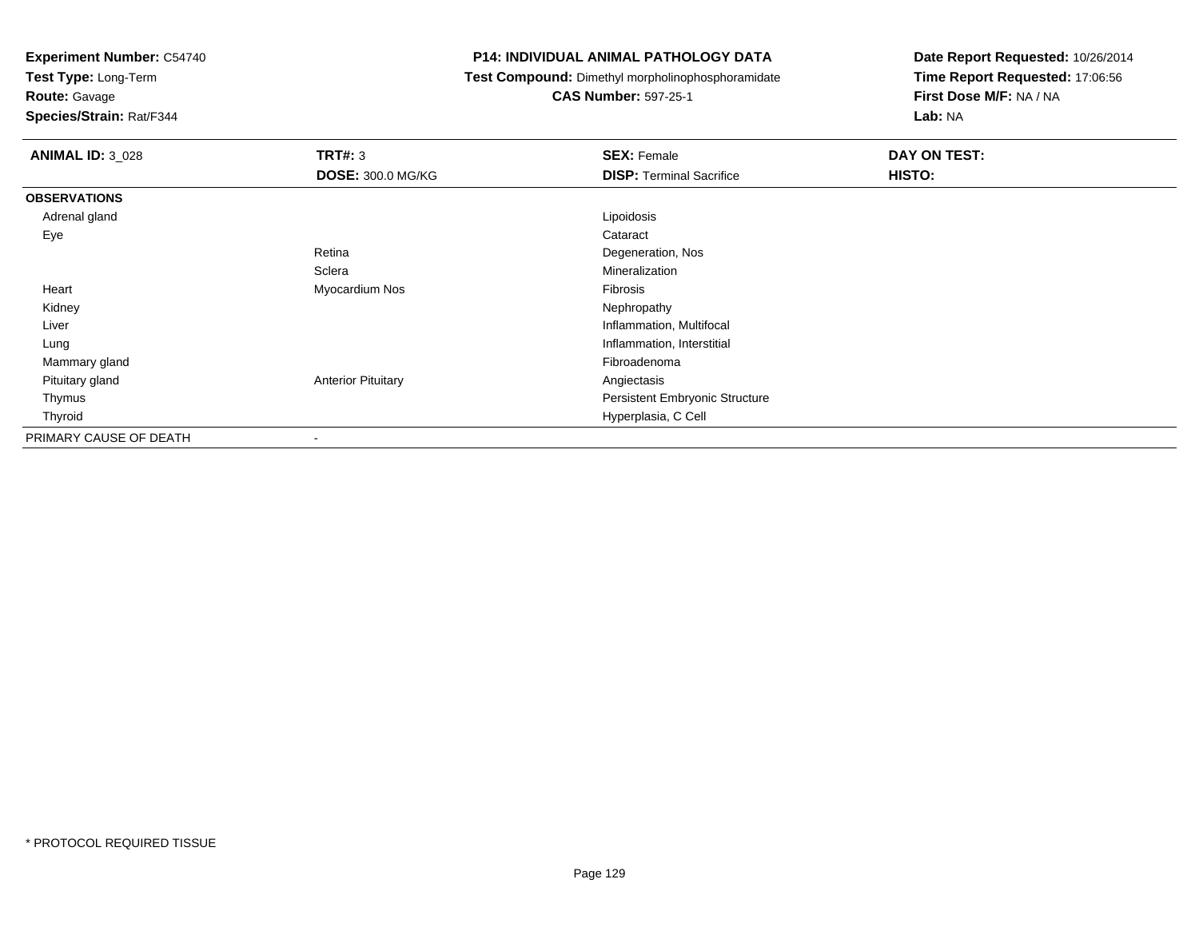**Experiment Number:** C54740
**Test Type:** Long-Term
**Route:** Gavage
**Species/Strain:** Rat/F344

**P14: INDIVIDUAL ANIMAL PATHOLOGY DATA**
**Test Compound:** Dimethyl morpholinophosphoramidate
**CAS Number:** 597-25-1

**Date Report Requested:** 10/26/2014
**Time Report Requested:** 17:06:56
**First Dose M/F:** NA / NA
**Lab:** NA

| **ANIMAL ID:** 3_028 | **TRT#:** 3 | **SEX:** Female | **DAY ON TEST:** |
|---|---|---|---|
| | **DOSE:** 300.0 MG/KG | **DISP:** Terminal Sacrifice | **HISTO:** |
| **OBSERVATIONS** | | | |
| Adrenal gland | | Lipoidosis | |
| Eye | | Cataract | |
| | Retina | Degeneration, Nos | |
| | Sclera | Mineralization | |
| Heart | Myocardium Nos | Fibrosis | |
| Kidney | | Nephropathy | |
| Liver | | Inflammation, Multifocal | |
| Lung | | Inflammation, Interstitial | |
| Mammary gland | | Fibroadenoma | |
| Pituitary gland | Anterior Pituitary | Angiectasis | |
| Thymus | | Persistent Embryonic Structure | |
| Thyroid | | Hyperplasia, C Cell | |
| PRIMARY CAUSE OF DEATH | - | | |

\* PROTOCOL REQUIRED TISSUE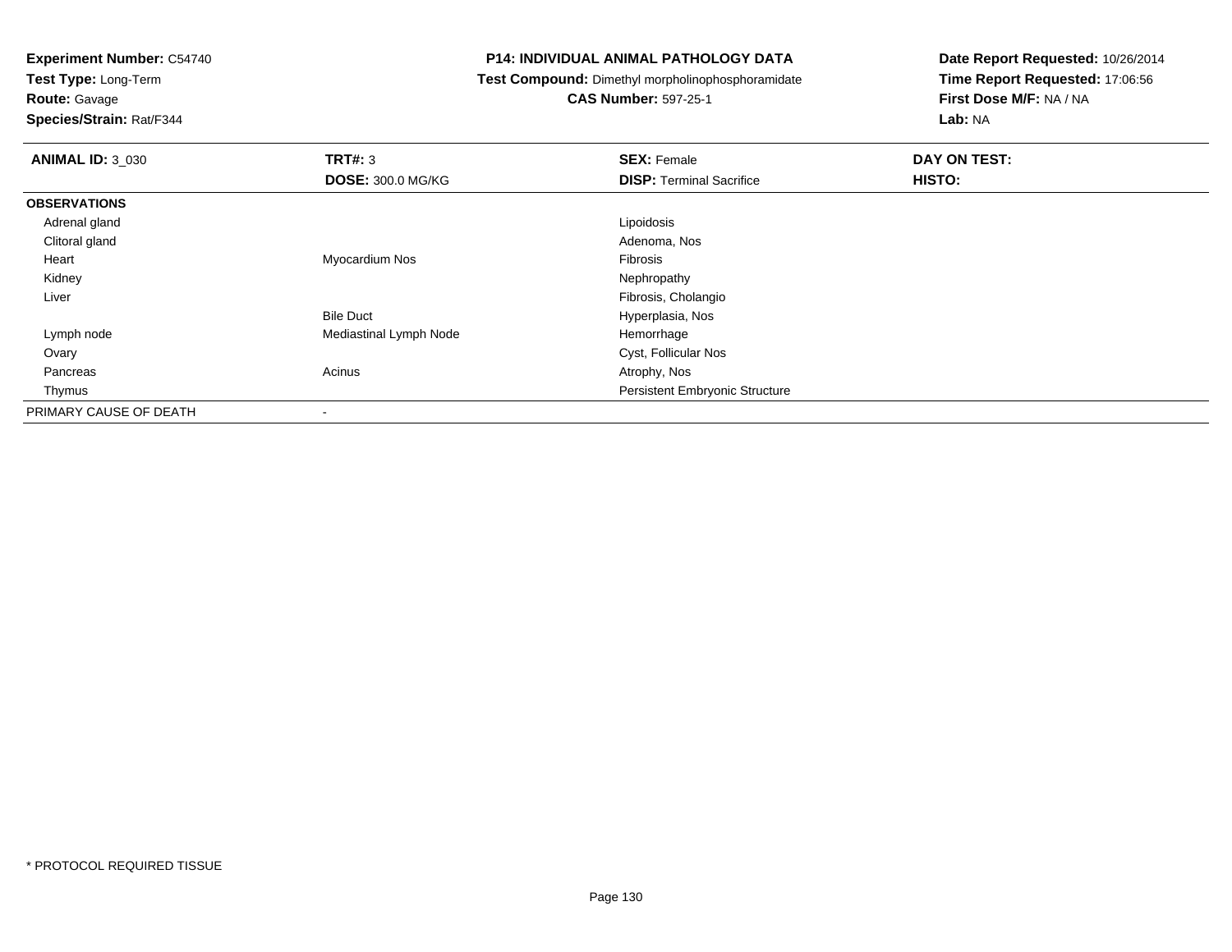**Experiment Number:** C54740
**Test Type:** Long-Term
**Route:** Gavage
**Species/Strain:** Rat/F344

**P14: INDIVIDUAL ANIMAL PATHOLOGY DATA**
**Test Compound:** Dimethyl morpholinophosphoramidate
**CAS Number:** 597-25-1

**Date Report Requested:** 10/26/2014
**Time Report Requested:** 17:06:56
**First Dose M/F:** NA / NA
**Lab:** NA

| **ANIMAL ID:** 3_030 | **TRT#:** 3 | **SEX:** Female | **DAY ON TEST:** |
|---|---|---|---|
| | **DOSE:** 300.0 MG/KG | **DISP:** Terminal Sacrifice | **HISTO:** |
| **OBSERVATIONS** | | | |
| Adrenal gland | | Lipoidosis | |
| Clitoral gland | | Adenoma, Nos | |
| Heart | Myocardium Nos | Fibrosis | |
| Kidney | | Nephropathy | |
| Liver | | Fibrosis, Cholangio | |
| | Bile Duct | Hyperplasia, Nos | |
| Lymph node | Mediastinal Lymph Node | Hemorrhage | |
| Ovary | | Cyst, Follicular Nos | |
| Pancreas | Acinus | Atrophy, Nos | |
| Thymus | | Persistent Embryonic Structure | |
| PRIMARY CAUSE OF DEATH | - | | |

* PROTOCOL REQUIRED TISSUE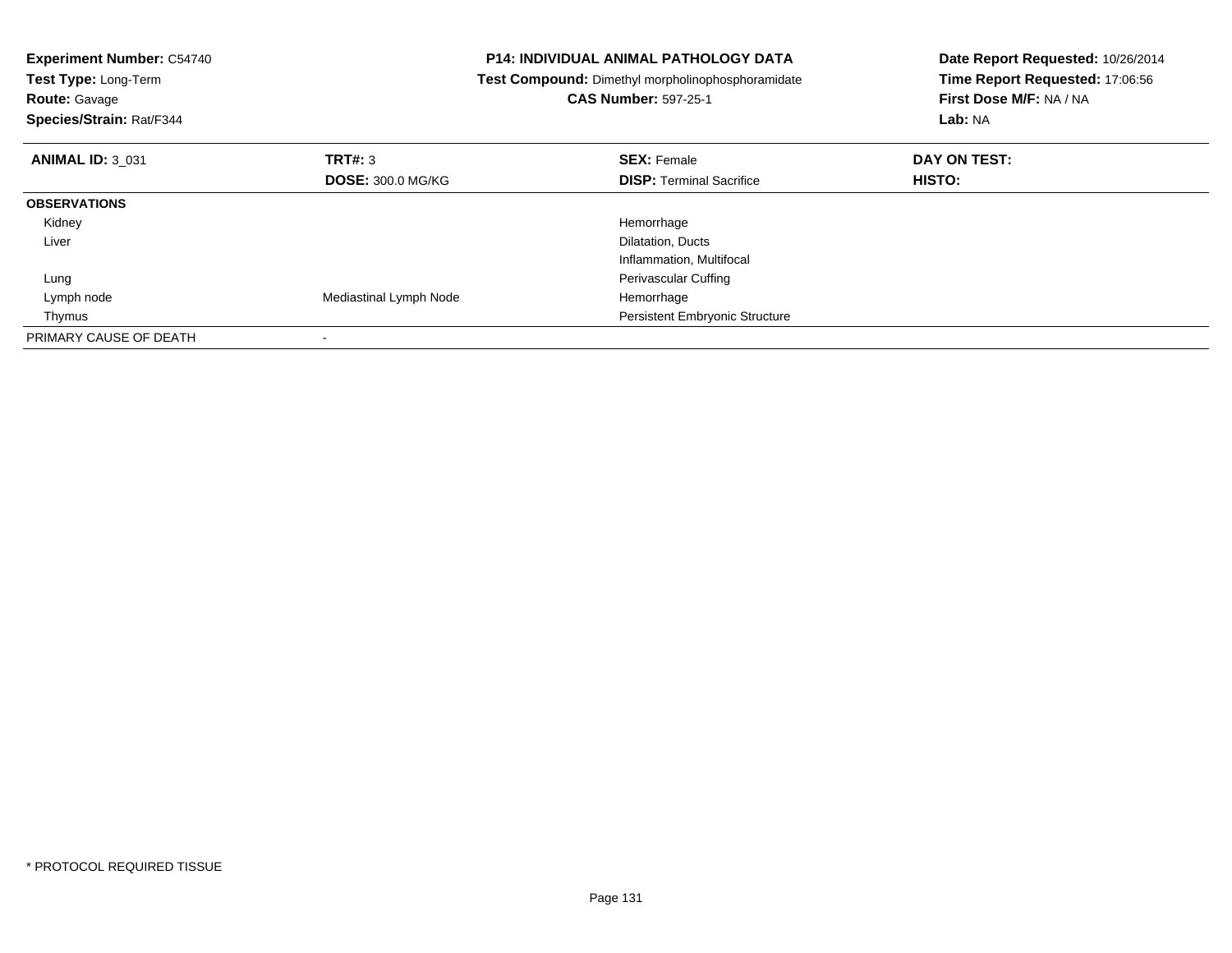**Experiment Number:** C54740
**Test Type:** Long-Term
**Route:** Gavage
**Species/Strain:** Rat/F344

**P14: INDIVIDUAL ANIMAL PATHOLOGY DATA**
**Test Compound:** Dimethyl morpholinophosphoramidate
**CAS Number:** 597-25-1

**Date Report Requested:** 10/26/2014
**Time Report Requested:** 17:06:56
**First Dose M/F:** NA / NA
**Lab:** NA

| **ANIMAL ID:** 3_031 | **TRT#:** 3 | **SEX:** Female | **DAY ON TEST:** |
|---|---|---|---|
| | **DOSE:** 300.0 MG/KG | **DISP:** Terminal Sacrifice | **HISTO:** |
| **OBSERVATIONS** | | | |
| Kidney | | Hemorrhage | |
| Liver | | Dilatation, Ducts | |
| | | Inflammation, Multifocal | |
| Lung | | Perivascular Cuffing | |
| Lymph node | Mediastinal Lymph Node | Hemorrhage | |
| Thymus | | Persistent Embryonic Structure | |
| PRIMARY CAUSE OF DEATH | - | | |

* PROTOCOL REQUIRED TISSUE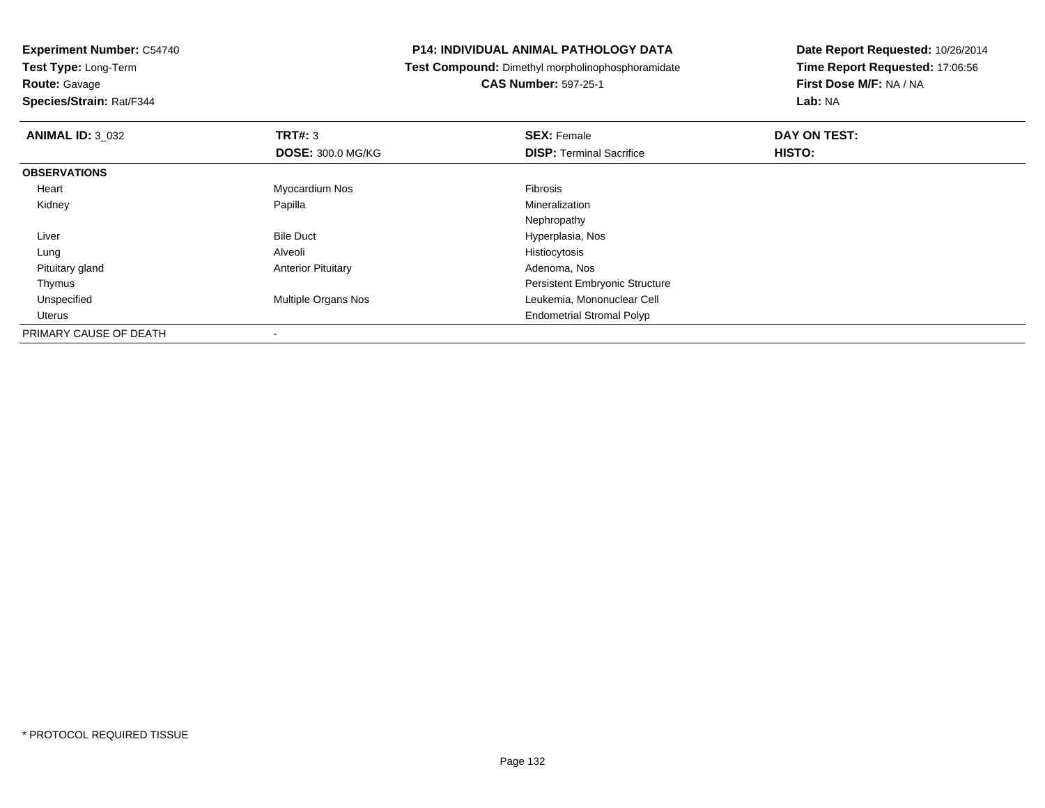**Experiment Number:** C54740
**Test Type:** Long-Term
**Route:** Gavage
**Species/Strain:** Rat/F344

**P14: INDIVIDUAL ANIMAL PATHOLOGY DATA**
**Test Compound:** Dimethyl morpholinophosphoramidate
**CAS Number:** 597-25-1

**Date Report Requested:** 10/26/2014
**Time Report Requested:** 17:06:56
**First Dose M/F:** NA / NA
**Lab:** NA

| **ANIMAL ID:** 3_032 | **TRT#:** 3 | **SEX:** Female | **DAY ON TEST:** |
|---|---|---|---|
| | **DOSE:** 300.0 MG/KG | **DISP:** Terminal Sacrifice | **HISTO:** |
| **OBSERVATIONS** | | | |
| Heart | Myocardium Nos | Fibrosis | |
| Kidney | Papilla | Mineralization | |
| | | Nephropathy | |
| Liver | Bile Duct | Hyperplasia, Nos | |
| Lung | Alveoli | Histiocytosis | |
| Pituitary gland | Anterior Pituitary | Adenoma, Nos | |
| Thymus | | Persistent Embryonic Structure | |
| Unspecified | Multiple Organs Nos | Leukemia, Mononuclear Cell | |
| Uterus | | Endometrial Stromal Polyp | |
| PRIMARY CAUSE OF DEATH | - | | |

\* PROTOCOL REQUIRED TISSUE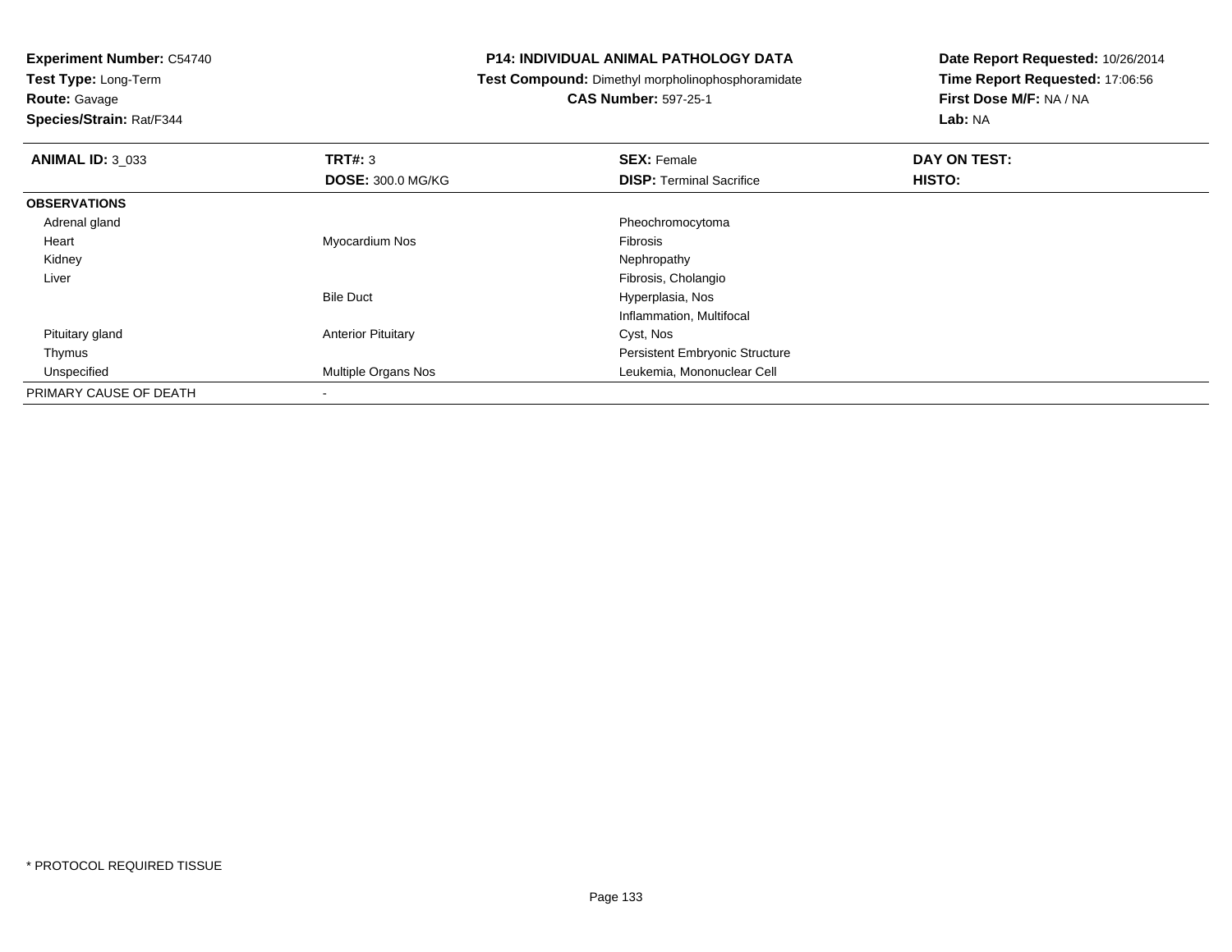**Experiment Number:** C54740
**Test Type:** Long-Term
**Route:** Gavage
**Species/Strain:** Rat/F344

**P14: INDIVIDUAL ANIMAL PATHOLOGY DATA**
**Test Compound:** Dimethyl morpholinophosphoramidate
**CAS Number:** 597-25-1

**Date Report Requested:** 10/26/2014
**Time Report Requested:** 17:06:56
**First Dose M/F:** NA / NA
**Lab:** NA

| **ANIMAL ID:** 3_033 | **TRT#:** 3 | **SEX:** Female | **DAY ON TEST:** |
|---|---|---|---|
| | **DOSE:** 300.0 MG/KG | **DISP:** Terminal Sacrifice | **HISTO:** |
| **OBSERVATIONS** | | | |
| Adrenal gland | | Pheochromocytoma | |
| Heart | Myocardium Nos | Fibrosis | |
| Kidney | | Nephropathy | |
| Liver | | Fibrosis, Cholangio | |
| | Bile Duct | Hyperplasia, Nos | |
| | | Inflammation, Multifocal | |
| Pituitary gland | Anterior Pituitary | Cyst, Nos | |
| Thymus | | Persistent Embryonic Structure | |
| Unspecified | Multiple Organs Nos | Leukemia, Mononuclear Cell | |
| PRIMARY CAUSE OF DEATH | - | | |

* PROTOCOL REQUIRED TISSUE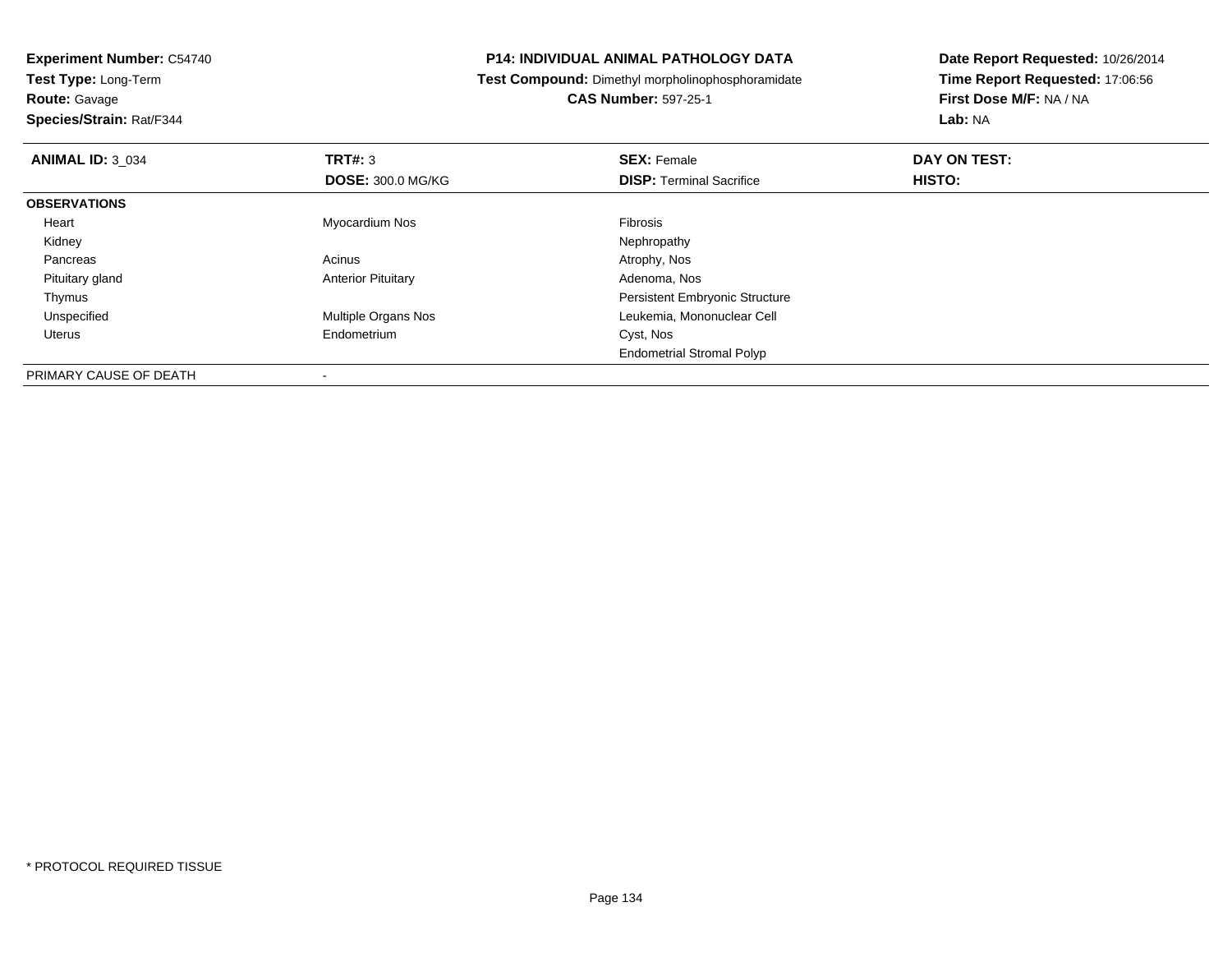**Experiment Number:** C54740
**Test Type:** Long-Term
**Route:** Gavage
**Species/Strain:** Rat/F344

**P14: INDIVIDUAL ANIMAL PATHOLOGY DATA**
**Test Compound:** Dimethyl morpholinophosphoramidate
**CAS Number:** 597-25-1

**Date Report Requested:** 10/26/2014
**Time Report Requested:** 17:06:56
**First Dose M/F:** NA / NA
**Lab:** NA

| **ANIMAL ID:** 3_034 | **TRT#:** 3 | **SEX:** Female | **DAY ON TEST:** |
|---|---|---|---|
| | **DOSE:** 300.0 MG/KG | **DISP:** Terminal Sacrifice | **HISTO:** |
| **OBSERVATIONS** | | | |
| Heart | Myocardium Nos | Fibrosis | |
| Kidney | | Nephropathy | |
| Pancreas | Acinus | Atrophy, Nos | |
| Pituitary gland | Anterior Pituitary | Adenoma, Nos | |
| Thymus | | Persistent Embryonic Structure | |
| Unspecified | Multiple Organs Nos | Leukemia, Mononuclear Cell | |
| Uterus | Endometrium | Cyst, Nos | |
| | | Endometrial Stromal Polyp | |
| PRIMARY CAUSE OF DEATH | - | | |

* PROTOCOL REQUIRED TISSUE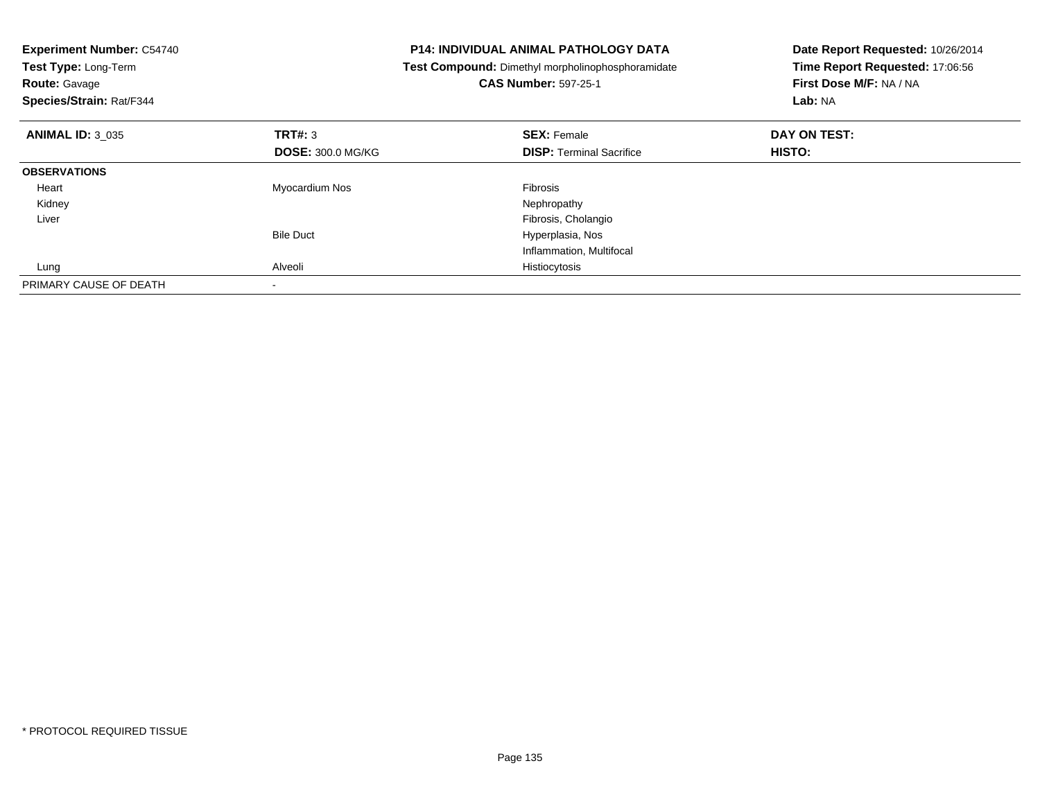**Experiment Number:** C54740
**Test Type:** Long-Term
**Route:** Gavage
**Species/Strain:** Rat/F344

**P14: INDIVIDUAL ANIMAL PATHOLOGY DATA**
**Test Compound:** Dimethyl morpholinophosphoramidate
**CAS Number:** 597-25-1

**Date Report Requested:** 10/26/2014
**Time Report Requested:** 17:06:56
**First Dose M/F:** NA / NA
**Lab:** NA

| **ANIMAL ID:** 3_035 | **TRT#:** 3 | **SEX:** Female | **DAY ON TEST:** |
|---|---|---|---|
| | **DOSE:** 300.0 MG/KG | **DISP:** Terminal Sacrifice | **HISTO:** |
| **OBSERVATIONS** | | | |
| Heart | Myocardium Nos | Fibrosis | |
| Kidney | | Nephropathy | |
| Liver | | Fibrosis, Cholangio | |
| | Bile Duct | Hyperplasia, Nos | |
| | | Inflammation, Multifocal | |
| Lung | Alveoli | Histiocytosis | |
| PRIMARY CAUSE OF DEATH | - | | |

* PROTOCOL REQUIRED TISSUE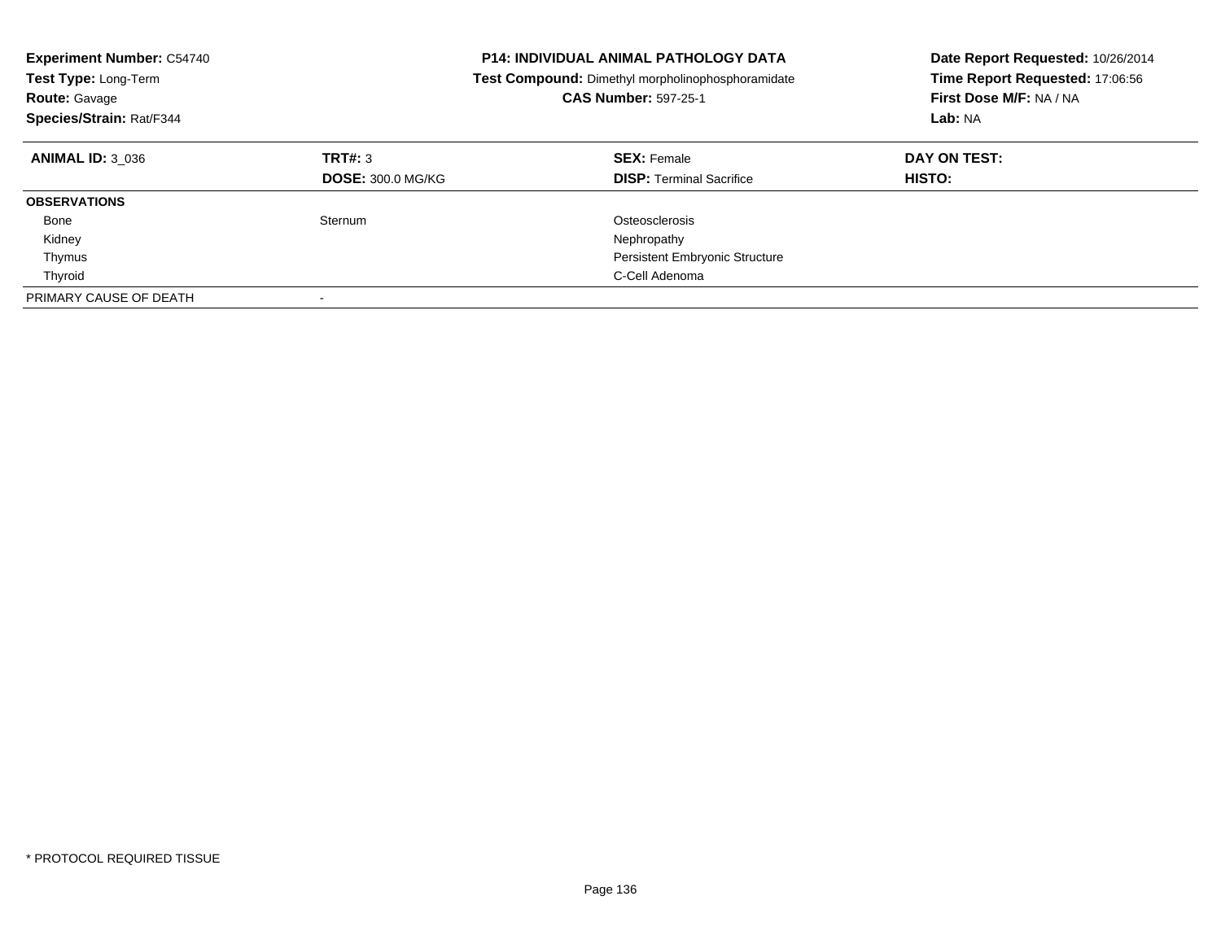**Experiment Number:** C54740
**Test Type:** Long-Term
**Route:** Gavage
**Species/Strain:** Rat/F344

**P14: INDIVIDUAL ANIMAL PATHOLOGY DATA**
**Test Compound:** Dimethyl morpholinophosphoramidate
**CAS Number:** 597-25-1

**Date Report Requested:** 10/26/2014
**Time Report Requested:** 17:06:56
**First Dose M/F:** NA / NA
**Lab:** NA

| **ANIMAL ID:** 3_036 | **TRT#:** 3 | **SEX:** Female | **DAY ON TEST:** |
|---|---|---|---|
| | **DOSE:** 300.0 MG/KG | **DISP:** Terminal Sacrifice | **HISTO:** |
| **OBSERVATIONS** | | | |
| Bone | Sternum | Osteosclerosis | |
| Kidney | | Nephropathy | |
| Thymus | | Persistent Embryonic Structure | |
| Thyroid | | C-Cell Adenoma | |
| PRIMARY CAUSE OF DEATH | - | | |

* PROTOCOL REQUIRED TISSUE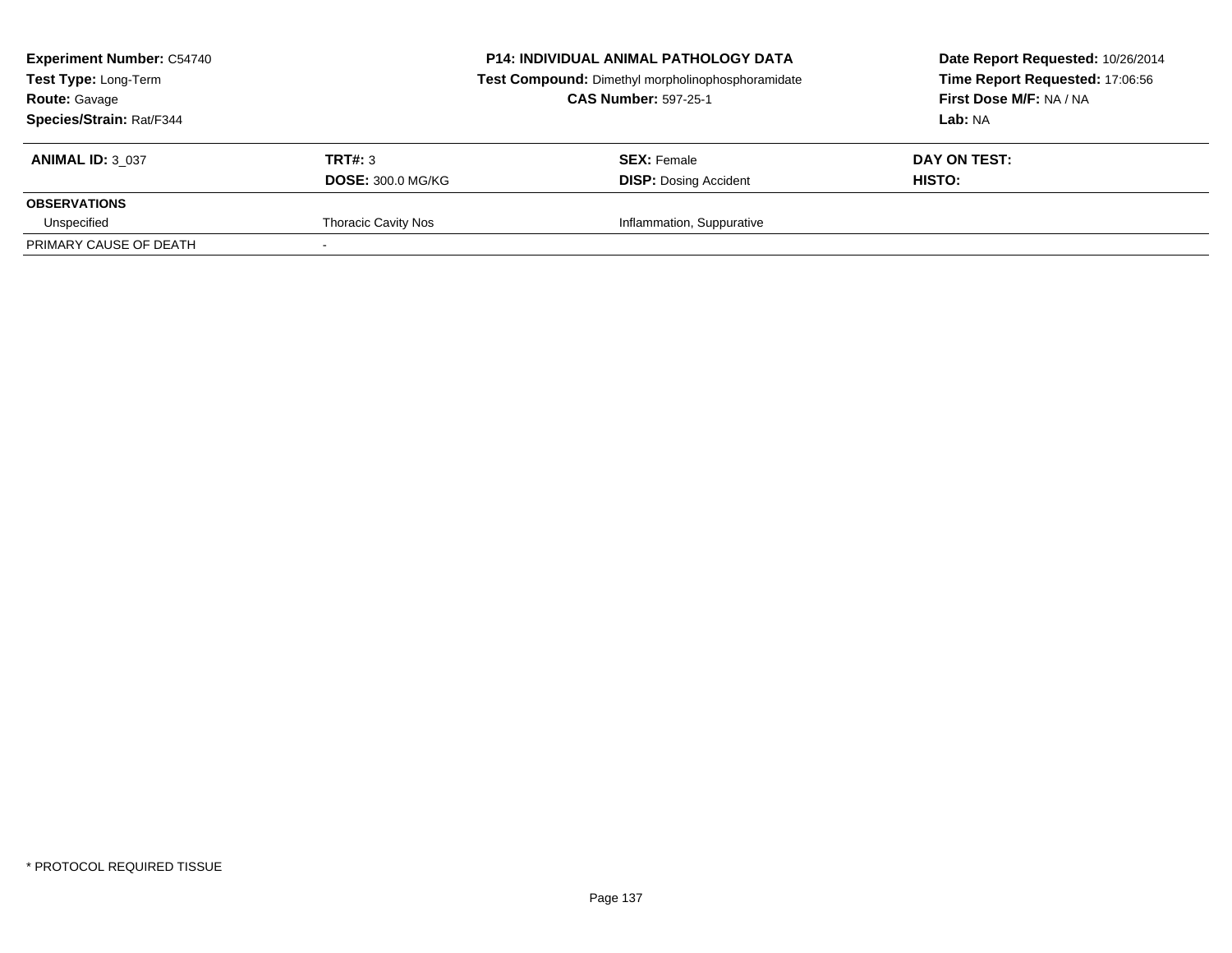**Experiment Number:** C54740
**Test Type:** Long-Term
**Route:** Gavage
**Species/Strain:** Rat/F344

**P14: INDIVIDUAL ANIMAL PATHOLOGY DATA**
**Test Compound:** Dimethyl morpholinophosphoramidate
**CAS Number:** 597-25-1

**Date Report Requested:** 10/26/2014
**Time Report Requested:** 17:06:56
**First Dose M/F:** NA / NA
**Lab:** NA

| **ANIMAL ID:** 3_037 | **TRT#:** 3 | **SEX:** Female | **DAY ON TEST:** |
|---|---|---|---|
| | **DOSE:** 300.0 MG/KG | **DISP:** Dosing Accident | **HISTO:** |
| **OBSERVATIONS** | | | |
| Unspecified | Thoracic Cavity Nos | Inflammation, Suppurative | |
| PRIMARY CAUSE OF DEATH | - | | |

\* PROTOCOL REQUIRED TISSUE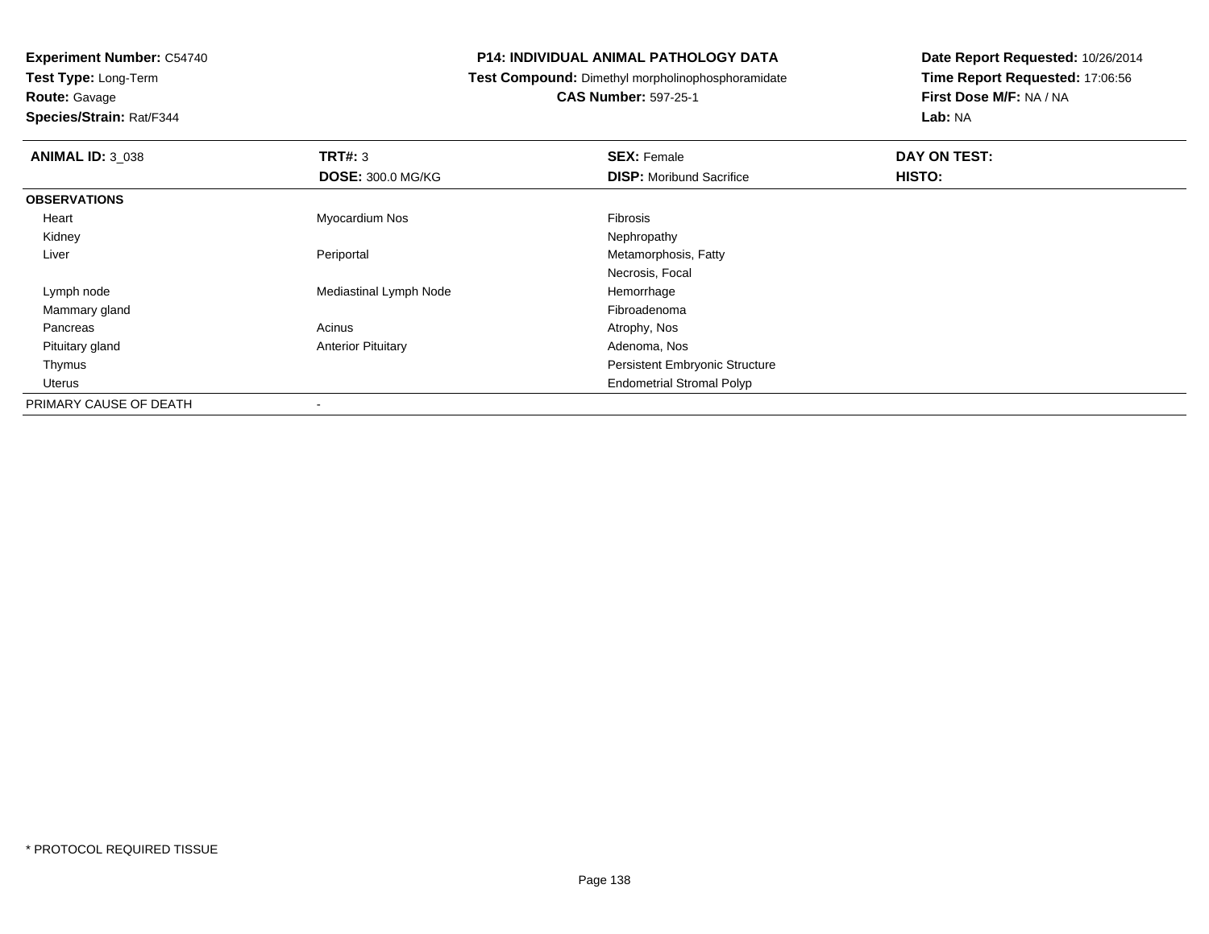**Experiment Number:** C54740
**Test Type:** Long-Term
**Route:** Gavage
**Species/Strain:** Rat/F344

**P14: INDIVIDUAL ANIMAL PATHOLOGY DATA**
**Test Compound:** Dimethyl morpholinophosphoramidate
**CAS Number:** 597-25-1

**Date Report Requested:** 10/26/2014
**Time Report Requested:** 17:06:56
**First Dose M/F:** NA / NA
**Lab:** NA

| **ANIMAL ID:** 3_038 | **TRT#:** 3 | **SEX:** Female | **DAY ON TEST:** |
|---|---|---|---|
| | **DOSE:** 300.0 MG/KG | **DISP:** Moribund Sacrifice | **HISTO:** |
| **OBSERVATIONS** | | | |
| Heart | Myocardium Nos | Fibrosis | |
| Kidney | | Nephropathy | |
| Liver | Periportal | Metamorphosis, Fatty | |
| | | Necrosis, Focal | |
| Lymph node | Mediastinal Lymph Node | Hemorrhage | |
| Mammary gland | | Fibroadenoma | |
| Pancreas | Acinus | Atrophy, Nos | |
| Pituitary gland | Anterior Pituitary | Adenoma, Nos | |
| Thymus | | Persistent Embryonic Structure | |
| Uterus | | Endometrial Stromal Polyp | |
| PRIMARY CAUSE OF DEATH | - | | |

* PROTOCOL REQUIRED TISSUE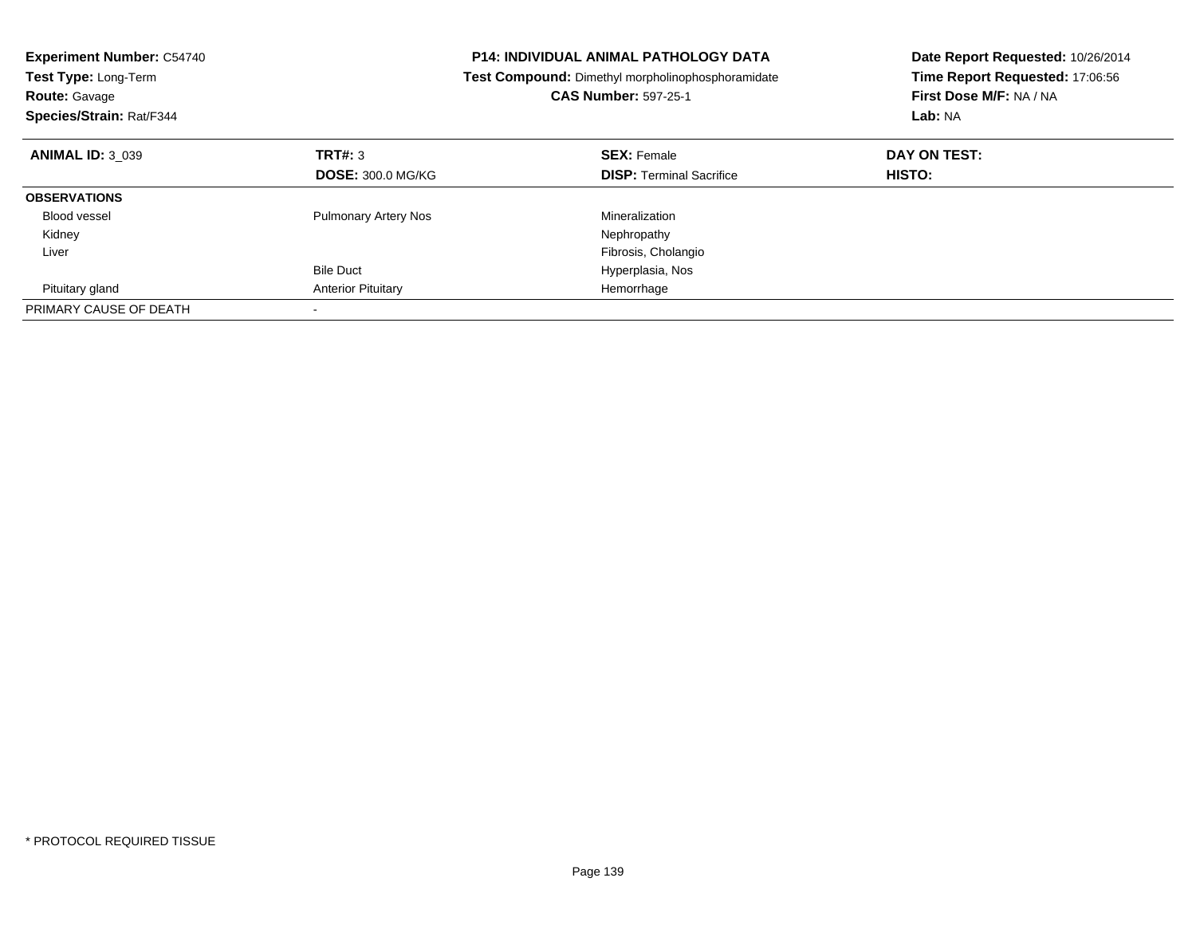**Experiment Number:** C54740
**Test Type:** Long-Term
**Route:** Gavage
**Species/Strain:** Rat/F344

**P14: INDIVIDUAL ANIMAL PATHOLOGY DATA**
**Test Compound:** Dimethyl morpholinophosphoramidate
**CAS Number:** 597-25-1

**Date Report Requested:** 10/26/2014
**Time Report Requested:** 17:06:56
**First Dose M/F:** NA / NA
**Lab:** NA

| **ANIMAL ID:** 3_039 | **TRT#:** 3 | **SEX:** Female | **DAY ON TEST:** |
|---|---|---|---|
| | **DOSE:** 300.0 MG/KG | **DISP:** Terminal Sacrifice | **HISTO:** |
| **OBSERVATIONS** | | | |
| Blood vessel | Pulmonary Artery Nos | Mineralization | |
| Kidney | | Nephropathy | |
| Liver | | Fibrosis, Cholangio | |
| | Bile Duct | Hyperplasia, Nos | |
| Pituitary gland | Anterior Pituitary | Hemorrhage | |
| PRIMARY CAUSE OF DEATH | - | | |

* PROTOCOL REQUIRED TISSUE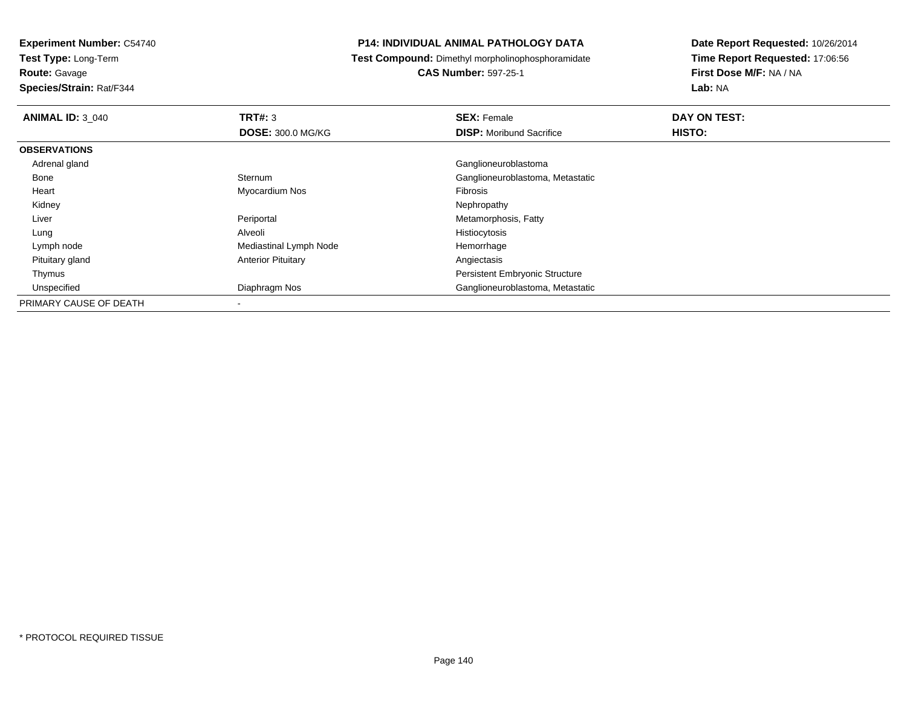**Experiment Number:** C54740
**Test Type:** Long-Term
**Route:** Gavage
**Species/Strain:** Rat/F344

## P14: INDIVIDUAL ANIMAL PATHOLOGY DATA

**Test Compound:** Dimethyl morpholinophosphoramidate
**CAS Number:** 597-25-1

**Date Report Requested:** 10/26/2014
**Time Report Requested:** 17:06:56
**First Dose M/F:** NA / NA
**Lab:** NA

| ANIMAL ID: 3_040 | TRT#: 3 | SEX: Female | DAY ON TEST: |
|---|---|---|---|
| | DOSE: 300.0 MG/KG | DISP: Moribund Sacrifice | HISTO: |
| **OBSERVATIONS** | | | |
| Adrenal gland | | Ganglioneuroblastoma | |
| Bone | Sternum | Ganglioneuroblastoma, Metastatic | |
| Heart | Myocardium Nos | Fibrosis | |
| Kidney | | Nephropathy | |
| Liver | Periportal | Metamorphosis, Fatty | |
| Lung | Alveoli | Histiocytosis | |
| Lymph node | Mediastinal Lymph Node | Hemorrhage | |
| Pituitary gland | Anterior Pituitary | Angiectasis | |
| Thymus | | Persistent Embryonic Structure | |
| Unspecified | Diaphragm Nos | Ganglioneuroblastoma, Metastatic | |
| PRIMARY CAUSE OF DEATH | - | | |

* PROTOCOL REQUIRED TISSUE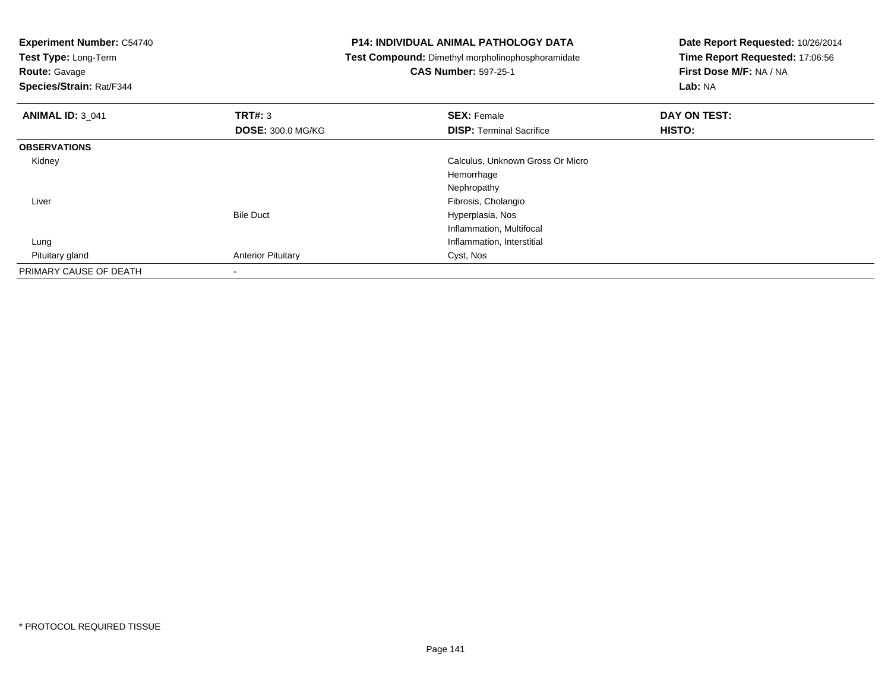**Experiment Number:** C54740
**Test Type:** Long-Term
**Route:** Gavage
**Species/Strain:** Rat/F344

**P14: INDIVIDUAL ANIMAL PATHOLOGY DATA**
**Test Compound:** Dimethyl morpholinophosphoramidate
**CAS Number:** 597-25-1

**Date Report Requested:** 10/26/2014
**Time Report Requested:** 17:06:56
**First Dose M/F:** NA / NA
**Lab:** NA

| **ANIMAL ID:** 3_041 | **TRT#:** 3 | **SEX:** Female | **DAY ON TEST:** |
|---|---|---|---|
| | **DOSE:** 300.0 MG/KG | **DISP:** Terminal Sacrifice | **HISTO:** |
| **OBSERVATIONS** | | | |
| Kidney | | Calculus, Unknown Gross Or Micro | |
| | | Hemorrhage | |
| | | Nephropathy | |
| Liver | | Fibrosis, Cholangio | |
| | Bile Duct | Hyperplasia, Nos | |
| | | Inflammation, Multifocal | |
| Lung | | Inflammation, Interstitial | |
| Pituitary gland | Anterior Pituitary | Cyst, Nos | |
| PRIMARY CAUSE OF DEATH | - | | |

\* PROTOCOL REQUIRED TISSUE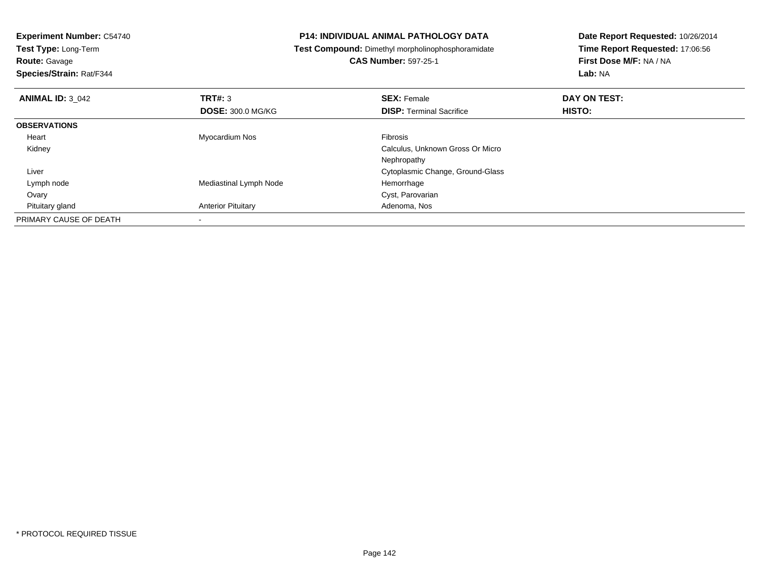**Experiment Number:** C54740
**Test Type:** Long-Term
**Route:** Gavage
**Species/Strain:** Rat/F344

**P14: INDIVIDUAL ANIMAL PATHOLOGY DATA**
**Test Compound:** Dimethyl morpholinophosphoramidate
**CAS Number:** 597-25-1

**Date Report Requested:** 10/26/2014
**Time Report Requested:** 17:06:56
**First Dose M/F:** NA / NA
**Lab:** NA

| **ANIMAL ID:** 3_042 | **TRT#:** 3 | **SEX:** Female | **DAY ON TEST:** |
|---|---|---|---|
| | **DOSE:** 300.0 MG/KG | **DISP:** Terminal Sacrifice | **HISTO:** |
| **OBSERVATIONS** | | | |
| Heart | Myocardium Nos | Fibrosis | |
| Kidney | | Calculus, Unknown Gross Or Micro | |
| | | Nephropathy | |
| Liver | | Cytoplasmic Change, Ground-Glass | |
| Lymph node | Mediastinal Lymph Node | Hemorrhage | |
| Ovary | | Cyst, Parovarian | |
| Pituitary gland | Anterior Pituitary | Adenoma, Nos | |
| PRIMARY CAUSE OF DEATH | - | | |

* PROTOCOL REQUIRED TISSUE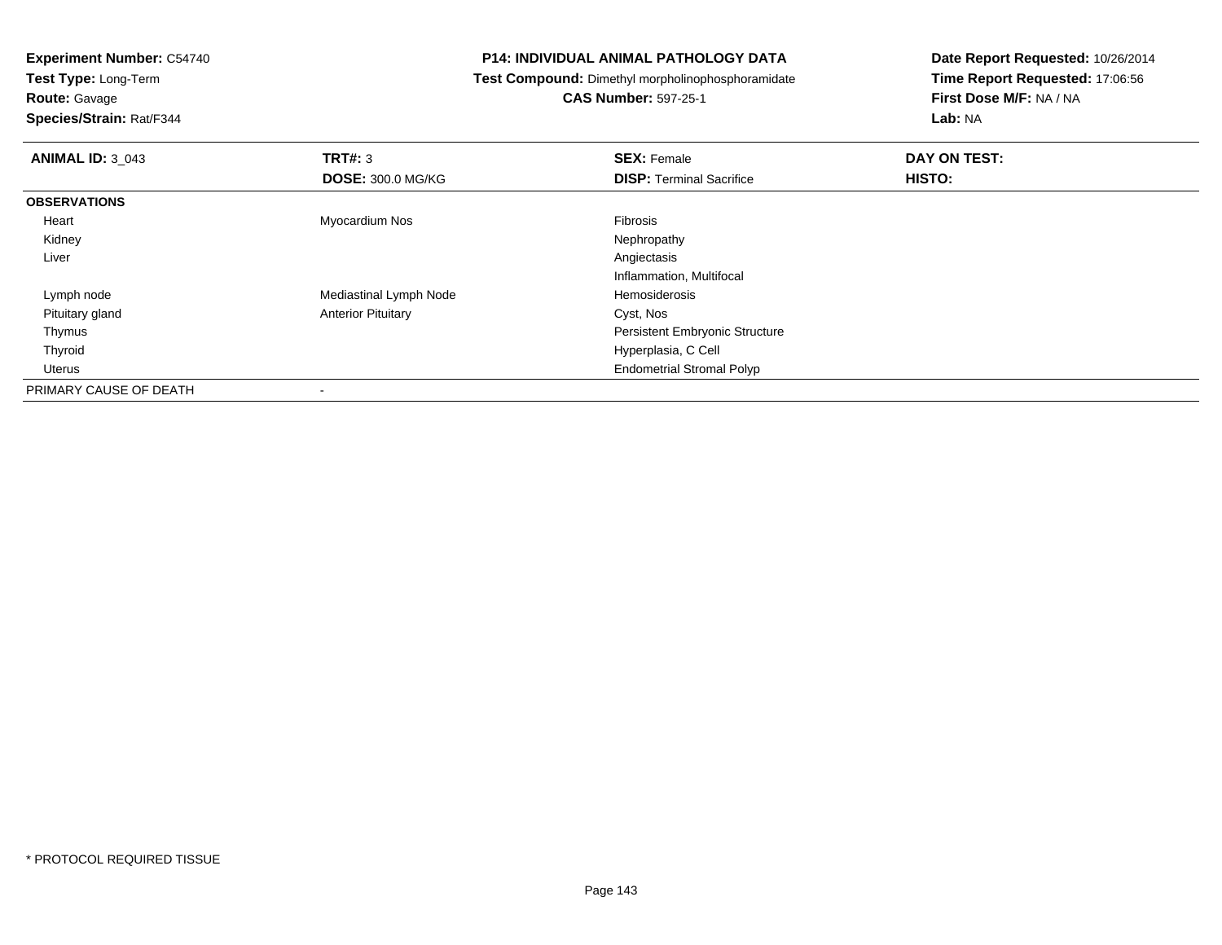**Experiment Number:** C54740
**Test Type:** Long-Term
**Route:** Gavage
**Species/Strain:** Rat/F344

**P14: INDIVIDUAL ANIMAL PATHOLOGY DATA**
**Test Compound:** Dimethyl morpholinophosphoramidate
**CAS Number:** 597-25-1

**Date Report Requested:** 10/26/2014
**Time Report Requested:** 17:06:56
**First Dose M/F:** NA / NA
**Lab:** NA

| **ANIMAL ID:** 3_043 | **TRT#:** 3 | **SEX:** Female | **DAY ON TEST:** |
|---|---|---|---|
| | **DOSE:** 300.0 MG/KG | **DISP:** Terminal Sacrifice | **HISTO:** |
| **OBSERVATIONS** | | | |
| Heart | Myocardium Nos | Fibrosis | |
| Kidney | | Nephropathy | |
| Liver | | Angiectasis | |
| | | Inflammation, Multifocal | |
| Lymph node | Mediastinal Lymph Node | Hemosiderosis | |
| Pituitary gland | Anterior Pituitary | Cyst, Nos | |
| Thymus | | Persistent Embryonic Structure | |
| Thyroid | | Hyperplasia, C Cell | |
| Uterus | | Endometrial Stromal Polyp | |
| PRIMARY CAUSE OF DEATH | - | | |

\* PROTOCOL REQUIRED TISSUE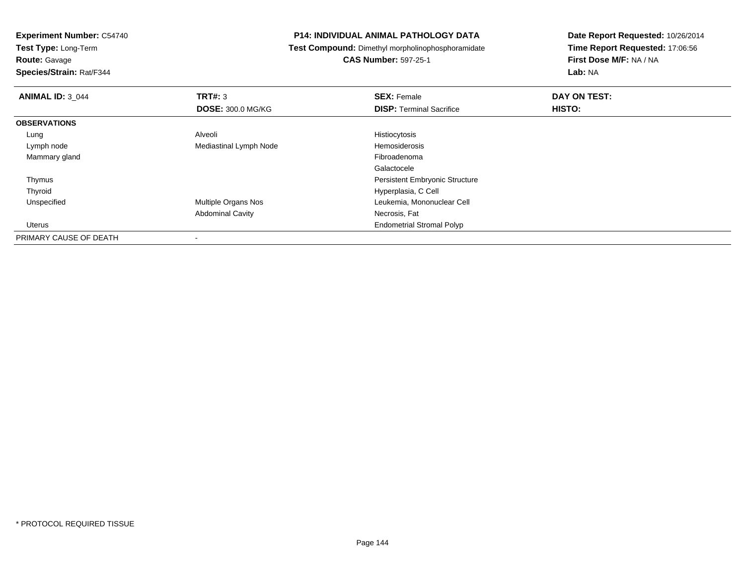**Experiment Number:** C54740
**Test Type:** Long-Term
**Route:** Gavage
**Species/Strain:** Rat/F344

**P14: INDIVIDUAL ANIMAL PATHOLOGY DATA**
**Test Compound:** Dimethyl morpholinophosphoramidate
**CAS Number:** 597-25-1

**Date Report Requested:** 10/26/2014
**Time Report Requested:** 17:06:56
**First Dose M/F:** NA / NA
**Lab:** NA

| **ANIMAL ID:** 3_044 | **TRT#:** 3 | **SEX:** Female | **DAY ON TEST:** |
|---|---|---|---|
| | **DOSE:** 300.0 MG/KG | **DISP:** Terminal Sacrifice | **HISTO:** |
| **OBSERVATIONS** | | | |
| Lung | Alveoli | Histiocytosis | |
| Lymph node | Mediastinal Lymph Node | Hemosiderosis | |
| Mammary gland | | Fibroadenoma | |
| | | Galactocele | |
| Thymus | | Persistent Embryonic Structure | |
| Thyroid | | Hyperplasia, C Cell | |
| Unspecified | Multiple Organs Nos | Leukemia, Mononuclear Cell | |
| | Abdominal Cavity | Necrosis, Fat | |
| Uterus | | Endometrial Stromal Polyp | |
| PRIMARY CAUSE OF DEATH | - | | |

* PROTOCOL REQUIRED TISSUE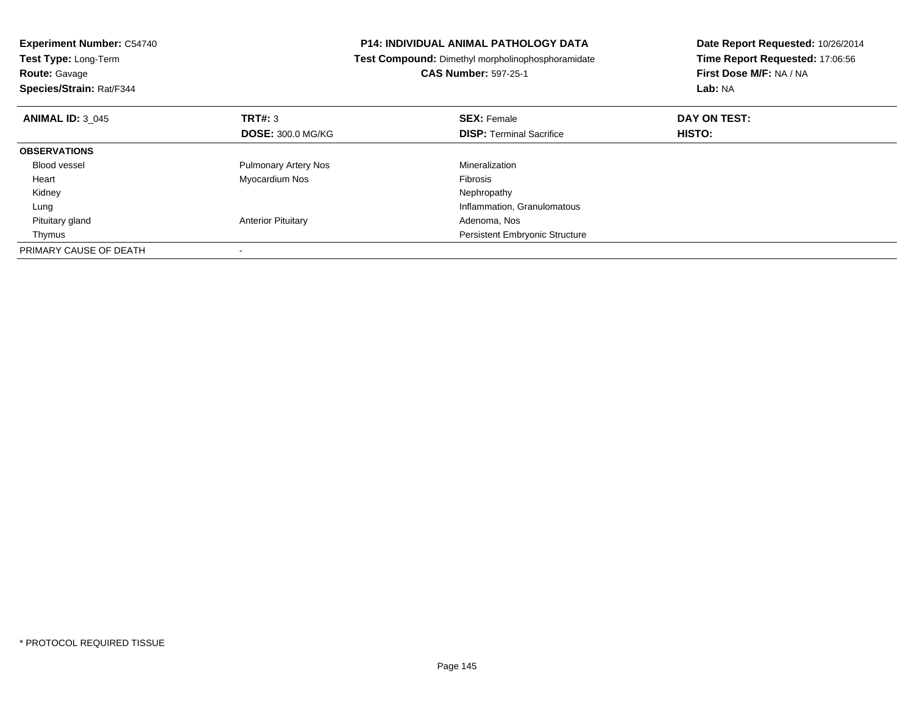**Experiment Number:** C54740
**Test Type:** Long-Term
**Route:** Gavage
**Species/Strain:** Rat/F344

**P14: INDIVIDUAL ANIMAL PATHOLOGY DATA**
**Test Compound:** Dimethyl morpholinophosphoramidate
**CAS Number:** 597-25-1

**Date Report Requested:** 10/26/2014
**Time Report Requested:** 17:06:56
**First Dose M/F:** NA / NA
**Lab:** NA

| **ANIMAL ID:** 3_045 | **TRT#:** 3 | **SEX:** Female | **DAY ON TEST:** |
|---|---|---|---|
| | **DOSE:** 300.0 MG/KG | **DISP:** Terminal Sacrifice | **HISTO:** |
| **OBSERVATIONS** | | | |
| Blood vessel | Pulmonary Artery Nos | Mineralization | |
| Heart | Myocardium Nos | Fibrosis | |
| Kidney | | Nephropathy | |
| Lung | | Inflammation, Granulomatous | |
| Pituitary gland | Anterior Pituitary | Adenoma, Nos | |
| Thymus | | Persistent Embryonic Structure | |
| PRIMARY CAUSE OF DEATH | - | | |

* PROTOCOL REQUIRED TISSUE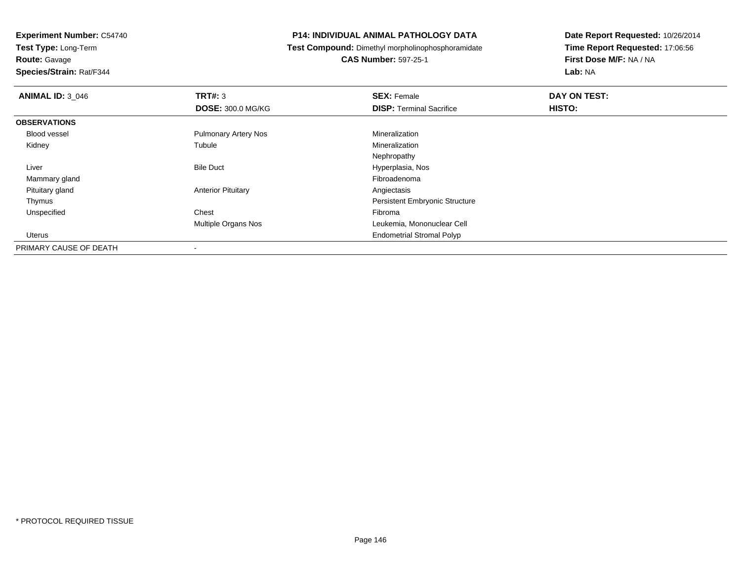**Experiment Number:** C54740
**Test Type:** Long-Term
**Route:** Gavage
**Species/Strain:** Rat/F344

**P14: INDIVIDUAL ANIMAL PATHOLOGY DATA**
**Test Compound:** Dimethyl morpholinophosphoramidate
**CAS Number:** 597-25-1

**Date Report Requested:** 10/26/2014
**Time Report Requested:** 17:06:56
**First Dose M/F:** NA / NA
**Lab:** NA

| **ANIMAL ID:** 3_046 | **TRT#:** 3 | **SEX:** Female | **DAY ON TEST:** |
|---|---|---|---|
| | **DOSE:** 300.0 MG/KG | **DISP:** Terminal Sacrifice | **HISTO:** |
| **OBSERVATIONS** | | | |
| Blood vessel | Pulmonary Artery Nos | Mineralization | |
| Kidney | Tubule | Mineralization | |
| | | Nephropathy | |
| Liver | Bile Duct | Hyperplasia, Nos | |
| Mammary gland | | Fibroadenoma | |
| Pituitary gland | Anterior Pituitary | Angiectasis | |
| Thymus | | Persistent Embryonic Structure | |
| Unspecified | Chest | Fibroma | |
| | Multiple Organs Nos | Leukemia, Mononuclear Cell | |
| Uterus | | Endometrial Stromal Polyp | |
| PRIMARY CAUSE OF DEATH | - | | |

* PROTOCOL REQUIRED TISSUE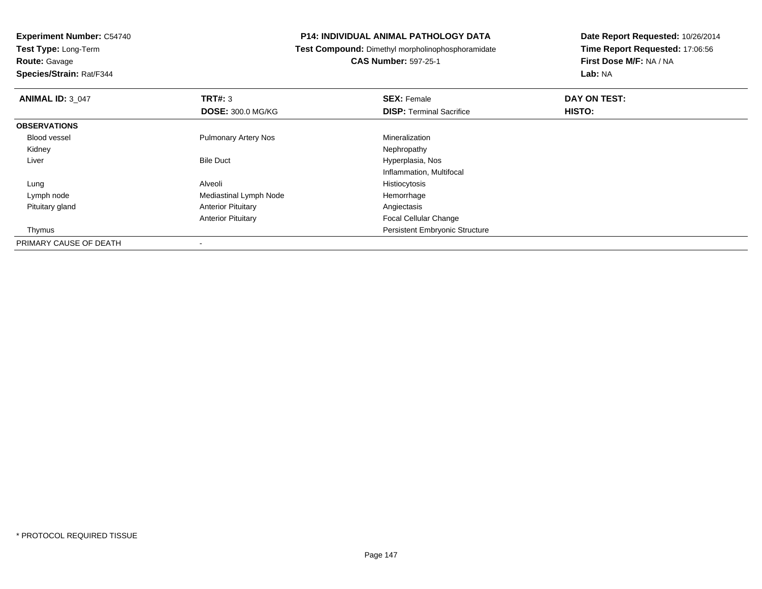**Experiment Number:** C54740
**Test Type:** Long-Term
**Route:** Gavage
**Species/Strain:** Rat/F344

**P14: INDIVIDUAL ANIMAL PATHOLOGY DATA**
**Test Compound:** Dimethyl morpholinophosphoramidate
**CAS Number:** 597-25-1

**Date Report Requested:** 10/26/2014
**Time Report Requested:** 17:06:56
**First Dose M/F:** NA / NA
**Lab:** NA

| **ANIMAL ID:** 3_047 | **TRT#:** 3 | **SEX:** Female | **DAY ON TEST:** |
|---|---|---|---|
| | **DOSE:** 300.0 MG/KG | **DISP:** Terminal Sacrifice | **HISTO:** |
| **OBSERVATIONS** | | | |
| Blood vessel | Pulmonary Artery Nos | Mineralization | |
| Kidney | | Nephropathy | |
| Liver | Bile Duct | Hyperplasia, Nos | |
| | | Inflammation, Multifocal | |
| Lung | Alveoli | Histiocytosis | |
| Lymph node | Mediastinal Lymph Node | Hemorrhage | |
| Pituitary gland | Anterior Pituitary | Angiectasis | |
| | Anterior Pituitary | Focal Cellular Change | |
| Thymus | | Persistent Embryonic Structure | |
| PRIMARY CAUSE OF DEATH | - | | |

\* PROTOCOL REQUIRED TISSUE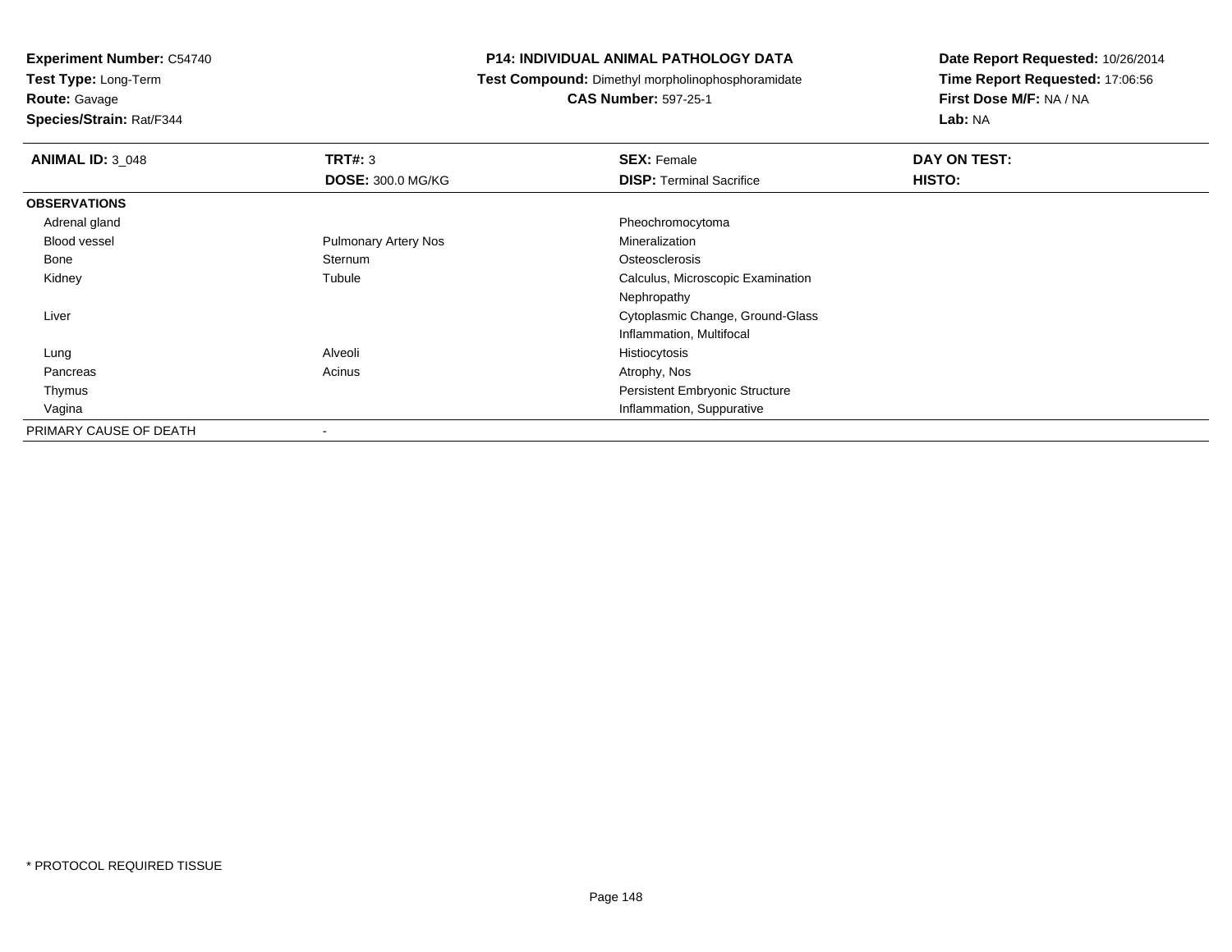**Experiment Number:** C54740
**Test Type:** Long-Term
**Route:** Gavage
**Species/Strain:** Rat/F344

**P14: INDIVIDUAL ANIMAL PATHOLOGY DATA**
**Test Compound:** Dimethyl morpholinophosphoramidate
**CAS Number:** 597-25-1

**Date Report Requested:** 10/26/2014
**Time Report Requested:** 17:06:56
**First Dose M/F:** NA / NA
**Lab:** NA

| **ANIMAL ID:** 3_048 | **TRT#:** 3 | **SEX:** Female | **DAY ON TEST:** |
|---|---|---|---|
| | **DOSE:** 300.0 MG/KG | **DISP:** Terminal Sacrifice | **HISTO:** |
| **OBSERVATIONS** | | | |
| Adrenal gland | | Pheochromocytoma | |
| Blood vessel | Pulmonary Artery Nos | Mineralization | |
| Bone | Sternum | Osteosclerosis | |
| Kidney | Tubule | Calculus, Microscopic Examination | |
| | | Nephropathy | |
| Liver | | Cytoplasmic Change, Ground-Glass | |
| | | Inflammation, Multifocal | |
| Lung | Alveoli | Histiocytosis | |
| Pancreas | Acinus | Atrophy, Nos | |
| Thymus | | Persistent Embryonic Structure | |
| Vagina | | Inflammation, Suppurative | |
| PRIMARY CAUSE OF DEATH | - | | |

* PROTOCOL REQUIRED TISSUE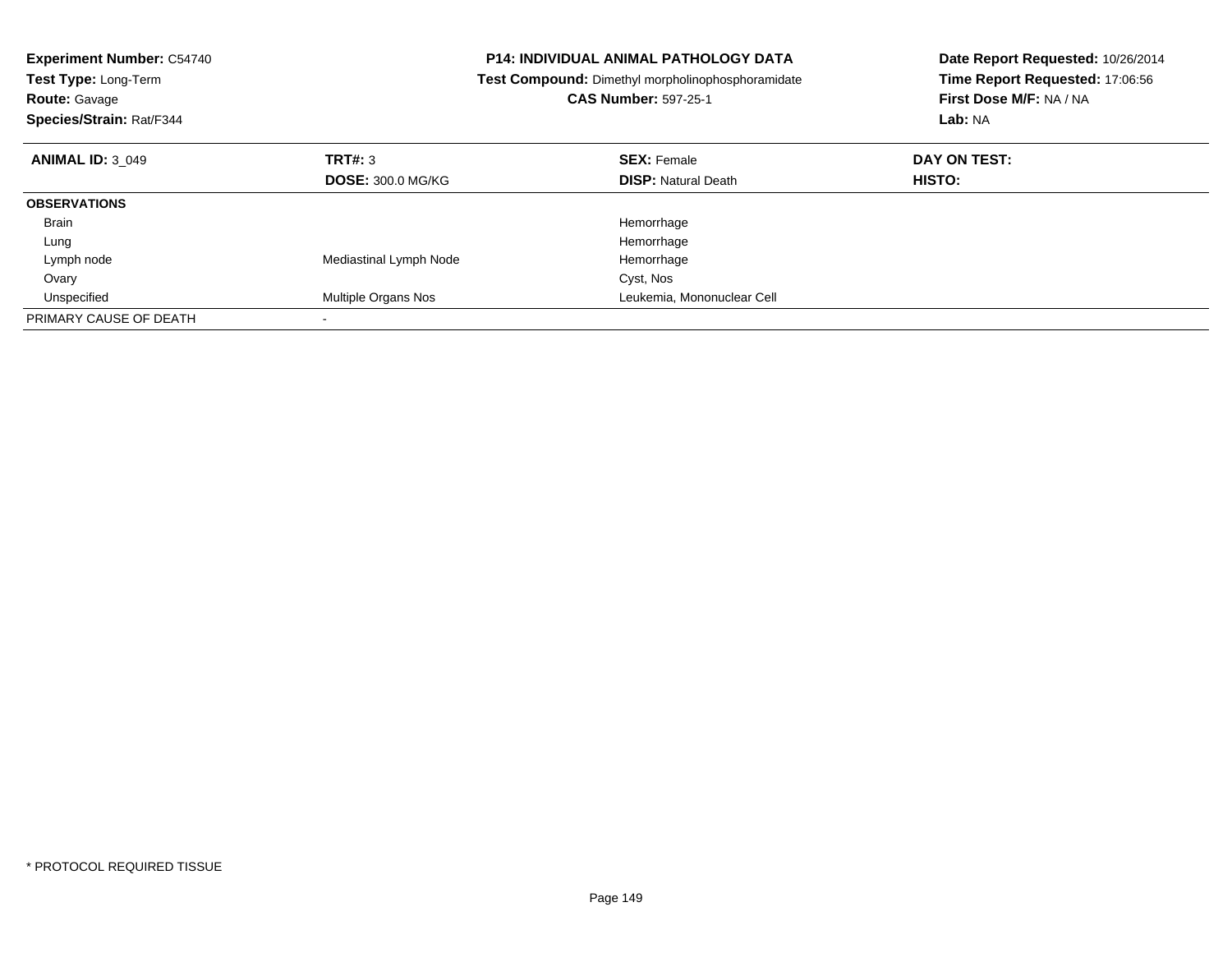**Experiment Number:** C54740
**Test Type:** Long-Term
**Route:** Gavage
**Species/Strain:** Rat/F344

**P14: INDIVIDUAL ANIMAL PATHOLOGY DATA**
**Test Compound:** Dimethyl morpholinophosphoramidate
**CAS Number:** 597-25-1

**Date Report Requested:** 10/26/2014
**Time Report Requested:** 17:06:56
**First Dose M/F:** NA / NA
**Lab:** NA

| **ANIMAL ID:** 3_049 | **TRT#:** 3 | **SEX:** Female | **DAY ON TEST:** |
|---|---|---|---|
| | **DOSE:** 300.0 MG/KG | **DISP:** Natural Death | **HISTO:** |
| **OBSERVATIONS** | | | |
| Brain | | Hemorrhage | |
| Lung | | Hemorrhage | |
| Lymph node | Mediastinal Lymph Node | Hemorrhage | |
| Ovary | | Cyst, Nos | |
| Unspecified | Multiple Organs Nos | Leukemia, Mononuclear Cell | |
| PRIMARY CAUSE OF DEATH | - | | |

* PROTOCOL REQUIRED TISSUE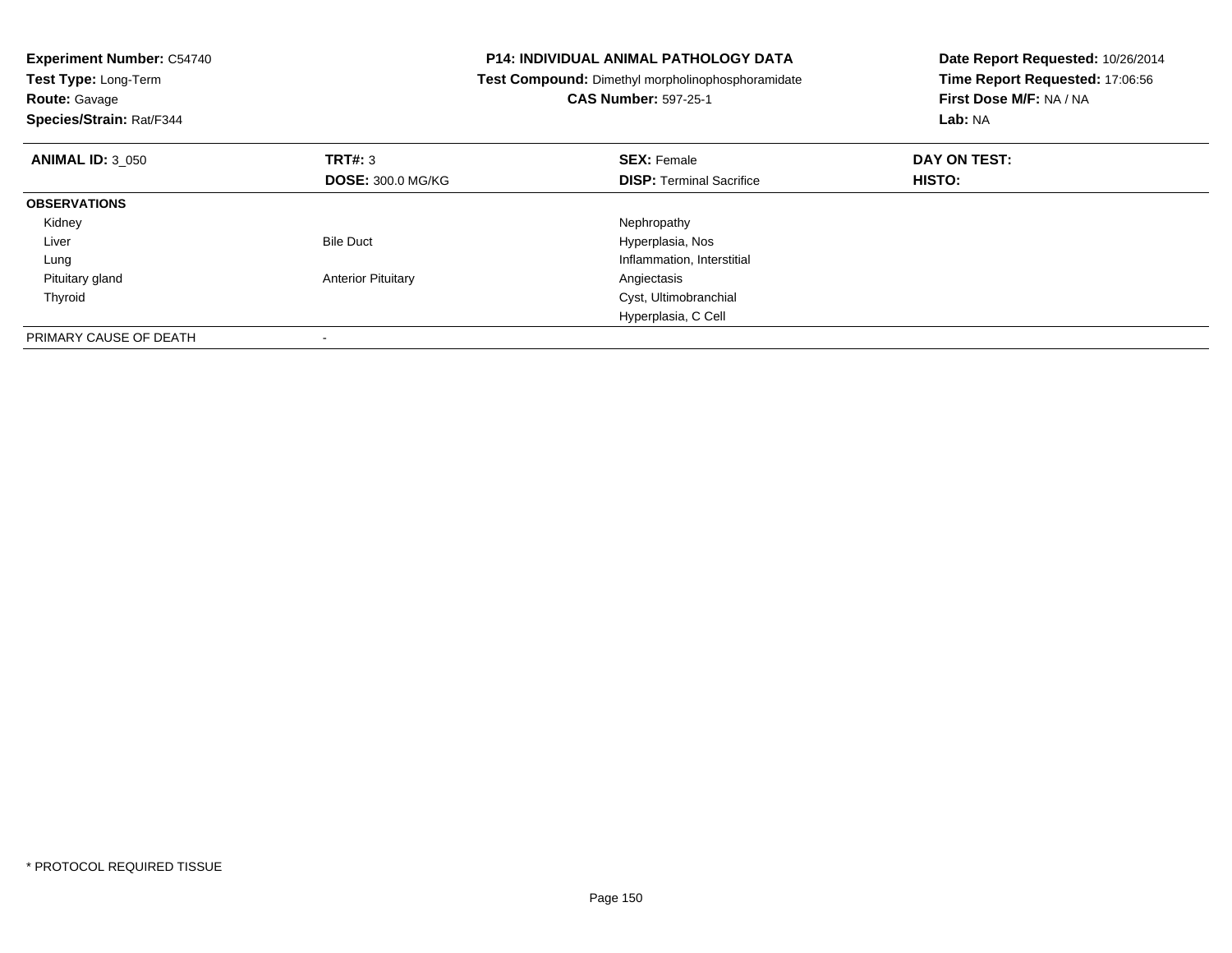**Experiment Number:** C54740
**Test Type:** Long-Term
**Route:** Gavage
**Species/Strain:** Rat/F344

**P14: INDIVIDUAL ANIMAL PATHOLOGY DATA**
**Test Compound:** Dimethyl morpholinophosphoramidate
**CAS Number:** 597-25-1

**Date Report Requested:** 10/26/2014
**Time Report Requested:** 17:06:56
**First Dose M/F:** NA / NA
**Lab:** NA

| **ANIMAL ID:** 3_050 | **TRT#:** 3 | **SEX:** Female | **DAY ON TEST:** |
|---|---|---|---|
| | **DOSE:** 300.0 MG/KG | **DISP:** Terminal Sacrifice | **HISTO:** |
| **OBSERVATIONS** | | | |
| Kidney | | Nephropathy | |
| Liver | Bile Duct | Hyperplasia, Nos | |
| Lung | | Inflammation, Interstitial | |
| Pituitary gland | Anterior Pituitary | Angiectasis | |
| Thyroid | | Cyst, Ultimobranchial | |
| | | Hyperplasia, C Cell | |
| PRIMARY CAUSE OF DEATH | - | | |

* PROTOCOL REQUIRED TISSUE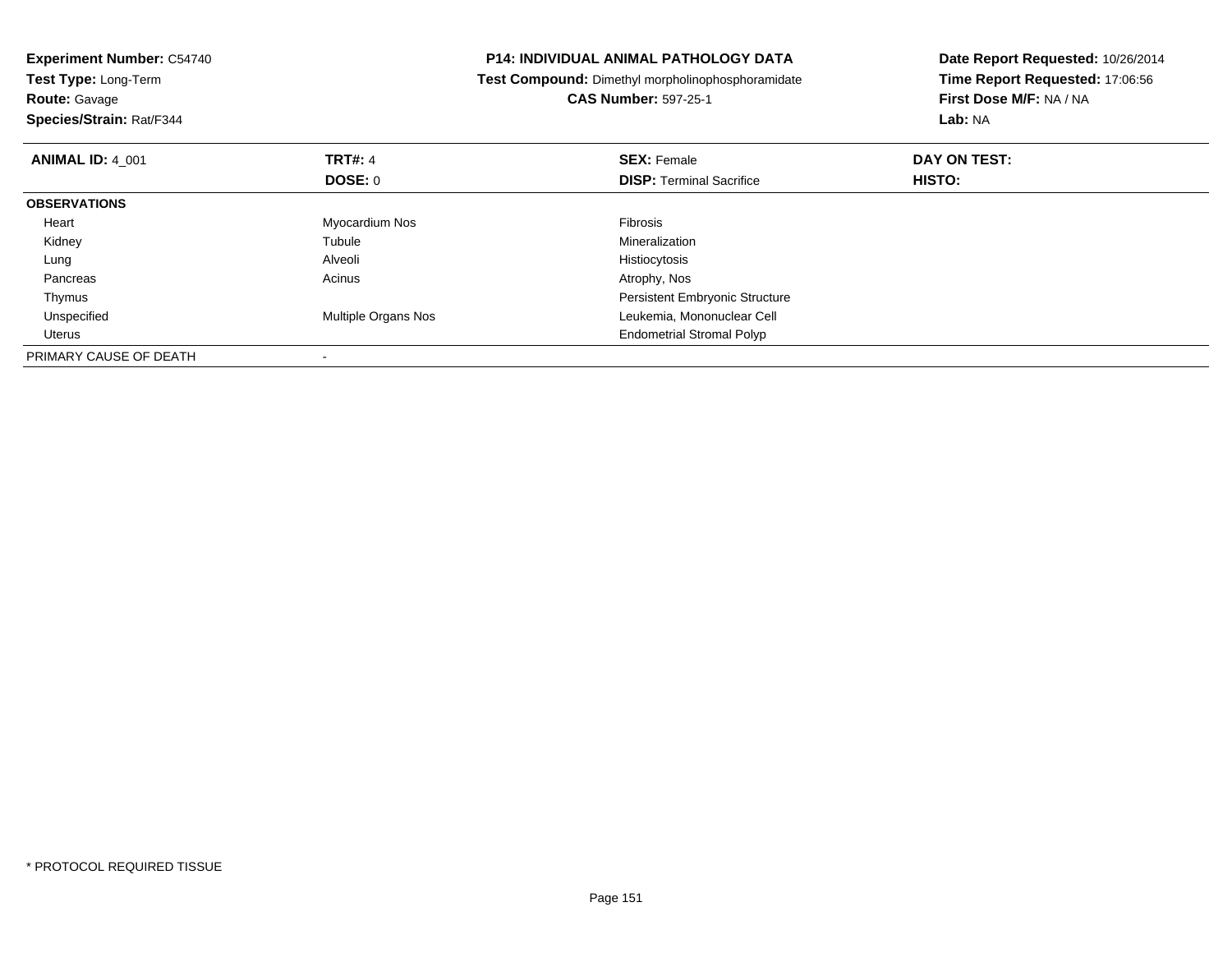**Experiment Number:** C54740
**Test Type:** Long-Term
**Route:** Gavage
**Species/Strain:** Rat/F344

**P14: INDIVIDUAL ANIMAL PATHOLOGY DATA**
**Test Compound:** Dimethyl morpholinophosphoramidate
**CAS Number:** 597-25-1

**Date Report Requested:** 10/26/2014
**Time Report Requested:** 17:06:56
**First Dose M/F:** NA / NA
**Lab:** NA

| **ANIMAL ID:** 4_001 | **TRT#:** 4 | **SEX:** Female | **DAY ON TEST:** |
|---|---|---|---|
| | **DOSE:** 0 | **DISP:** Terminal Sacrifice | **HISTO:** |
| **OBSERVATIONS** | | | |
| Heart | Myocardium Nos | Fibrosis | |
| Kidney | Tubule | Mineralization | |
| Lung | Alveoli | Histiocytosis | |
| Pancreas | Acinus | Atrophy, Nos | |
| Thymus | | Persistent Embryonic Structure | |
| Unspecified | Multiple Organs Nos | Leukemia, Mononuclear Cell | |
| Uterus | | Endometrial Stromal Polyp | |
| PRIMARY CAUSE OF DEATH | - | | |

* PROTOCOL REQUIRED TISSUE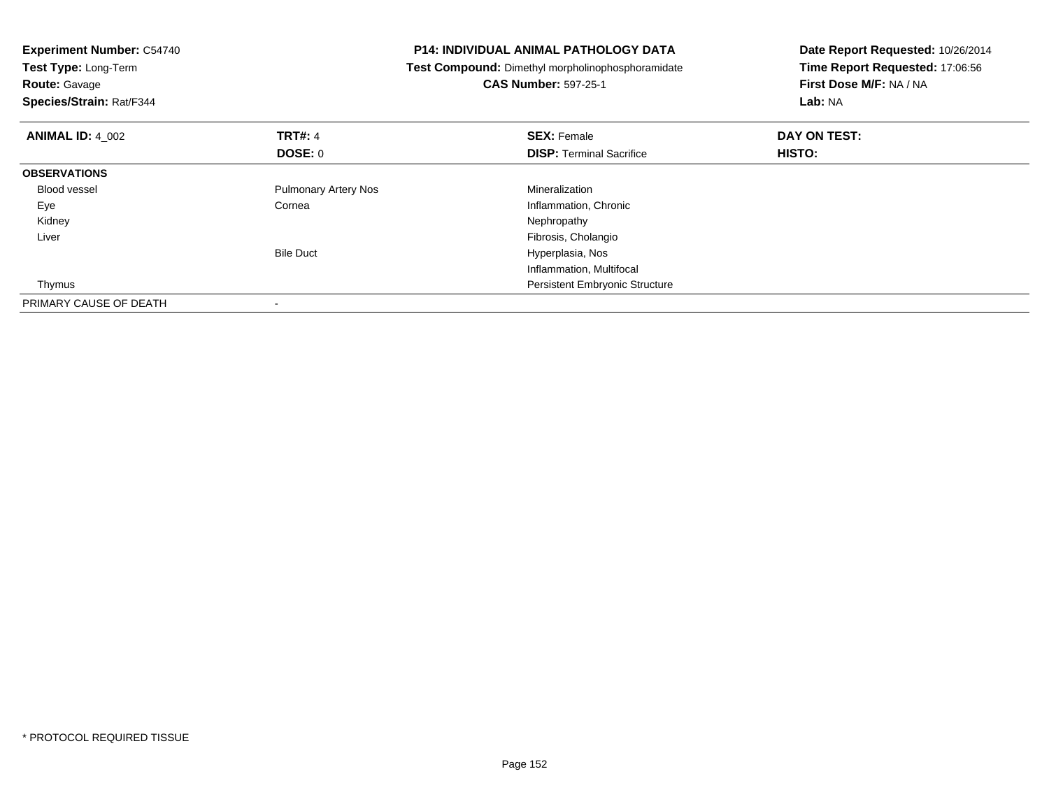**Experiment Number:** C54740
**Test Type:** Long-Term
**Route:** Gavage
**Species/Strain:** Rat/F344

**P14: INDIVIDUAL ANIMAL PATHOLOGY DATA**
**Test Compound:** Dimethyl morpholinophosphoramidate
**CAS Number:** 597-25-1

**Date Report Requested:** 10/26/2014
**Time Report Requested:** 17:06:56
**First Dose M/F:** NA / NA
**Lab:** NA

| **ANIMAL ID:** 4_002 | **TRT#:** 4 | **SEX:** Female | **DAY ON TEST:** |
|---|---|---|---|
| | **DOSE:** 0 | **DISP:** Terminal Sacrifice | **HISTO:** |
| **OBSERVATIONS** | | | |
| Blood vessel | Pulmonary Artery Nos | Mineralization | |
| Eye | Cornea | Inflammation, Chronic | |
| Kidney | | Nephropathy | |
| Liver | | Fibrosis, Cholangio | |
| | Bile Duct | Hyperplasia, Nos | |
| | | Inflammation, Multifocal | |
| Thymus | | Persistent Embryonic Structure | |
| PRIMARY CAUSE OF DEATH | - | | |

\* PROTOCOL REQUIRED TISSUE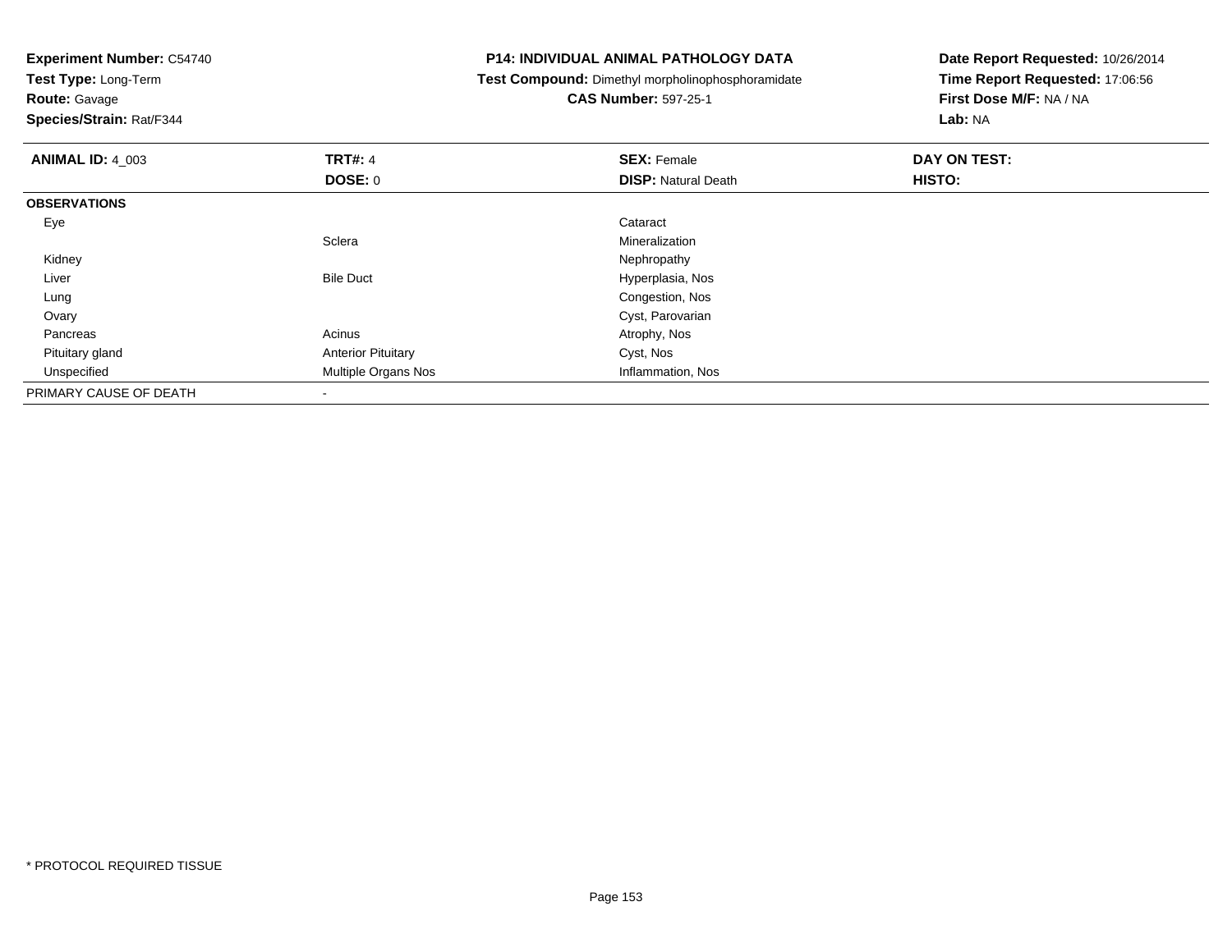**Experiment Number:** C54740
**Test Type:** Long-Term
**Route:** Gavage
**Species/Strain:** Rat/F344

**P14: INDIVIDUAL ANIMAL PATHOLOGY DATA**
**Test Compound:** Dimethyl morpholinophosphoramidate
**CAS Number:** 597-25-1

**Date Report Requested:** 10/26/2014
**Time Report Requested:** 17:06:56
**First Dose M/F:** NA / NA
**Lab:** NA

| **ANIMAL ID:** 4_003 | **TRT#:** 4 | **SEX:** Female | **DAY ON TEST:** |
|---|---|---|---|
| | **DOSE:** 0 | **DISP:** Natural Death | **HISTO:** |
| **OBSERVATIONS** | | | |
| Eye | | Cataract | |
| | Sclera | Mineralization | |
| Kidney | | Nephropathy | |
| Liver | Bile Duct | Hyperplasia, Nos | |
| Lung | | Congestion, Nos | |
| Ovary | | Cyst, Parovarian | |
| Pancreas | Acinus | Atrophy, Nos | |
| Pituitary gland | Anterior Pituitary | Cyst, Nos | |
| Unspecified | Multiple Organs Nos | Inflammation, Nos | |
| PRIMARY CAUSE OF DEATH | - | | |

* PROTOCOL REQUIRED TISSUE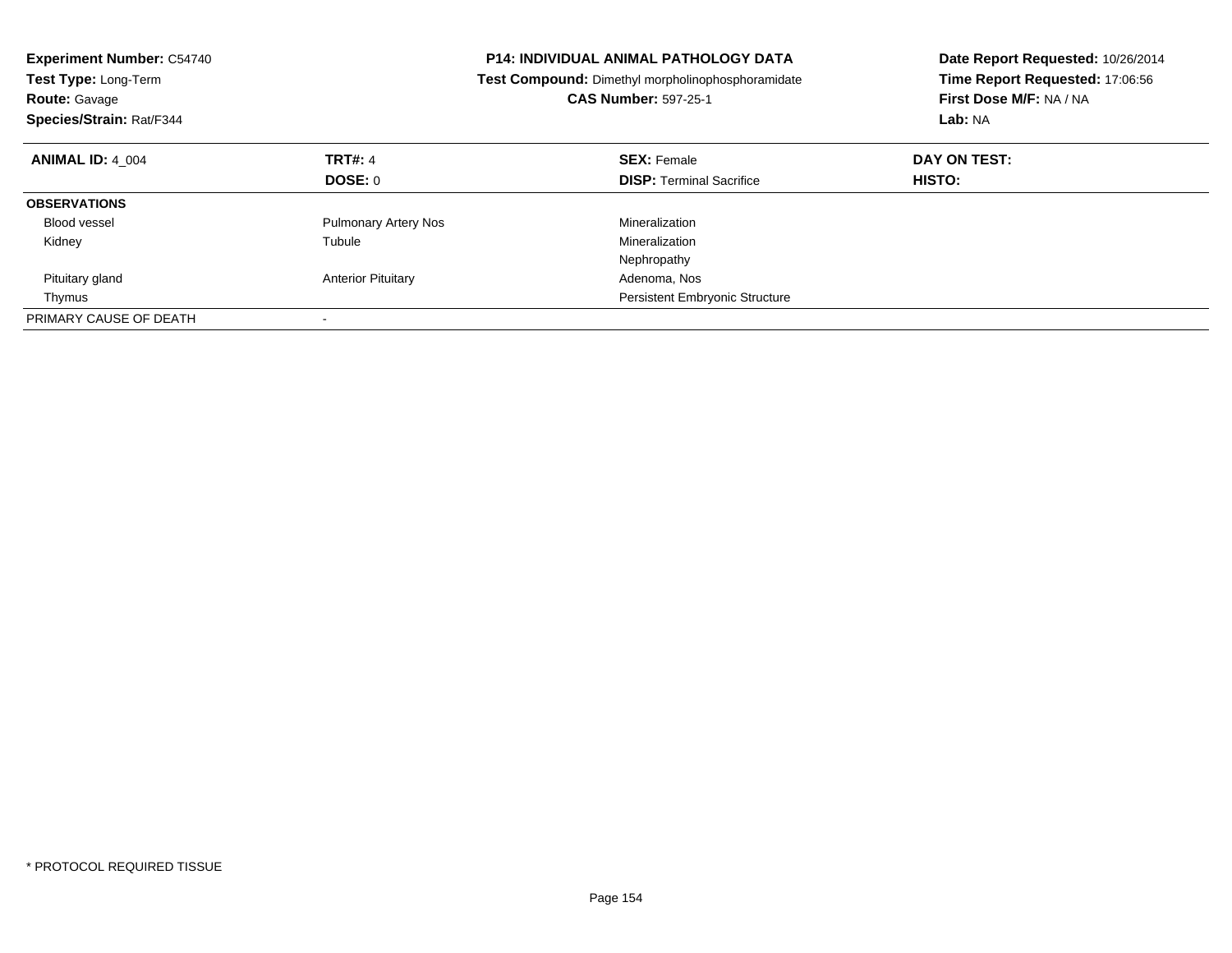**Experiment Number:** C54740
**Test Type:** Long-Term
**Route:** Gavage
**Species/Strain:** Rat/F344

# P14: INDIVIDUAL ANIMAL PATHOLOGY DATA

**Test Compound:** Dimethyl morpholinophosphoramidate
**CAS Number:** 597-25-1

**Date Report Requested:** 10/26/2014
**Time Report Requested:** 17:06:56
**First Dose M/F:** NA / NA
**Lab:** NA

| **ANIMAL ID:** 4_004 | **TRT#:** 4 | **SEX:** Female | **DAY ON TEST:** |
|---|---|---|---|
| | **DOSE:** 0 | **DISP:** Terminal Sacrifice | **HISTO:** |
| **OBSERVATIONS** | | | |
| Blood vessel | Pulmonary Artery Nos | Mineralization | |
| Kidney | Tubule | Mineralization | |
| | | Nephropathy | |
| Pituitary gland | Anterior Pituitary | Adenoma, Nos | |
| Thymus | | Persistent Embryonic Structure | |
| PRIMARY CAUSE OF DEATH | - | | |

* PROTOCOL REQUIRED TISSUE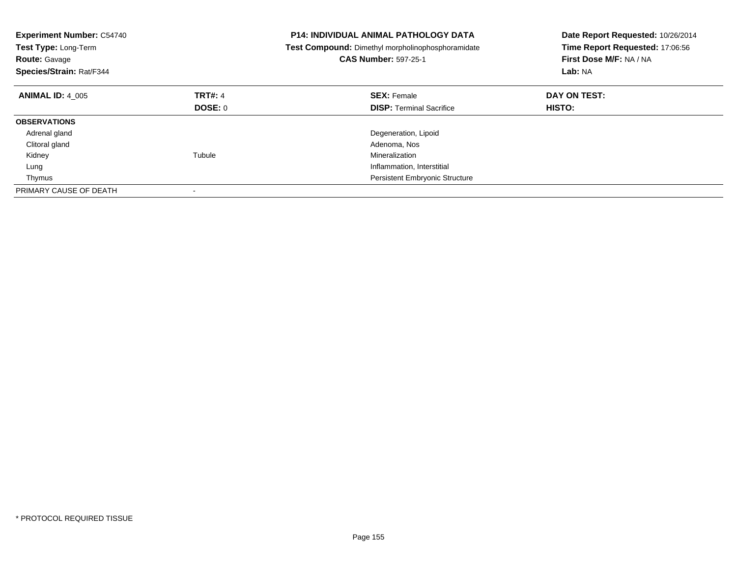**Experiment Number:** C54740
**Test Type:** Long-Term
**Route:** Gavage
**Species/Strain:** Rat/F344

**P14: INDIVIDUAL ANIMAL PATHOLOGY DATA**
**Test Compound:** Dimethyl morpholinophosphoramidate
**CAS Number:** 597-25-1

**Date Report Requested:** 10/26/2014
**Time Report Requested:** 17:06:56
**First Dose M/F:** NA / NA
**Lab:** NA

| **ANIMAL ID:** 4_005 | **TRT#:** 4 | **SEX:** Female | **DAY ON TEST:** |
|---|---|---|---|
| | **DOSE:** 0 | **DISP:** Terminal Sacrifice | **HISTO:** |
| **OBSERVATIONS** | | | |
| Adrenal gland | | Degeneration, Lipoid | |
| Clitoral gland | | Adenoma, Nos | |
| Kidney | Tubule | Mineralization | |
| Lung | | Inflammation, Interstitial | |
| Thymus | | Persistent Embryonic Structure | |
| PRIMARY CAUSE OF DEATH | - | | |

* PROTOCOL REQUIRED TISSUE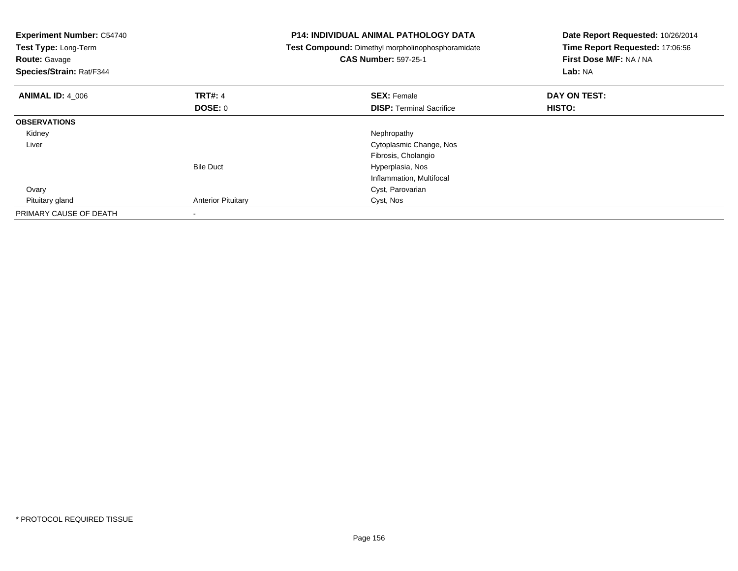**Experiment Number:** C54740
**Test Type:** Long-Term
**Route:** Gavage
**Species/Strain:** Rat/F344

**P14: INDIVIDUAL ANIMAL PATHOLOGY DATA**
**Test Compound:** Dimethyl morpholinophosphoramidate
**CAS Number:** 597-25-1

**Date Report Requested:** 10/26/2014
**Time Report Requested:** 17:06:56
**First Dose M/F:** NA / NA
**Lab:** NA

| **ANIMAL ID:** 4_006 | **TRT#:** 4 | **SEX:** Female | **DAY ON TEST:** |
|---|---|---|---|
| | **DOSE:** 0 | **DISP:** Terminal Sacrifice | **HISTO:** |
| **OBSERVATIONS** | | | |
| Kidney | | Nephropathy | |
| Liver | | Cytoplasmic Change, Nos | |
| | | Fibrosis, Cholangio | |
| | Bile Duct | Hyperplasia, Nos | |
| | | Inflammation, Multifocal | |
| Ovary | | Cyst, Parovarian | |
| Pituitary gland | Anterior Pituitary | Cyst, Nos | |
| PRIMARY CAUSE OF DEATH | - | | |

* PROTOCOL REQUIRED TISSUE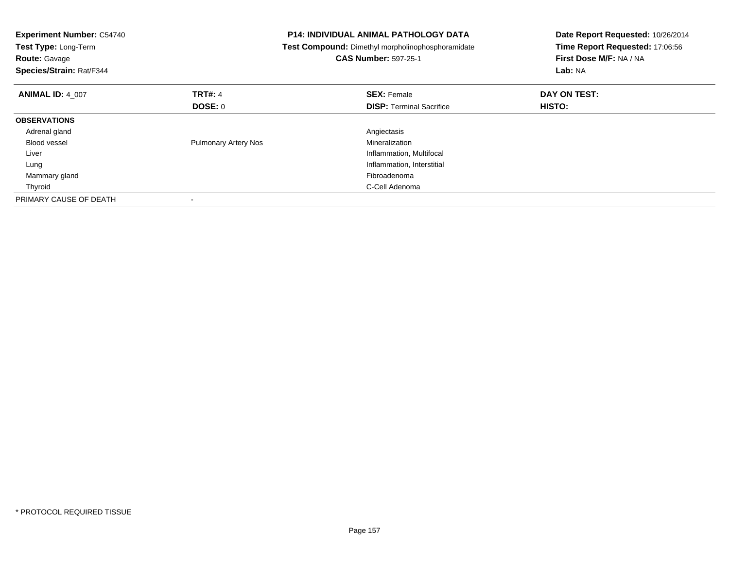**Experiment Number:** C54740
**Test Type:** Long-Term
**Route:** Gavage
**Species/Strain:** Rat/F344

**P14: INDIVIDUAL ANIMAL PATHOLOGY DATA**
**Test Compound:** Dimethyl morpholinophosphoramidate
**CAS Number:** 597-25-1

**Date Report Requested:** 10/26/2014
**Time Report Requested:** 17:06:56
**First Dose M/F:** NA / NA
**Lab:** NA

| **ANIMAL ID:** 4_007 | **TRT#:** 4 | **SEX:** Female | **DAY ON TEST:** |
|---|---|---|---|
| | **DOSE:** 0 | **DISP:** Terminal Sacrifice | **HISTO:** |
| **OBSERVATIONS** | | | |
| Adrenal gland | | Angiectasis | |
| Blood vessel | Pulmonary Artery Nos | Mineralization | |
| Liver | | Inflammation, Multifocal | |
| Lung | | Inflammation, Interstitial | |
| Mammary gland | | Fibroadenoma | |
| Thyroid | | C-Cell Adenoma | |
| PRIMARY CAUSE OF DEATH | - | | |

* PROTOCOL REQUIRED TISSUE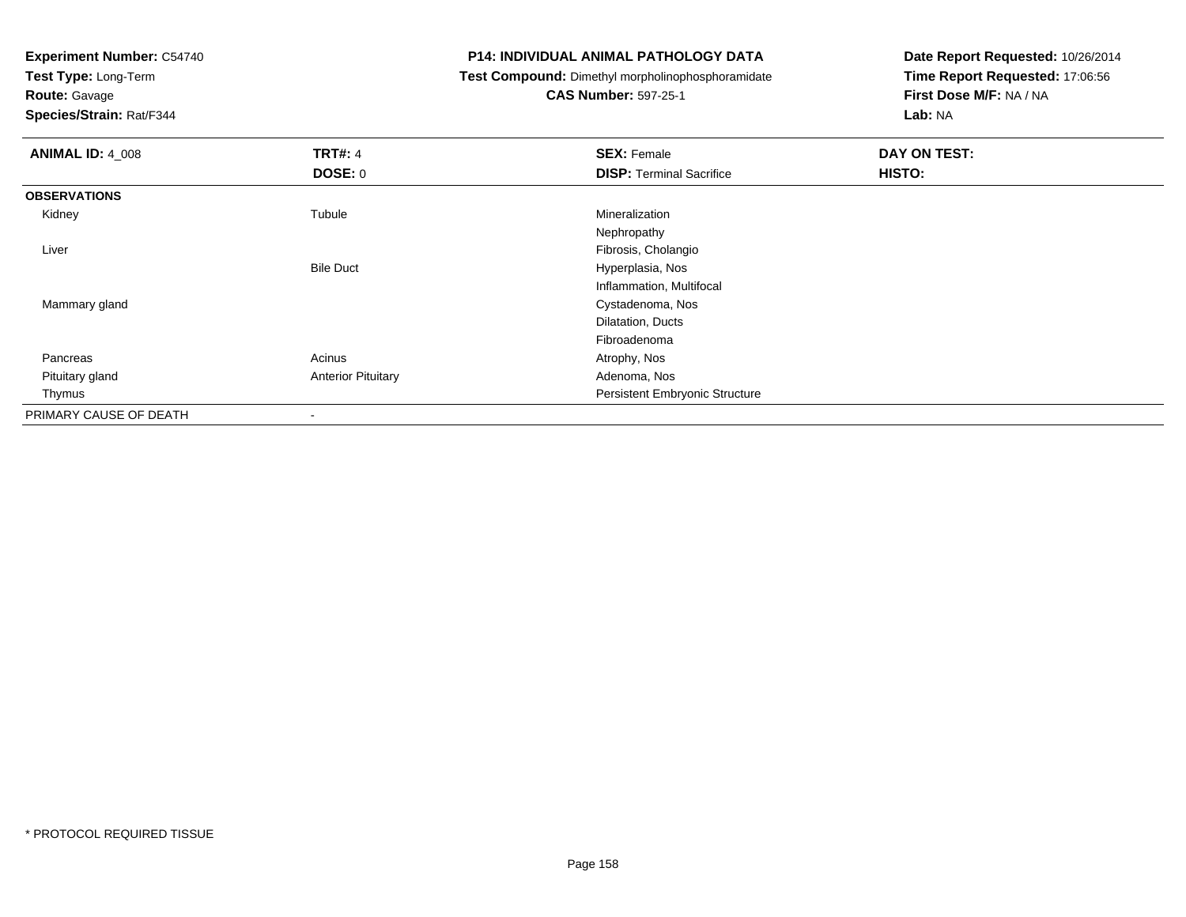**Experiment Number:** C54740
**Test Type:** Long-Term
**Route:** Gavage
**Species/Strain:** Rat/F344

**P14: INDIVIDUAL ANIMAL PATHOLOGY DATA**
**Test Compound:** Dimethyl morpholinophosphoramidate
**CAS Number:** 597-25-1

**Date Report Requested:** 10/26/2014
**Time Report Requested:** 17:06:56
**First Dose M/F:** NA / NA
**Lab:** NA

| **ANIMAL ID:** 4_008 | **TRT#:** 4 | **SEX:** Female | **DAY ON TEST:** |
|---|---|---|---|
| | **DOSE:** 0 | **DISP:** Terminal Sacrifice | **HISTO:** |
| **OBSERVATIONS** | | | |
| Kidney | Tubule | Mineralization | |
| | | Nephropathy | |
| Liver | | Fibrosis, Cholangio | |
| | Bile Duct | Hyperplasia, Nos | |
| | | Inflammation, Multifocal | |
| Mammary gland | | Cystadenoma, Nos | |
| | | Dilatation, Ducts | |
| | | Fibroadenoma | |
| Pancreas | Acinus | Atrophy, Nos | |
| Pituitary gland | Anterior Pituitary | Adenoma, Nos | |
| Thymus | | Persistent Embryonic Structure | |
| PRIMARY CAUSE OF DEATH | - | | |

* PROTOCOL REQUIRED TISSUE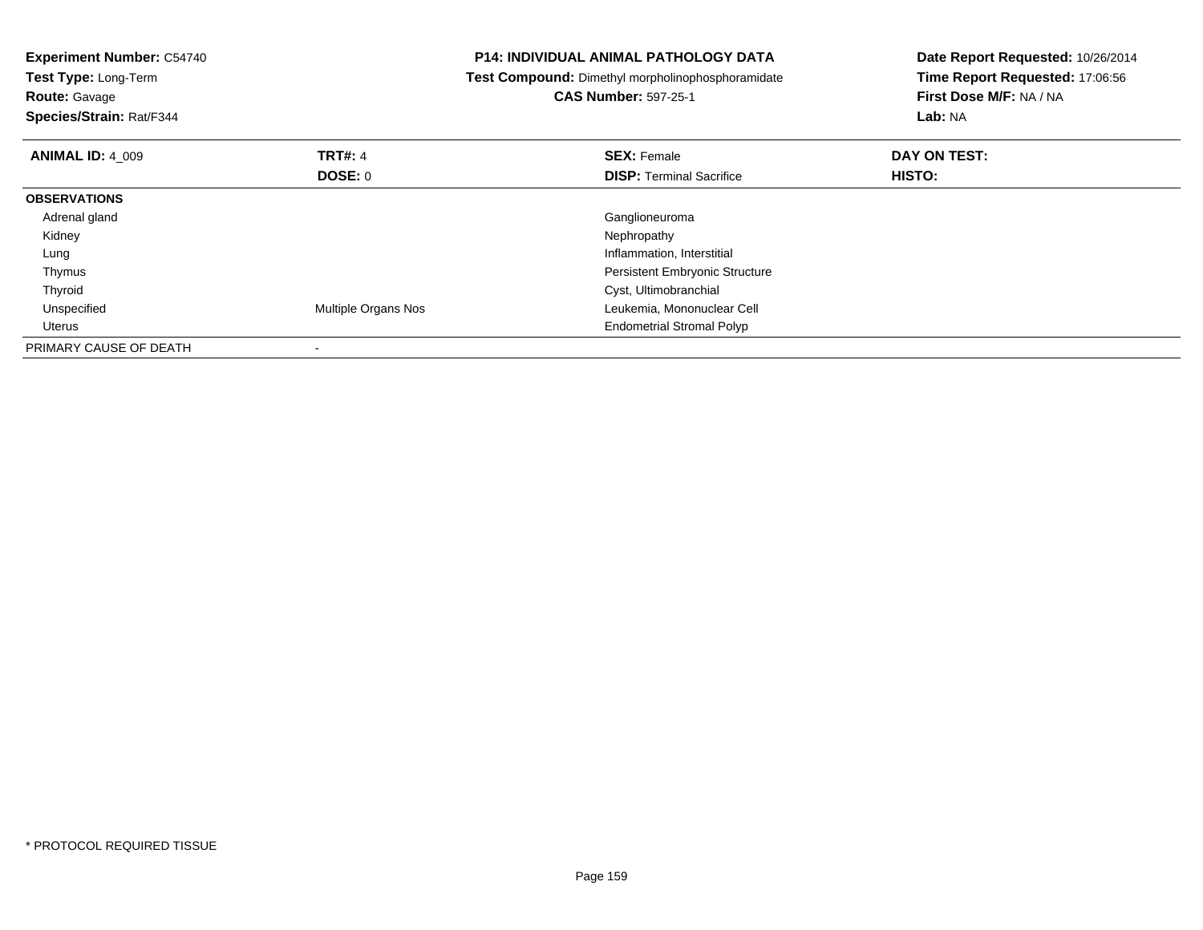**Experiment Number:** C54740
**Test Type:** Long-Term
**Route:** Gavage
**Species/Strain:** Rat/F344

**P14: INDIVIDUAL ANIMAL PATHOLOGY DATA**
**Test Compound:** Dimethyl morpholinophosphoramidate
**CAS Number:** 597-25-1

**Date Report Requested:** 10/26/2014
**Time Report Requested:** 17:06:56
**First Dose M/F:** NA / NA
**Lab:** NA

| **ANIMAL ID:** 4_009 | **TRT#:** 4 | **SEX:** Female | **DAY ON TEST:** |
|---|---|---|---|
| | **DOSE:** 0 | **DISP:** Terminal Sacrifice | **HISTO:** |
| **OBSERVATIONS** | | | |
| Adrenal gland | | Ganglioneuroma | |
| Kidney | | Nephropathy | |
| Lung | | Inflammation, Interstitial | |
| Thymus | | Persistent Embryonic Structure | |
| Thyroid | | Cyst, Ultimobranchial | |
| Unspecified | Multiple Organs Nos | Leukemia, Mononuclear Cell | |
| Uterus | | Endometrial Stromal Polyp | |
| PRIMARY CAUSE OF DEATH | - | | |

* PROTOCOL REQUIRED TISSUE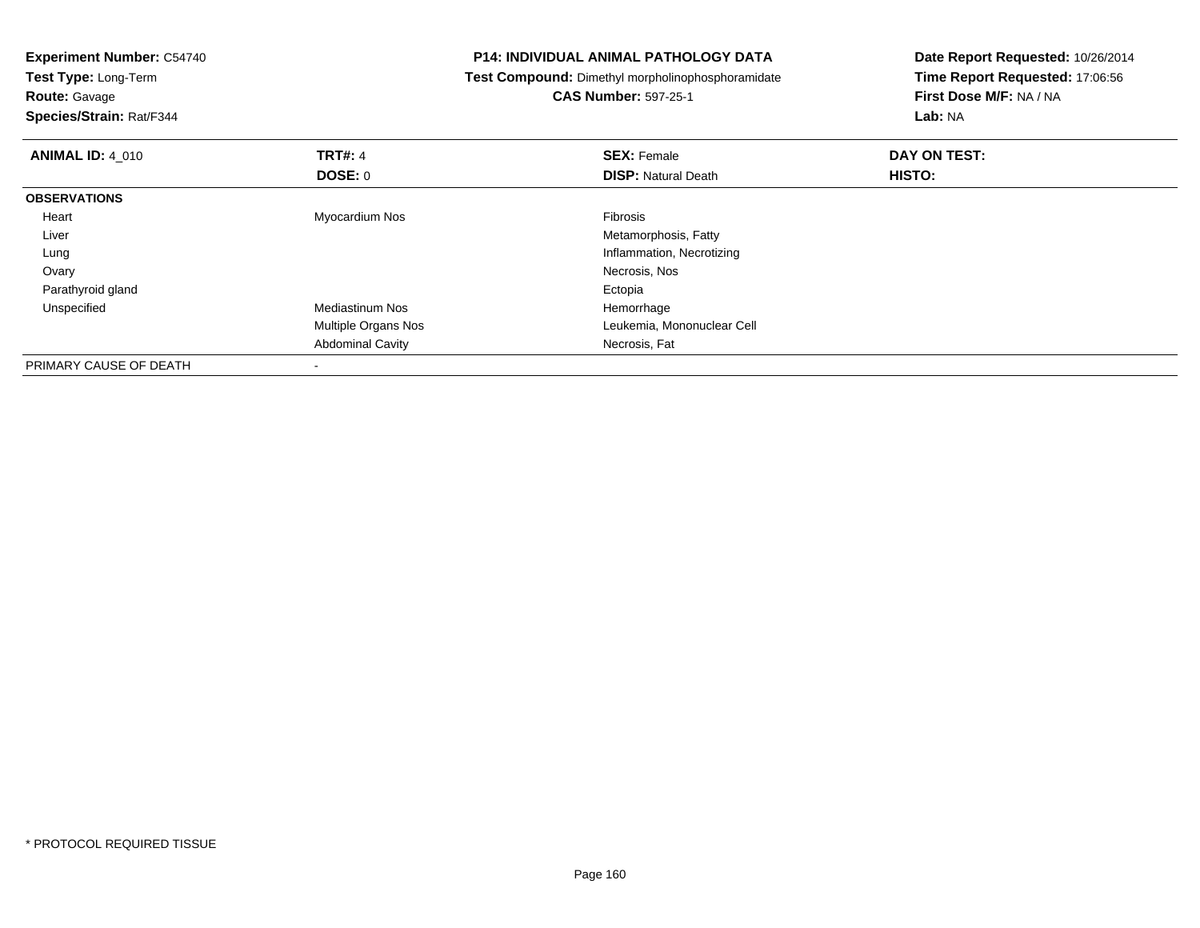**Experiment Number:** C54740
**Test Type:** Long-Term
**Route:** Gavage
**Species/Strain:** Rat/F344

**P14: INDIVIDUAL ANIMAL PATHOLOGY DATA**
**Test Compound:** Dimethyl morpholinophosphoramidate
**CAS Number:** 597-25-1

**Date Report Requested:** 10/26/2014
**Time Report Requested:** 17:06:56
**First Dose M/F:** NA / NA
**Lab:** NA

| **ANIMAL ID:** 4_010 | **TRT#:** 4 | **SEX:** Female | **DAY ON TEST:** |
|---|---|---|---|
| | **DOSE:** 0 | **DISP:** Natural Death | **HISTO:** |
| **OBSERVATIONS** | | | |
| Heart | Myocardium Nos | Fibrosis | |
| Liver | | Metamorphosis, Fatty | |
| Lung | | Inflammation, Necrotizing | |
| Ovary | | Necrosis, Nos | |
| Parathyroid gland | | Ectopia | |
| Unspecified | Mediastinum Nos | Hemorrhage | |
| | Multiple Organs Nos | Leukemia, Mononuclear Cell | |
| | Abdominal Cavity | Necrosis, Fat | |
| PRIMARY CAUSE OF DEATH | - | | |

* PROTOCOL REQUIRED TISSUE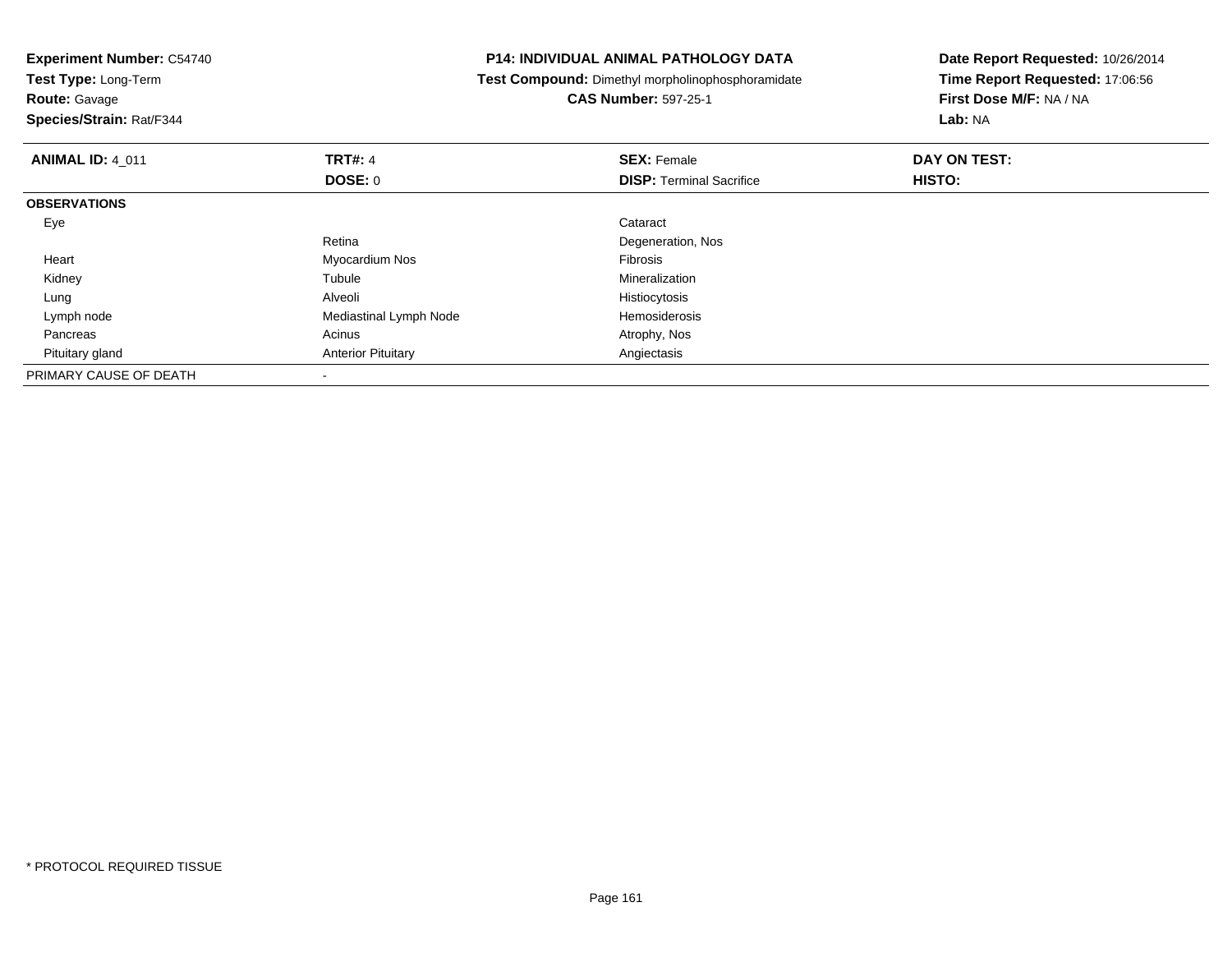**Experiment Number:** C54740
**Test Type:** Long-Term
**Route:** Gavage
**Species/Strain:** Rat/F344

**P14: INDIVIDUAL ANIMAL PATHOLOGY DATA**
**Test Compound:** Dimethyl morpholinophosphoramidate
**CAS Number:** 597-25-1

**Date Report Requested:** 10/26/2014
**Time Report Requested:** 17:06:56
**First Dose M/F:** NA / NA
**Lab:** NA

| **ANIMAL ID:** 4_011 | **TRT#:** 4 | **SEX:** Female | **DAY ON TEST:** |
|---|---|---|---|
| | **DOSE:** 0 | **DISP:** Terminal Sacrifice | **HISTO:** |
| **OBSERVATIONS** | | | |
| Eye | | Cataract | |
| | Retina | Degeneration, Nos | |
| Heart | Myocardium Nos | Fibrosis | |
| Kidney | Tubule | Mineralization | |
| Lung | Alveoli | Histiocytosis | |
| Lymph node | Mediastinal Lymph Node | Hemosiderosis | |
| Pancreas | Acinus | Atrophy, Nos | |
| Pituitary gland | Anterior Pituitary | Angiectasis | |
| PRIMARY CAUSE OF DEATH | - | | |

* PROTOCOL REQUIRED TISSUE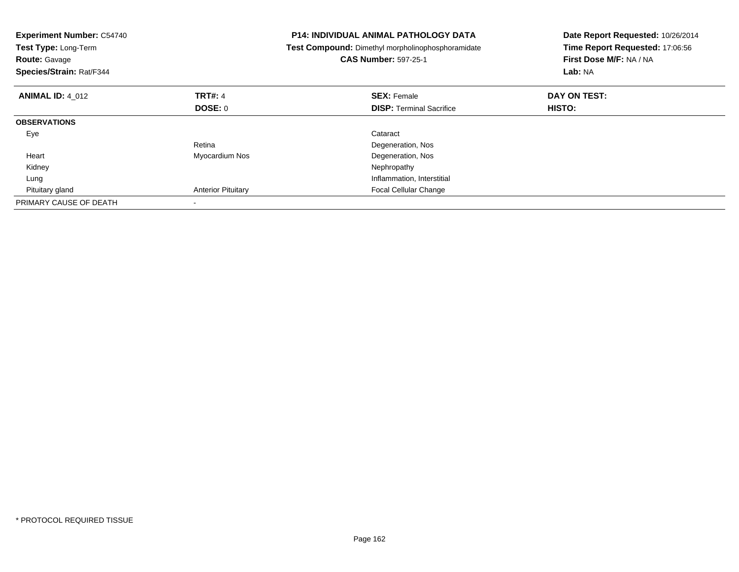**Experiment Number:** C54740
**Test Type:** Long-Term
**Route:** Gavage
**Species/Strain:** Rat/F344

**P14: INDIVIDUAL ANIMAL PATHOLOGY DATA**
**Test Compound:** Dimethyl morpholinophosphoramidate
**CAS Number:** 597-25-1

**Date Report Requested:** 10/26/2014
**Time Report Requested:** 17:06:56
**First Dose M/F:** NA / NA
**Lab:** NA

| **ANIMAL ID:** 4_012 | **TRT#:** 4 | **SEX:** Female | **DAY ON TEST:** |
|---|---|---|---|
| | **DOSE:** 0 | **DISP:** Terminal Sacrifice | **HISTO:** |
| **OBSERVATIONS** | | | |
| Eye | | Cataract | |
| | Retina | Degeneration, Nos | |
| Heart | Myocardium Nos | Degeneration, Nos | |
| Kidney | | Nephropathy | |
| Lung | | Inflammation, Interstitial | |
| Pituitary gland | Anterior Pituitary | Focal Cellular Change | |
| PRIMARY CAUSE OF DEATH | - | | |

* PROTOCOL REQUIRED TISSUE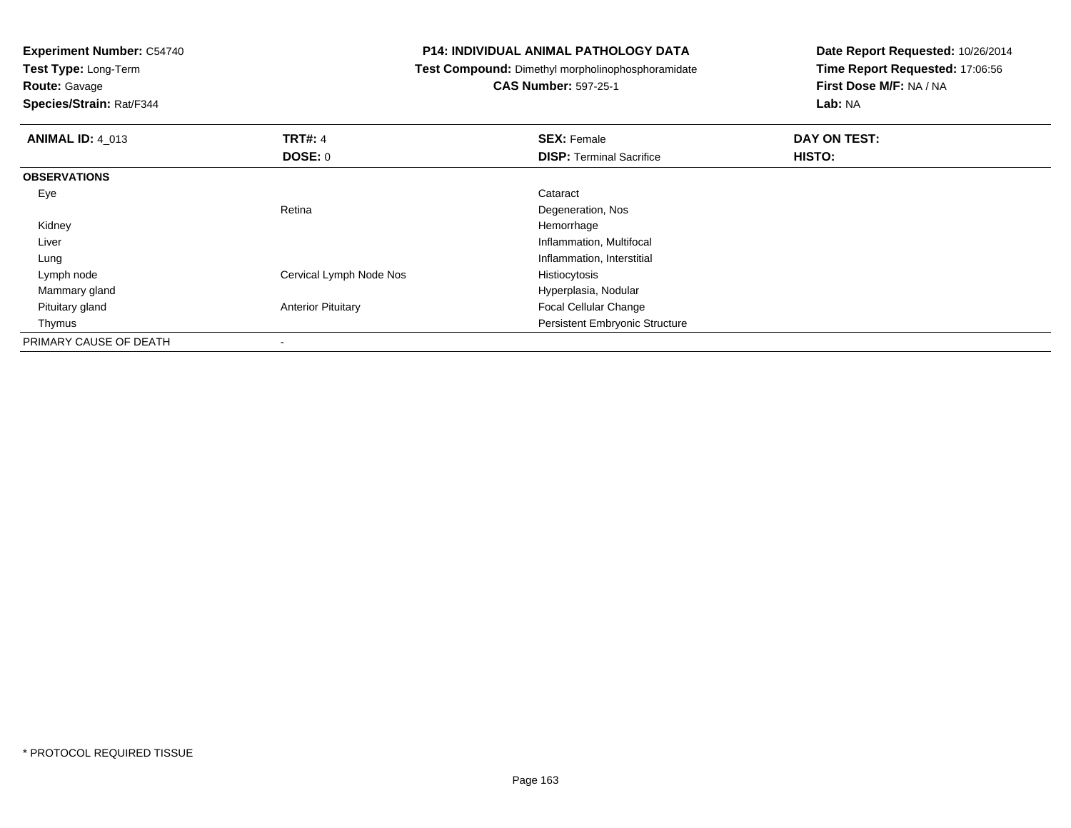**Experiment Number:** C54740
**Test Type:** Long-Term
**Route:** Gavage
**Species/Strain:** Rat/F344

**P14: INDIVIDUAL ANIMAL PATHOLOGY DATA**
**Test Compound:** Dimethyl morpholinophosphoramidate
**CAS Number:** 597-25-1

**Date Report Requested:** 10/26/2014
**Time Report Requested:** 17:06:56
**First Dose M/F:** NA / NA
**Lab:** NA

| **ANIMAL ID:** 4_013 | **TRT#:** 4 | **SEX:** Female | **DAY ON TEST:** |
|---|---|---|---|
| | **DOSE:** 0 | **DISP:** Terminal Sacrifice | **HISTO:** |
| **OBSERVATIONS** | | | |
| Eye | | Cataract | |
| | Retina | Degeneration, Nos | |
| Kidney | | Hemorrhage | |
| Liver | | Inflammation, Multifocal | |
| Lung | | Inflammation, Interstitial | |
| Lymph node | Cervical Lymph Node Nos | Histiocytosis | |
| Mammary gland | | Hyperplasia, Nodular | |
| Pituitary gland | Anterior Pituitary | Focal Cellular Change | |
| Thymus | | Persistent Embryonic Structure | |
| PRIMARY CAUSE OF DEATH | - | | |

* PROTOCOL REQUIRED TISSUE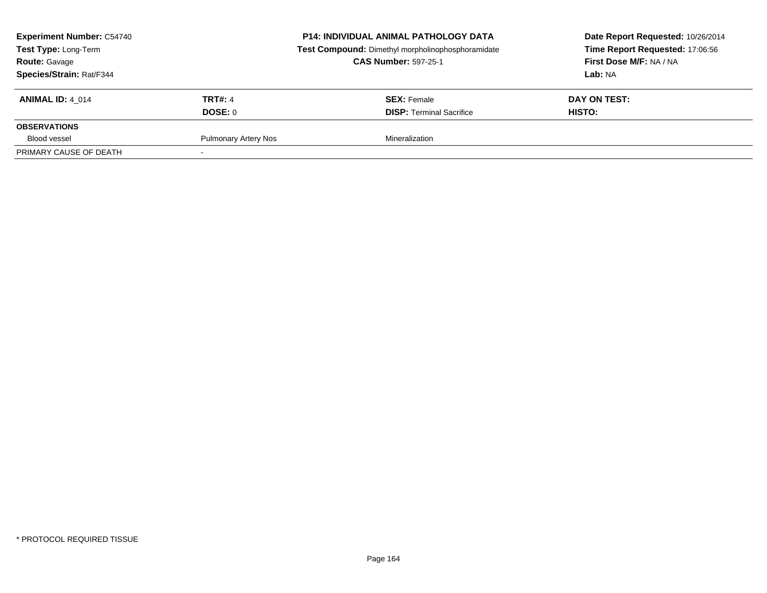| **Experiment Number:** C54740 | **P14: INDIVIDUAL ANIMAL PATHOLOGY DATA** | **Date Report Requested:** 10/26/2014 |
|---|---|---|
| **Test Type:** Long-Term | **Test Compound:** Dimethyl morpholinophosphoramidate | **Time Report Requested:** 17:06:56 |
| **Route:** Gavage | **CAS Number:** 597-25-1 | **First Dose M/F:** NA / NA |
| **Species/Strain:** Rat/F344 | | **Lab:** NA |

| **ANIMAL ID:** 4_014 | **TRT#:** 4 | **SEX:** Female | **DAY ON TEST:** |
|---|---|---|---|
| | **DOSE:** 0 | **DISP:** Terminal Sacrifice | **HISTO:** |
| **OBSERVATIONS** | | | |
| Blood vessel | Pulmonary Artery Nos | Mineralization | |
| PRIMARY CAUSE OF DEATH | - | | |

* PROTOCOL REQUIRED TISSUE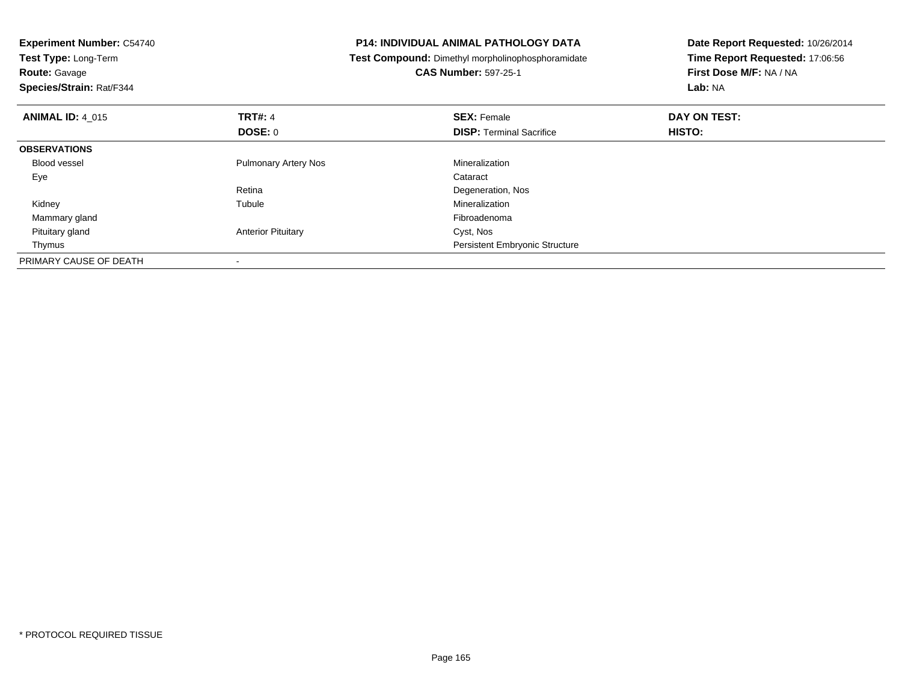**Experiment Number:** C54740
**Test Type:** Long-Term
**Route:** Gavage
**Species/Strain:** Rat/F344

**P14: INDIVIDUAL ANIMAL PATHOLOGY DATA**
**Test Compound:** Dimethyl morpholinophosphoramidate
**CAS Number:** 597-25-1

**Date Report Requested:** 10/26/2014
**Time Report Requested:** 17:06:56
**First Dose M/F:** NA / NA
**Lab:** NA

| **ANIMAL ID:** 4_015 | **TRT#:** 4 | **SEX:** Female | **DAY ON TEST:** |
|---|---|---|---|
| | **DOSE:** 0 | **DISP:** Terminal Sacrifice | **HISTO:** |
| **OBSERVATIONS** | | | |
| Blood vessel | Pulmonary Artery Nos | Mineralization | |
| Eye | | Cataract | |
| | Retina | Degeneration, Nos | |
| Kidney | Tubule | Mineralization | |
| Mammary gland | | Fibroadenoma | |
| Pituitary gland | Anterior Pituitary | Cyst, Nos | |
| Thymus | | Persistent Embryonic Structure | |
| PRIMARY CAUSE OF DEATH | - | | |

* PROTOCOL REQUIRED TISSUE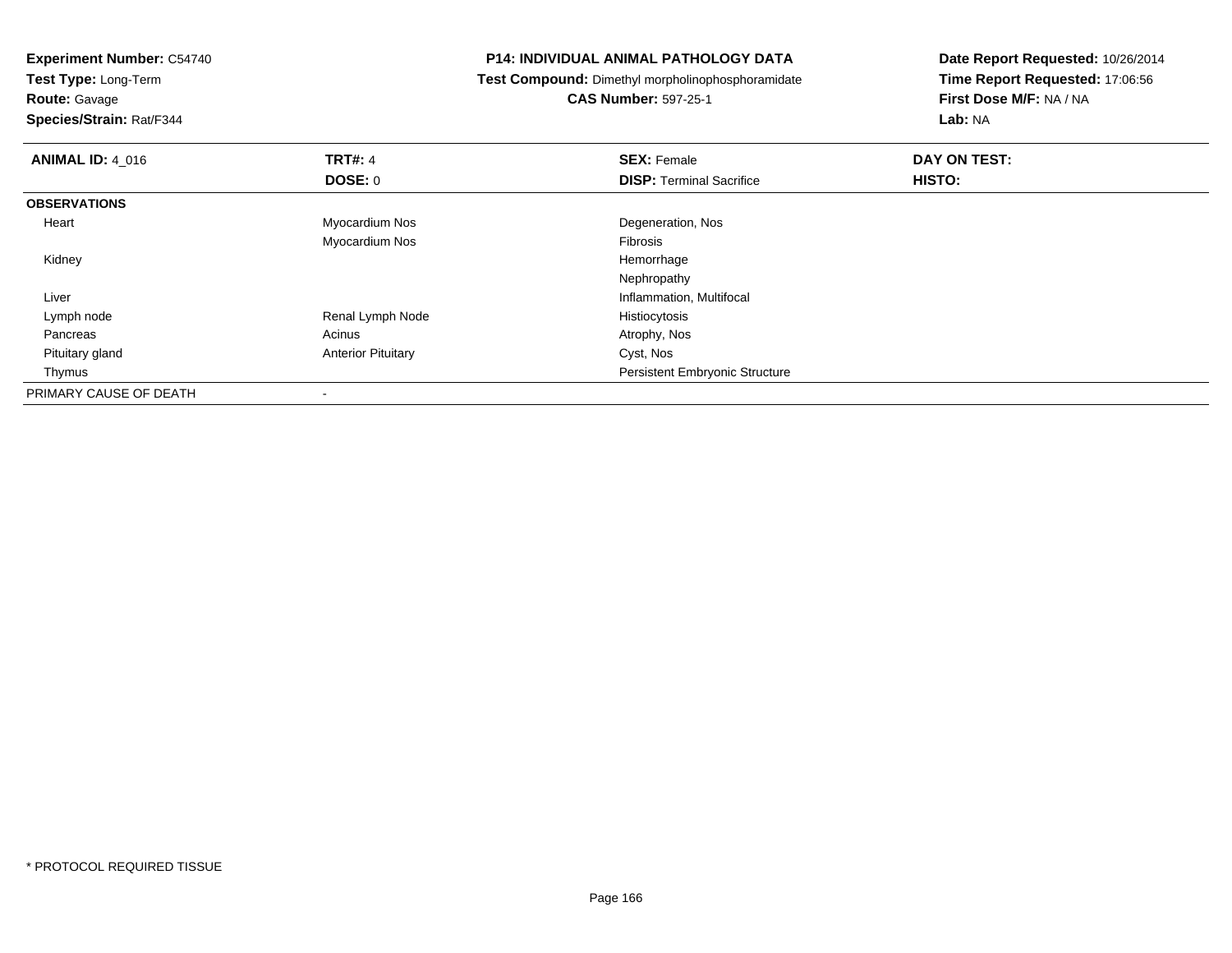**Experiment Number:** C54740
**Test Type:** Long-Term
**Route:** Gavage
**Species/Strain:** Rat/F344

**P14: INDIVIDUAL ANIMAL PATHOLOGY DATA**
**Test Compound:** Dimethyl morpholinophosphoramidate
**CAS Number:** 597-25-1

**Date Report Requested:** 10/26/2014
**Time Report Requested:** 17:06:56
**First Dose M/F:** NA / NA
**Lab:** NA

| **ANIMAL ID:** 4_016 | **TRT#:** 4 | **SEX:** Female | **DAY ON TEST:** |
|---|---|---|---|
| | **DOSE:** 0 | **DISP:** Terminal Sacrifice | **HISTO:** |
| **OBSERVATIONS** | | | |
| Heart | Myocardium Nos | Degeneration, Nos | |
| | Myocardium Nos | Fibrosis | |
| Kidney | | Hemorrhage | |
| | | Nephropathy | |
| Liver | | Inflammation, Multifocal | |
| Lymph node | Renal Lymph Node | Histiocytosis | |
| Pancreas | Acinus | Atrophy, Nos | |
| Pituitary gland | Anterior Pituitary | Cyst, Nos | |
| Thymus | | Persistent Embryonic Structure | |
| PRIMARY CAUSE OF DEATH | - | | |

* PROTOCOL REQUIRED TISSUE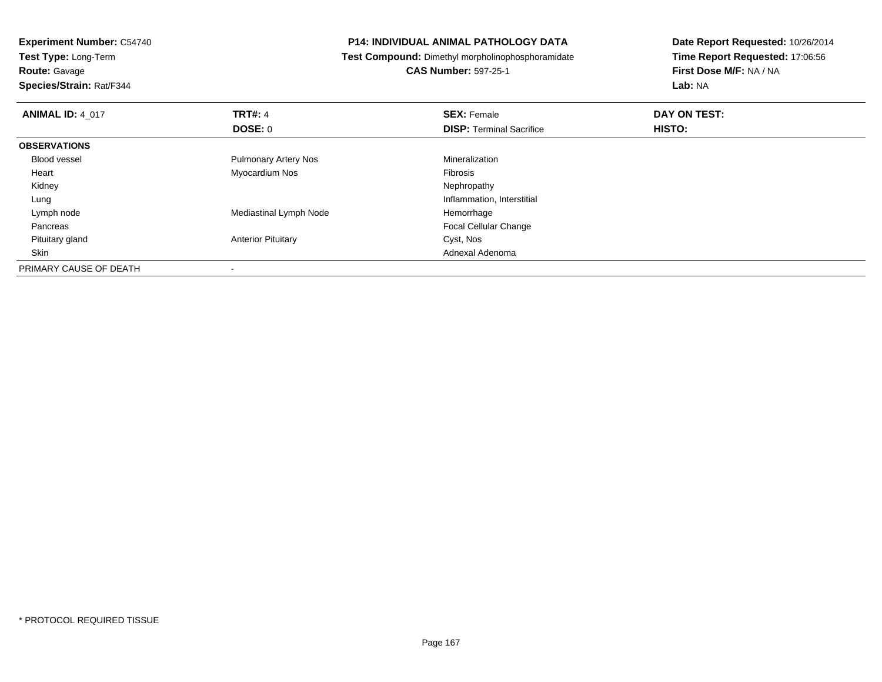**Experiment Number:** C54740
**Test Type:** Long-Term
**Route:** Gavage
**Species/Strain:** Rat/F344

**P14: INDIVIDUAL ANIMAL PATHOLOGY DATA**
**Test Compound:** Dimethyl morpholinophosphoramidate
**CAS Number:** 597-25-1

**Date Report Requested:** 10/26/2014
**Time Report Requested:** 17:06:56
**First Dose M/F:** NA / NA
**Lab:** NA

| **ANIMAL ID:** 4_017 | **TRT#:** 4 | **SEX:** Female | **DAY ON TEST:** |
|---|---|---|---|
| | **DOSE:** 0 | **DISP:** Terminal Sacrifice | **HISTO:** |
| **OBSERVATIONS** | | | |
| Blood vessel | Pulmonary Artery Nos | Mineralization | |
| Heart | Myocardium Nos | Fibrosis | |
| Kidney | | Nephropathy | |
| Lung | | Inflammation, Interstitial | |
| Lymph node | Mediastinal Lymph Node | Hemorrhage | |
| Pancreas | | Focal Cellular Change | |
| Pituitary gland | Anterior Pituitary | Cyst, Nos | |
| Skin | | Adnexal Adenoma | |
| PRIMARY CAUSE OF DEATH | - | | |

* PROTOCOL REQUIRED TISSUE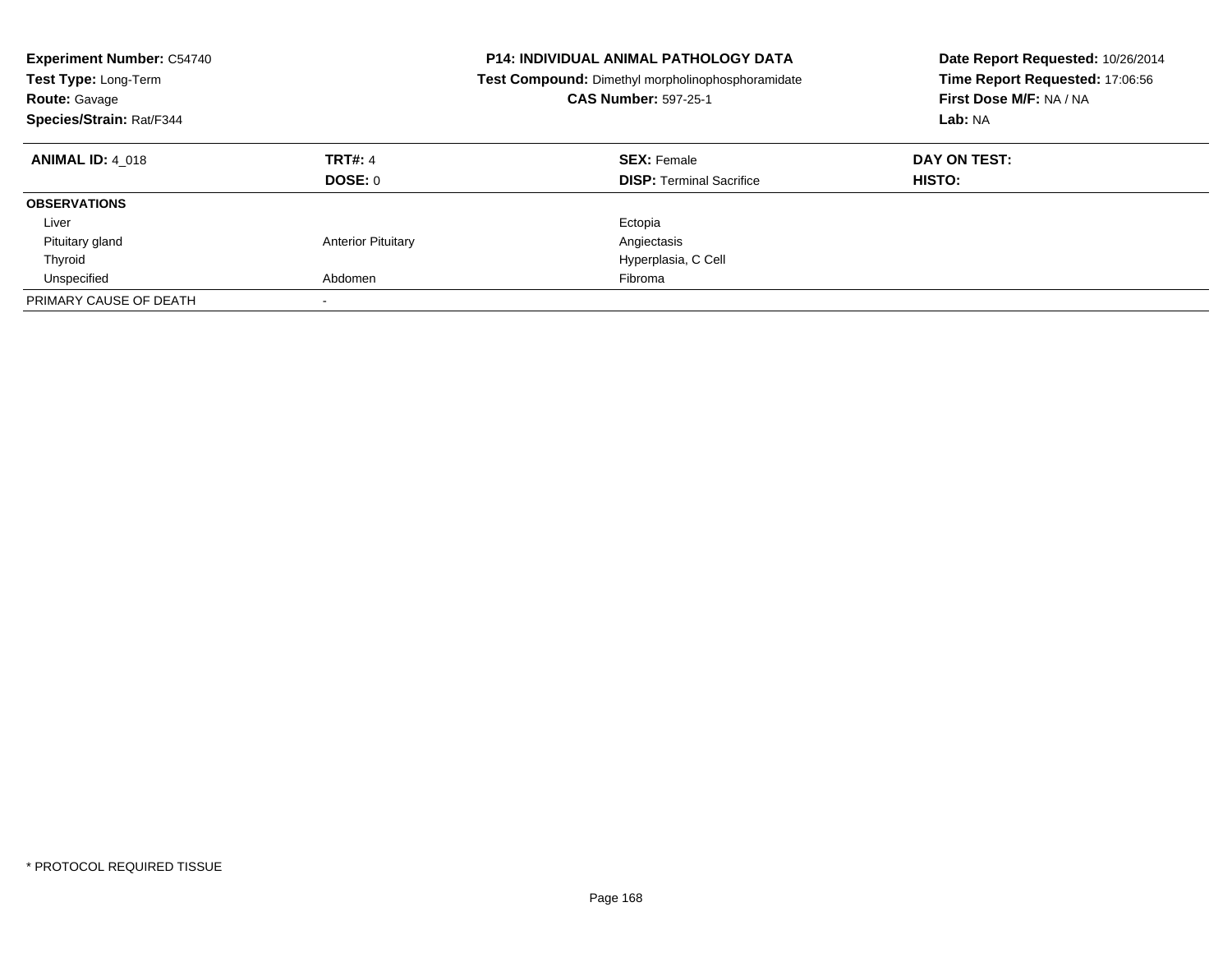**Experiment Number:** C54740
**Test Type:** Long-Term
**Route:** Gavage
**Species/Strain:** Rat/F344

**P14: INDIVIDUAL ANIMAL PATHOLOGY DATA**
**Test Compound:** Dimethyl morpholinophosphoramidate
**CAS Number:** 597-25-1

**Date Report Requested:** 10/26/2014
**Time Report Requested:** 17:06:56
**First Dose M/F:** NA / NA
**Lab:** NA

| **ANIMAL ID:** 4_018 | **TRT#:** 4 | **SEX:** Female | **DAY ON TEST:** |
|---|---|---|---|
| | **DOSE:** 0 | **DISP:** Terminal Sacrifice | **HISTO:** |
| **OBSERVATIONS** | | | |
| Liver | | Ectopia | |
| Pituitary gland | Anterior Pituitary | Angiectasis | |
| Thyroid | | Hyperplasia, C Cell | |
| Unspecified | Abdomen | Fibroma | |
| PRIMARY CAUSE OF DEATH | - | | |

* PROTOCOL REQUIRED TISSUE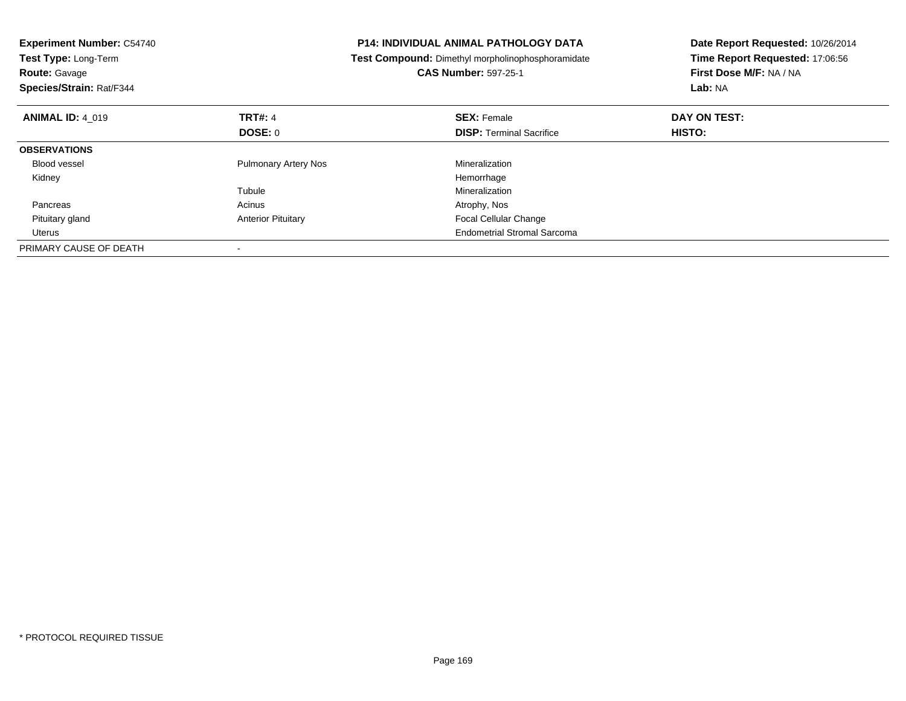**Experiment Number:** C54740
**Test Type:** Long-Term
**Route:** Gavage
**Species/Strain:** Rat/F344

**P14: INDIVIDUAL ANIMAL PATHOLOGY DATA**
**Test Compound:** Dimethyl morpholinophosphoramidate
**CAS Number:** 597-25-1

**Date Report Requested:** 10/26/2014
**Time Report Requested:** 17:06:56
**First Dose M/F:** NA / NA
**Lab:** NA

| **ANIMAL ID:** 4_019 | **TRT#:** 4 | **SEX:** Female | **DAY ON TEST:** |
|---|---|---|---|
| | **DOSE:** 0 | **DISP:** Terminal Sacrifice | **HISTO:** |
| **OBSERVATIONS** | | | |
| Blood vessel | Pulmonary Artery Nos | Mineralization | |
| Kidney | | Hemorrhage | |
| | Tubule | Mineralization | |
| Pancreas | Acinus | Atrophy, Nos | |
| Pituitary gland | Anterior Pituitary | Focal Cellular Change | |
| Uterus | | Endometrial Stromal Sarcoma | |
| PRIMARY CAUSE OF DEATH | - | | |

\* PROTOCOL REQUIRED TISSUE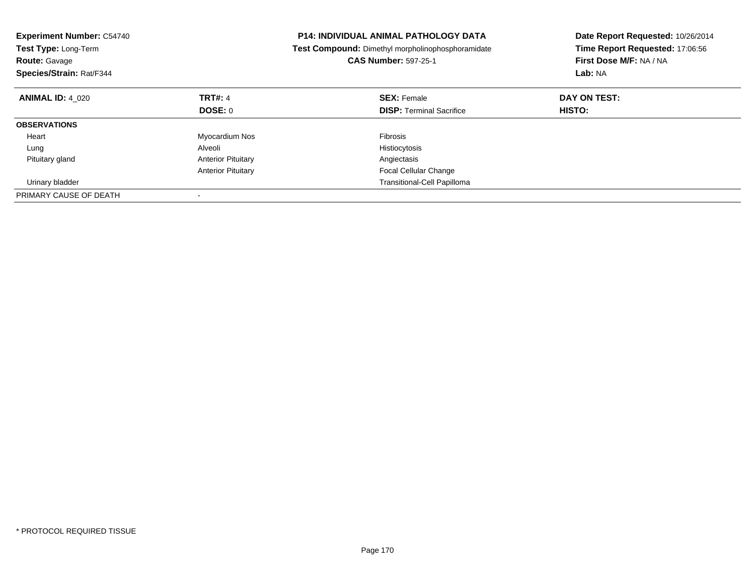**Experiment Number:** C54740
**Test Type:** Long-Term
**Route:** Gavage
**Species/Strain:** Rat/F344

**P14: INDIVIDUAL ANIMAL PATHOLOGY DATA**
**Test Compound:** Dimethyl morpholinophosphoramidate
**CAS Number:** 597-25-1

**Date Report Requested:** 10/26/2014
**Time Report Requested:** 17:06:56
**First Dose M/F:** NA / NA
**Lab:** NA

| **ANIMAL ID:** 4_020 | **TRT#:** 4 | **SEX:** Female | **DAY ON TEST:** |
|---|---|---|---|
| | **DOSE:** 0 | **DISP:** Terminal Sacrifice | **HISTO:** |
| **OBSERVATIONS** | | | |
| Heart | Myocardium Nos | Fibrosis | |
| Lung | Alveoli | Histiocytosis | |
| Pituitary gland | Anterior Pituitary | Angiectasis | |
| | Anterior Pituitary | Focal Cellular Change | |
| Urinary bladder | | Transitional-Cell Papilloma | |
| PRIMARY CAUSE OF DEATH | - | | |

* PROTOCOL REQUIRED TISSUE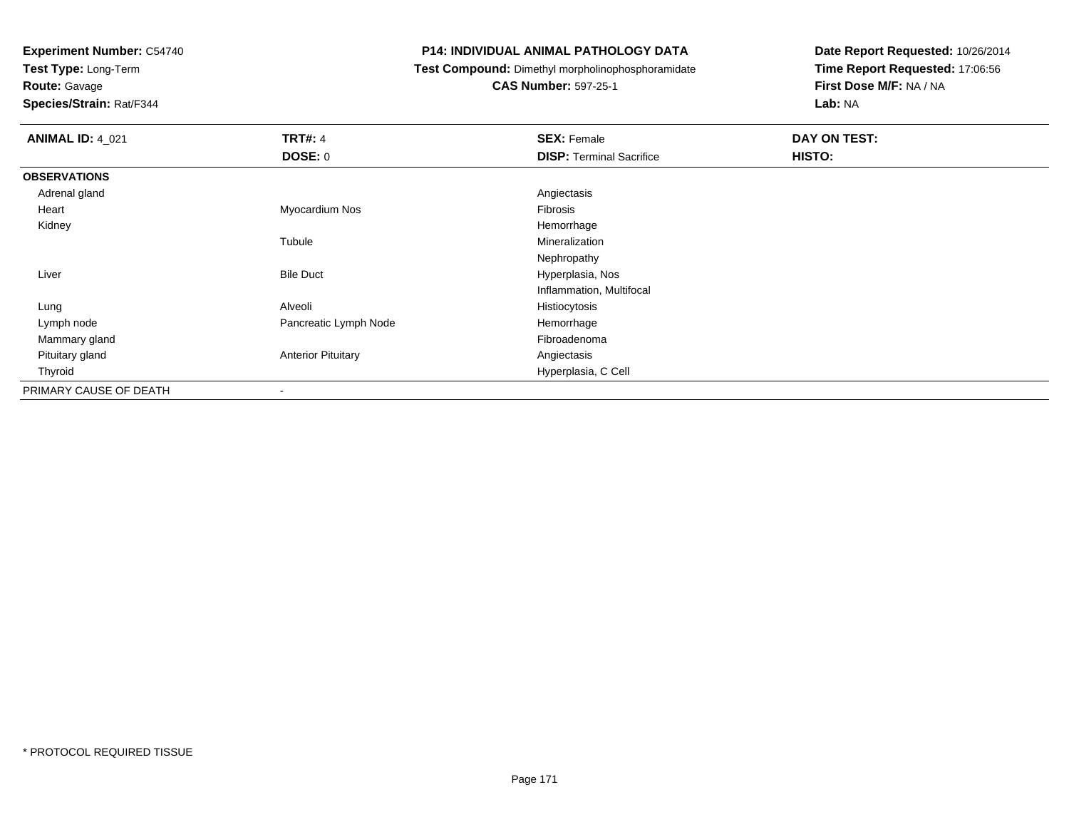**Experiment Number:** C54740
**Test Type:** Long-Term
**Route:** Gavage
**Species/Strain:** Rat/F344

**P14: INDIVIDUAL ANIMAL PATHOLOGY DATA**
**Test Compound:** Dimethyl morpholinophosphoramidate
**CAS Number:** 597-25-1

**Date Report Requested:** 10/26/2014
**Time Report Requested:** 17:06:56
**First Dose M/F:** NA / NA
**Lab:** NA

| **ANIMAL ID:** 4_021 | **TRT#:** 4 | **SEX:** Female | **DAY ON TEST:** |
|---|---|---|---|
| | **DOSE:** 0 | **DISP:** Terminal Sacrifice | **HISTO:** |
| **OBSERVATIONS** | | | |
| Adrenal gland | | Angiectasis | |
| Heart | Myocardium Nos | Fibrosis | |
| Kidney | | Hemorrhage | |
| | Tubule | Mineralization | |
| | | Nephropathy | |
| Liver | Bile Duct | Hyperplasia, Nos | |
| | | Inflammation, Multifocal | |
| Lung | Alveoli | Histiocytosis | |
| Lymph node | Pancreatic Lymph Node | Hemorrhage | |
| Mammary gland | | Fibroadenoma | |
| Pituitary gland | Anterior Pituitary | Angiectasis | |
| Thyroid | | Hyperplasia, C Cell | |
| PRIMARY CAUSE OF DEATH | - | | |

* PROTOCOL REQUIRED TISSUE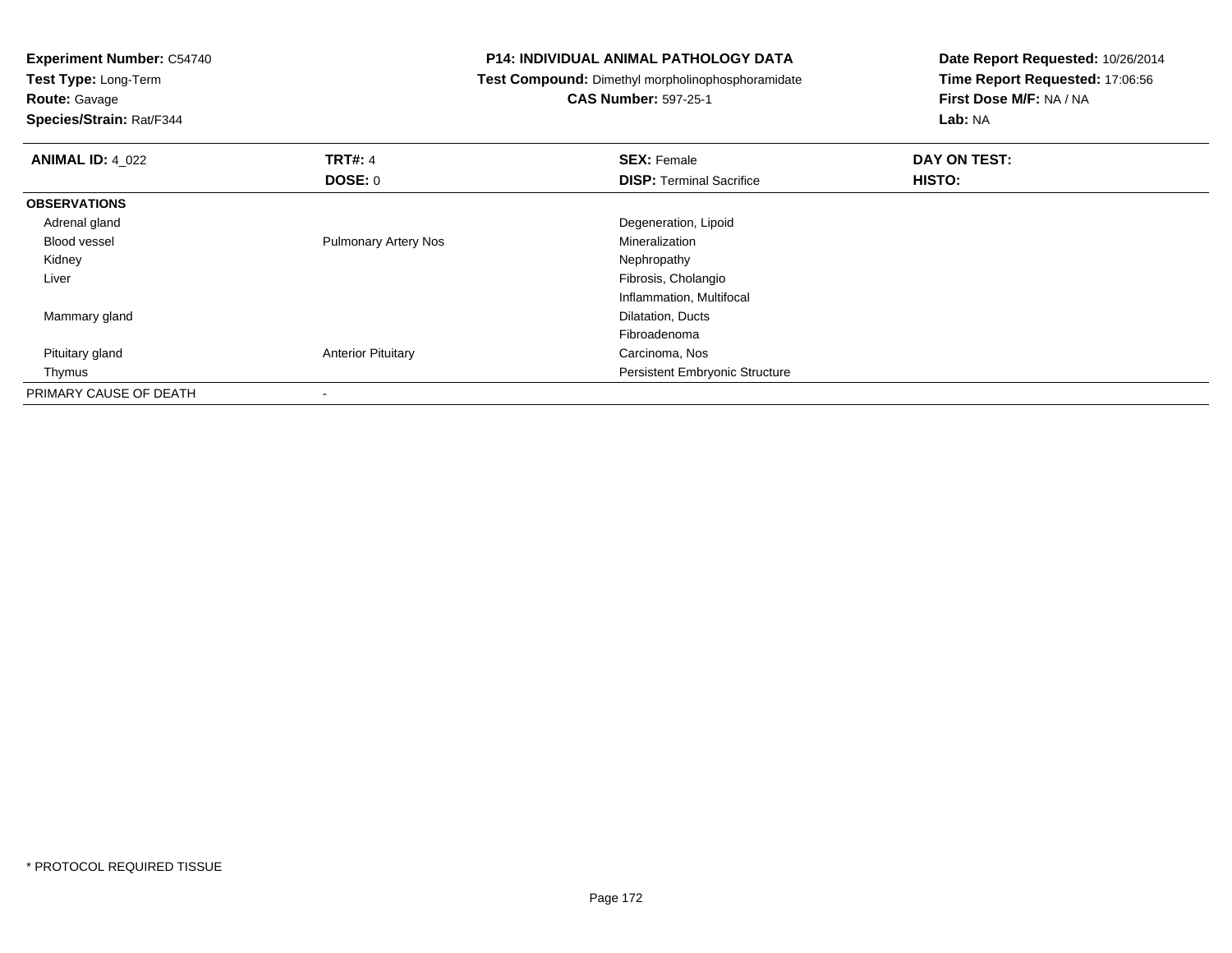**Experiment Number:** C54740
**Test Type:** Long-Term
**Route:** Gavage
**Species/Strain:** Rat/F344

**P14: INDIVIDUAL ANIMAL PATHOLOGY DATA**
**Test Compound:** Dimethyl morpholinophosphoramidate
**CAS Number:** 597-25-1

**Date Report Requested:** 10/26/2014
**Time Report Requested:** 17:06:56
**First Dose M/F:** NA / NA
**Lab:** NA

| **ANIMAL ID:** 4_022 | **TRT#:** 4 | **SEX:** Female | **DAY ON TEST:** |
|---|---|---|---|
| | **DOSE:** 0 | **DISP:** Terminal Sacrifice | **HISTO:** |
| **OBSERVATIONS** | | | |
| Adrenal gland | | Degeneration, Lipoid | |
| Blood vessel | Pulmonary Artery Nos | Mineralization | |
| Kidney | | Nephropathy | |
| Liver | | Fibrosis, Cholangio | |
| | | Inflammation, Multifocal | |
| Mammary gland | | Dilatation, Ducts | |
| | | Fibroadenoma | |
| Pituitary gland | Anterior Pituitary | Carcinoma, Nos | |
| Thymus | | Persistent Embryonic Structure | |
| PRIMARY CAUSE OF DEATH | - | | |

* PROTOCOL REQUIRED TISSUE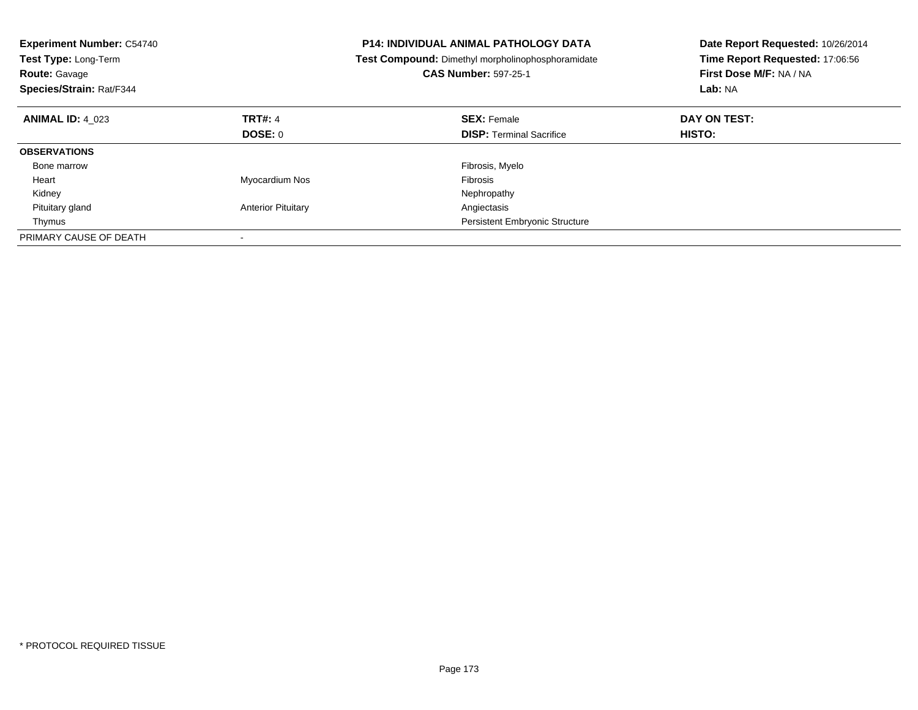**Experiment Number:** C54740
**Test Type:** Long-Term
**Route:** Gavage
**Species/Strain:** Rat/F344

**P14: INDIVIDUAL ANIMAL PATHOLOGY DATA**
**Test Compound:** Dimethyl morpholinophosphoramidate
**CAS Number:** 597-25-1

**Date Report Requested:** 10/26/2014
**Time Report Requested:** 17:06:56
**First Dose M/F:** NA / NA
**Lab:** NA

| **ANIMAL ID:** 4_023 | **TRT#:** 4 | **SEX:** Female | **DAY ON TEST:** |
|---|---|---|---|
| | **DOSE:** 0 | **DISP:** Terminal Sacrifice | **HISTO:** |
| **OBSERVATIONS** | | | |
| Bone marrow | | Fibrosis, Myelo | |
| Heart | Myocardium Nos | Fibrosis | |
| Kidney | | Nephropathy | |
| Pituitary gland | Anterior Pituitary | Angiectasis | |
| Thymus | | Persistent Embryonic Structure | |
| PRIMARY CAUSE OF DEATH | - | | |

\* PROTOCOL REQUIRED TISSUE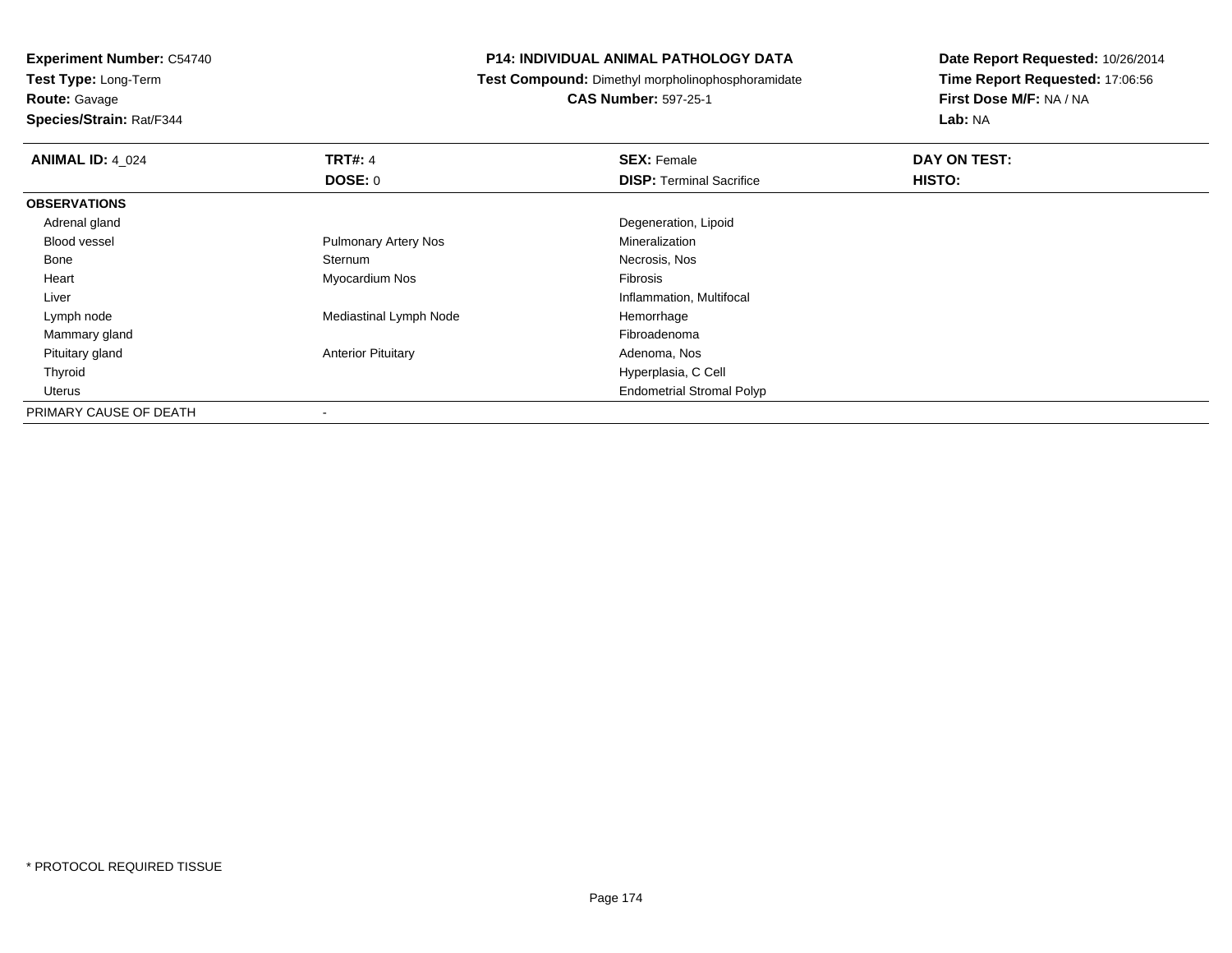**Experiment Number:** C54740
**Test Type:** Long-Term
**Route:** Gavage
**Species/Strain:** Rat/F344

**P14: INDIVIDUAL ANIMAL PATHOLOGY DATA**
**Test Compound:** Dimethyl morpholinophosphoramidate
**CAS Number:** 597-25-1

**Date Report Requested:** 10/26/2014
**Time Report Requested:** 17:06:56
**First Dose M/F:** NA / NA
**Lab:** NA

| **ANIMAL ID:** 4_024 | **TRT#:** 4 | **SEX:** Female | **DAY ON TEST:** |
|---|---|---|---|
| | **DOSE:** 0 | **DISP:** Terminal Sacrifice | **HISTO:** |
| **OBSERVATIONS** | | | |
| Adrenal gland | | Degeneration, Lipoid | |
| Blood vessel | Pulmonary Artery Nos | Mineralization | |
| Bone | Sternum | Necrosis, Nos | |
| Heart | Myocardium Nos | Fibrosis | |
| Liver | | Inflammation, Multifocal | |
| Lymph node | Mediastinal Lymph Node | Hemorrhage | |
| Mammary gland | | Fibroadenoma | |
| Pituitary gland | Anterior Pituitary | Adenoma, Nos | |
| Thyroid | | Hyperplasia, C Cell | |
| Uterus | | Endometrial Stromal Polyp | |
| PRIMARY CAUSE OF DEATH | - | | |

* PROTOCOL REQUIRED TISSUE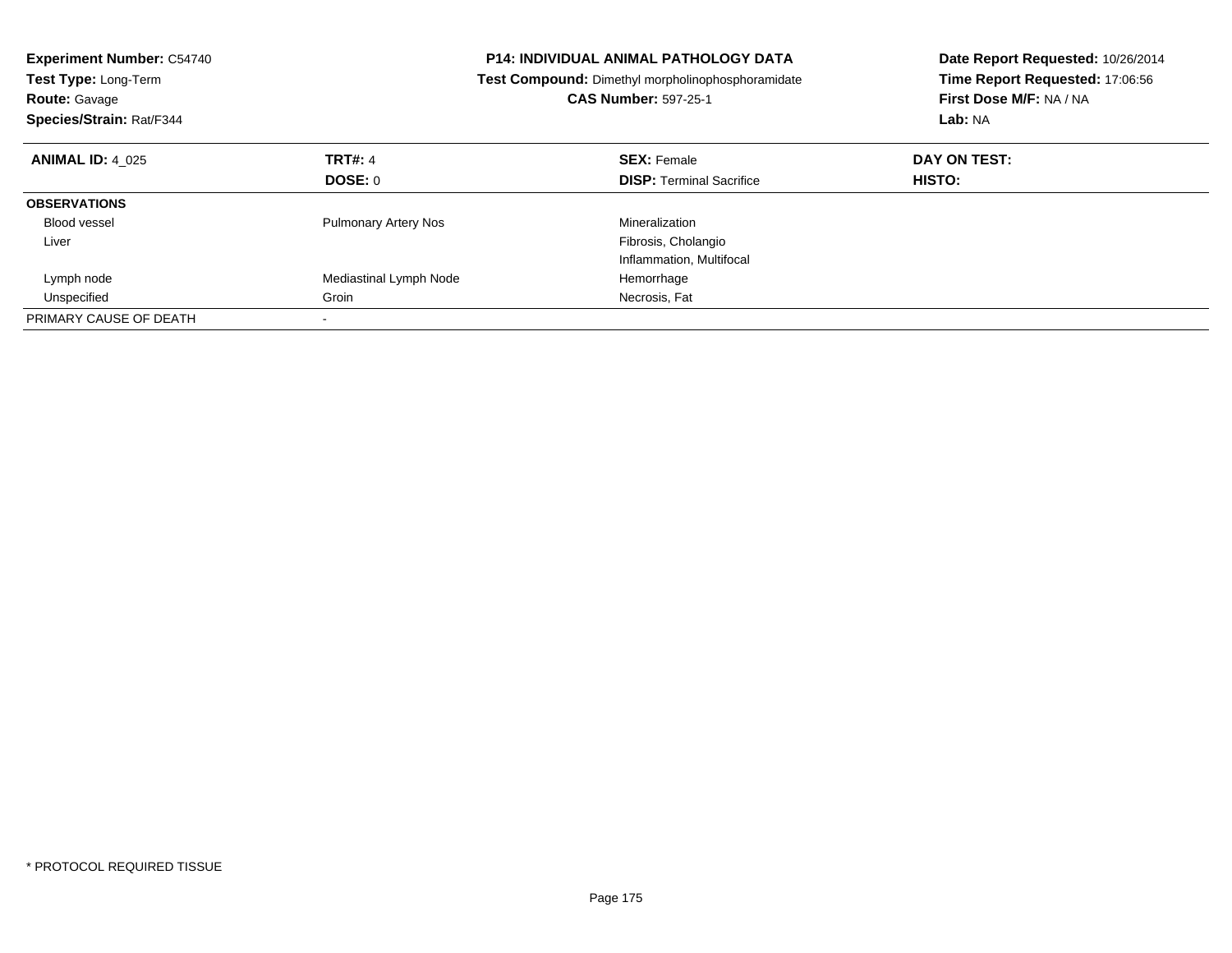**Experiment Number:** C54740
**Test Type:** Long-Term
**Route:** Gavage
**Species/Strain:** Rat/F344

**P14: INDIVIDUAL ANIMAL PATHOLOGY DATA**
**Test Compound:** Dimethyl morpholinophosphoramidate
**CAS Number:** 597-25-1

**Date Report Requested:** 10/26/2014
**Time Report Requested:** 17:06:56
**First Dose M/F:** NA / NA
**Lab:** NA

| **ANIMAL ID:** 4_025 | **TRT#:** 4 | **SEX:** Female | **DAY ON TEST:** |
|---|---|---|---|
| | **DOSE:** 0 | **DISP:** Terminal Sacrifice | **HISTO:** |
| **OBSERVATIONS** | | | |
| Blood vessel | Pulmonary Artery Nos | Mineralization | |
| Liver | | Fibrosis, Cholangio | |
| | | Inflammation, Multifocal | |
| Lymph node | Mediastinal Lymph Node | Hemorrhage | |
| Unspecified | Groin | Necrosis, Fat | |
| PRIMARY CAUSE OF DEATH | - | | |

* PROTOCOL REQUIRED TISSUE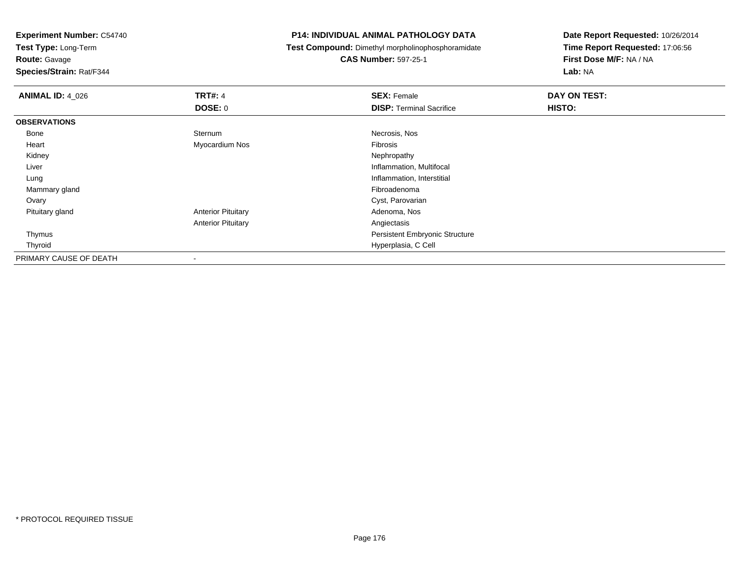**Experiment Number:** C54740
**Test Type:** Long-Term
**Route:** Gavage
**Species/Strain:** Rat/F344

**P14: INDIVIDUAL ANIMAL PATHOLOGY DATA**
**Test Compound:** Dimethyl morpholinophosphoramidate
**CAS Number:** 597-25-1

**Date Report Requested:** 10/26/2014
**Time Report Requested:** 17:06:56
**First Dose M/F:** NA / NA
**Lab:** NA

| **ANIMAL ID:** 4_026 | **TRT#:** 4 | **SEX:** Female | **DAY ON TEST:** |
|---|---|---|---|
| | **DOSE:** 0 | **DISP:** Terminal Sacrifice | **HISTO:** |
| **OBSERVATIONS** | | | |
| Bone | Sternum | Necrosis, Nos | |
| Heart | Myocardium Nos | Fibrosis | |
| Kidney | | Nephropathy | |
| Liver | | Inflammation, Multifocal | |
| Lung | | Inflammation, Interstitial | |
| Mammary gland | | Fibroadenoma | |
| Ovary | | Cyst, Parovarian | |
| Pituitary gland | Anterior Pituitary | Adenoma, Nos | |
| | Anterior Pituitary | Angiectasis | |
| Thymus | | Persistent Embryonic Structure | |
| Thyroid | | Hyperplasia, C Cell | |
| PRIMARY CAUSE OF DEATH | - | | |

* PROTOCOL REQUIRED TISSUE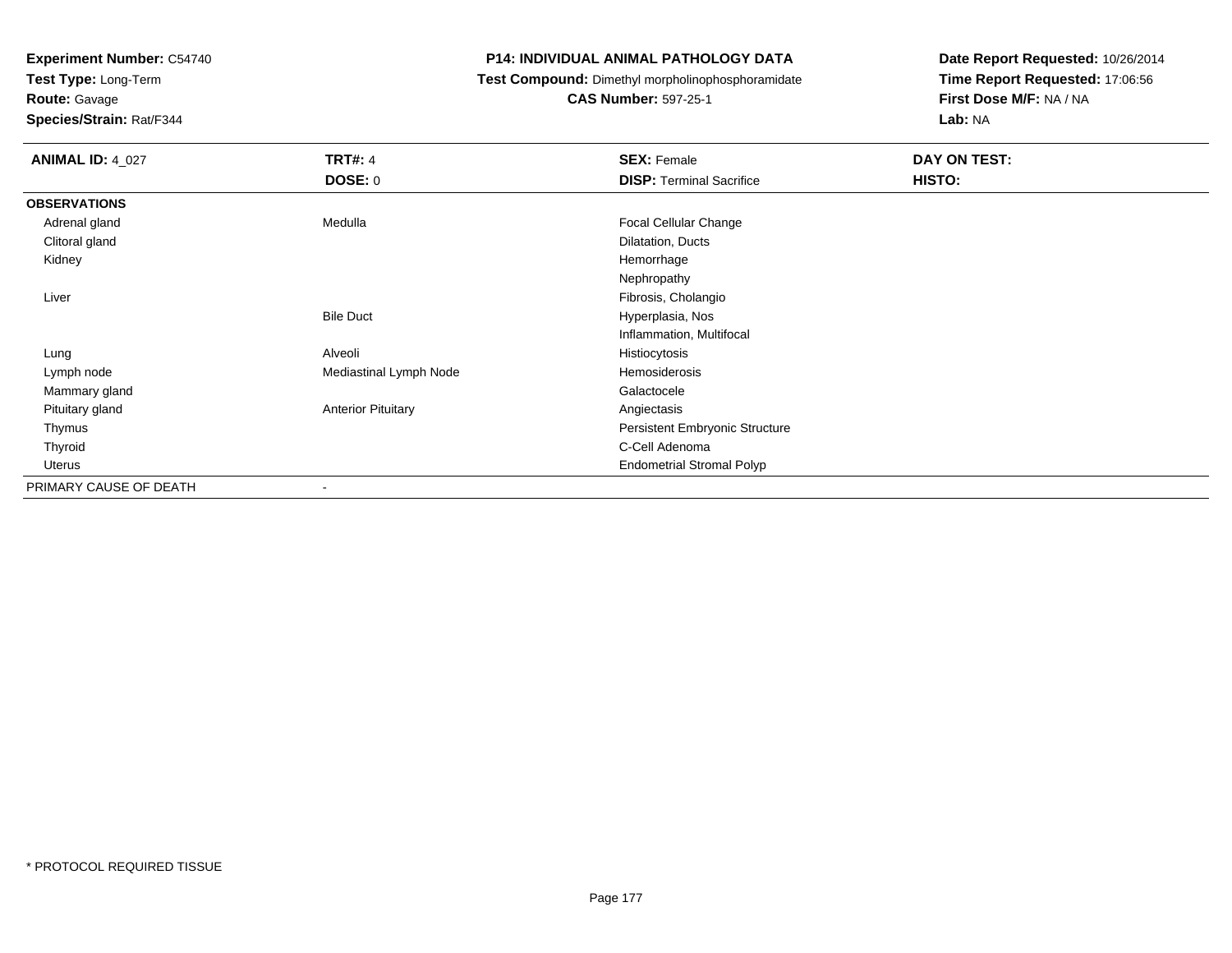**Experiment Number:** C54740
**Test Type:** Long-Term
**Route:** Gavage
**Species/Strain:** Rat/F344

# P14: INDIVIDUAL ANIMAL PATHOLOGY DATA

**Test Compound:** Dimethyl morpholinophosphoramidate
**CAS Number:** 597-25-1

**Date Report Requested:** 10/26/2014
**Time Report Requested:** 17:06:56
**First Dose M/F:** NA / NA
**Lab:** NA

| **ANIMAL ID:** 4_027 | **TRT#:** 4 | **SEX:** Female | **DAY ON TEST:** |
|---|---|---|---|
| | **DOSE:** 0 | **DISP:** Terminal Sacrifice | **HISTO:** |
| **OBSERVATIONS** | | | |
| Adrenal gland | Medulla | Focal Cellular Change | |
| Clitoral gland | | Dilatation, Ducts | |
| Kidney | | Hemorrhage | |
| | | Nephropathy | |
| Liver | | Fibrosis, Cholangio | |
| | Bile Duct | Hyperplasia, Nos | |
| | | Inflammation, Multifocal | |
| Lung | Alveoli | Histiocytosis | |
| Lymph node | Mediastinal Lymph Node | Hemosiderosis | |
| Mammary gland | | Galactocele | |
| Pituitary gland | Anterior Pituitary | Angiectasis | |
| Thymus | | Persistent Embryonic Structure | |
| Thyroid | | C-Cell Adenoma | |
| Uterus | | Endometrial Stromal Polyp | |
| PRIMARY CAUSE OF DEATH | - | | |

* PROTOCOL REQUIRED TISSUE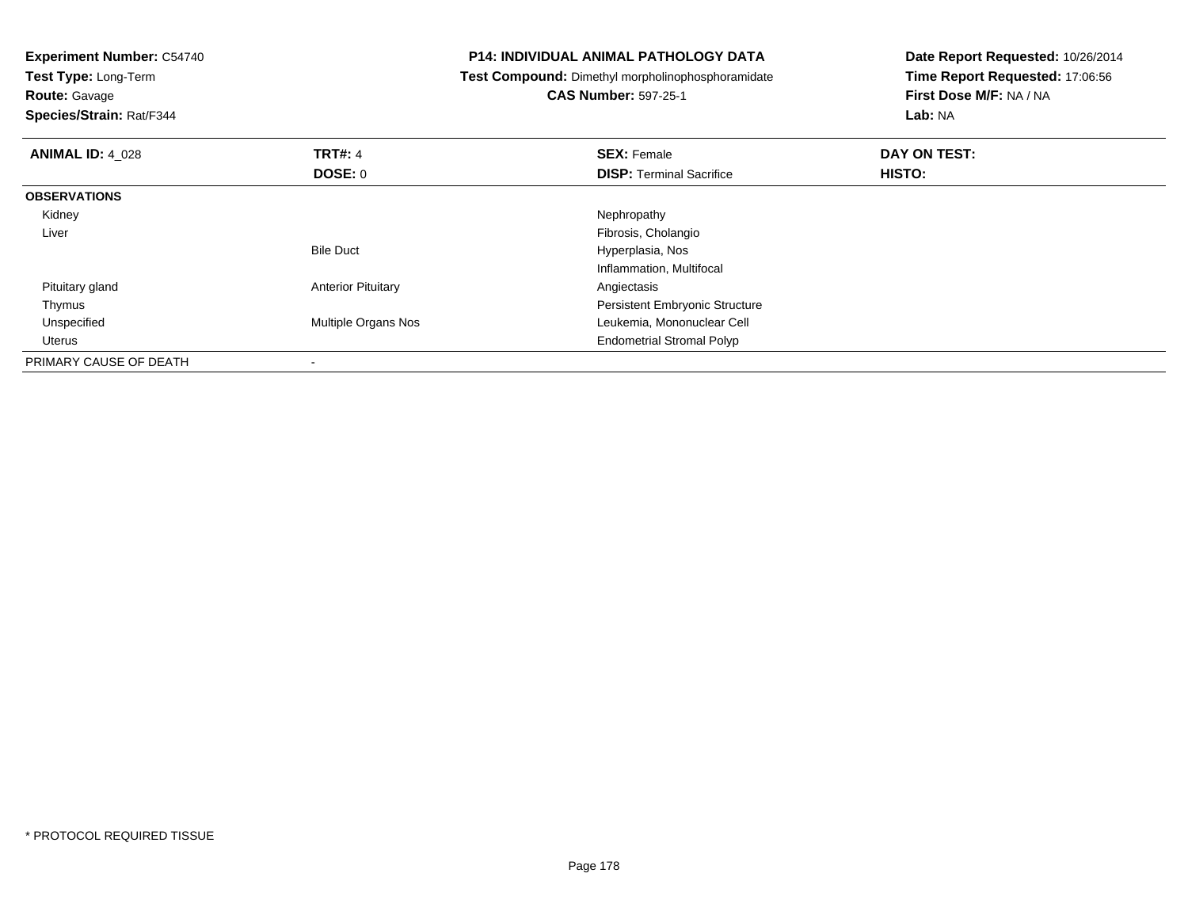**Experiment Number:** C54740
**Test Type:** Long-Term
**Route:** Gavage
**Species/Strain:** Rat/F344

**P14: INDIVIDUAL ANIMAL PATHOLOGY DATA**
**Test Compound:** Dimethyl morpholinophosphoramidate
**CAS Number:** 597-25-1

**Date Report Requested:** 10/26/2014
**Time Report Requested:** 17:06:56
**First Dose M/F:** NA / NA
**Lab:** NA

| **ANIMAL ID:** 4_028 | **TRT#:** 4 | **SEX:** Female | **DAY ON TEST:** |
|---|---|---|---|
| | **DOSE:** 0 | **DISP:** Terminal Sacrifice | **HISTO:** |
| **OBSERVATIONS** | | | |
| Kidney | | Nephropathy | |
| Liver | | Fibrosis, Cholangio | |
| | Bile Duct | Hyperplasia, Nos | |
| | | Inflammation, Multifocal | |
| Pituitary gland | Anterior Pituitary | Angiectasis | |
| Thymus | | Persistent Embryonic Structure | |
| Unspecified | Multiple Organs Nos | Leukemia, Mononuclear Cell | |
| Uterus | | Endometrial Stromal Polyp | |
| PRIMARY CAUSE OF DEATH | - | | |

* PROTOCOL REQUIRED TISSUE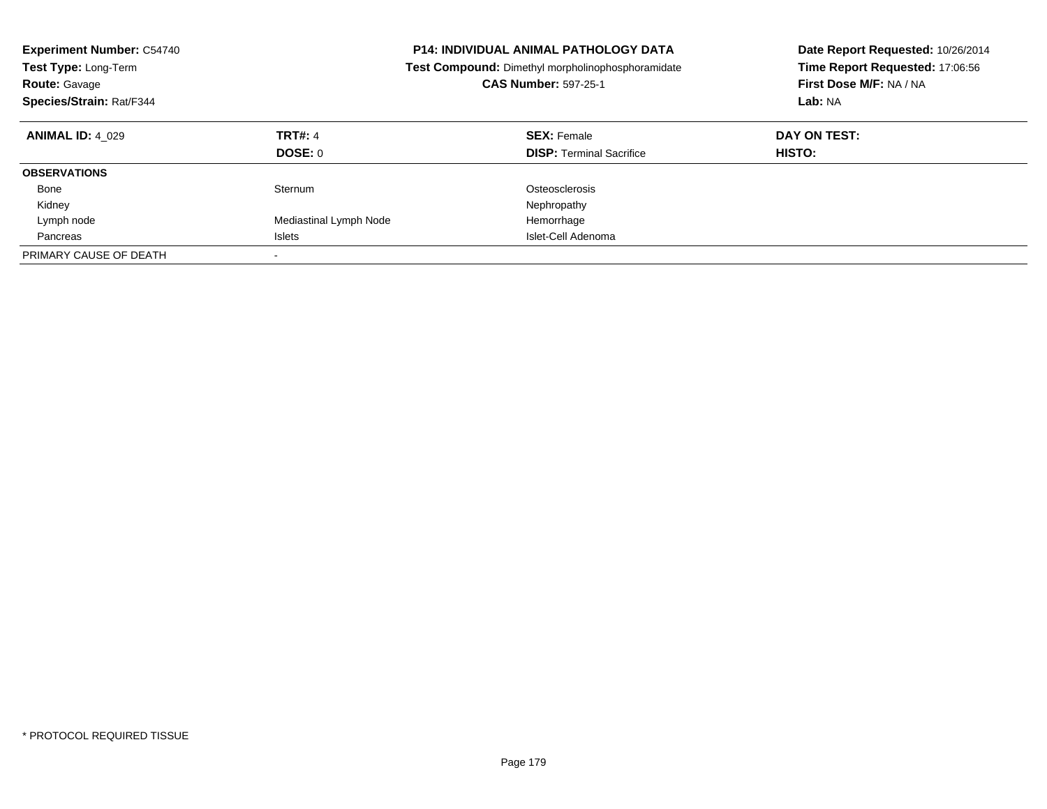**Experiment Number:** C54740
**Test Type:** Long-Term
**Route:** Gavage
**Species/Strain:** Rat/F344

**P14: INDIVIDUAL ANIMAL PATHOLOGY DATA**
**Test Compound:** Dimethyl morpholinophosphoramidate
**CAS Number:** 597-25-1

**Date Report Requested:** 10/26/2014
**Time Report Requested:** 17:06:56
**First Dose M/F:** NA / NA
**Lab:** NA

| **ANIMAL ID:** 4_029 | **TRT#:** 4 | **SEX:** Female | **DAY ON TEST:** |
|---|---|---|---|
| | **DOSE:** 0 | **DISP:** Terminal Sacrifice | **HISTO:** |
| **OBSERVATIONS** | | | |
| Bone | Sternum | Osteosclerosis | |
| Kidney | | Nephropathy | |
| Lymph node | Mediastinal Lymph Node | Hemorrhage | |
| Pancreas | Islets | Islet-Cell Adenoma | |
| PRIMARY CAUSE OF DEATH | - | | |

* PROTOCOL REQUIRED TISSUE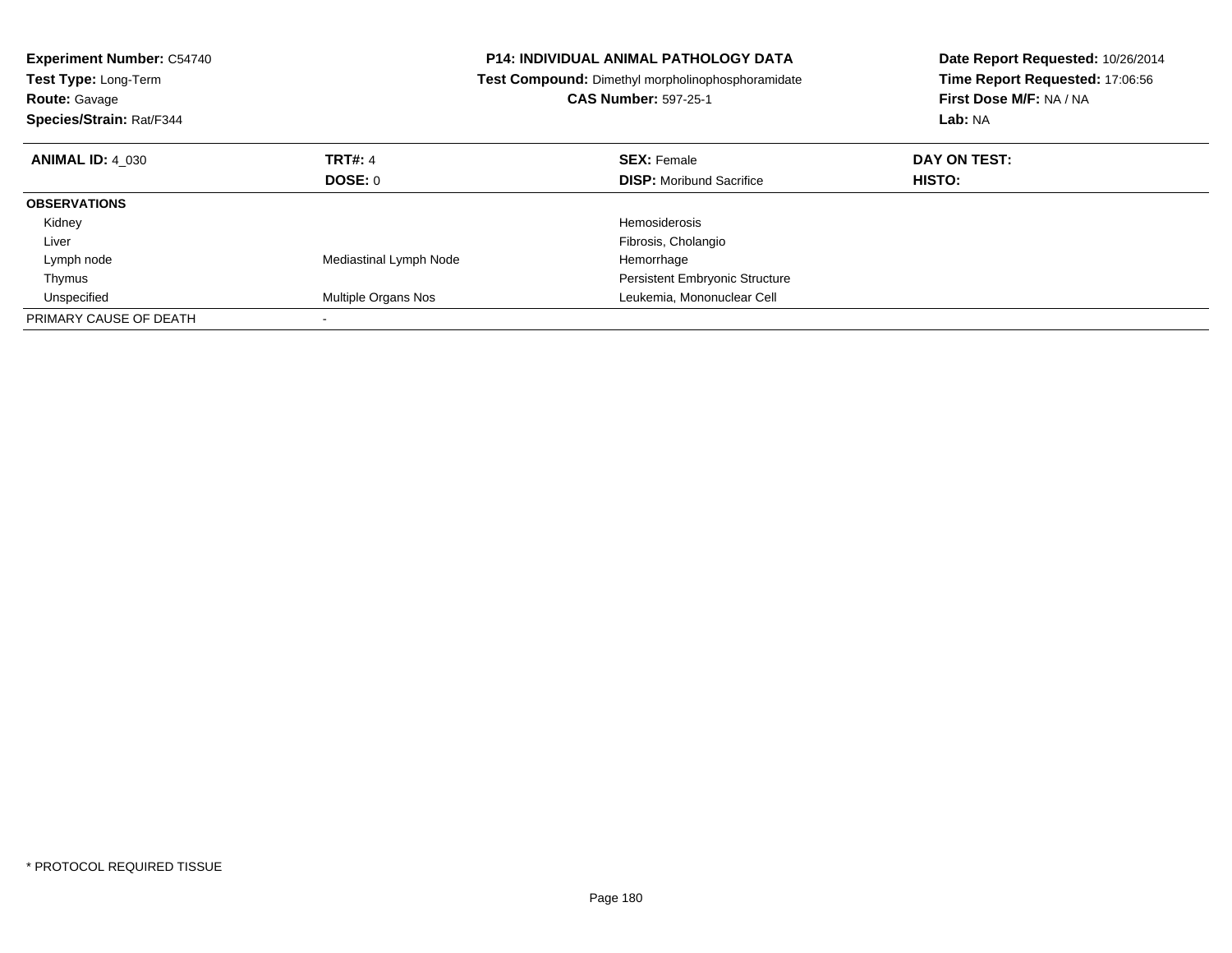**Experiment Number:** C54740
**Test Type:** Long-Term
**Route:** Gavage
**Species/Strain:** Rat/F344

**P14: INDIVIDUAL ANIMAL PATHOLOGY DATA**
**Test Compound:** Dimethyl morpholinophosphoramidate
**CAS Number:** 597-25-1

**Date Report Requested:** 10/26/2014
**Time Report Requested:** 17:06:56
**First Dose M/F:** NA / NA
**Lab:** NA

| **ANIMAL ID:** 4_030 | **TRT#:** 4 | **SEX:** Female | **DAY ON TEST:** |
|---|---|---|---|
| | **DOSE:** 0 | **DISP:** Moribund Sacrifice | **HISTO:** |
| **OBSERVATIONS** | | | |
| Kidney | | Hemosiderosis | |
| Liver | | Fibrosis, Cholangio | |
| Lymph node | Mediastinal Lymph Node | Hemorrhage | |
| Thymus | | Persistent Embryonic Structure | |
| Unspecified | Multiple Organs Nos | Leukemia, Mononuclear Cell | |
| PRIMARY CAUSE OF DEATH | - | | |

* PROTOCOL REQUIRED TISSUE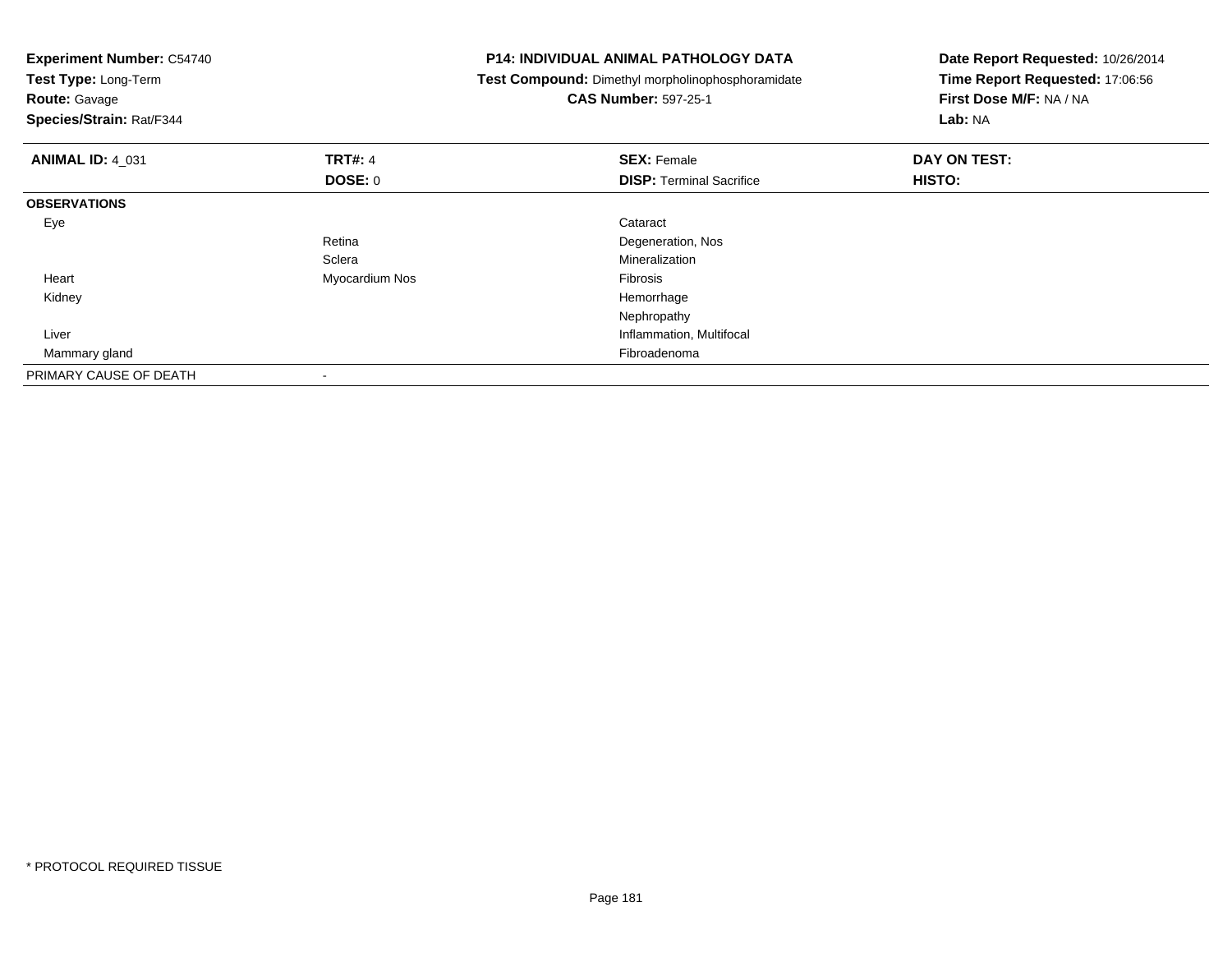**Experiment Number:** C54740
**Test Type:** Long-Term
**Route:** Gavage
**Species/Strain:** Rat/F344

**P14: INDIVIDUAL ANIMAL PATHOLOGY DATA**
**Test Compound:** Dimethyl morpholinophosphoramidate
**CAS Number:** 597-25-1

**Date Report Requested:** 10/26/2014
**Time Report Requested:** 17:06:56
**First Dose M/F:** NA / NA
**Lab:** NA

| **ANIMAL ID:** 4_031 | **TRT#:** 4 | **SEX:** Female | **DAY ON TEST:** |
|---|---|---|---|
| | **DOSE:** 0 | **DISP:** Terminal Sacrifice | **HISTO:** |
| **OBSERVATIONS** | | | |
| Eye | | Cataract | |
| | Retina | Degeneration, Nos | |
| | Sclera | Mineralization | |
| Heart | Myocardium Nos | Fibrosis | |
| Kidney | | Hemorrhage | |
| | | Nephropathy | |
| Liver | | Inflammation, Multifocal | |
| Mammary gland | | Fibroadenoma | |
| PRIMARY CAUSE OF DEATH | - | | |

* PROTOCOL REQUIRED TISSUE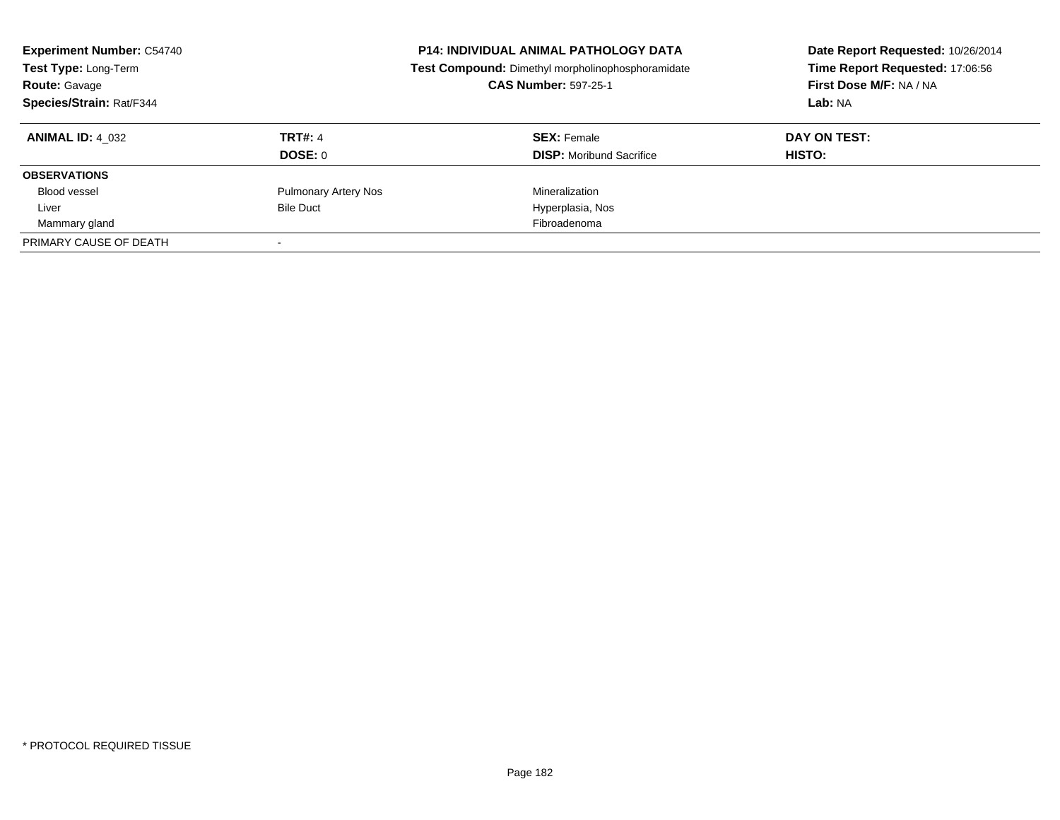**Experiment Number:** C54740
**Test Type:** Long-Term
**Route:** Gavage
**Species/Strain:** Rat/F344

**P14: INDIVIDUAL ANIMAL PATHOLOGY DATA**
**Test Compound:** Dimethyl morpholinophosphoramidate
**CAS Number:** 597-25-1

**Date Report Requested:** 10/26/2014
**Time Report Requested:** 17:06:56
**First Dose M/F:** NA / NA
**Lab:** NA

| **ANIMAL ID:** 4_032 | **TRT#:** 4 | **SEX:** Female | **DAY ON TEST:** |
|---|---|---|---|
| | **DOSE:** 0 | **DISP:** Moribund Sacrifice | **HISTO:** |
| **OBSERVATIONS** | | | |
| Blood vessel | Pulmonary Artery Nos | Mineralization | |
| Liver | Bile Duct | Hyperplasia, Nos | |
| Mammary gland | | Fibroadenoma | |
| PRIMARY CAUSE OF DEATH | - | | |

* PROTOCOL REQUIRED TISSUE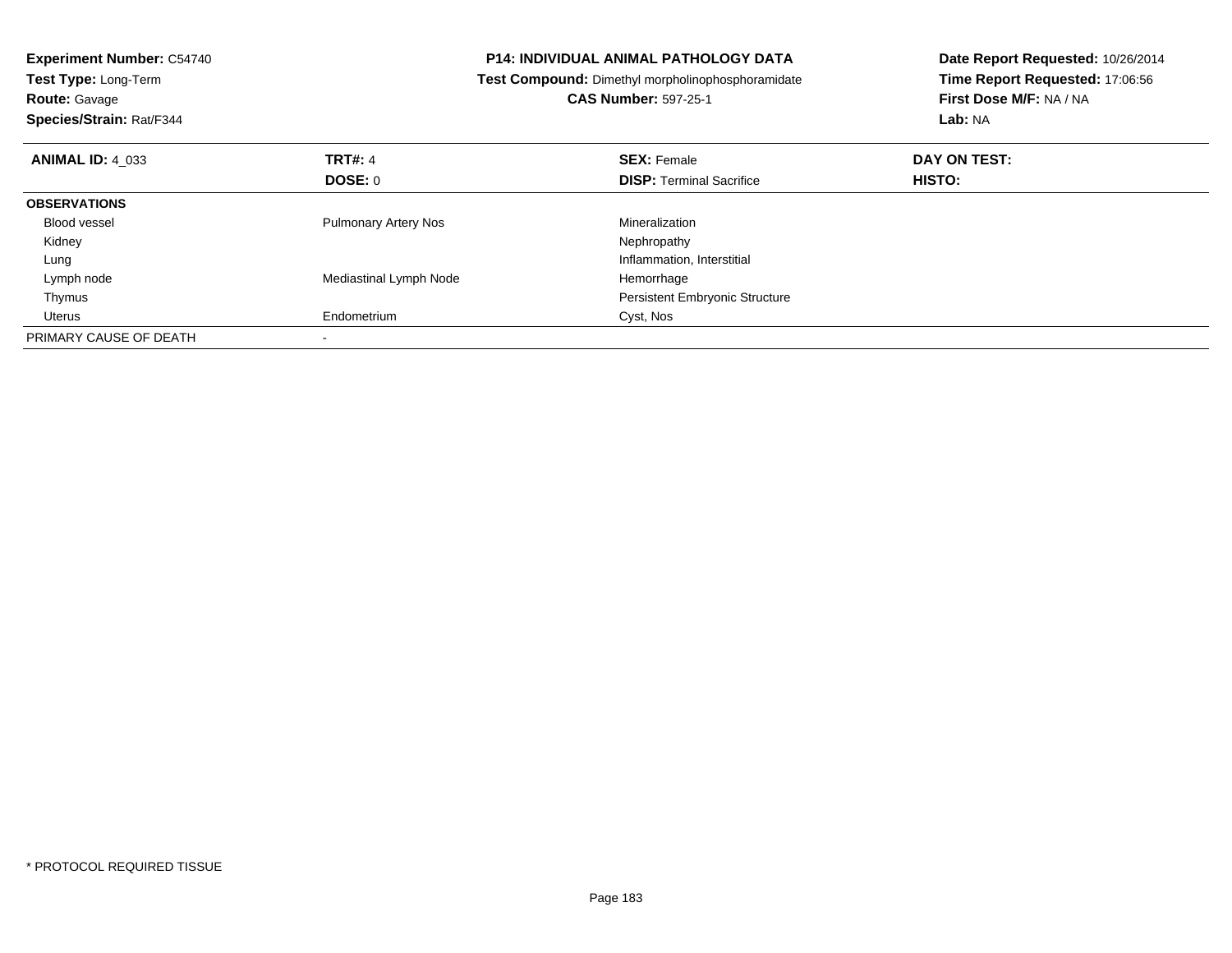**Experiment Number:** C54740
**Test Type:** Long-Term
**Route:** Gavage
**Species/Strain:** Rat/F344

**P14: INDIVIDUAL ANIMAL PATHOLOGY DATA**
**Test Compound:** Dimethyl morpholinophosphoramidate
**CAS Number:** 597-25-1

**Date Report Requested:** 10/26/2014
**Time Report Requested:** 17:06:56
**First Dose M/F:** NA / NA
**Lab:** NA

| **ANIMAL ID:** 4_033 | **TRT#:** 4 | **SEX:** Female | **DAY ON TEST:** |
|---|---|---|---|
| | **DOSE:** 0 | **DISP:** Terminal Sacrifice | **HISTO:** |
| **OBSERVATIONS** | | | |
| Blood vessel | Pulmonary Artery Nos | Mineralization | |
| Kidney | | Nephropathy | |
| Lung | | Inflammation, Interstitial | |
| Lymph node | Mediastinal Lymph Node | Hemorrhage | |
| Thymus | | Persistent Embryonic Structure | |
| Uterus | Endometrium | Cyst, Nos | |
| PRIMARY CAUSE OF DEATH | - | | |

\* PROTOCOL REQUIRED TISSUE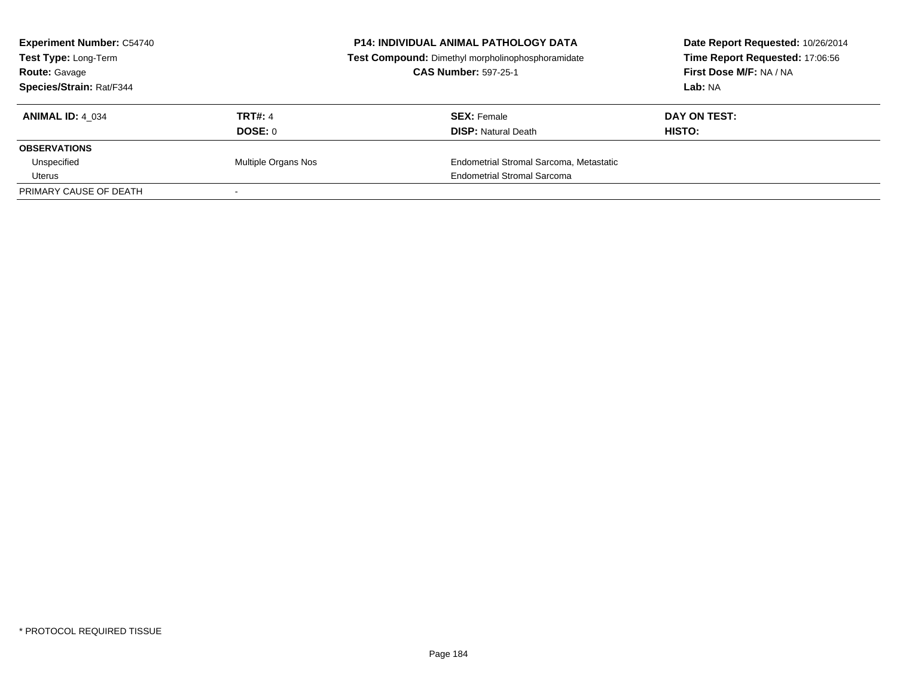**Experiment Number:** C54740
**Test Type:** Long-Term
**Route:** Gavage
**Species/Strain:** Rat/F344

**P14: INDIVIDUAL ANIMAL PATHOLOGY DATA**
**Test Compound:** Dimethyl morpholinophosphoramidate
**CAS Number:** 597-25-1

**Date Report Requested:** 10/26/2014
**Time Report Requested:** 17:06:56
**First Dose M/F:** NA / NA
**Lab:** NA

| **ANIMAL ID:** 4_034 | **TRT#:** 4 | **SEX:** Female | **DAY ON TEST:** |
|---|---|---|---|
| | **DOSE:** 0 | **DISP:** Natural Death | **HISTO:** |
| **OBSERVATIONS** | | | |
| Unspecified | Multiple Organs Nos | Endometrial Stromal Sarcoma, Metastatic | |
| Uterus | | Endometrial Stromal Sarcoma | |
| PRIMARY CAUSE OF DEATH | - | | |

\* PROTOCOL REQUIRED TISSUE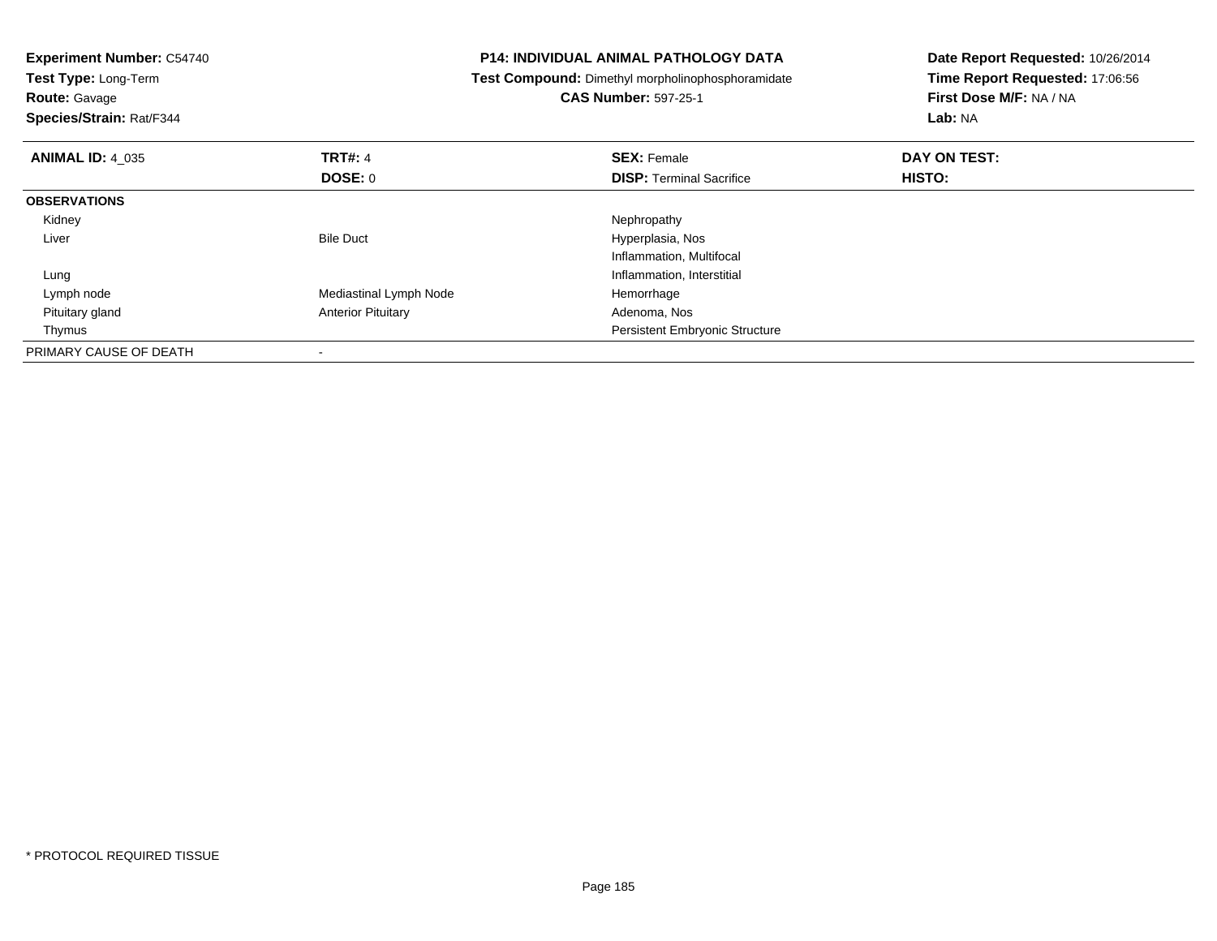**Experiment Number:** C54740
**Test Type:** Long-Term
**Route:** Gavage
**Species/Strain:** Rat/F344

**P14: INDIVIDUAL ANIMAL PATHOLOGY DATA**
**Test Compound:** Dimethyl morpholinophosphoramidate
**CAS Number:** 597-25-1

**Date Report Requested:** 10/26/2014
**Time Report Requested:** 17:06:56
**First Dose M/F:** NA / NA
**Lab:** NA

| **ANIMAL ID:** 4_035 | **TRT#:** 4 | **SEX:** Female | **DAY ON TEST:** |
|---|---|---|---|
| | **DOSE:** 0 | **DISP:** Terminal Sacrifice | **HISTO:** |
| **OBSERVATIONS** | | | |
| Kidney | | Nephropathy | |
| Liver | Bile Duct | Hyperplasia, Nos | |
| | | Inflammation, Multifocal | |
| Lung | | Inflammation, Interstitial | |
| Lymph node | Mediastinal Lymph Node | Hemorrhage | |
| Pituitary gland | Anterior Pituitary | Adenoma, Nos | |
| Thymus | | Persistent Embryonic Structure | |
| PRIMARY CAUSE OF DEATH | - | | |

* PROTOCOL REQUIRED TISSUE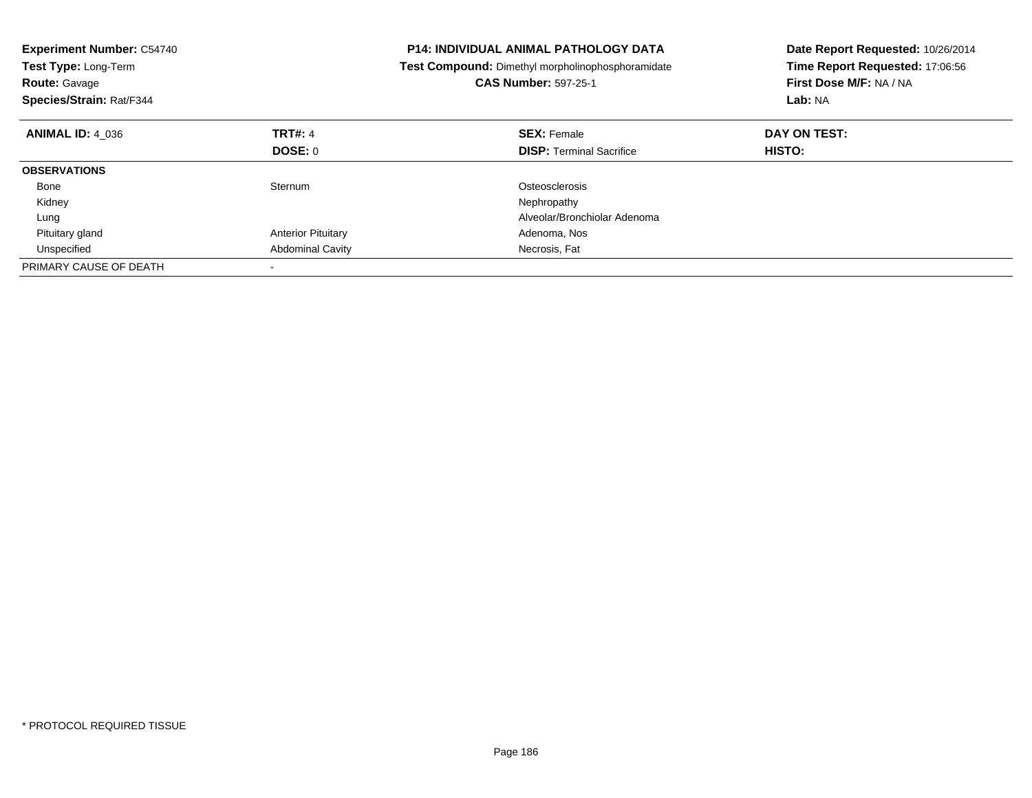**Experiment Number:** C54740
**Test Type:** Long-Term
**Route:** Gavage
**Species/Strain:** Rat/F344

**P14: INDIVIDUAL ANIMAL PATHOLOGY DATA**
**Test Compound:** Dimethyl morpholinophosphoramidate
**CAS Number:** 597-25-1

**Date Report Requested:** 10/26/2014
**Time Report Requested:** 17:06:56
**First Dose M/F:** NA / NA
**Lab:** NA

| **ANIMAL ID:** 4_036 | **TRT#:** 4 | **SEX:** Female | **DAY ON TEST:** |
|---|---|---|---|
| | **DOSE:** 0 | **DISP:** Terminal Sacrifice | **HISTO:** |
| **OBSERVATIONS** | | | |
| Bone | Sternum | Osteosclerosis | |
| Kidney | | Nephropathy | |
| Lung | | Alveolar/Bronchiolar Adenoma | |
| Pituitary gland | Anterior Pituitary | Adenoma, Nos | |
| Unspecified | Abdominal Cavity | Necrosis, Fat | |
| PRIMARY CAUSE OF DEATH | - | | |

* PROTOCOL REQUIRED TISSUE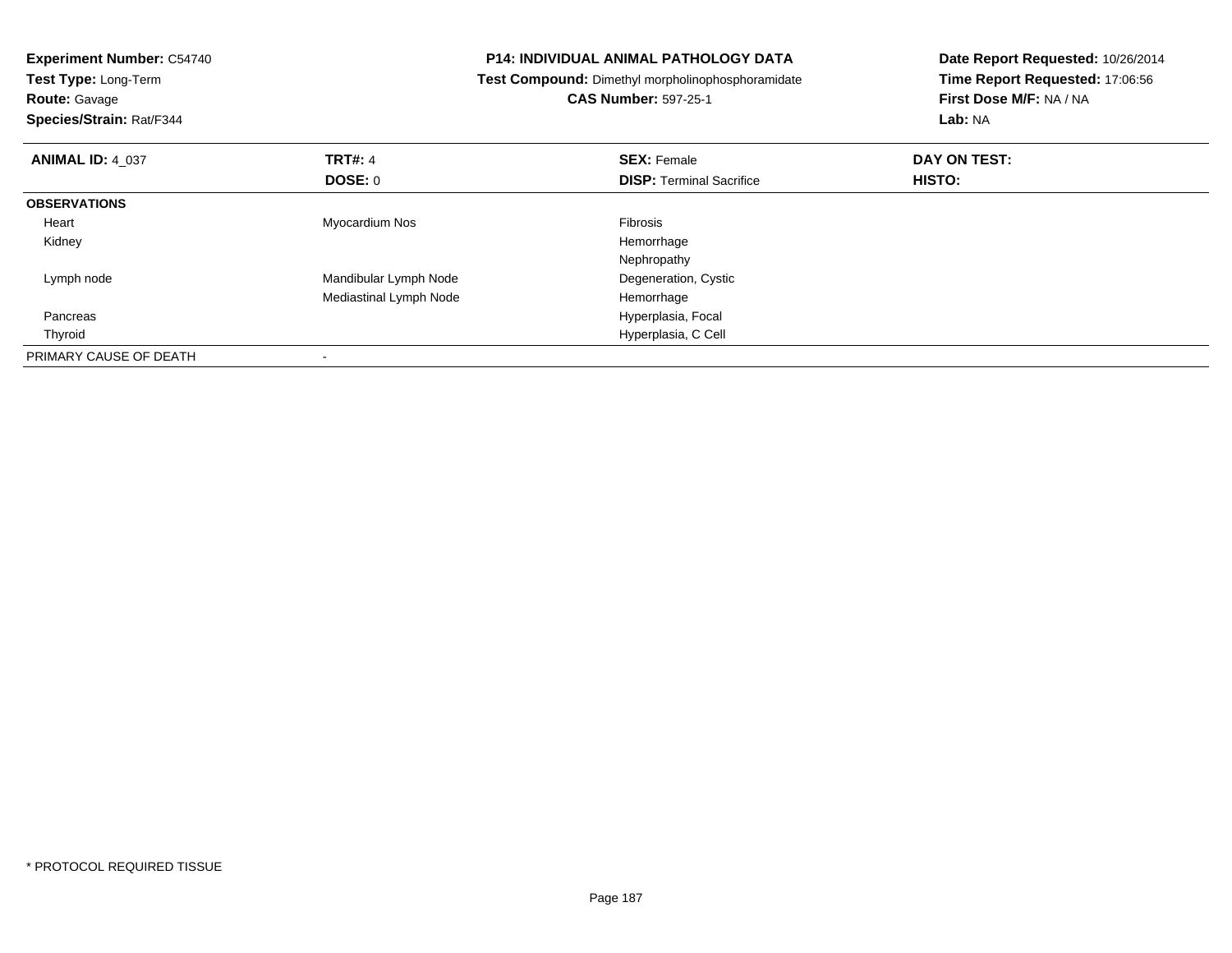**Experiment Number:** C54740
**Test Type:** Long-Term
**Route:** Gavage
**Species/Strain:** Rat/F344

**P14: INDIVIDUAL ANIMAL PATHOLOGY DATA**
**Test Compound:** Dimethyl morpholinophosphoramidate
**CAS Number:** 597-25-1

**Date Report Requested:** 10/26/2014
**Time Report Requested:** 17:06:56
**First Dose M/F:** NA / NA
**Lab:** NA

| **ANIMAL ID:** 4_037 | **TRT#:** 4 | **SEX:** Female | **DAY ON TEST:** |
|---|---|---|---|
| | **DOSE:** 0 | **DISP:** Terminal Sacrifice | **HISTO:** |
| **OBSERVATIONS** | | | |
| Heart | Myocardium Nos | Fibrosis | |
| Kidney | | Hemorrhage | |
| | | Nephropathy | |
| Lymph node | Mandibular Lymph Node | Degeneration, Cystic | |
| | Mediastinal Lymph Node | Hemorrhage | |
| Pancreas | | Hyperplasia, Focal | |
| Thyroid | | Hyperplasia, C Cell | |
| PRIMARY CAUSE OF DEATH | - | | |

* PROTOCOL REQUIRED TISSUE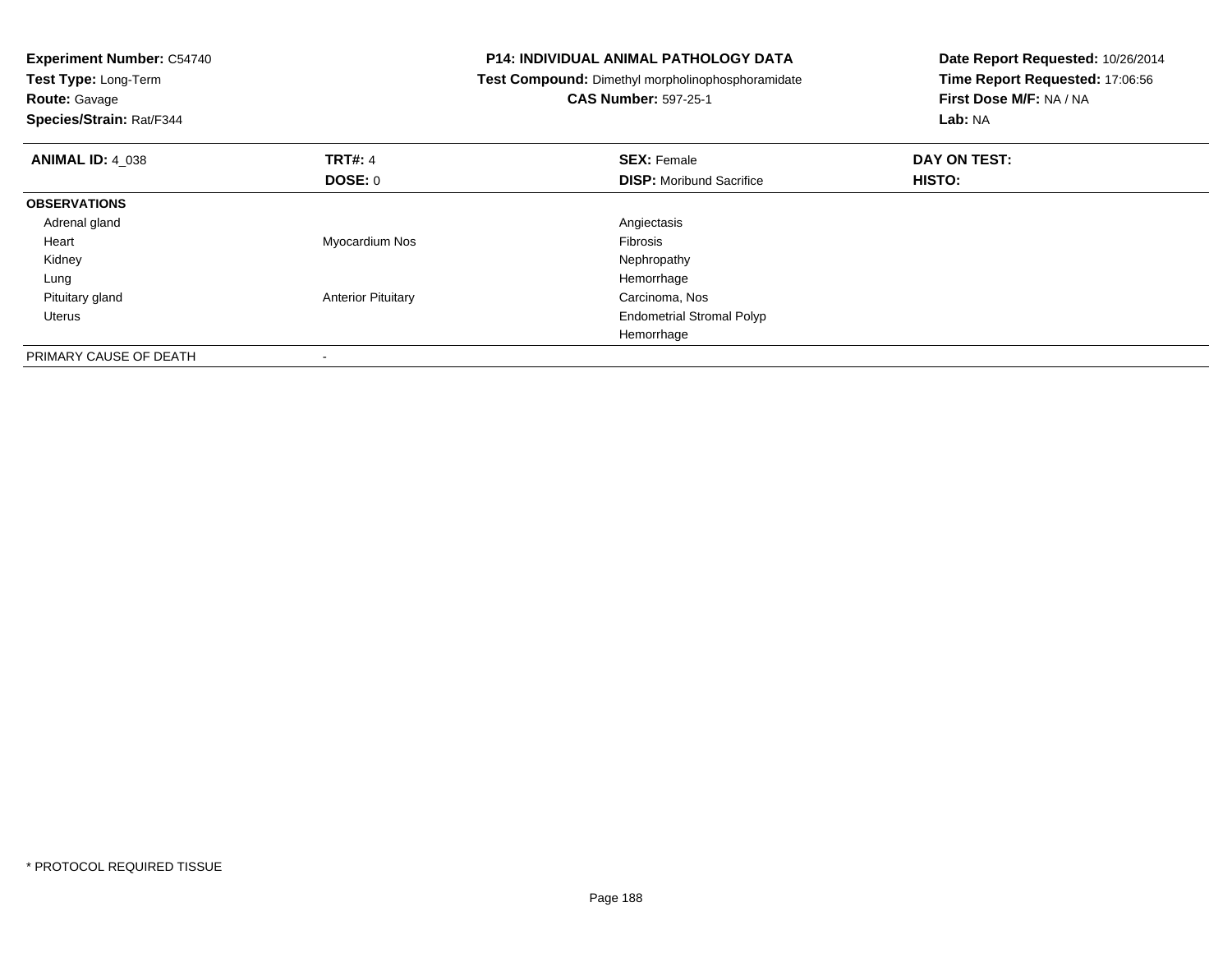**Experiment Number:** C54740
**Test Type:** Long-Term
**Route:** Gavage
**Species/Strain:** Rat/F344

**P14: INDIVIDUAL ANIMAL PATHOLOGY DATA**
**Test Compound:** Dimethyl morpholinophosphoramidate
**CAS Number:** 597-25-1

**Date Report Requested:** 10/26/2014
**Time Report Requested:** 17:06:56
**First Dose M/F:** NA / NA
**Lab:** NA

| **ANIMAL ID:** 4_038 | **TRT#:** 4<br>**DOSE:** 0 | **SEX:** Female<br>**DISP:** Moribund Sacrifice | **DAY ON TEST:**<br>**HISTO:** |
|---|---|---|---|
| **OBSERVATIONS** | | | |
| Adrenal gland | | Angiectasis | |
| Heart | Myocardium Nos | Fibrosis | |
| Kidney | | Nephropathy | |
| Lung | | Hemorrhage | |
| Pituitary gland | Anterior Pituitary | Carcinoma, Nos | |
| Uterus | | Endometrial Stromal Polyp | |
| | | Hemorrhage | |
| PRIMARY CAUSE OF DEATH | - | | |

* PROTOCOL REQUIRED TISSUE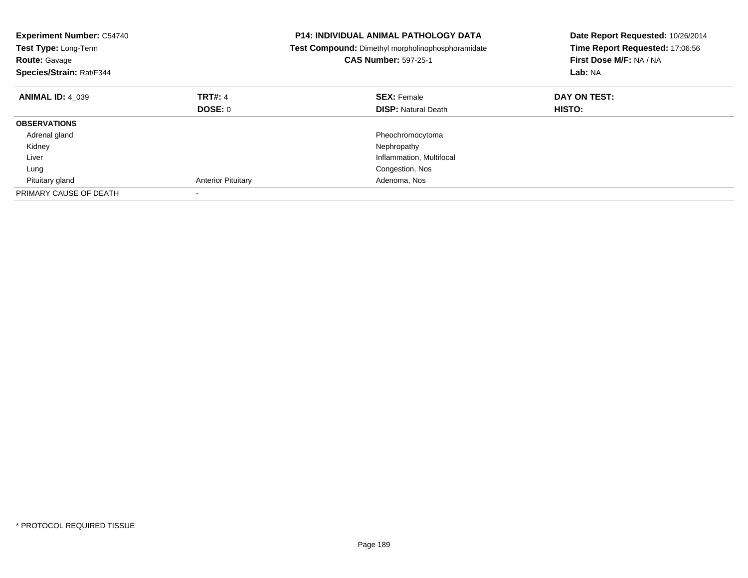**Experiment Number:** C54740
**Test Type:** Long-Term
**Route:** Gavage
**Species/Strain:** Rat/F344

**P14: INDIVIDUAL ANIMAL PATHOLOGY DATA**
**Test Compound:** Dimethyl morpholinophosphoramidate
**CAS Number:** 597-25-1

**Date Report Requested:** 10/26/2014
**Time Report Requested:** 17:06:56
**First Dose M/F:** NA / NA
**Lab:** NA

| **ANIMAL ID:** 4_039 | **TRT#:** 4 | **SEX:** Female | **DAY ON TEST:** |
|---|---|---|---|
| | **DOSE:** 0 | **DISP:** Natural Death | **HISTO:** |
| **OBSERVATIONS** | | | |
| Adrenal gland | | Pheochromocytoma | |
| Kidney | | Nephropathy | |
| Liver | | Inflammation, Multifocal | |
| Lung | | Congestion, Nos | |
| Pituitary gland | Anterior Pituitary | Adenoma, Nos | |
| PRIMARY CAUSE OF DEATH | - | | |

* PROTOCOL REQUIRED TISSUE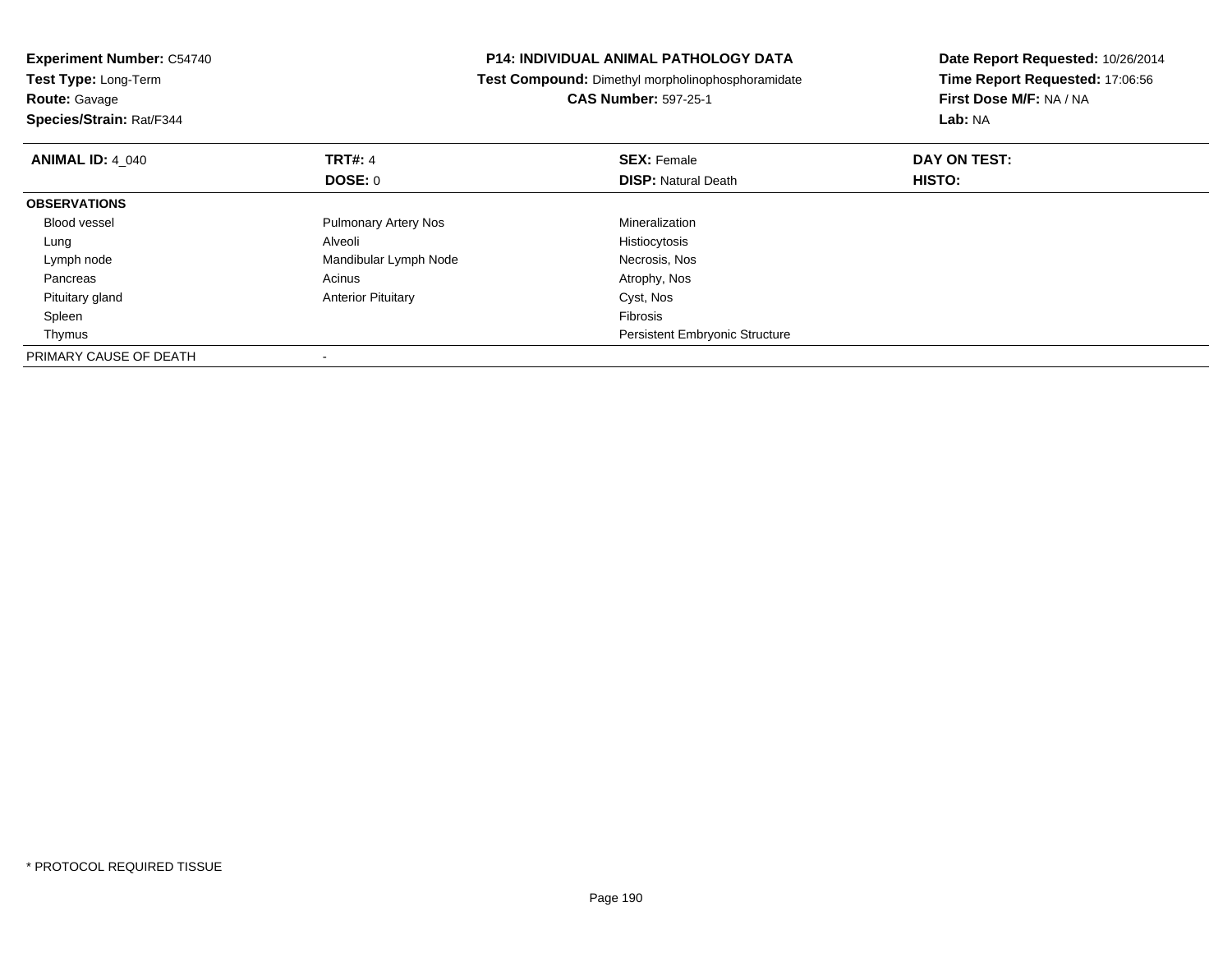**Experiment Number:** C54740
**Test Type:** Long-Term
**Route:** Gavage
**Species/Strain:** Rat/F344

**P14: INDIVIDUAL ANIMAL PATHOLOGY DATA**
**Test Compound:** Dimethyl morpholinophosphoramidate
**CAS Number:** 597-25-1

**Date Report Requested:** 10/26/2014
**Time Report Requested:** 17:06:56
**First Dose M/F:** NA / NA
**Lab:** NA

| **ANIMAL ID:** 4_040 | **TRT#:** 4 | **SEX:** Female | **DAY ON TEST:** |
|---|---|---|---|
| | **DOSE:** 0 | **DISP:** Natural Death | **HISTO:** |
| **OBSERVATIONS** | | | |
| Blood vessel | Pulmonary Artery Nos | Mineralization | |
| Lung | Alveoli | Histiocytosis | |
| Lymph node | Mandibular Lymph Node | Necrosis, Nos | |
| Pancreas | Acinus | Atrophy, Nos | |
| Pituitary gland | Anterior Pituitary | Cyst, Nos | |
| Spleen | | Fibrosis | |
| Thymus | | Persistent Embryonic Structure | |
| PRIMARY CAUSE OF DEATH | - | | |

* PROTOCOL REQUIRED TISSUE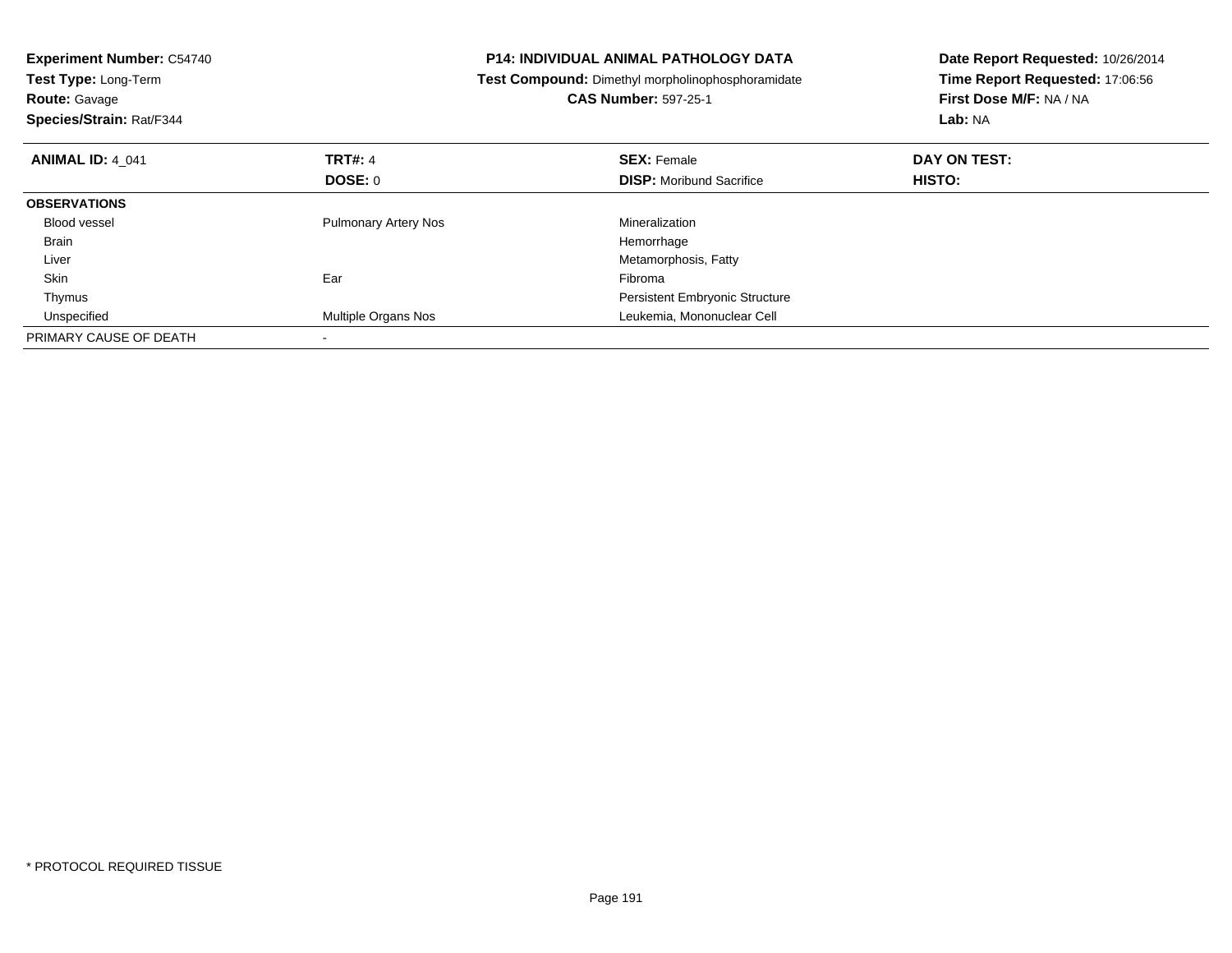**Experiment Number:** C54740
**Test Type:** Long-Term
**Route:** Gavage
**Species/Strain:** Rat/F344

**P14: INDIVIDUAL ANIMAL PATHOLOGY DATA**
**Test Compound:** Dimethyl morpholinophosphoramidate
**CAS Number:** 597-25-1

**Date Report Requested:** 10/26/2014
**Time Report Requested:** 17:06:56
**First Dose M/F:** NA / NA
**Lab:** NA

| **ANIMAL ID:** 4_041 | **TRT#:** 4 | **SEX:** Female | **DAY ON TEST:** |
|---|---|---|---|
| | **DOSE:** 0 | **DISP:** Moribund Sacrifice | **HISTO:** |
| **OBSERVATIONS** | | | |
| Blood vessel | Pulmonary Artery Nos | Mineralization | |
| Brain | | Hemorrhage | |
| Liver | | Metamorphosis, Fatty | |
| Skin | Ear | Fibroma | |
| Thymus | | Persistent Embryonic Structure | |
| Unspecified | Multiple Organs Nos | Leukemia, Mononuclear Cell | |
| PRIMARY CAUSE OF DEATH | - | | |

* PROTOCOL REQUIRED TISSUE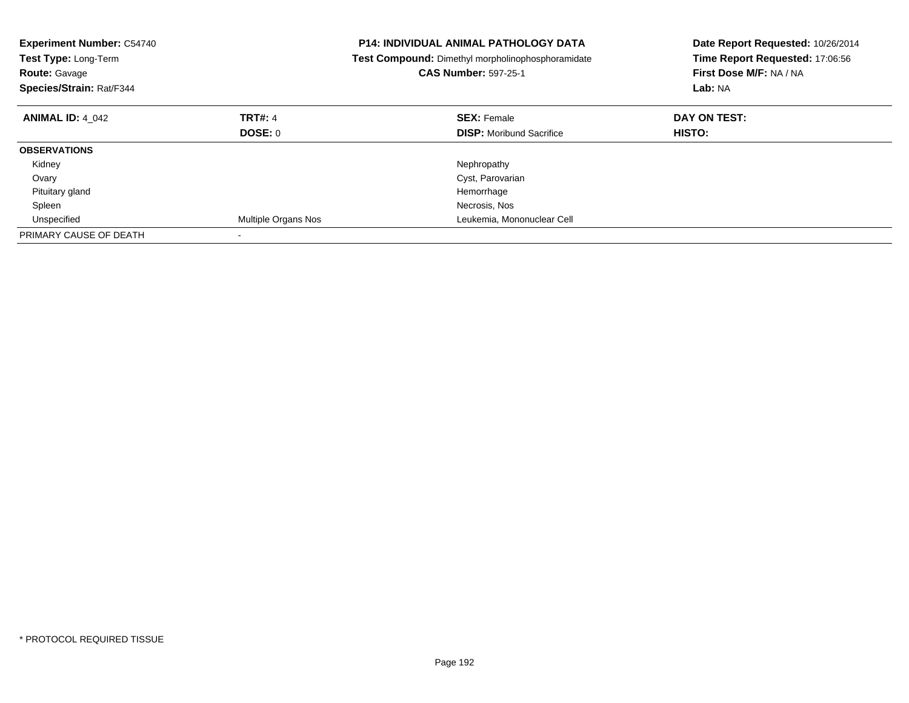**Experiment Number:** C54740
**Test Type:** Long-Term
**Route:** Gavage
**Species/Strain:** Rat/F344

**P14: INDIVIDUAL ANIMAL PATHOLOGY DATA**
**Test Compound:** Dimethyl morpholinophosphoramidate
**CAS Number:** 597-25-1

**Date Report Requested:** 10/26/2014
**Time Report Requested:** 17:06:56
**First Dose M/F:** NA / NA
**Lab:** NA

| **ANIMAL ID:** 4_042 | **TRT#:** 4 | **SEX:** Female | **DAY ON TEST:** |
|---|---|---|---|
| | **DOSE:** 0 | **DISP:** Moribund Sacrifice | **HISTO:** |
| **OBSERVATIONS** | | | |
| Kidney | | Nephropathy | |
| Ovary | | Cyst, Parovarian | |
| Pituitary gland | | Hemorrhage | |
| Spleen | | Necrosis, Nos | |
| Unspecified | Multiple Organs Nos | Leukemia, Mononuclear Cell | |
| PRIMARY CAUSE OF DEATH | - | | |

* PROTOCOL REQUIRED TISSUE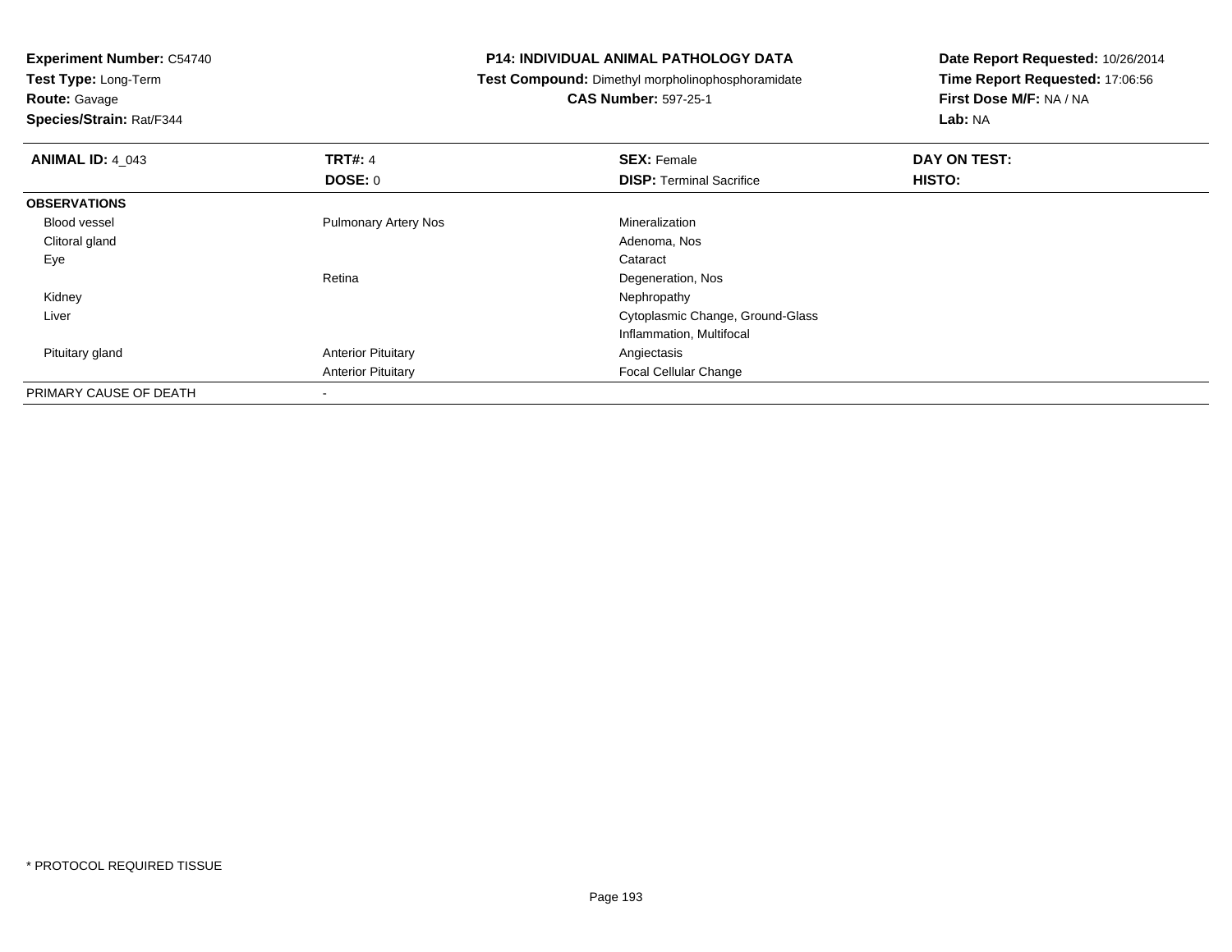**Experiment Number:** C54740
**Test Type:** Long-Term
**Route:** Gavage
**Species/Strain:** Rat/F344

**P14: INDIVIDUAL ANIMAL PATHOLOGY DATA**
**Test Compound:** Dimethyl morpholinophosphoramidate
**CAS Number:** 597-25-1

**Date Report Requested:** 10/26/2014
**Time Report Requested:** 17:06:56
**First Dose M/F:** NA / NA
**Lab:** NA

| **ANIMAL ID:** 4_043 | **TRT#:** 4 | **SEX:** Female | **DAY ON TEST:** |
|---|---|---|---|
| | **DOSE:** 0 | **DISP:** Terminal Sacrifice | **HISTO:** |
| **OBSERVATIONS** | | | |
| Blood vessel | Pulmonary Artery Nos | Mineralization | |
| Clitoral gland | | Adenoma, Nos | |
| Eye | | Cataract | |
| | Retina | Degeneration, Nos | |
| Kidney | | Nephropathy | |
| Liver | | Cytoplasmic Change, Ground-Glass | |
| | | Inflammation, Multifocal | |
| Pituitary gland | Anterior Pituitary | Angiectasis | |
| | Anterior Pituitary | Focal Cellular Change | |
| PRIMARY CAUSE OF DEATH | - | | |

* PROTOCOL REQUIRED TISSUE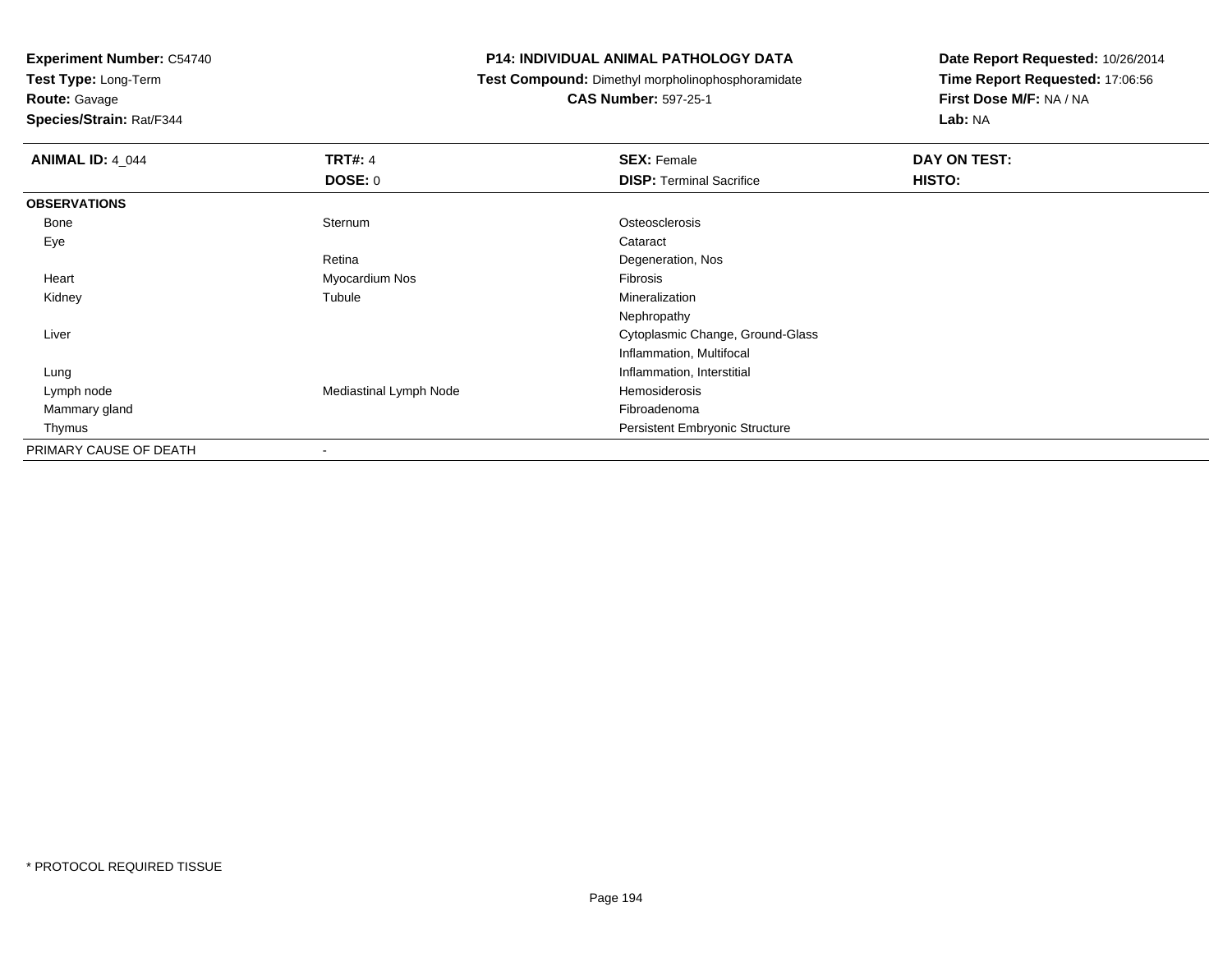**Experiment Number:** C54740
**Test Type:** Long-Term
**Route:** Gavage
**Species/Strain:** Rat/F344

**P14: INDIVIDUAL ANIMAL PATHOLOGY DATA**
**Test Compound:** Dimethyl morpholinophosphoramidate
**CAS Number:** 597-25-1

**Date Report Requested:** 10/26/2014
**Time Report Requested:** 17:06:56
**First Dose M/F:** NA / NA
**Lab:** NA

| **ANIMAL ID:** 4_044 | **TRT#:** 4 | **SEX:** Female | **DAY ON TEST:** |
|---|---|---|---|
| | **DOSE:** 0 | **DISP:** Terminal Sacrifice | **HISTO:** |
| **OBSERVATIONS** | | | |
| Bone | Sternum | Osteosclerosis | |
| Eye | | Cataract | |
| | Retina | Degeneration, Nos | |
| Heart | Myocardium Nos | Fibrosis | |
| Kidney | Tubule | Mineralization | |
| | | Nephropathy | |
| Liver | | Cytoplasmic Change, Ground-Glass | |
| | | Inflammation, Multifocal | |
| Lung | | Inflammation, Interstitial | |
| Lymph node | Mediastinal Lymph Node | Hemosiderosis | |
| Mammary gland | | Fibroadenoma | |
| Thymus | | Persistent Embryonic Structure | |
| PRIMARY CAUSE OF DEATH | - | | |

* PROTOCOL REQUIRED TISSUE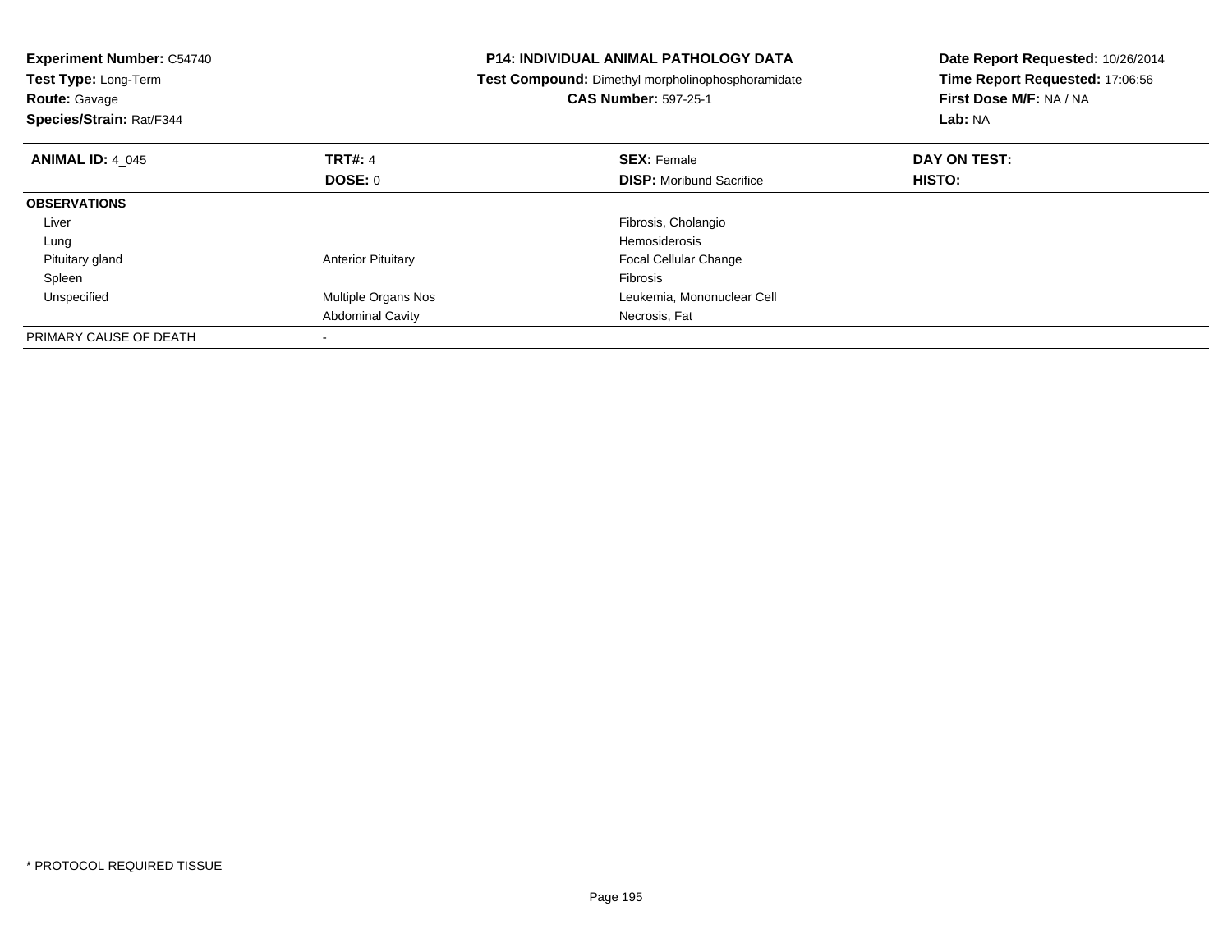**Experiment Number:** C54740
**Test Type:** Long-Term
**Route:** Gavage
**Species/Strain:** Rat/F344

**P14: INDIVIDUAL ANIMAL PATHOLOGY DATA**
**Test Compound:** Dimethyl morpholinophosphoramidate
**CAS Number:** 597-25-1

**Date Report Requested:** 10/26/2014
**Time Report Requested:** 17:06:56
**First Dose M/F:** NA / NA
**Lab:** NA

| **ANIMAL ID:** 4_045 | **TRT#:** 4 | **SEX:** Female | **DAY ON TEST:** |
|---|---|---|---|
| | **DOSE:** 0 | **DISP:** Moribund Sacrifice | **HISTO:** |
| **OBSERVATIONS** | | | |
| Liver | | Fibrosis, Cholangio | |
| Lung | | Hemosiderosis | |
| Pituitary gland | Anterior Pituitary | Focal Cellular Change | |
| Spleen | | Fibrosis | |
| Unspecified | Multiple Organs Nos | Leukemia, Mononuclear Cell | |
| | Abdominal Cavity | Necrosis, Fat | |
| PRIMARY CAUSE OF DEATH | - | | |

* PROTOCOL REQUIRED TISSUE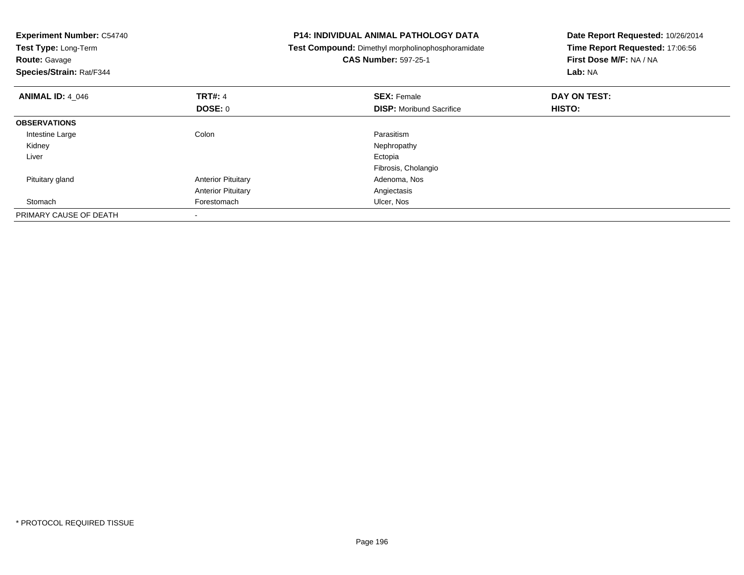**Experiment Number:** C54740
**Test Type:** Long-Term
**Route:** Gavage
**Species/Strain:** Rat/F344

**P14: INDIVIDUAL ANIMAL PATHOLOGY DATA**
**Test Compound:** Dimethyl morpholinophosphoramidate
**CAS Number:** 597-25-1

**Date Report Requested:** 10/26/2014
**Time Report Requested:** 17:06:56
**First Dose M/F:** NA / NA
**Lab:** NA

| **ANIMAL ID:** 4_046 | **TRT#:** 4 | **SEX:** Female | **DAY ON TEST:** |
|---|---|---|---|
| | **DOSE:** 0 | **DISP:** Moribund Sacrifice | **HISTO:** |
| **OBSERVATIONS** | | | |
| Intestine Large | Colon | Parasitism | |
| Kidney | | Nephropathy | |
| Liver | | Ectopia | |
| | | Fibrosis, Cholangio | |
| Pituitary gland | Anterior Pituitary | Adenoma, Nos | |
| | Anterior Pituitary | Angiectasis | |
| Stomach | Forestomach | Ulcer, Nos | |
| PRIMARY CAUSE OF DEATH | - | | |

* PROTOCOL REQUIRED TISSUE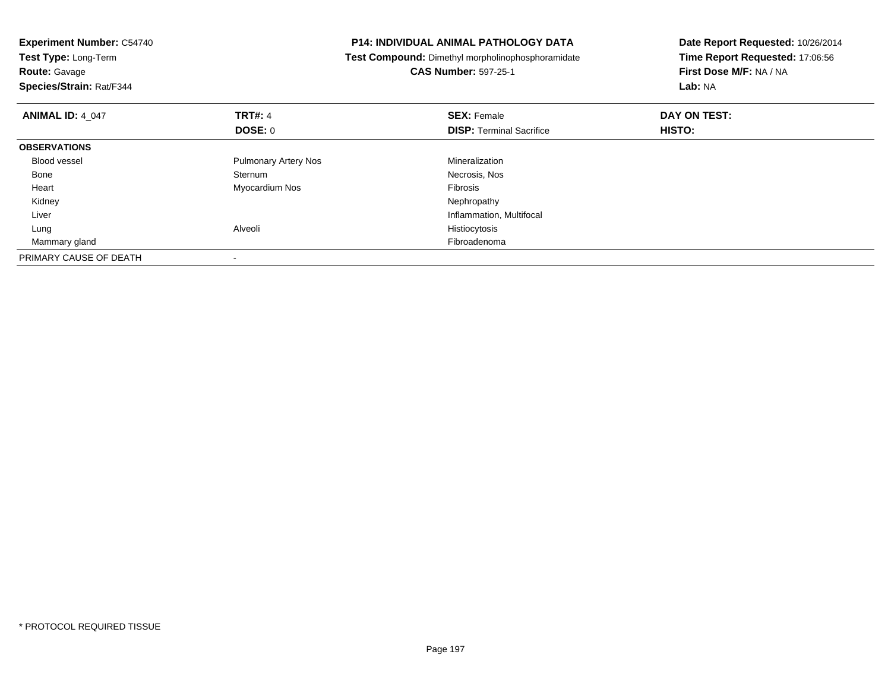**Experiment Number:** C54740
**Test Type:** Long-Term
**Route:** Gavage
**Species/Strain:** Rat/F344

**P14: INDIVIDUAL ANIMAL PATHOLOGY DATA**
**Test Compound:** Dimethyl morpholinophosphoramidate
**CAS Number:** 597-25-1

**Date Report Requested:** 10/26/2014
**Time Report Requested:** 17:06:56
**First Dose M/F:** NA / NA
**Lab:** NA

| **ANIMAL ID:** 4_047 | **TRT#:** 4 | **SEX:** Female | **DAY ON TEST:** |
|---|---|---|---|
| | **DOSE:** 0 | **DISP:** Terminal Sacrifice | **HISTO:** |
| **OBSERVATIONS** | | | |
| Blood vessel | Pulmonary Artery Nos | Mineralization | |
| Bone | Sternum | Necrosis, Nos | |
| Heart | Myocardium Nos | Fibrosis | |
| Kidney | | Nephropathy | |
| Liver | | Inflammation, Multifocal | |
| Lung | Alveoli | Histiocytosis | |
| Mammary gland | | Fibroadenoma | |
| PRIMARY CAUSE OF DEATH | - | | |

* PROTOCOL REQUIRED TISSUE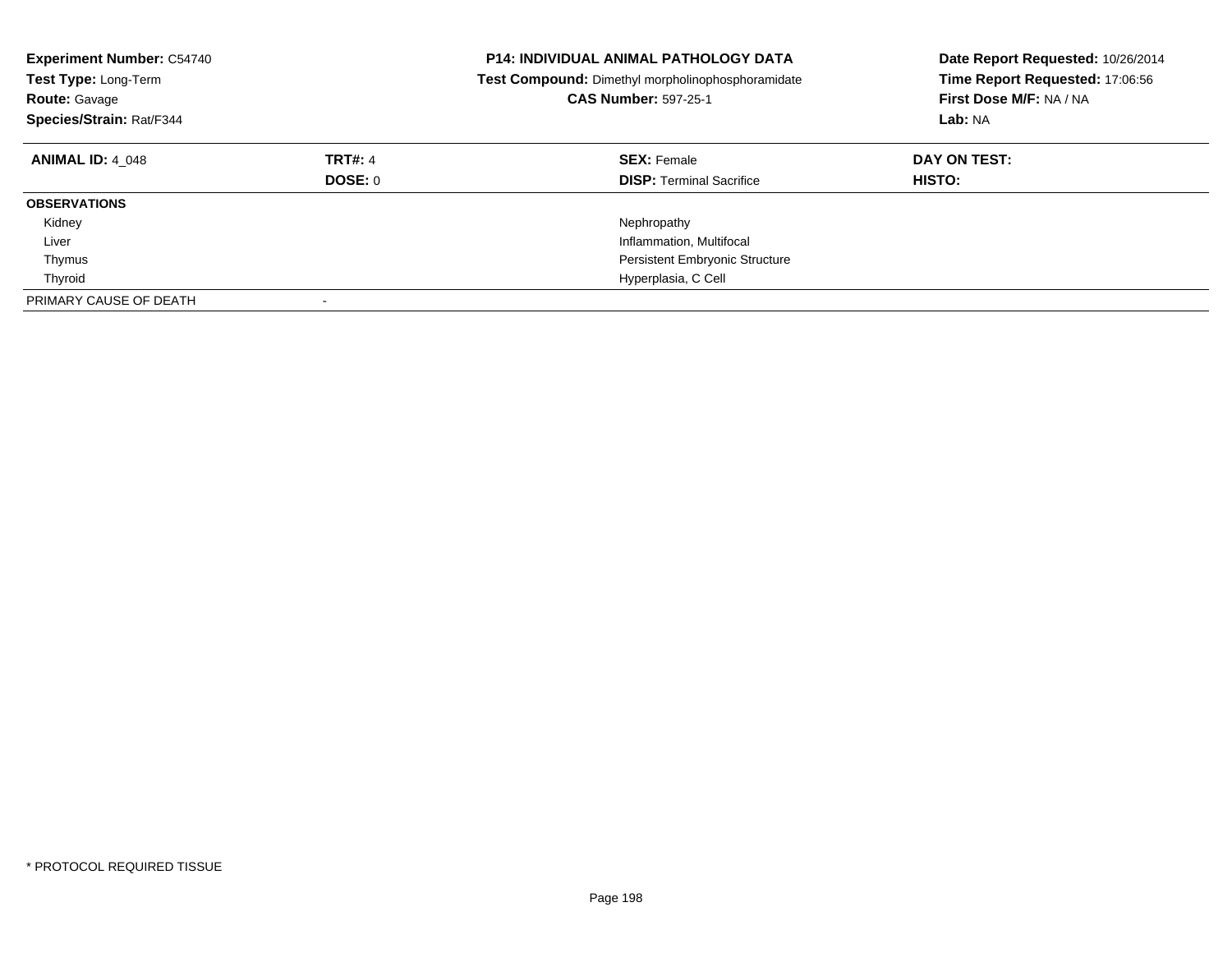**Experiment Number:** C54740
**Test Type:** Long-Term
**Route:** Gavage
**Species/Strain:** Rat/F344

**P14: INDIVIDUAL ANIMAL PATHOLOGY DATA**
**Test Compound:** Dimethyl morpholinophosphoramidate
**CAS Number:** 597-25-1

**Date Report Requested:** 10/26/2014
**Time Report Requested:** 17:06:56
**First Dose M/F:** NA / NA
**Lab:** NA

| **ANIMAL ID:** 4_048 | **TRT#:** 4 | **SEX:** Female | **DAY ON TEST:** |
|---|---|---|---|
| | **DOSE:** 0 | **DISP:** Terminal Sacrifice | **HISTO:** |
| **OBSERVATIONS** | | | |
| Kidney | | Nephropathy | |
| Liver | | Inflammation, Multifocal | |
| Thymus | | Persistent Embryonic Structure | |
| Thyroid | | Hyperplasia, C Cell | |
| PRIMARY CAUSE OF DEATH | - | | |

* PROTOCOL REQUIRED TISSUE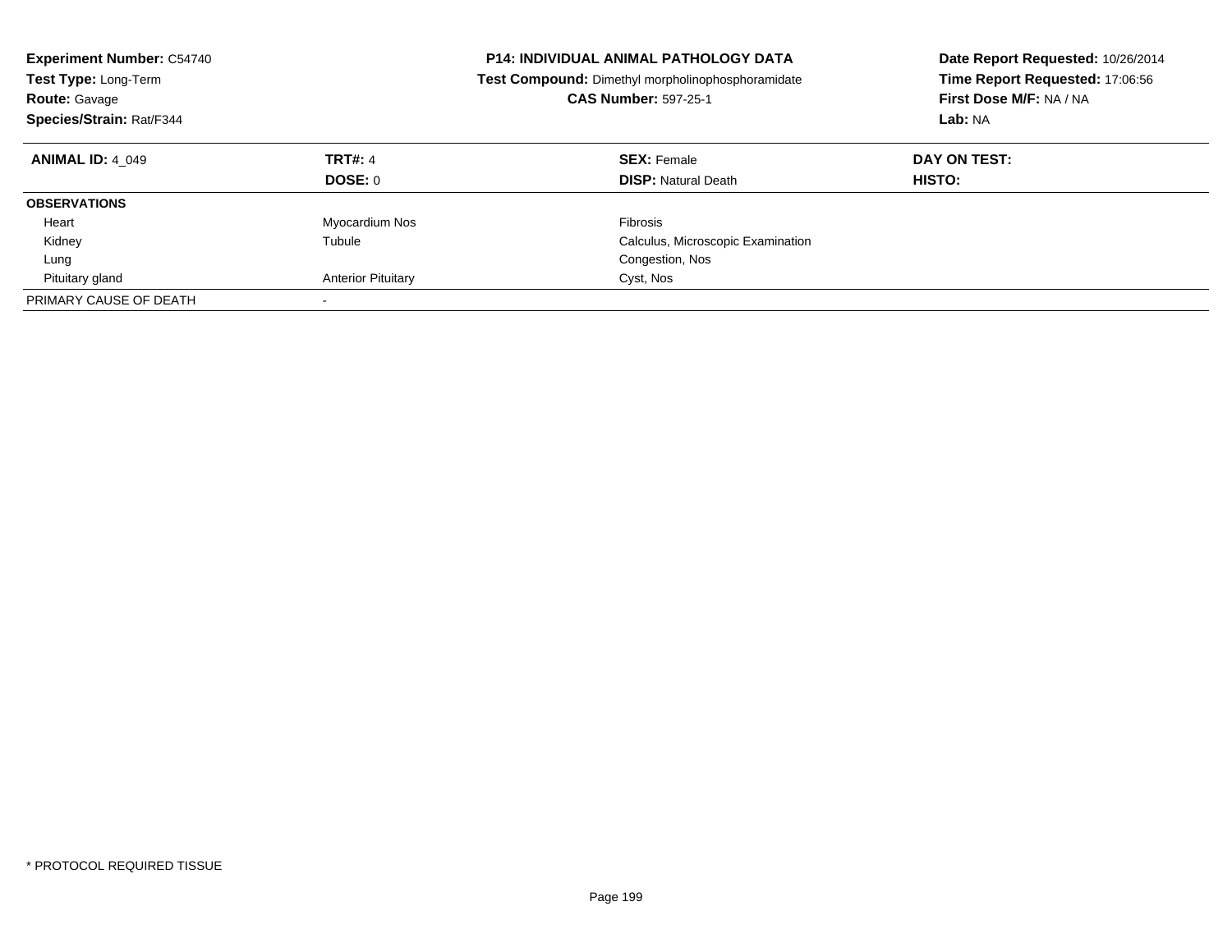**Experiment Number:** C54740
**Test Type:** Long-Term
**Route:** Gavage
**Species/Strain:** Rat/F344

**P14: INDIVIDUAL ANIMAL PATHOLOGY DATA**
**Test Compound:** Dimethyl morpholinophosphoramidate
**CAS Number:** 597-25-1

**Date Report Requested:** 10/26/2014
**Time Report Requested:** 17:06:56
**First Dose M/F:** NA / NA
**Lab:** NA

| **ANIMAL ID:** 4_049 | **TRT#:** 4 | **SEX:** Female | **DAY ON TEST:** |
|---|---|---|---|
| | **DOSE:** 0 | **DISP:** Natural Death | **HISTO:** |
| **OBSERVATIONS** | | | |
| Heart | Myocardium Nos | Fibrosis | |
| Kidney | Tubule | Calculus, Microscopic Examination | |
| Lung | | Congestion, Nos | |
| Pituitary gland | Anterior Pituitary | Cyst, Nos | |
| PRIMARY CAUSE OF DEATH | - | | |

\* PROTOCOL REQUIRED TISSUE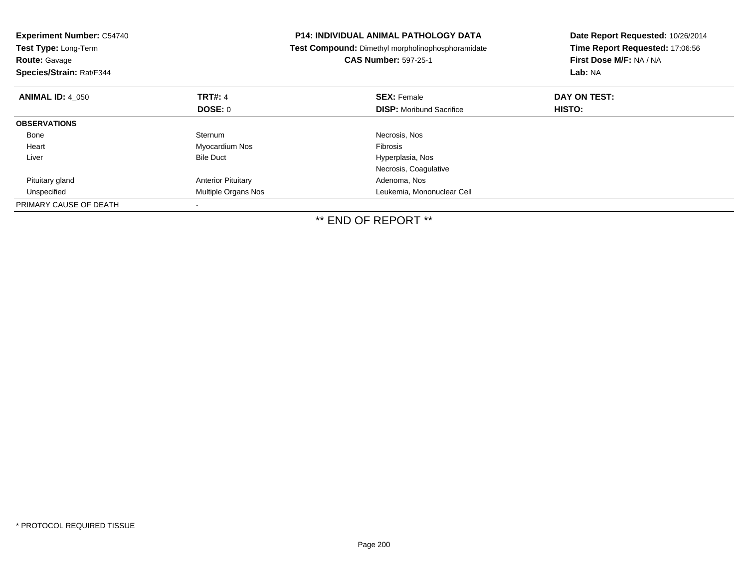**Experiment Number:** C54740
**Test Type:** Long-Term
**Route:** Gavage
**Species/Strain:** Rat/F344

**P14: INDIVIDUAL ANIMAL PATHOLOGY DATA**
**Test Compound:** Dimethyl morpholinophosphoramidate
**CAS Number:** 597-25-1

**Date Report Requested:** 10/26/2014
**Time Report Requested:** 17:06:56
**First Dose M/F:** NA / NA
**Lab:** NA

| **ANIMAL ID:** 4_050 | **TRT#:** 4 | **SEX:** Female | **DAY ON TEST:** |
|---|---|---|---|
| | **DOSE:** 0 | **DISP:** Moribund Sacrifice | **HISTO:** |
| **OBSERVATIONS** | | | |
| Bone | Sternum | Necrosis, Nos | |
| Heart | Myocardium Nos | Fibrosis | |
| Liver | Bile Duct | Hyperplasia, Nos | |
| | | Necrosis, Coagulative | |
| Pituitary gland | Anterior Pituitary | Adenoma, Nos | |
| Unspecified | Multiple Organs Nos | Leukemia, Mononuclear Cell | |
| PRIMARY CAUSE OF DEATH | - | | |

** END OF REPORT **

* PROTOCOL REQUIRED TISSUE